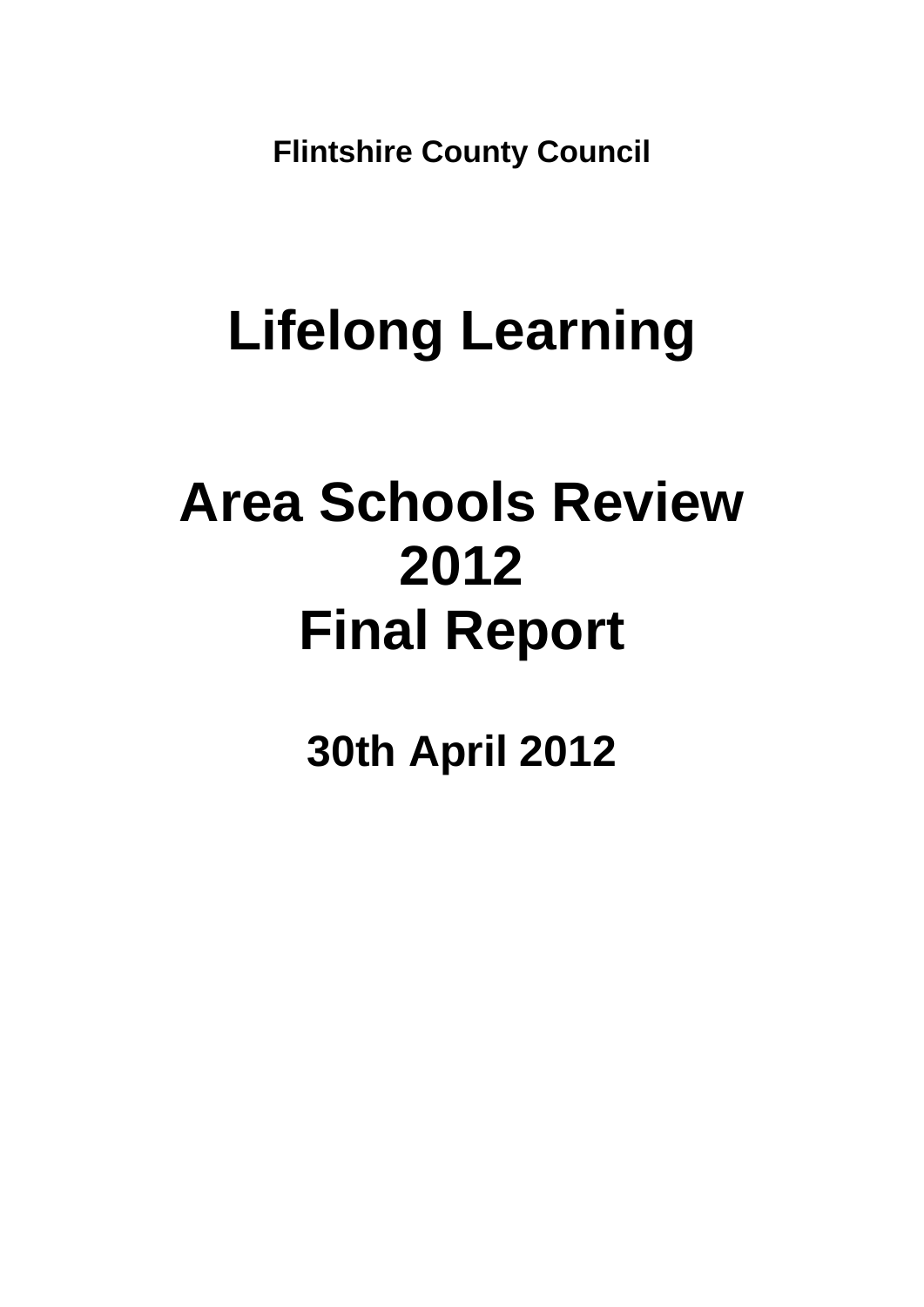**Flintshire County Council**

# Lifelong Learning

# Area Schools Review 2012 Final Report

## 30th April 2012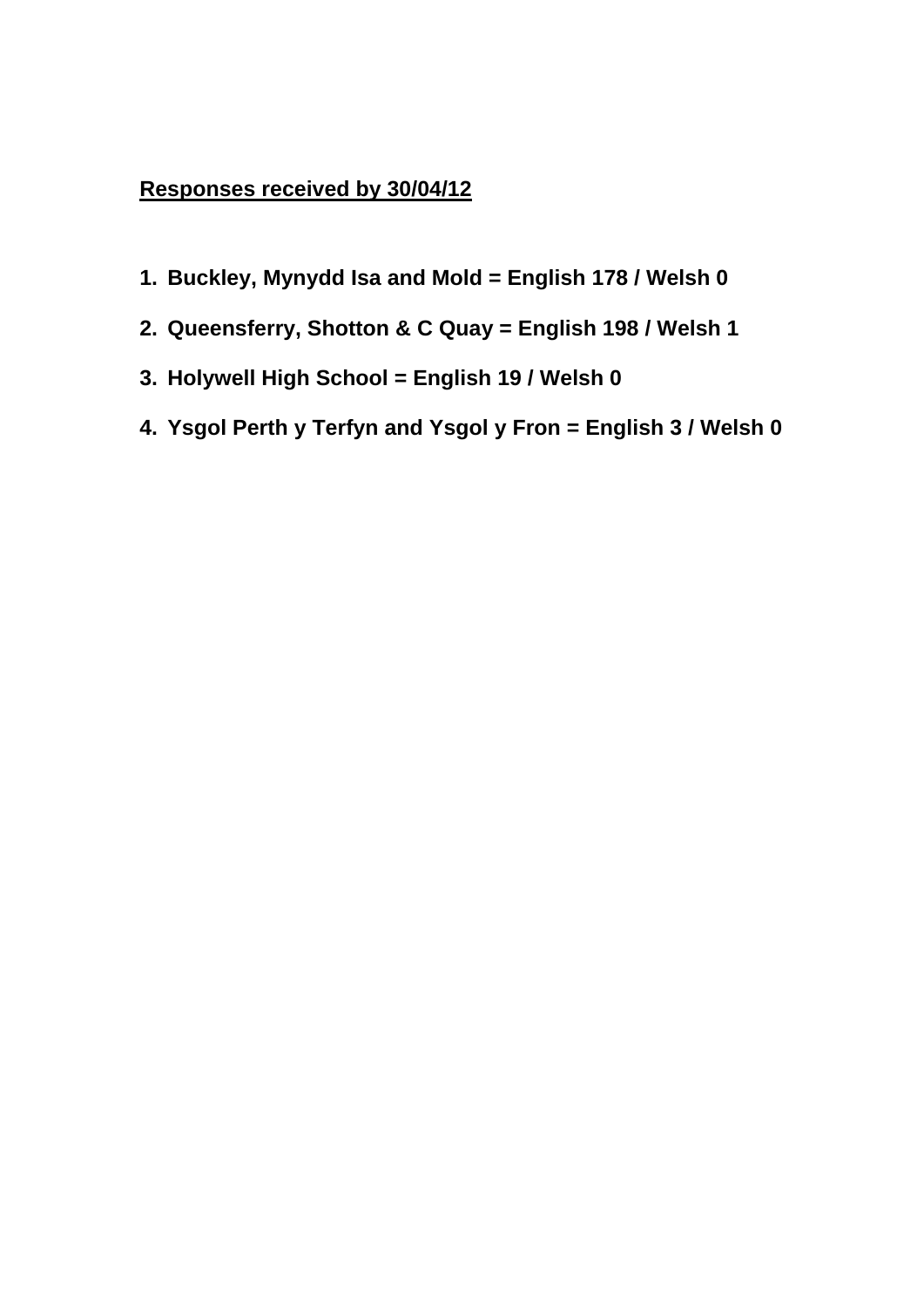**Responses received by 30/04/12**

1. **Buckley, Mynydd Isa and Mold = English 178 / Welsh 0**
2. **Queensferry, Shotton & C Quay = English 198 / Welsh 1**
3. **Holywell High School = English 19 / Welsh 0**
4. **Ysgol Perth y Terfyn and Ysgol y Fron = English 3 / Welsh 0**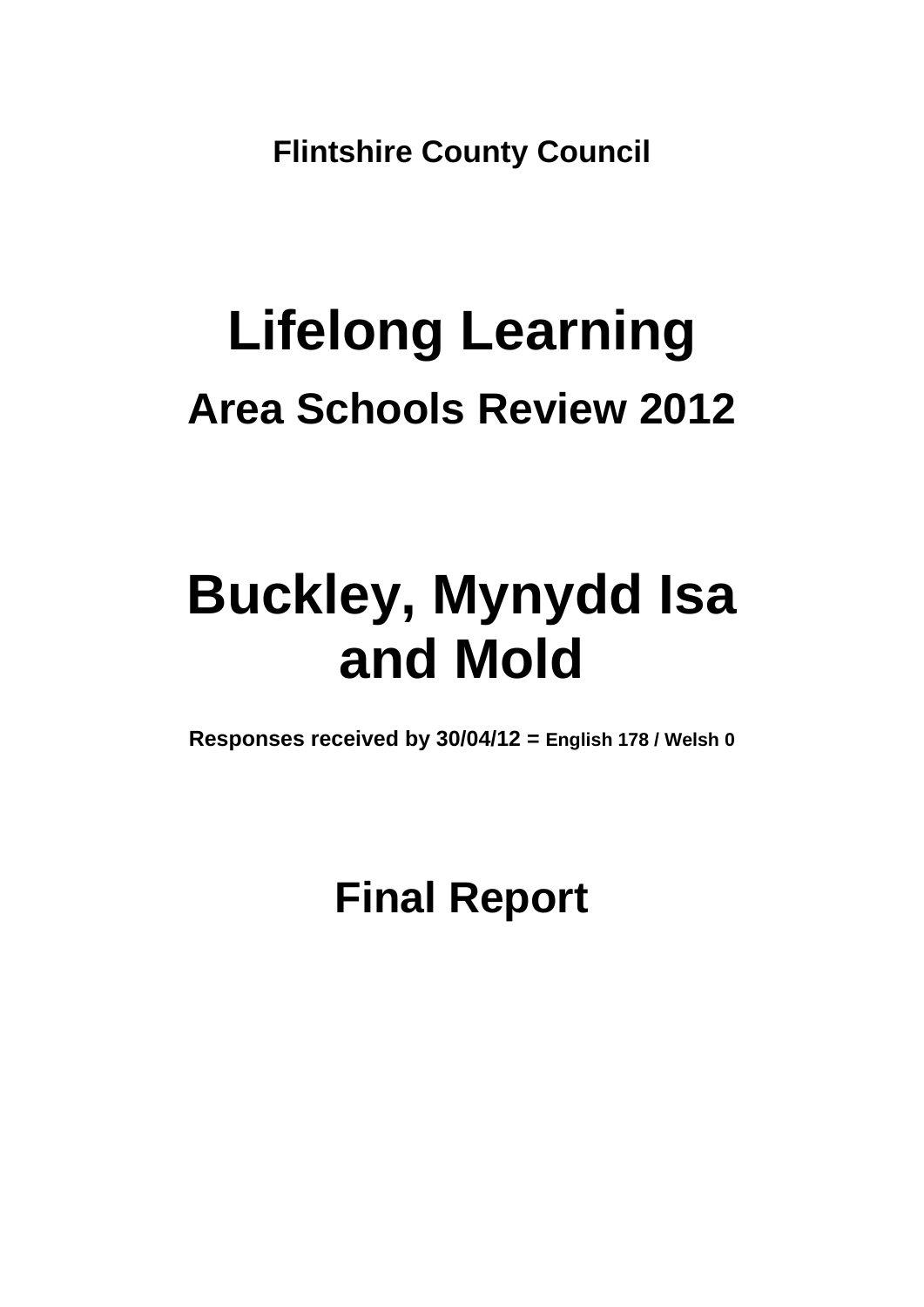**Flintshire County Council**

# Lifelong Learning

## Area Schools Review 2012

# Buckley, Mynydd Isa and Mold

**Responses received by 30/04/12 = English 178 / Welsh 0**

## Final Report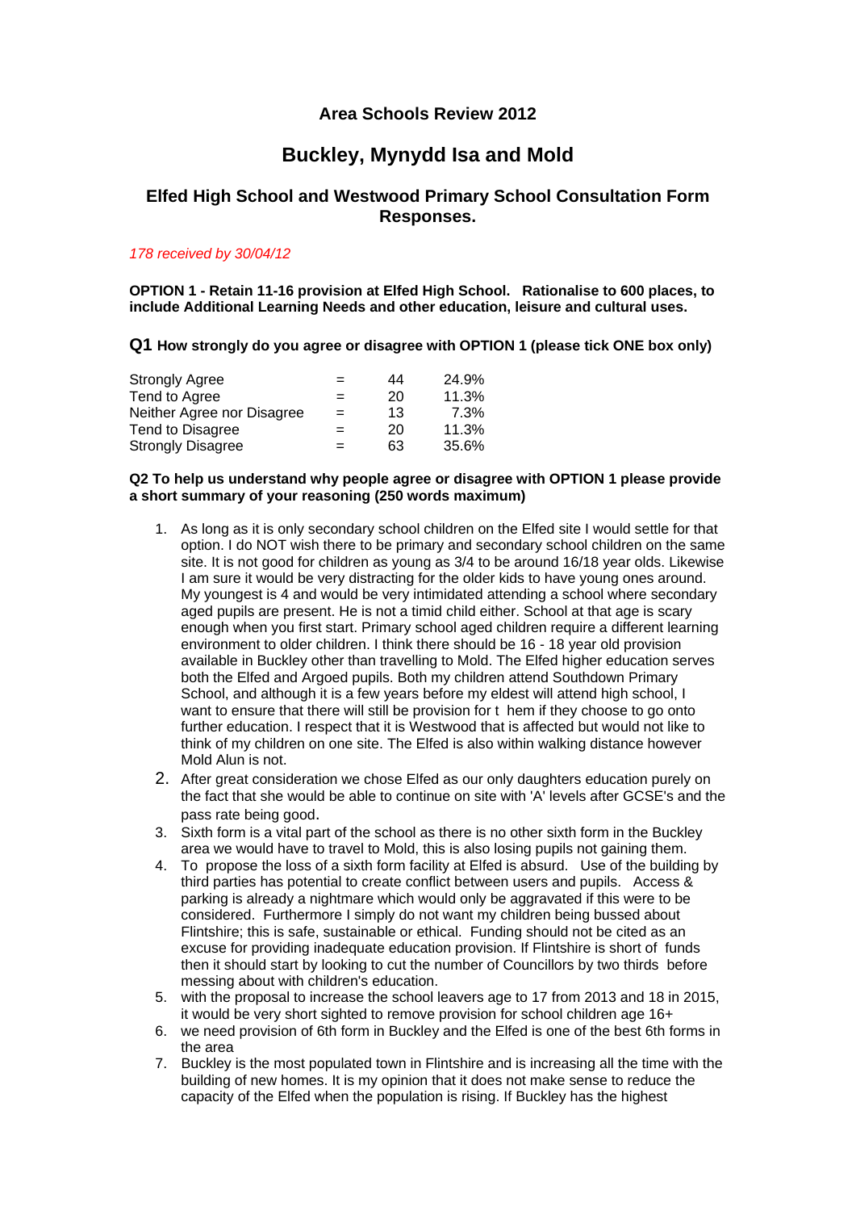## Area Schools Review 2012

# Buckley, Mynydd Isa and Mold

### Elfed High School and Westwood Primary School Consultation Form Responses.

*178 received by 30/04/12*

**OPTION 1 - Retain 11-16 provision at Elfed High School. Rationalise to 600 places, to include Additional Learning Needs and other education, leisure and cultural uses.**

**Q1 How strongly do you agree or disagree with OPTION 1 (please tick ONE box only)**

| | | | |
|---|---|---|---|
| Strongly Agree | = | 44 | 24.9% |
| Tend to Agree | = | 20 | 11.3% |
| Neither Agree nor Disagree | = | 13 | 7.3% |
| Tend to Disagree | = | 20 | 11.3% |
| Strongly Disagree | = | 63 | 35.6% |

**Q2 To help us understand why people agree or disagree with OPTION 1 please provide a short summary of your reasoning (250 words maximum)**

1. As long as it is only secondary school children on the Elfed site I would settle for that option. I do NOT wish there to be primary and secondary school children on the same site. It is not good for children as young as 3/4 to be around 16/18 year olds. Likewise I am sure it would be very distracting for the older kids to have young ones around. My youngest is 4 and would be very intimidated attending a school where secondary aged pupils are present. He is not a timid child either. School at that age is scary enough when you first start. Primary school aged children require a different learning environment to older children. I think there should be 16 - 18 year old provision available in Buckley other than travelling to Mold. The Elfed higher education serves both the Elfed and Argoed pupils. Both my children attend Southdown Primary School, and although it is a few years before my eldest will attend high school, I want to ensure that there will still be provision for t hem if they choose to go onto further education. I respect that it is Westwood that is affected but would not like to think of my children on one site. The Elfed is also within walking distance however Mold Alun is not.
2. After great consideration we chose Elfed as our only daughters education purely on the fact that she would be able to continue on site with 'A' levels after GCSE's and the pass rate being good.
3. Sixth form is a vital part of the school as there is no other sixth form in the Buckley area we would have to travel to Mold, this is also losing pupils not gaining them.
4. To propose the loss of a sixth form facility at Elfed is absurd. Use of the building by third parties has potential to create conflict between users and pupils. Access & parking is already a nightmare which would only be aggravated if this were to be considered. Furthermore I simply do not want my children being bussed about Flintshire; this is safe, sustainable or ethical. Funding should not be cited as an excuse for providing inadequate education provision. If Flintshire is short of funds then it should start by looking to cut the number of Councillors by two thirds before messing about with children's education.
5. with the proposal to increase the school leavers age to 17 from 2013 and 18 in 2015, it would be very short sighted to remove provision for school children age 16+
6. we need provision of 6th form in Buckley and the Elfed is one of the best 6th forms in the area
7. Buckley is the most populated town in Flintshire and is increasing all the time with the building of new homes. It is my opinion that it does not make sense to reduce the capacity of the Elfed when the population is rising. If Buckley has the highest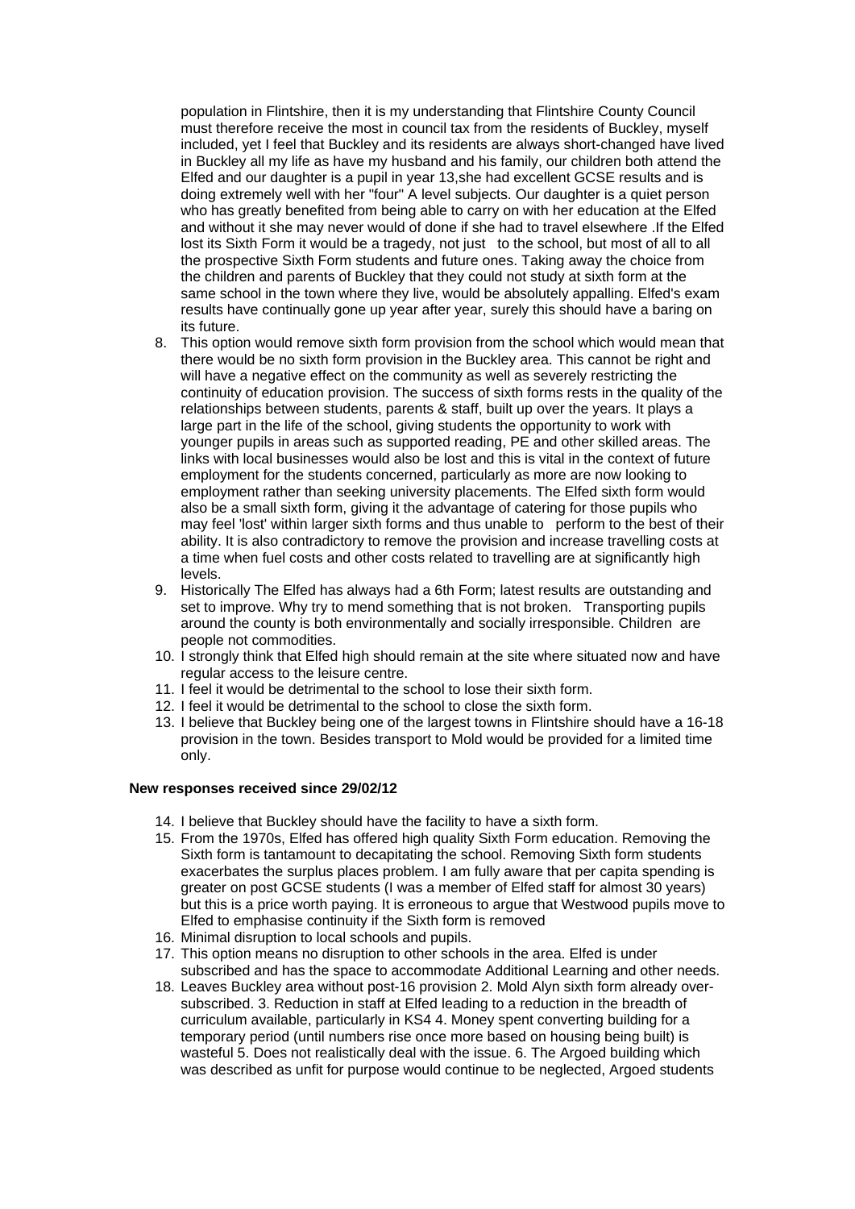population in Flintshire, then it is my understanding that Flintshire County Council must therefore receive the most in council tax from the residents of Buckley, myself included, yet I feel that Buckley and its residents are always short-changed have lived in Buckley all my life as have my husband and his family, our children both attend the Elfed and our daughter is a pupil in year 13,she had excellent GCSE results and is doing extremely well with her "four" A level subjects. Our daughter is a quiet person who has greatly benefited from being able to carry on with her education at the Elfed and without it she may never would of done if she had to travel elsewhere .If the Elfed lost its Sixth Form it would be a tragedy, not just to the school, but most of all to all the prospective Sixth Form students and future ones. Taking away the choice from the children and parents of Buckley that they could not study at sixth form at the same school in the town where they live, would be absolutely appalling. Elfed's exam results have continually gone up year after year, surely this should have a baring on its future.

8. This option would remove sixth form provision from the school which would mean that there would be no sixth form provision in the Buckley area. This cannot be right and will have a negative effect on the community as well as severely restricting the continuity of education provision. The success of sixth forms rests in the quality of the relationships between students, parents & staff, built up over the years. It plays a large part in the life of the school, giving students the opportunity to work with younger pupils in areas such as supported reading, PE and other skilled areas. The links with local businesses would also be lost and this is vital in the context of future employment for the students concerned, particularly as more are now looking to employment rather than seeking university placements. The Elfed sixth form would also be a small sixth form, giving it the advantage of catering for those pupils who may feel 'lost' within larger sixth forms and thus unable to perform to the best of their ability. It is also contradictory to remove the provision and increase travelling costs at a time when fuel costs and other costs related to travelling are at significantly high levels.
9. Historically The Elfed has always had a 6th Form; latest results are outstanding and set to improve. Why try to mend something that is not broken. Transporting pupils around the county is both environmentally and socially irresponsible. Children are people not commodities.
10. I strongly think that Elfed high should remain at the site where situated now and have regular access to the leisure centre.
11. I feel it would be detrimental to the school to lose their sixth form.
12. I feel it would be detrimental to the school to close the sixth form.
13. I believe that Buckley being one of the largest towns in Flintshire should have a 16-18 provision in the town. Besides transport to Mold would be provided for a limited time only.

**New responses received since 29/02/12**

14. I believe that Buckley should have the facility to have a sixth form.
15. From the 1970s, Elfed has offered high quality Sixth Form education. Removing the Sixth form is tantamount to decapitating the school. Removing Sixth form students exacerbates the surplus places problem. I am fully aware that per capita spending is greater on post GCSE students (I was a member of Elfed staff for almost 30 years) but this is a price worth paying. It is erroneous to argue that Westwood pupils move to Elfed to emphasise continuity if the Sixth form is removed
16. Minimal disruption to local schools and pupils.
17. This option means no disruption to other schools in the area. Elfed is under subscribed and has the space to accommodate Additional Learning and other needs.
18. Leaves Buckley area without post-16 provision 2. Mold Alyn sixth form already over-subscribed. 3. Reduction in staff at Elfed leading to a reduction in the breadth of curriculum available, particularly in KS4 4. Money spent converting building for a temporary period (until numbers rise once more based on housing being built) is wasteful 5. Does not realistically deal with the issue. 6. The Argoed building which was described as unfit for purpose would continue to be neglected, Argoed students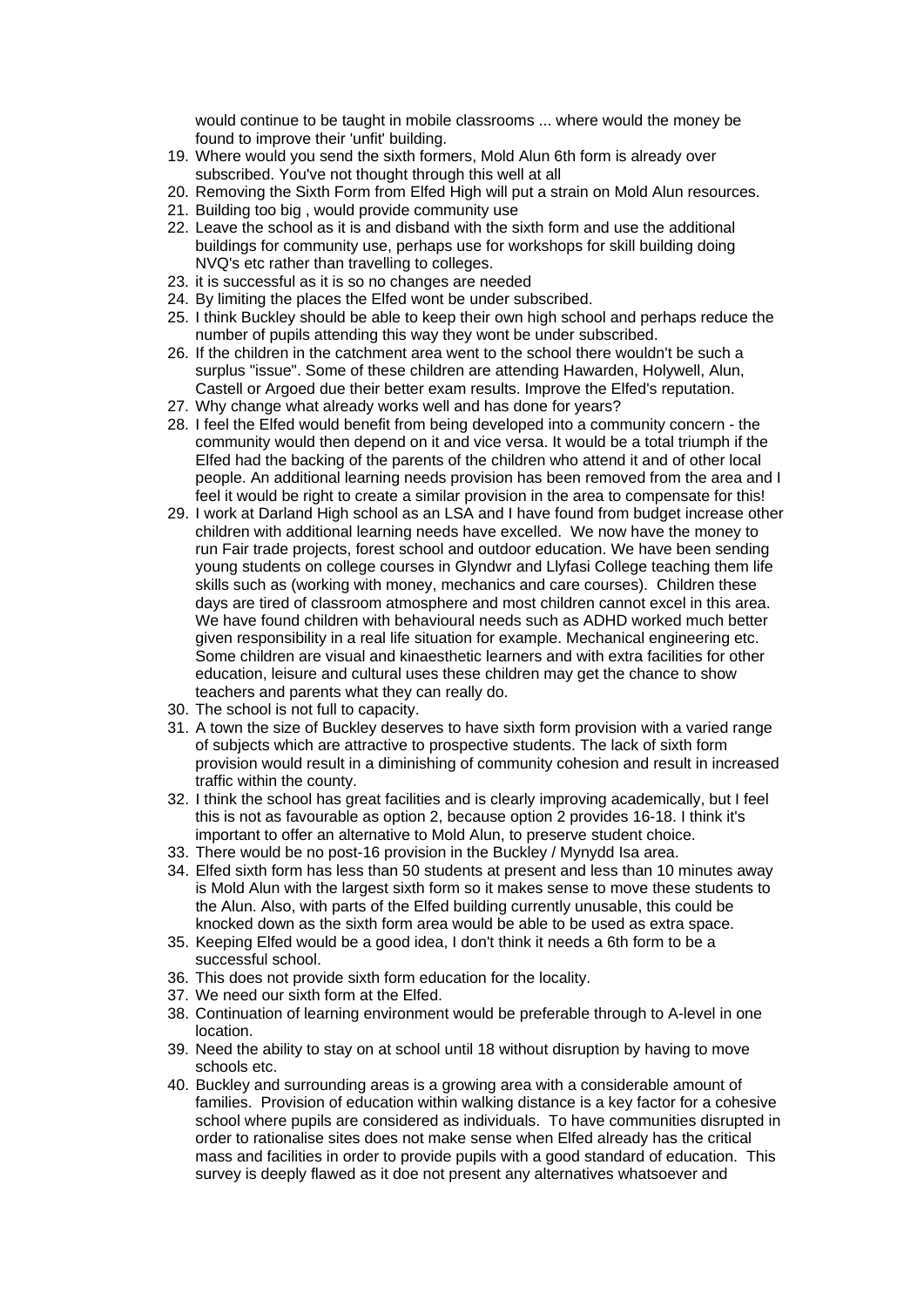would continue to be taught in mobile classrooms ... where would the money be found to improve their 'unfit' building.

19. Where would you send the sixth formers, Mold Alun 6th form is already over subscribed. You've not thought through this well at all
20. Removing the Sixth Form from Elfed High will put a strain on Mold Alun resources.
21. Building too big , would provide community use
22. Leave the school as it is and disband with the sixth form and use the additional buildings for community use, perhaps use for workshops for skill building doing NVQ's etc rather than travelling to colleges.
23. it is successful as it is so no changes are needed
24. By limiting the places the Elfed wont be under subscribed.
25. I think Buckley should be able to keep their own high school and perhaps reduce the number of pupils attending this way they wont be under subscribed.
26. If the children in the catchment area went to the school there wouldn't be such a surplus "issue". Some of these children are attending Hawarden, Holywell, Alun, Castell or Argoed due their better exam results. Improve the Elfed's reputation.
27. Why change what already works well and has done for years?
28. I feel the Elfed would benefit from being developed into a community concern - the community would then depend on it and vice versa. It would be a total triumph if the Elfed had the backing of the parents of the children who attend it and of other local people. An additional learning needs provision has been removed from the area and I feel it would be right to create a similar provision in the area to compensate for this!
29. I work at Darland High school as an LSA and I have found from budget increase other children with additional learning needs have excelled. We now have the money to run Fair trade projects, forest school and outdoor education. We have been sending young students on college courses in Glyndwr and Llyfasi College teaching them life skills such as (working with money, mechanics and care courses). Children these days are tired of classroom atmosphere and most children cannot excel in this area. We have found children with behavioural needs such as ADHD worked much better given responsibility in a real life situation for example. Mechanical engineering etc. Some children are visual and kinaesthetic learners and with extra facilities for other education, leisure and cultural uses these children may get the chance to show teachers and parents what they can really do.
30. The school is not full to capacity.
31. A town the size of Buckley deserves to have sixth form provision with a varied range of subjects which are attractive to prospective students. The lack of sixth form provision would result in a diminishing of community cohesion and result in increased traffic within the county.
32. I think the school has great facilities and is clearly improving academically, but I feel this is not as favourable as option 2, because option 2 provides 16-18. I think it's important to offer an alternative to Mold Alun, to preserve student choice.
33. There would be no post-16 provision in the Buckley / Mynydd Isa area.
34. Elfed sixth form has less than 50 students at present and less than 10 minutes away is Mold Alun with the largest sixth form so it makes sense to move these students to the Alun. Also, with parts of the Elfed building currently unusable, this could be knocked down as the sixth form area would be able to be used as extra space.
35. Keeping Elfed would be a good idea, I don't think it needs a 6th form to be a successful school.
36. This does not provide sixth form education for the locality.
37. We need our sixth form at the Elfed.
38. Continuation of learning environment would be preferable through to A-level in one location.
39. Need the ability to stay on at school until 18 without disruption by having to move schools etc.
40. Buckley and surrounding areas is a growing area with a considerable amount of families. Provision of education within walking distance is a key factor for a cohesive school where pupils are considered as individuals. To have communities disrupted in order to rationalise sites does not make sense when Elfed already has the critical mass and facilities in order to provide pupils with a good standard of education. This survey is deeply flawed as it do not present any alternatives whatsoever and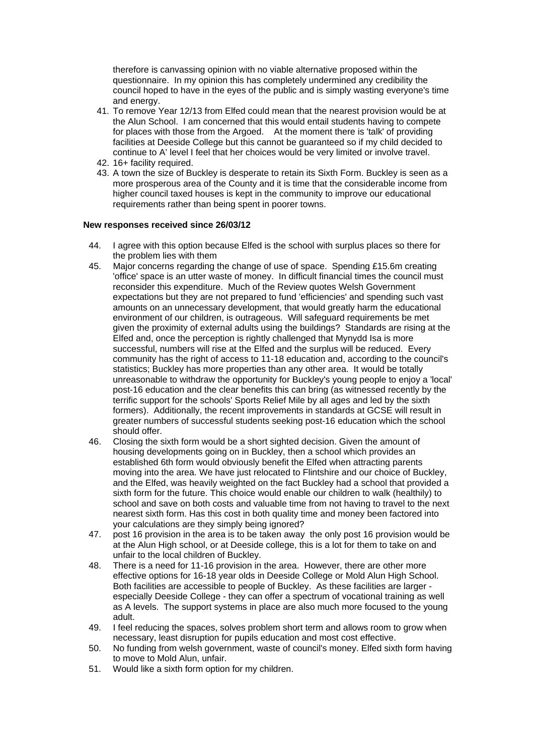therefore is canvassing opinion with no viable alternative proposed within the questionnaire. In my opinion this has completely undermined any credibility the council hoped to have in the eyes of the public and is simply wasting everyone's time and energy.

41. To remove Year 12/13 from Elfed could mean that the nearest provision would be at the Alun School. I am concerned that this would entail students having to compete for places with those from the Argoed. At the moment there is 'talk' of providing facilities at Deeside College but this cannot be guaranteed so if my child decided to continue to A' level I feel that her choices would be very limited or involve travel.
42. 16+ facility required.
43. A town the size of Buckley is desperate to retain its Sixth Form. Buckley is seen as a more prosperous area of the County and it is time that the considerable income from higher council taxed houses is kept in the community to improve our educational requirements rather than being spent in poorer towns.

**New responses received since 26/03/12**

44. I agree with this option because Elfed is the school with surplus places so there for the problem lies with them
45. Major concerns regarding the change of use of space. Spending £15.6m creating 'office' space is an utter waste of money. In difficult financial times the council must reconsider this expenditure. Much of the Review quotes Welsh Government expectations but they are not prepared to fund 'efficiencies' and spending such vast amounts on an unnecessary development, that would greatly harm the educational environment of our children, is outrageous. Will safeguard requirements be met given the proximity of external adults using the buildings? Standards are rising at the Elfed and, once the perception is rightly challenged that Mynydd Isa is more successful, numbers will rise at the Elfed and the surplus will be reduced. Every community has the right of access to 11-18 education and, according to the council's statistics; Buckley has more properties than any other area. It would be totally unreasonable to withdraw the opportunity for Buckley's young people to enjoy a 'local' post-16 education and the clear benefits this can bring (as witnessed recently by the terrific support for the schools' Sports Relief Mile by all ages and led by the sixth formers). Additionally, the recent improvements in standards at GCSE will result in greater numbers of successful students seeking post-16 education which the school should offer.
46. Closing the sixth form would be a short sighted decision. Given the amount of housing developments going on in Buckley, then a school which provides an established 6th form would obviously benefit the Elfed when attracting parents moving into the area. We have just relocated to Flintshire and our choice of Buckley, and the Elfed, was heavily weighted on the fact Buckley had a school that provided a sixth form for the future. This choice would enable our children to walk (healthily) to school and save on both costs and valuable time from not having to travel to the next nearest sixth form. Has this cost in both quality time and money been factored into your calculations are they simply being ignored?
47. post 16 provision in the area is to be taken away the only post 16 provision would be at the Alun High school, or at Deeside college, this is a lot for them to take on and unfair to the local children of Buckley.
48. There is a need for 11-16 provision in the area. However, there are other more effective options for 16-18 year olds in Deeside College or Mold Alun High School. Both facilities are accessible to people of Buckley. As these facilities are larger - especially Deeside College - they can offer a spectrum of vocational training as well as A levels. The support systems in place are also much more focused to the young adult.
49. I feel reducing the spaces, solves problem short term and allows room to grow when necessary, least disruption for pupils education and most cost effective.
50. No funding from welsh government, waste of council's money. Elfed sixth form having to move to Mold Alun, unfair.
51. Would like a sixth form option for my children.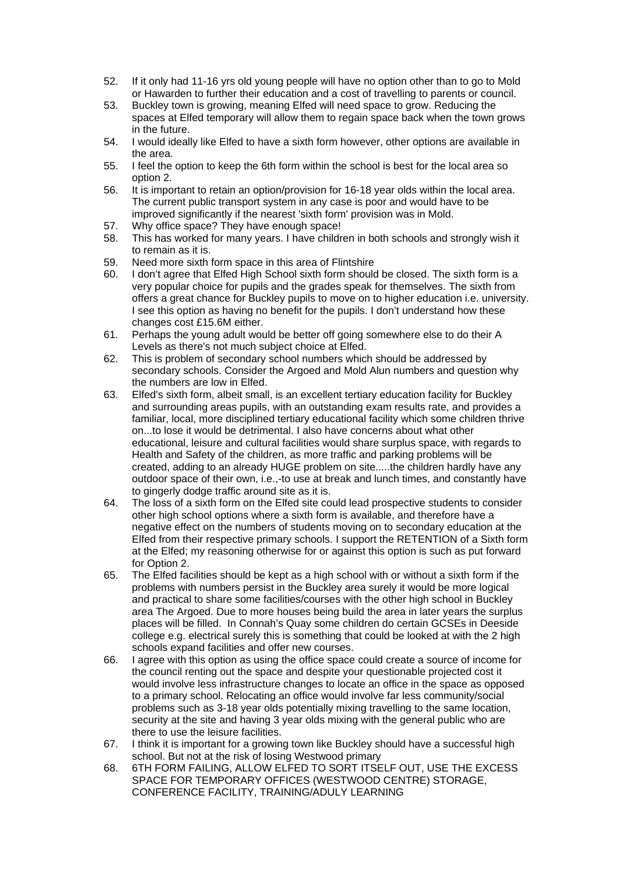52. If it only had 11-16 yrs old young people will have no option other than to go to Mold or Hawarden to further their education and a cost of travelling to parents or council.
53. Buckley town is growing, meaning Elfed will need space to grow. Reducing the spaces at Elfed temporary will allow them to regain space back when the town grows in the future.
54. I would ideally like Elfed to have a sixth form however, other options are available in the area.
55. I feel the option to keep the 6th form within the school is best for the local area so option 2.
56. It is important to retain an option/provision for 16-18 year olds within the local area. The current public transport system in any case is poor and would have to be improved significantly if the nearest 'sixth form' provision was in Mold.
57. Why office space? They have enough space!
58. This has worked for many years. I have children in both schools and strongly wish it to remain as it is.
59. Need more sixth form space in this area of Flintshire
60. I don't agree that Elfed High School sixth form should be closed. The sixth form is a very popular choice for pupils and the grades speak for themselves. The sixth from offers a great chance for Buckley pupils to move on to higher education i.e. university. I see this option as having no benefit for the pupils. I don't understand how these changes cost £15.6M either.
61. Perhaps the young adult would be better off going somewhere else to do their A Levels as there's not much subject choice at Elfed.
62. This is problem of secondary school numbers which should be addressed by secondary schools. Consider the Argoed and Mold Alun numbers and question why the numbers are low in Elfed.
63. Elfed's sixth form, albeit small, is an excellent tertiary education facility for Buckley and surrounding areas pupils, with an outstanding exam results rate, and provides a familiar, local, more disciplined tertiary educational facility which some children thrive on...to lose it would be detrimental. I also have concerns about what other educational, leisure and cultural facilities would share surplus space, with regards to Health and Safety of the children, as more traffic and parking problems will be created, adding to an already HUGE problem on site.....the children hardly have any outdoor space of their own, i.e.,-to use at break and lunch times, and constantly have to gingerly dodge traffic around site as it is.
64. The loss of a sixth form on the Elfed site could lead prospective students to consider other high school options where a sixth form is available, and therefore have a negative effect on the numbers of students moving on to secondary education at the Elfed from their respective primary schools. I support the RETENTION of a Sixth form at the Elfed; my reasoning otherwise for or against this option is such as put forward for Option 2.
65. The Elfed facilities should be kept as a high school with or without a sixth form if the problems with numbers persist in the Buckley area surely it would be more logical and practical to share some facilities/courses with the other high school in Buckley area The Argoed. Due to more houses being build the area in later years the surplus places will be filled. In Connah's Quay some children do certain GCSEs in Deeside college e.g. electrical surely this is something that could be looked at with the 2 high schools expand facilities and offer new courses.
66. I agree with this option as using the office space could create a source of income for the council renting out the space and despite your questionable projected cost it would involve less infrastructure changes to locate an office in the space as opposed to a primary school. Relocating an office would involve far less community/social problems such as 3-18 year olds potentially mixing travelling to the same location, security at the site and having 3 year olds mixing with the general public who are there to use the leisure facilities.
67. I think it is important for a growing town like Buckley should have a successful high school. But not at the risk of losing Westwood primary
68. 6TH FORM FAILING, ALLOW ELFED TO SORT ITSELF OUT, USE THE EXCESS SPACE FOR TEMPORARY OFFICES (WESTWOOD CENTRE) STORAGE, CONFERENCE FACILITY, TRAINING/ADULY LEARNING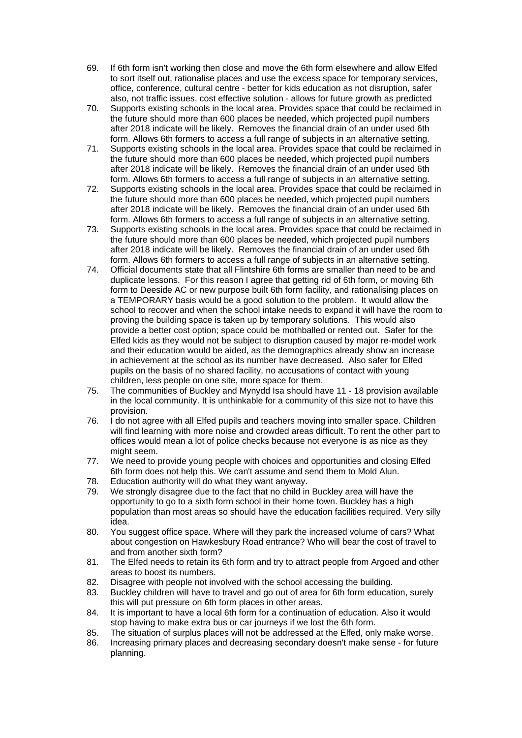69. If 6th form isn't working then close and move the 6th form elsewhere and allow Elfed to sort itself out, rationalise places and use the excess space for temporary services, office, conference, cultural centre - better for kids education as not disruption, safer also, not traffic issues, cost effective solution - allows for future growth as predicted
70. Supports existing schools in the local area. Provides space that could be reclaimed in the future should more than 600 places be needed, which projected pupil numbers after 2018 indicate will be likely. Removes the financial drain of an under used 6th form. Allows 6th formers to access a full range of subjects in an alternative setting.
71. Supports existing schools in the local area. Provides space that could be reclaimed in the future should more than 600 places be needed, which projected pupil numbers after 2018 indicate will be likely. Removes the financial drain of an under used 6th form. Allows 6th formers to access a full range of subjects in an alternative setting.
72. Supports existing schools in the local area. Provides space that could be reclaimed in the future should more than 600 places be needed, which projected pupil numbers after 2018 indicate will be likely. Removes the financial drain of an under used 6th form. Allows 6th formers to access a full range of subjects in an alternative setting.
73. Supports existing schools in the local area. Provides space that could be reclaimed in the future should more than 600 places be needed, which projected pupil numbers after 2018 indicate will be likely. Removes the financial drain of an under used 6th form. Allows 6th formers to access a full range of subjects in an alternative setting.
74. Official documents state that all Flintshire 6th forms are smaller than need to be and duplicate lessons. For this reason I agree that getting rid of 6th form, or moving 6th form to Deeside AC or new purpose built 6th form facility, and rationalising places on a TEMPORARY basis would be a good solution to the problem. It would allow the school to recover and when the school intake needs to expand it will have the room to proving the building space is taken up by temporary solutions. This would also provide a better cost option; space could be mothballed or rented out. Safer for the Elfed kids as they would not be subject to disruption caused by major re-model work and their education would be aided, as the demographics already show an increase in achievement at the school as its number have decreased. Also safer for Elfed pupils on the basis of no shared facility, no accusations of contact with young children, less people on one site, more space for them.
75. The communities of Buckley and Mynydd Isa should have 11 - 18 provision available in the local community. It is unthinkable for a community of this size not to have this provision.
76. I do not agree with all Elfed pupils and teachers moving into smaller space. Children will find learning with more noise and crowded areas difficult. To rent the other part to offices would mean a lot of police checks because not everyone is as nice as they might seem.
77. We need to provide young people with choices and opportunities and closing Elfed 6th form does not help this. We can't assume and send them to Mold Alun.
78. Education authority will do what they want anyway.
79. We strongly disagree due to the fact that no child in Buckley area will have the opportunity to go to a sixth form school in their home town. Buckley has a high population than most areas so should have the education facilities required. Very silly idea.
80. You suggest office space. Where will they park the increased volume of cars? What about congestion on Hawkesbury Road entrance? Who will bear the cost of travel to and from another sixth form?
81. The Elfed needs to retain its 6th form and try to attract people from Argoed and other areas to boost its numbers.
82. Disagree with people not involved with the school accessing the building.
83. Buckley children will have to travel and go out of area for 6th form education, surely this will put pressure on 6th form places in other areas.
84. It is important to have a local 6th form for a continuation of education. Also it would stop having to make extra bus or car journeys if we lost the 6th form.
85. The situation of surplus places will not be addressed at the Elfed, only make worse.
86. Increasing primary places and decreasing secondary doesn't make sense - for future planning.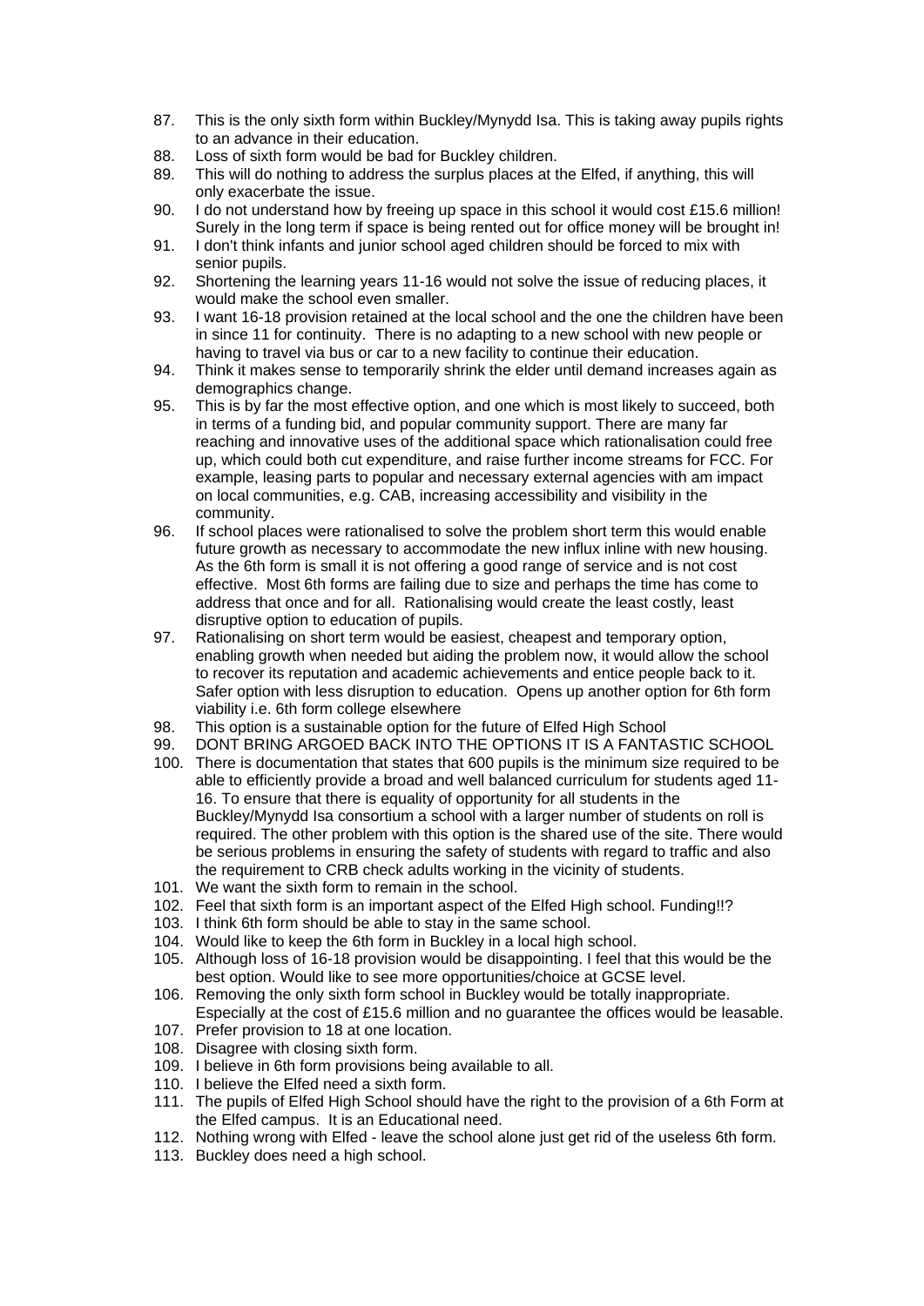87. This is the only sixth form within Buckley/Mynydd Isa. This is taking away pupils rights to an advance in their education.
88. Loss of sixth form would be bad for Buckley children.
89. This will do nothing to address the surplus places at the Elfed, if anything, this will only exacerbate the issue.
90. I do not understand how by freeing up space in this school it would cost £15.6 million! Surely in the long term if space is being rented out for office money will be brought in!
91. I don't think infants and junior school aged children should be forced to mix with senior pupils.
92. Shortening the learning years 11-16 would not solve the issue of reducing places, it would make the school even smaller.
93. I want 16-18 provision retained at the local school and the one the children have been in since 11 for continuity. There is no adapting to a new school with new people or having to travel via bus or car to a new facility to continue their education.
94. Think it makes sense to temporarily shrink the elder until demand increases again as demographics change.
95. This is by far the most effective option, and one which is most likely to succeed, both in terms of a funding bid, and popular community support. There are many far reaching and innovative uses of the additional space which rationalisation could free up, which could both cut expenditure, and raise further income streams for FCC. For example, leasing parts to popular and necessary external agencies with am impact on local communities, e.g. CAB, increasing accessibility and visibility in the community.
96. If school places were rationalised to solve the problem short term this would enable future growth as necessary to accommodate the new influx inline with new housing. As the 6th form is small it is not offering a good range of service and is not cost effective. Most 6th forms are failing due to size and perhaps the time has come to address that once and for all. Rationalising would create the least costly, least disruptive option to education of pupils.
97. Rationalising on short term would be easiest, cheapest and temporary option, enabling growth when needed but aiding the problem now, it would allow the school to recover its reputation and academic achievements and entice people back to it. Safer option with less disruption to education. Opens up another option for 6th form viability i.e. 6th form college elsewhere
98. This option is a sustainable option for the future of Elfed High School
99. DONT BRING ARGOED BACK INTO THE OPTIONS IT IS A FANTASTIC SCHOOL
100. There is documentation that states that 600 pupils is the minimum size required to be able to efficiently provide a broad and well balanced curriculum for students aged 11-16. To ensure that there is equality of opportunity for all students in the Buckley/Mynydd Isa consortium a school with a larger number of students on roll is required. The other problem with this option is the shared use of the site. There would be serious problems in ensuring the safety of students with regard to traffic and also the requirement to CRB check adults working in the vicinity of students.
101. We want the sixth form to remain in the school.
102. Feel that sixth form is an important aspect of the Elfed High school. Funding!!?
103. I think 6th form should be able to stay in the same school.
104. Would like to keep the 6th form in Buckley in a local high school.
105. Although loss of 16-18 provision would be disappointing. I feel that this would be the best option. Would like to see more opportunities/choice at GCSE level.
106. Removing the only sixth form school in Buckley would be totally inappropriate. Especially at the cost of £15.6 million and no guarantee the offices would be leasable.
107. Prefer provision to 18 at one location.
108. Disagree with closing sixth form.
109. I believe in 6th form provisions being available to all.
110. I believe the Elfed need a sixth form.
111. The pupils of Elfed High School should have the right to the provision of a 6th Form at the Elfed campus. It is an Educational need.
112. Nothing wrong with Elfed - leave the school alone just get rid of the useless 6th form.
113. Buckley does need a high school.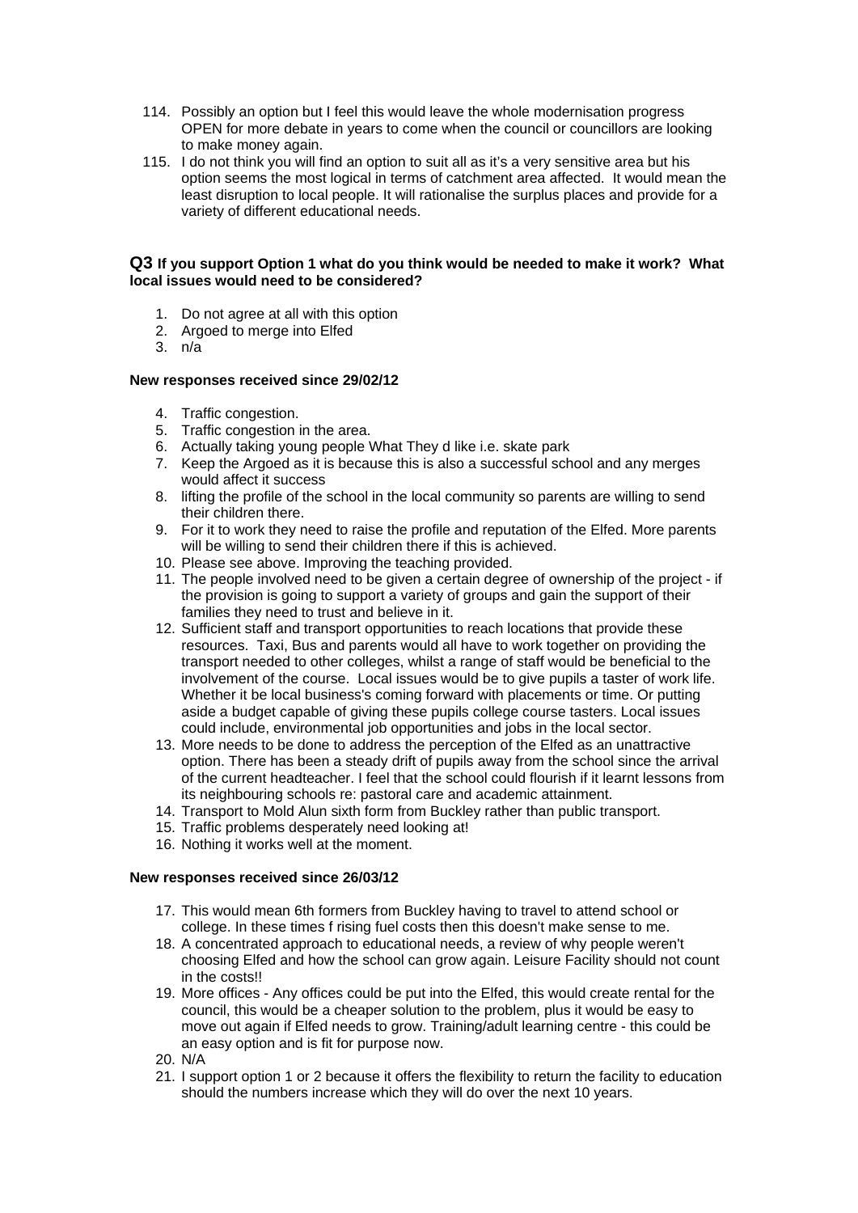114. Possibly an option but I feel this would leave the whole modernisation progress OPEN for more debate in years to come when the council or councillors are looking to make money again.
115. I do not think you will find an option to suit all as it's a very sensitive area but his option seems the most logical in terms of catchment area affected. It would mean the least disruption to local people. It will rationalise the surplus places and provide for a variety of different educational needs.

### Q3 If you support Option 1 what do you think would be needed to make it work? What local issues would need to be considered?

1. Do not agree at all with this option
2. Argoed to merge into Elfed
3. n/a

**New responses received since 29/02/12**

4. Traffic congestion.
5. Traffic congestion in the area.
6. Actually taking young people What They d like i.e. skate park
7. Keep the Argoed as it is because this is also a successful school and any merges would affect it success
8. lifting the profile of the school in the local community so parents are willing to send their children there.
9. For it to work they need to raise the profile and reputation of the Elfed. More parents will be willing to send their children there if this is achieved.
10. Please see above. Improving the teaching provided.
11. The people involved need to be given a certain degree of ownership of the project - if the provision is going to support a variety of groups and gain the support of their families they need to trust and believe in it.
12. Sufficient staff and transport opportunities to reach locations that provide these resources. Taxi, Bus and parents would all have to work together on providing the transport needed to other colleges, whilst a range of staff would be beneficial to the involvement of the course. Local issues would be to give pupils a taster of work life. Whether it be local business's coming forward with placements or time. Or putting aside a budget capable of giving these pupils college course tasters. Local issues could include, environmental job opportunities and jobs in the local sector.
13. More needs to be done to address the perception of the Elfed as an unattractive option. There has been a steady drift of pupils away from the school since the arrival of the current headteacher. I feel that the school could flourish if it learnt lessons from its neighbouring schools re: pastoral care and academic attainment.
14. Transport to Mold Alun sixth form from Buckley rather than public transport.
15. Traffic problems desperately need looking at!
16. Nothing it works well at the moment.

**New responses received since 26/03/12**

17. This would mean 6th formers from Buckley having to travel to attend school or college. In these times f rising fuel costs then this doesn't make sense to me.
18. A concentrated approach to educational needs, a review of why people weren't choosing Elfed and how the school can grow again. Leisure Facility should not count in the costs!!
19. More offices - Any offices could be put into the Elfed, this would create rental for the council, this would be a cheaper solution to the problem, plus it would be easy to move out again if Elfed needs to grow. Training/adult learning centre - this could be an easy option and is fit for purpose now.
20. N/A
21. I support option 1 or 2 because it offers the flexibility to return the facility to education should the numbers increase which they will do over the next 10 years.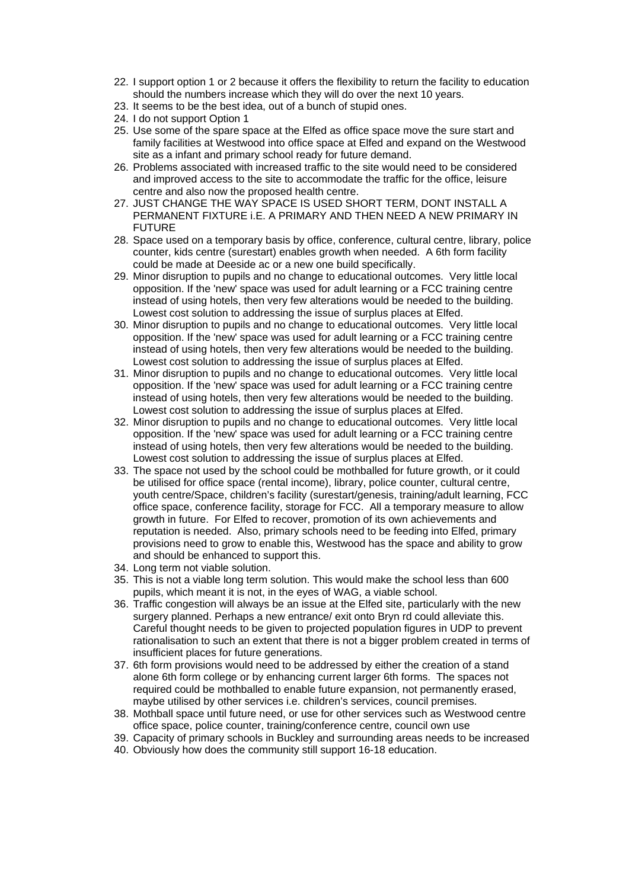22. I support option 1 or 2 because it offers the flexibility to return the facility to education should the numbers increase which they will do over the next 10 years.
23. It seems to be the best idea, out of a bunch of stupid ones.
24. I do not support Option 1
25. Use some of the spare space at the Elfed as office space move the sure start and family facilities at Westwood into office space at Elfed and expand on the Westwood site as a infant and primary school ready for future demand.
26. Problems associated with increased traffic to the site would need to be considered and improved access to the site to accommodate the traffic for the office, leisure centre and also now the proposed health centre.
27. JUST CHANGE THE WAY SPACE IS USED SHORT TERM, DONT INSTALL A PERMANENT FIXTURE i.E. A PRIMARY AND THEN NEED A NEW PRIMARY IN FUTURE
28. Space used on a temporary basis by office, conference, cultural centre, library, police counter, kids centre (surestart) enables growth when needed. A 6th form facility could be made at Deeside ac or a new one build specifically.
29. Minor disruption to pupils and no change to educational outcomes. Very little local opposition. If the 'new' space was used for adult learning or a FCC training centre instead of using hotels, then very few alterations would be needed to the building. Lowest cost solution to addressing the issue of surplus places at Elfed.
30. Minor disruption to pupils and no change to educational outcomes. Very little local opposition. If the 'new' space was used for adult learning or a FCC training centre instead of using hotels, then very few alterations would be needed to the building. Lowest cost solution to addressing the issue of surplus places at Elfed.
31. Minor disruption to pupils and no change to educational outcomes. Very little local opposition. If the 'new' space was used for adult learning or a FCC training centre instead of using hotels, then very few alterations would be needed to the building. Lowest cost solution to addressing the issue of surplus places at Elfed.
32. Minor disruption to pupils and no change to educational outcomes. Very little local opposition. If the 'new' space was used for adult learning or a FCC training centre instead of using hotels, then very few alterations would be needed to the building. Lowest cost solution to addressing the issue of surplus places at Elfed.
33. The space not used by the school could be mothballed for future growth, or it could be utilised for office space (rental income), library, police counter, cultural centre, youth centre/Space, children's facility (surestart/genesis, training/adult learning, FCC office space, conference facility, storage for FCC. All a temporary measure to allow growth in future. For Elfed to recover, promotion of its own achievements and reputation is needed. Also, primary schools need to be feeding into Elfed, primary provisions need to grow to enable this, Westwood has the space and ability to grow and should be enhanced to support this.
34. Long term not viable solution.
35. This is not a viable long term solution. This would make the school less than 600 pupils, which meant it is not, in the eyes of WAG, a viable school.
36. Traffic congestion will always be an issue at the Elfed site, particularly with the new surgery planned. Perhaps a new entrance/ exit onto Bryn rd could alleviate this. Careful thought needs to be given to projected population figures in UDP to prevent rationalisation to such an extent that there is not a bigger problem created in terms of insufficient places for future generations.
37. 6th form provisions would need to be addressed by either the creation of a stand alone 6th form college or by enhancing current larger 6th forms. The spaces not required could be mothballed to enable future expansion, not permanently erased, maybe utilised by other services i.e. children's services, council premises.
38. Mothball space until future need, or use for other services such as Westwood centre office space, police counter, training/conference centre, council own use
39. Capacity of primary schools in Buckley and surrounding areas needs to be increased
40. Obviously how does the community still support 16-18 education.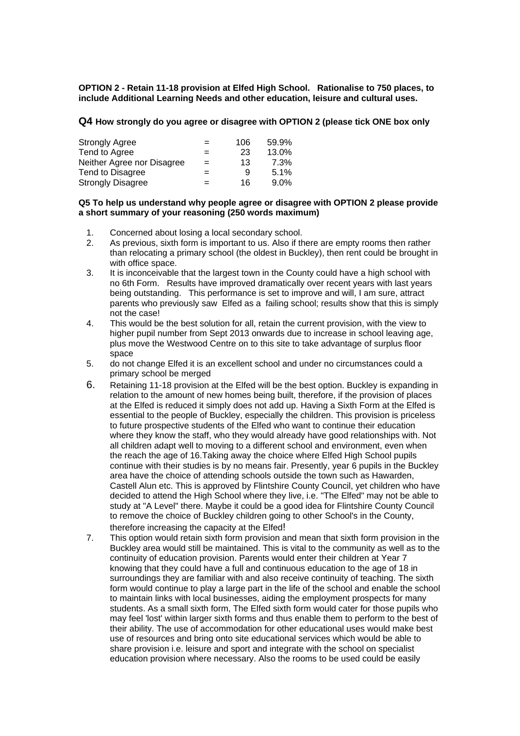**OPTION 2 - Retain 11-18 provision at Elfed High School. Rationalise to 750 places, to include Additional Learning Needs and other education, leisure and cultural uses.**

**Q4 How strongly do you agree or disagree with OPTION 2 (please tick ONE box only**

| | | | |
|---|---|---|---|
| Strongly Agree | = | 106 | 59.9% |
| Tend to Agree | = | 23 | 13.0% |
| Neither Agree nor Disagree | = | 13 | 7.3% |
| Tend to Disagree | = | 9 | 5.1% |
| Strongly Disagree | = | 16 | 9.0% |

**Q5 To help us understand why people agree or disagree with OPTION 2 please provide a short summary of your reasoning (250 words maximum)**

1. Concerned about losing a local secondary school.
2. As previous, sixth form is important to us. Also if there are empty rooms then rather than relocating a primary school (the oldest in Buckley), then rent could be brought in with office space.
3. It is inconceivable that the largest town in the County could have a high school with no 6th Form. Results have improved dramatically over recent years with last years being outstanding. This performance is set to improve and will, I am sure, attract parents who previously saw Elfed as a failing school; results show that this is simply not the case!
4. This would be the best solution for all, retain the current provision, with the view to higher pupil number from Sept 2013 onwards due to increase in school leaving age, plus move the Westwood Centre on to this site to take advantage of surplus floor space
5. do not change Elfed it is an excellent school and under no circumstances could a primary school be merged
6. Retaining 11-18 provision at the Elfed will be the best option. Buckley is expanding in relation to the amount of new homes being built, therefore, if the provision of places at the Elfed is reduced it simply does not add up. Having a Sixth Form at the Elfed is essential to the people of Buckley, especially the children. This provision is priceless to future prospective students of the Elfed who want to continue their education where they know the staff, who they would already have good relationships with. Not all children adapt well to moving to a different school and environment, even when the reach the age of 16.Taking away the choice where Elfed High School pupils continue with their studies is by no means fair. Presently, year 6 pupils in the Buckley area have the choice of attending schools outside the town such as Hawarden, Castell Alun etc. This is approved by Flintshire County Council, yet children who have decided to attend the High School where they live, i.e. "The Elfed" may not be able to study at "A Level" there. Maybe it could be a good idea for Flintshire County Council to remove the choice of Buckley children going to other School's in the County, therefore increasing the capacity at the Elfed!
7. This option would retain sixth form provision and mean that sixth form provision in the Buckley area would still be maintained. This is vital to the community as well as to the continuity of education provision. Parents would enter their children at Year 7 knowing that they could have a full and continuous education to the age of 18 in surroundings they are familiar with and also receive continuity of teaching. The sixth form would continue to play a large part in the life of the school and enable the school to maintain links with local businesses, aiding the employment prospects for many students. As a small sixth form, The Elfed sixth form would cater for those pupils who may feel 'lost' within larger sixth forms and thus enable them to perform to the best of their ability. The use of accommodation for other educational uses would make best use of resources and bring onto site educational services which would be able to share provision i.e. leisure and sport and integrate with the school on specialist education provision where necessary. Also the rooms to be used could be easily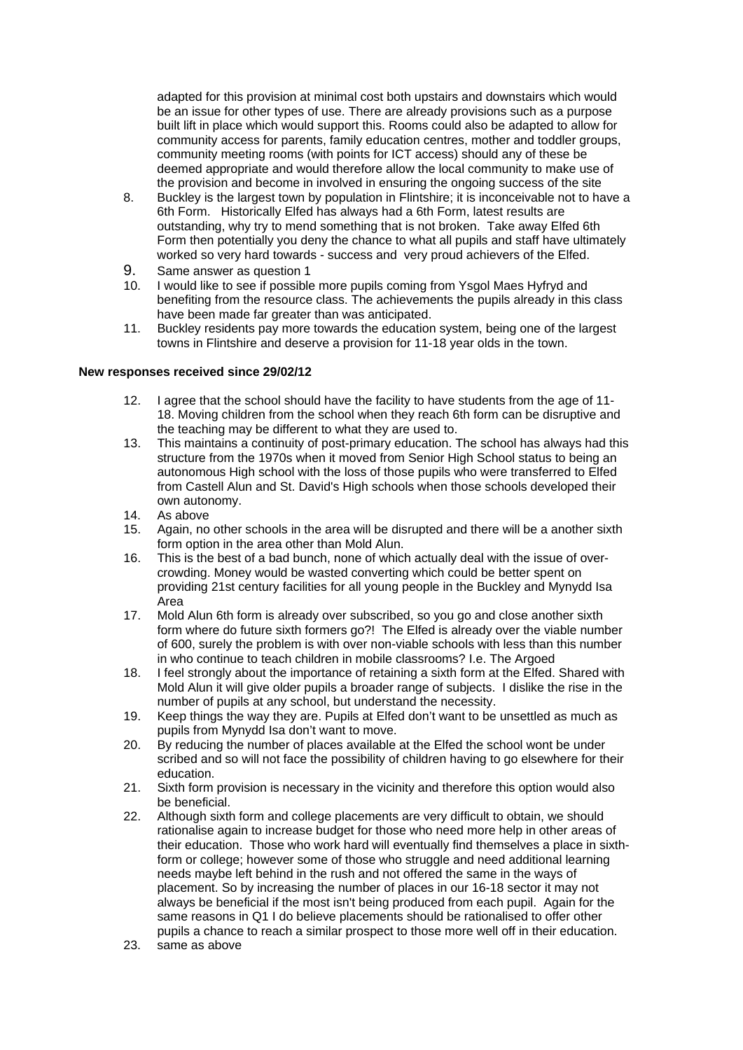adapted for this provision at minimal cost both upstairs and downstairs which would be an issue for other types of use. There are already provisions such as a purpose built lift in place which would support this. Rooms could also be adapted to allow for community access for parents, family education centres, mother and toddler groups, community meeting rooms (with points for ICT access) should any of these be deemed appropriate and would therefore allow the local community to make use of the provision and become in involved in ensuring the ongoing success of the site

8. Buckley is the largest town by population in Flintshire; it is inconceivable not to have a 6th Form. Historically Elfed has always had a 6th Form, latest results are outstanding, why try to mend something that is not broken. Take away Elfed 6th Form then potentially you deny the chance to what all pupils and staff have ultimately worked so very hard towards - success and very proud achievers of the Elfed.
9. Same answer as question 1
10. I would like to see if possible more pupils coming from Ysgol Maes Hyfryd and benefiting from the resource class. The achievements the pupils already in this class have been made far greater than was anticipated.
11. Buckley residents pay more towards the education system, being one of the largest towns in Flintshire and deserve a provision for 11-18 year olds in the town.

**New responses received since 29/02/12**

12. I agree that the school should have the facility to have students from the age of 11-18. Moving children from the school when they reach 6th form can be disruptive and the teaching may be different to what they are used to.
13. This maintains a continuity of post-primary education. The school has always had this structure from the 1970s when it moved from Senior High School status to being an autonomous High school with the loss of those pupils who were transferred to Elfed from Castell Alun and St. David's High schools when those schools developed their own autonomy.
14. As above
15. Again, no other schools in the area will be disrupted and there will be a another sixth form option in the area other than Mold Alun.
16. This is the best of a bad bunch, none of which actually deal with the issue of over-crowding. Money would be wasted converting which could be better spent on providing 21st century facilities for all young people in the Buckley and Mynydd Isa Area
17. Mold Alun 6th form is already over subscribed, so you go and close another sixth form where do future sixth formers go?! The Elfed is already over the viable number of 600, surely the problem is with over non-viable schools with less than this number in who continue to teach children in mobile classrooms? I.e. The Argoed
18. I feel strongly about the importance of retaining a sixth form at the Elfed. Shared with Mold Alun it will give older pupils a broader range of subjects. I dislike the rise in the number of pupils at any school, but understand the necessity.
19. Keep things the way they are. Pupils at Elfed don't want to be unsettled as much as pupils from Mynydd Isa don't want to move.
20. By reducing the number of places available at the Elfed the school wont be under scribed and so will not face the possibility of children having to go elsewhere for their education.
21. Sixth form provision is necessary in the vicinity and therefore this option would also be beneficial.
22. Although sixth form and college placements are very difficult to obtain, we should rationalise again to increase budget for those who need more help in other areas of their education. Those who work hard will eventually find themselves a place in sixth-form or college; however some of those who struggle and need additional learning needs maybe left behind in the rush and not offered the same in the ways of placement. So by increasing the number of places in our 16-18 sector it may not always be beneficial if the most isn't being produced from each pupil. Again for the same reasons in Q1 I do believe placements should be rationalised to offer other pupils a chance to reach a similar prospect to those more well off in their education.
23. same as above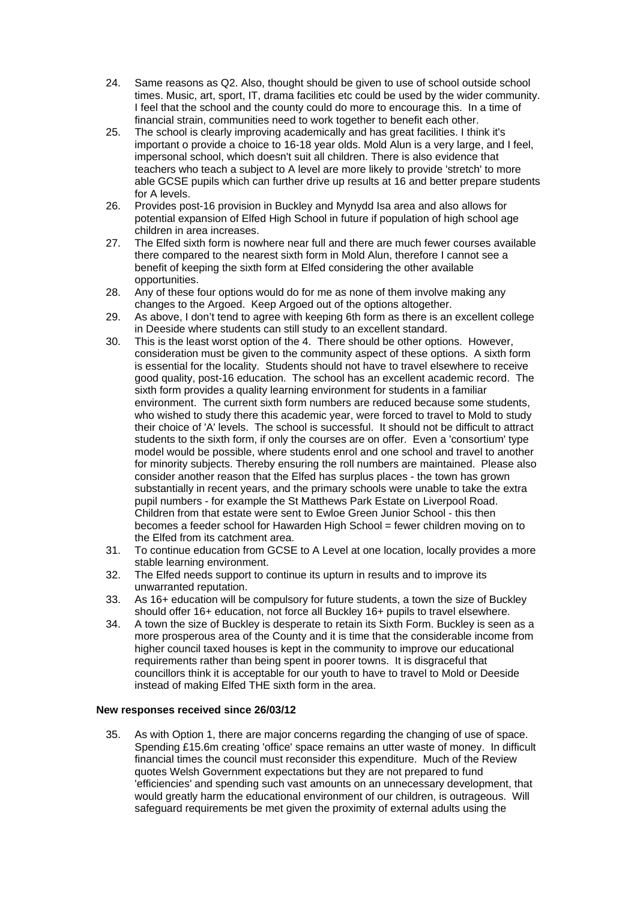24. Same reasons as Q2. Also, thought should be given to use of school outside school times. Music, art, sport, IT, drama facilities etc could be used by the wider community. I feel that the school and the county could do more to encourage this. In a time of financial strain, communities need to work together to benefit each other.
25. The school is clearly improving academically and has great facilities. I think it's important o provide a choice to 16-18 year olds. Mold Alun is a very large, and I feel, impersonal school, which doesn't suit all children. There is also evidence that teachers who teach a subject to A level are more likely to provide 'stretch' to more able GCSE pupils which can further drive up results at 16 and better prepare students for A levels.
26. Provides post-16 provision in Buckley and Mynydd Isa area and also allows for potential expansion of Elfed High School in future if population of high school age children in area increases.
27. The Elfed sixth form is nowhere near full and there are much fewer courses available there compared to the nearest sixth form in Mold Alun, therefore I cannot see a benefit of keeping the sixth form at Elfed considering the other available opportunities.
28. Any of these four options would do for me as none of them involve making any changes to the Argoed. Keep Argoed out of the options altogether.
29. As above, I don't tend to agree with keeping 6th form as there is an excellent college in Deeside where students can still study to an excellent standard.
30. This is the least worst option of the 4. There should be other options. However, consideration must be given to the community aspect of these options. A sixth form is essential for the locality. Students should not have to travel elsewhere to receive good quality, post-16 education. The school has an excellent academic record. The sixth form provides a quality learning environment for students in a familiar environment. The current sixth form numbers are reduced because some students, who wished to study there this academic year, were forced to travel to Mold to study their choice of 'A' levels. The school is successful. It should not be difficult to attract students to the sixth form, if only the courses are on offer. Even a 'consortium' type model would be possible, where students enrol and one school and travel to another for minority subjects. Thereby ensuring the roll numbers are maintained. Please also consider another reason that the Elfed has surplus places - the town has grown substantially in recent years, and the primary schools were unable to take the extra pupil numbers - for example the St Matthews Park Estate on Liverpool Road. Children from that estate were sent to Ewloe Green Junior School - this then becomes a feeder school for Hawarden High School = fewer children moving on to the Elfed from its catchment area.
31. To continue education from GCSE to A Level at one location, locally provides a more stable learning environment.
32. The Elfed needs support to continue its upturn in results and to improve its unwarranted reputation.
33. As 16+ education will be compulsory for future students, a town the size of Buckley should offer 16+ education, not force all Buckley 16+ pupils to travel elsewhere.
34. A town the size of Buckley is desperate to retain its Sixth Form. Buckley is seen as a more prosperous area of the County and it is time that the considerable income from higher council taxed houses is kept in the community to improve our educational requirements rather than being spent in poorer towns. It is disgraceful that councillors think it is acceptable for our youth to have to travel to Mold or Deeside instead of making Elfed THE sixth form in the area.

**New responses received since 26/03/12**

35. As with Option 1, there are major concerns regarding the changing of use of space. Spending £15.6m creating 'office' space remains an utter waste of money. In difficult financial times the council must reconsider this expenditure. Much of the Review quotes Welsh Government expectations but they are not prepared to fund 'efficiencies' and spending such vast amounts on an unnecessary development, that would greatly harm the educational environment of our children, is outrageous. Will safeguard requirements be met given the proximity of external adults using the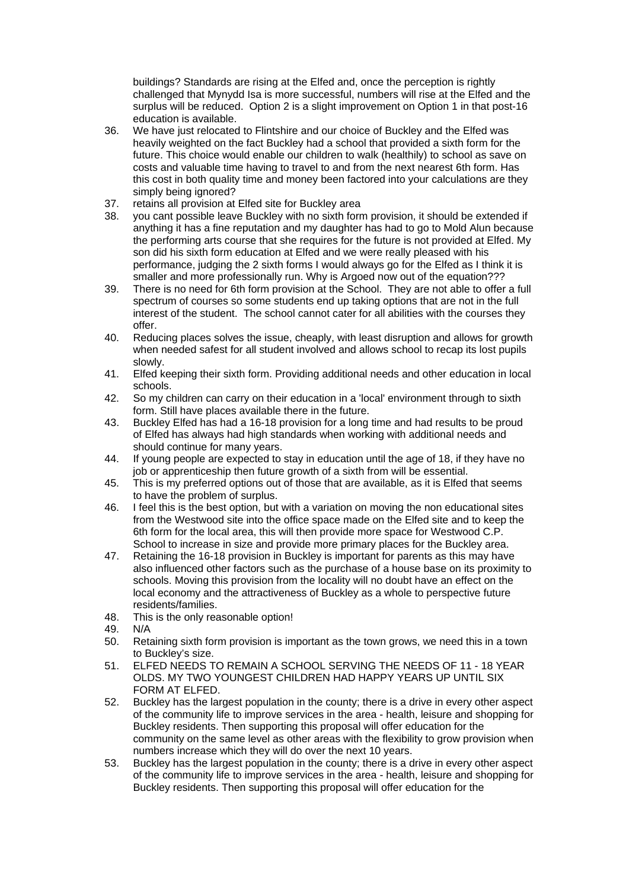buildings? Standards are rising at the Elfed and, once the perception is rightly challenged that Mynydd Isa is more successful, numbers will rise at the Elfed and the surplus will be reduced. Option 2 is a slight improvement on Option 1 in that post-16 education is available.

36. We have just relocated to Flintshire and our choice of Buckley and the Elfed was heavily weighted on the fact Buckley had a school that provided a sixth form for the future. This choice would enable our children to walk (healthily) to school as save on costs and valuable time having to travel to and from the next nearest 6th form. Has this cost in both quality time and money been factored into your calculations are they simply being ignored?
37. retains all provision at Elfed site for Buckley area
38. you cant possible leave Buckley with no sixth form provision, it should be extended if anything it has a fine reputation and my daughter has had to go to Mold Alun because the performing arts course that she requires for the future is not provided at Elfed. My son did his sixth form education at Elfed and we were really pleased with his performance, judging the 2 sixth forms I would always go for the Elfed as I think it is smaller and more professionally run. Why is Argoed now out of the equation???
39. There is no need for 6th form provision at the School. They are not able to offer a full spectrum of courses so some students end up taking options that are not in the full interest of the student. The school cannot cater for all abilities with the courses they offer.
40. Reducing places solves the issue, cheaply, with least disruption and allows for growth when needed safest for all student involved and allows school to recap its lost pupils slowly.
41. Elfed keeping their sixth form. Providing additional needs and other education in local schools.
42. So my children can carry on their education in a 'local' environment through to sixth form. Still have places available there in the future.
43. Buckley Elfed has had a 16-18 provision for a long time and had results to be proud of Elfed has always had high standards when working with additional needs and should continue for many years.
44. If young people are expected to stay in education until the age of 18, if they have no job or apprenticeship then future growth of a sixth from will be essential.
45. This is my preferred options out of those that are available, as it is Elfed that seems to have the problem of surplus.
46. I feel this is the best option, but with a variation on moving the non educational sites from the Westwood site into the office space made on the Elfed site and to keep the 6th form for the local area, this will then provide more space for Westwood C.P. School to increase in size and provide more primary places for the Buckley area.
47. Retaining the 16-18 provision in Buckley is important for parents as this may have also influenced other factors such as the purchase of a house base on its proximity to schools. Moving this provision from the locality will no doubt have an effect on the local economy and the attractiveness of Buckley as a whole to perspective future residents/families.
48. This is the only reasonable option!
49. N/A
50. Retaining sixth form provision is important as the town grows, we need this in a town to Buckley's size.
51. ELFED NEEDS TO REMAIN A SCHOOL SERVING THE NEEDS OF 11 - 18 YEAR OLDS. MY TWO YOUNGEST CHILDREN HAD HAPPY YEARS UP UNTIL SIX FORM AT ELFED.
52. Buckley has the largest population in the county; there is a drive in every other aspect of the community life to improve services in the area - health, leisure and shopping for Buckley residents. Then supporting this proposal will offer education for the community on the same level as other areas with the flexibility to grow provision when numbers increase which they will do over the next 10 years.
53. Buckley has the largest population in the county; there is a drive in every other aspect of the community life to improve services in the area - health, leisure and shopping for Buckley residents. Then supporting this proposal will offer education for the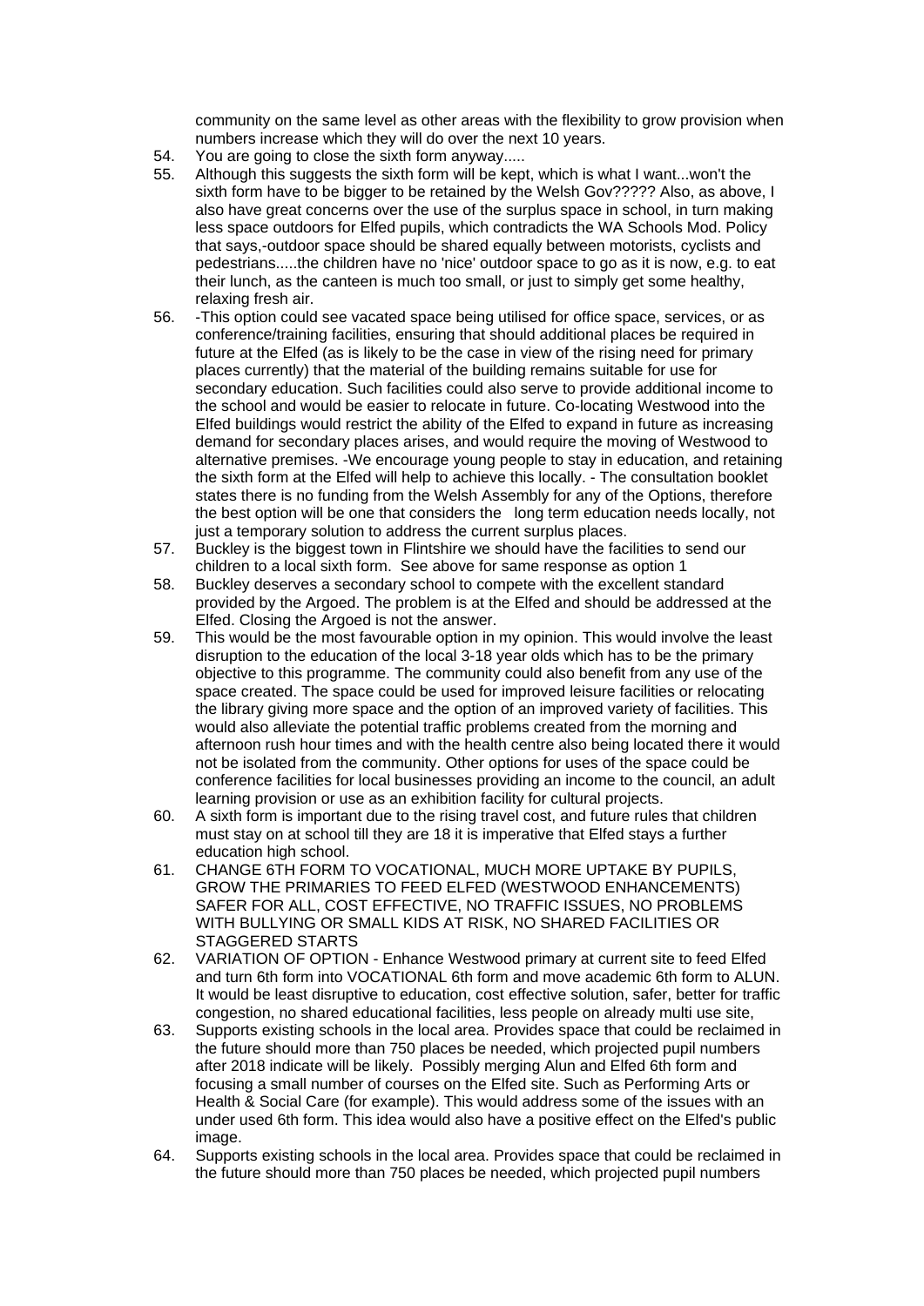community on the same level as other areas with the flexibility to grow provision when numbers increase which they will do over the next 10 years.

54. You are going to close the sixth form anyway.....
55. Although this suggests the sixth form will be kept, which is what I want...won't the sixth form have to be bigger to be retained by the Welsh Gov????? Also, as above, I also have great concerns over the use of the surplus space in school, in turn making less space outdoors for Elfed pupils, which contradicts the WA Schools Mod. Policy that says,-outdoor space should be shared equally between motorists, cyclists and pedestrians.....the children have no 'nice' outdoor space to go as it is now, e.g. to eat their lunch, as the canteen is much too small, or just to simply get some healthy, relaxing fresh air.
56. -This option could see vacated space being utilised for office space, services, or as conference/training facilities, ensuring that should additional places be required in future at the Elfed (as is likely to be the case in view of the rising need for primary places currently) that the material of the building remains suitable for use for secondary education. Such facilities could also serve to provide additional income to the school and would be easier to relocate in future. Co-locating Westwood into the Elfed buildings would restrict the ability of the Elfed to expand in future as increasing demand for secondary places arises, and would require the moving of Westwood to alternative premises. -We encourage young people to stay in education, and retaining the sixth form at the Elfed will help to achieve this locally. - The consultation booklet states there is no funding from the Welsh Assembly for any of the Options, therefore the best option will be one that considers the long term education needs locally, not just a temporary solution to address the current surplus places.
57. Buckley is the biggest town in Flintshire we should have the facilities to send our children to a local sixth form. See above for same response as option 1
58. Buckley deserves a secondary school to compete with the excellent standard provided by the Argoed. The problem is at the Elfed and should be addressed at the Elfed. Closing the Argoed is not the answer.
59. This would be the most favourable option in my opinion. This would involve the least disruption to the education of the local 3-18 year olds which has to be the primary objective to this programme. The community could also benefit from any use of the space created. The space could be used for improved leisure facilities or relocating the library giving more space and the option of an improved variety of facilities. This would also alleviate the potential traffic problems created from the morning and afternoon rush hour times and with the health centre also being located there it would not be isolated from the community. Other options for uses of the space could be conference facilities for local businesses providing an income to the council, an adult learning provision or use as an exhibition facility for cultural projects.
60. A sixth form is important due to the rising travel cost, and future rules that children must stay on at school till they are 18 it is imperative that Elfed stays a further education high school.
61. CHANGE 6TH FORM TO VOCATIONAL, MUCH MORE UPTAKE BY PUPILS, GROW THE PRIMARIES TO FEED ELFED (WESTWOOD ENHANCEMENTS) SAFER FOR ALL, COST EFFECTIVE, NO TRAFFIC ISSUES, NO PROBLEMS WITH BULLYING OR SMALL KIDS AT RISK, NO SHARED FACILITIES OR STAGGERED STARTS
62. VARIATION OF OPTION - Enhance Westwood primary at current site to feed Elfed and turn 6th form into VOCATIONAL 6th form and move academic 6th form to ALUN. It would be least disruptive to education, cost effective solution, safer, better for traffic congestion, no shared educational facilities, less people on already multi use site,
63. Supports existing schools in the local area. Provides space that could be reclaimed in the future should more than 750 places be needed, which projected pupil numbers after 2018 indicate will be likely. Possibly merging Alun and Elfed 6th form and focusing a small number of courses on the Elfed site. Such as Performing Arts or Health & Social Care (for example). This would address some of the issues with an under used 6th form. This idea would also have a positive effect on the Elfed's public image.
64. Supports existing schools in the local area. Provides space that could be reclaimed in the future should more than 750 places be needed, which projected pupil numbers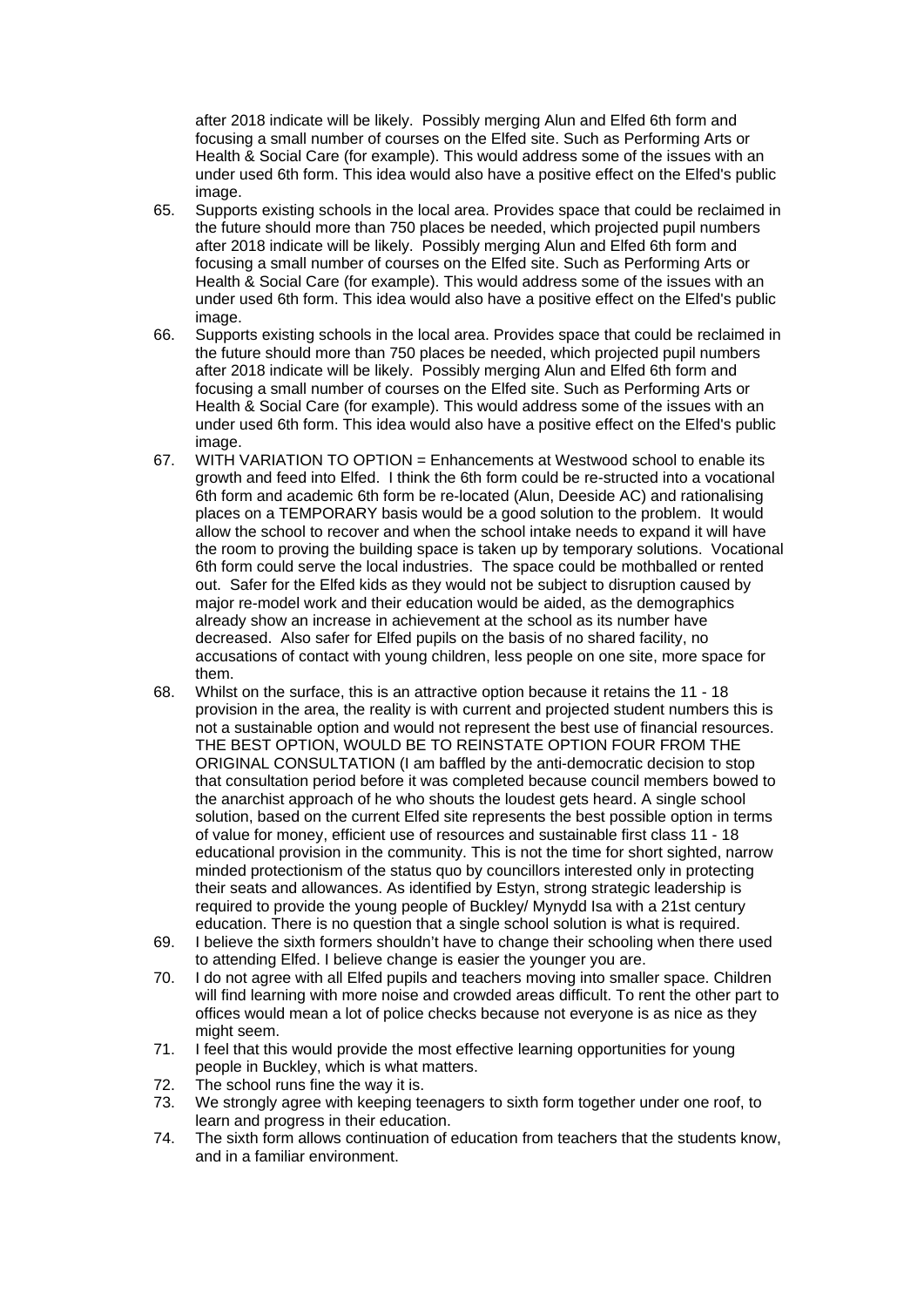after 2018 indicate will be likely. Possibly merging Alun and Elfed 6th form and focusing a small number of courses on the Elfed site. Such as Performing Arts or Health & Social Care (for example). This would address some of the issues with an under used 6th form. This idea would also have a positive effect on the Elfed's public image.

65. Supports existing schools in the local area. Provides space that could be reclaimed in the future should more than 750 places be needed, which projected pupil numbers after 2018 indicate will be likely. Possibly merging Alun and Elfed 6th form and focusing a small number of courses on the Elfed site. Such as Performing Arts or Health & Social Care (for example). This would address some of the issues with an under used 6th form. This idea would also have a positive effect on the Elfed's public image.
66. Supports existing schools in the local area. Provides space that could be reclaimed in the future should more than 750 places be needed, which projected pupil numbers after 2018 indicate will be likely. Possibly merging Alun and Elfed 6th form and focusing a small number of courses on the Elfed site. Such as Performing Arts or Health & Social Care (for example). This would address some of the issues with an under used 6th form. This idea would also have a positive effect on the Elfed's public image.
67. WITH VARIATION TO OPTION = Enhancements at Westwood school to enable its growth and feed into Elfed. I think the 6th form could be re-structed into a vocational 6th form and academic 6th form be re-located (Alun, Deeside AC) and rationalising places on a TEMPORARY basis would be a good solution to the problem. It would allow the school to recover and when the school intake needs to expand it will have the room to proving the building space is taken up by temporary solutions. Vocational 6th form could serve the local industries. The space could be mothballed or rented out. Safer for the Elfed kids as they would not be subject to disruption caused by major re-model work and their education would be aided, as the demographics already show an increase in achievement at the school as its number have decreased. Also safer for Elfed pupils on the basis of no shared facility, no accusations of contact with young children, less people on one site, more space for them.
68. Whilst on the surface, this is an attractive option because it retains the 11 - 18 provision in the area, the reality is with current and projected student numbers this is not a sustainable option and would not represent the best use of financial resources. THE BEST OPTION, WOULD BE TO REINSTATE OPTION FOUR FROM THE ORIGINAL CONSULTATION (I am baffled by the anti-democratic decision to stop that consultation period before it was completed because council members bowed to the anarchist approach of he who shouts the loudest gets heard. A single school solution, based on the current Elfed site represents the best possible option in terms of value for money, efficient use of resources and sustainable first class 11 - 18 educational provision in the community. This is not the time for short sighted, narrow minded protectionism of the status quo by councillors interested only in protecting their seats and allowances. As identified by Estyn, strong strategic leadership is required to provide the young people of Buckley/ Mynydd Isa with a 21st century education. There is no question that a single school solution is what is required.
69. I believe the sixth formers shouldn't have to change their schooling when there used to attending Elfed. I believe change is easier the younger you are.
70. I do not agree with all Elfed pupils and teachers moving into smaller space. Children will find learning with more noise and crowded areas difficult. To rent the other part to offices would mean a lot of police checks because not everyone is as nice as they might seem.
71. I feel that this would provide the most effective learning opportunities for young people in Buckley, which is what matters.
72. The school runs fine the way it is.
73. We strongly agree with keeping teenagers to sixth form together under one roof, to learn and progress in their education.
74. The sixth form allows continuation of education from teachers that the students know, and in a familiar environment.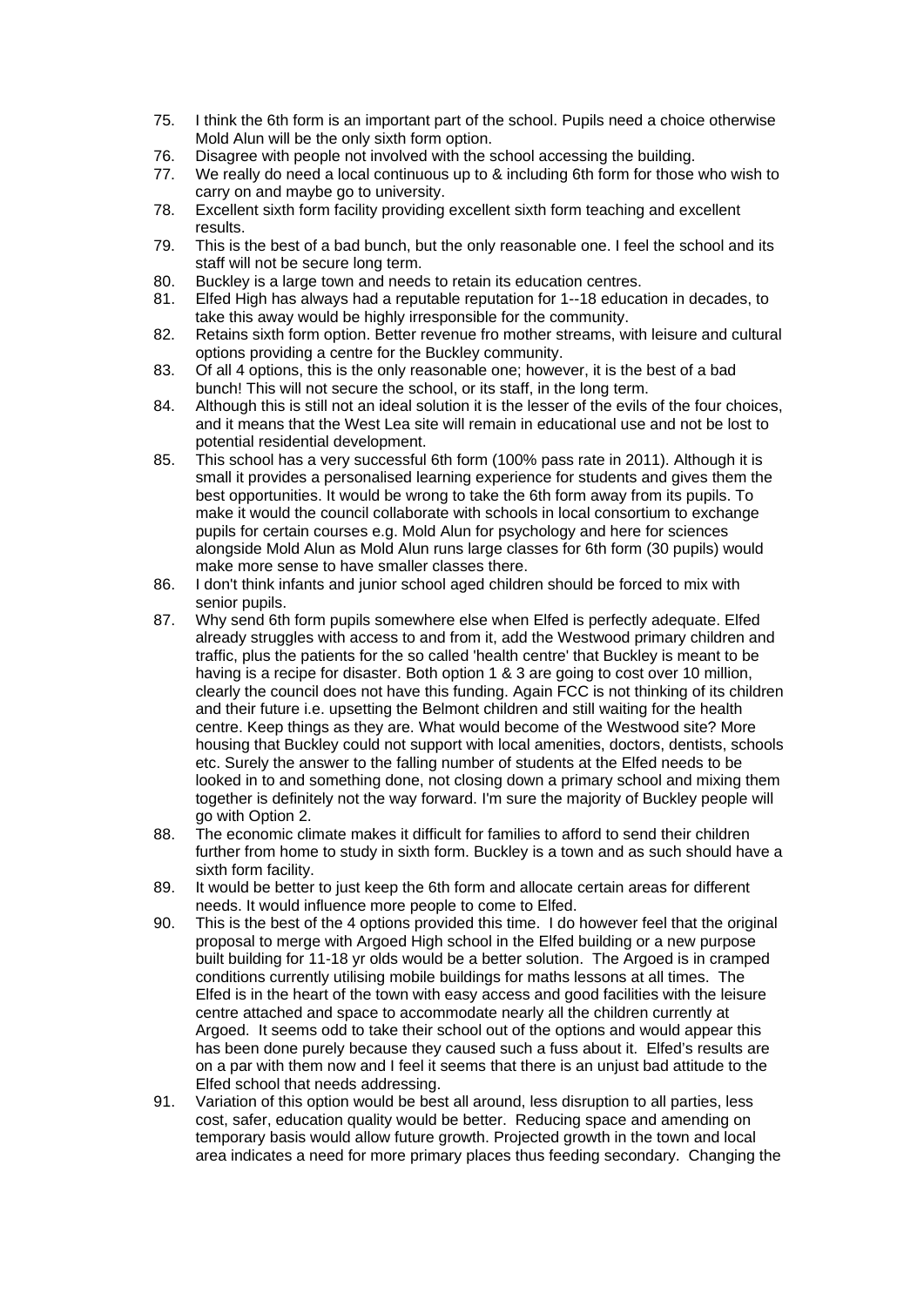75. I think the 6th form is an important part of the school. Pupils need a choice otherwise Mold Alun will be the only sixth form option.
76. Disagree with people not involved with the school accessing the building.
77. We really do need a local continuous up to & including 6th form for those who wish to carry on and maybe go to university.
78. Excellent sixth form facility providing excellent sixth form teaching and excellent results.
79. This is the best of a bad bunch, but the only reasonable one. I feel the school and its staff will not be secure long term.
80. Buckley is a large town and needs to retain its education centres.
81. Elfed High has always had a reputable reputation for 1--18 education in decades, to take this away would be highly irresponsible for the community.
82. Retains sixth form option. Better revenue fro mother streams, with leisure and cultural options providing a centre for the Buckley community.
83. Of all 4 options, this is the only reasonable one; however, it is the best of a bad bunch! This will not secure the school, or its staff, in the long term.
84. Although this is still not an ideal solution it is the lesser of the evils of the four choices, and it means that the West Lea site will remain in educational use and not be lost to potential residential development.
85. This school has a very successful 6th form (100% pass rate in 2011). Although it is small it provides a personalised learning experience for students and gives them the best opportunities. It would be wrong to take the 6th form away from its pupils. To make it would the council collaborate with schools in local consortium to exchange pupils for certain courses e.g. Mold Alun for psychology and here for sciences alongside Mold Alun as Mold Alun runs large classes for 6th form (30 pupils) would make more sense to have smaller classes there.
86. I don't think infants and junior school aged children should be forced to mix with senior pupils.
87. Why send 6th form pupils somewhere else when Elfed is perfectly adequate. Elfed already struggles with access to and from it, add the Westwood primary children and traffic, plus the patients for the so called 'health centre' that Buckley is meant to be having is a recipe for disaster. Both option 1 & 3 are going to cost over 10 million, clearly the council does not have this funding. Again FCC is not thinking of its children and their future i.e. upsetting the Belmont children and still waiting for the health centre. Keep things as they are. What would become of the Westwood site? More housing that Buckley could not support with local amenities, doctors, dentists, schools etc. Surely the answer to the falling number of students at the Elfed needs to be looked in to and something done, not closing down a primary school and mixing them together is definitely not the way forward. I'm sure the majority of Buckley people will go with Option 2.
88. The economic climate makes it difficult for families to afford to send their children further from home to study in sixth form. Buckley is a town and as such should have a sixth form facility.
89. It would be better to just keep the 6th form and allocate certain areas for different needs. It would influence more people to come to Elfed.
90. This is the best of the 4 options provided this time. I do however feel that the original proposal to merge with Argoed High school in the Elfed building or a new purpose built building for 11-18 yr olds would be a better solution. The Argoed is in cramped conditions currently utilising mobile buildings for maths lessons at all times. The Elfed is in the heart of the town with easy access and good facilities with the leisure centre attached and space to accommodate nearly all the children currently at Argoed. It seems odd to take their school out of the options and would appear this has been done purely because they caused such a fuss about it. Elfed's results are on a par with them now and I feel it seems that there is an unjust bad attitude to the Elfed school that needs addressing.
91. Variation of this option would be best all around, less disruption to all parties, less cost, safer, education quality would be better. Reducing space and amending on temporary basis would allow future growth. Projected growth in the town and local area indicates a need for more primary places thus feeding secondary. Changing the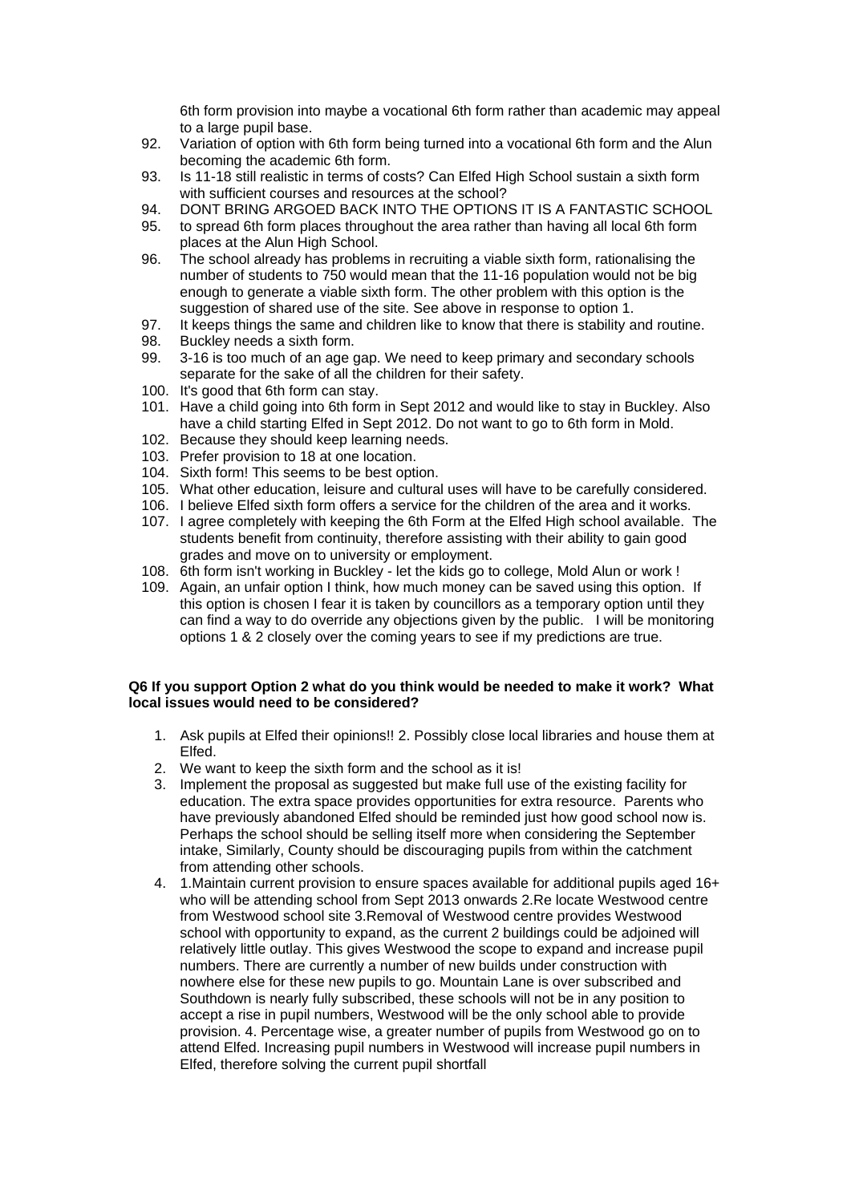6th form provision into maybe a vocational 6th form rather than academic may appeal to a large pupil base.

92. Variation of option with 6th form being turned into a vocational 6th form and the Alun becoming the academic 6th form.
93. Is 11-18 still realistic in terms of costs? Can Elfed High School sustain a sixth form with sufficient courses and resources at the school?
94. DONT BRING ARGOED BACK INTO THE OPTIONS IT IS A FANTASTIC SCHOOL
95. to spread 6th form places throughout the area rather than having all local 6th form places at the Alun High School.
96. The school already has problems in recruiting a viable sixth form, rationalising the number of students to 750 would mean that the 11-16 population would not be big enough to generate a viable sixth form. The other problem with this option is the suggestion of shared use of the site. See above in response to option 1.
97. It keeps things the same and children like to know that there is stability and routine.
98. Buckley needs a sixth form.
99. 3-16 is too much of an age gap. We need to keep primary and secondary schools separate for the sake of all the children for their safety.
100. It's good that 6th form can stay.
101. Have a child going into 6th form in Sept 2012 and would like to stay in Buckley. Also have a child starting Elfed in Sept 2012. Do not want to go to 6th form in Mold.
102. Because they should keep learning needs.
103. Prefer provision to 18 at one location.
104. Sixth form! This seems to be best option.
105. What other education, leisure and cultural uses will have to be carefully considered.
106. I believe Elfed sixth form offers a service for the children of the area and it works.
107. I agree completely with keeping the 6th Form at the Elfed High school available. The students benefit from continuity, therefore assisting with their ability to gain good grades and move on to university or employment.
108. 6th form isn't working in Buckley - let the kids go to college, Mold Alun or work !
109. Again, an unfair option I think, how much money can be saved using this option. If this option is chosen I fear it is taken by councillors as a temporary option until they can find a way to do override any objections given by the public. I will be monitoring options 1 & 2 closely over the coming years to see if my predictions are true.

**Q6 If you support Option 2 what do you think would be needed to make it work? What local issues would need to be considered?**

1. Ask pupils at Elfed their opinions!! 2. Possibly close local libraries and house them at Elfed.
2. We want to keep the sixth form and the school as it is!
3. Implement the proposal as suggested but make full use of the existing facility for education. The extra space provides opportunities for extra resource. Parents who have previously abandoned Elfed should be reminded just how good school now is. Perhaps the school should be selling itself more when considering the September intake, Similarly, County should be discouraging pupils from within the catchment from attending other schools.
4. 1.Maintain current provision to ensure spaces available for additional pupils aged 16+ who will be attending school from Sept 2013 onwards 2.Re locate Westwood centre from Westwood school site 3.Removal of Westwood centre provides Westwood school with opportunity to expand, as the current 2 buildings could be adjoined will relatively little outlay. This gives Westwood the scope to expand and increase pupil numbers. There are currently a number of new builds under construction with nowhere else for these new pupils to go. Mountain Lane is over subscribed and Southdown is nearly fully subscribed, these schools will not be in any position to accept a rise in pupil numbers, Westwood will be the only school able to provide provision. 4. Percentage wise, a greater number of pupils from Westwood go on to attend Elfed. Increasing pupil numbers in Westwood will increase pupil numbers in Elfed, therefore solving the current pupil shortfall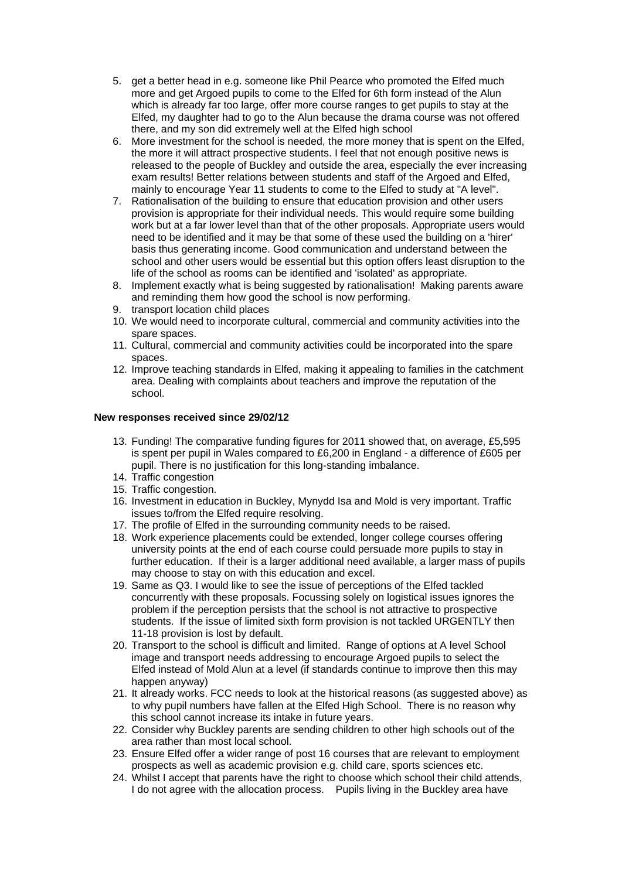5. get a better head in e.g. someone like Phil Pearce who promoted the Elfed much more and get Argoed pupils to come to the Elfed for 6th form instead of the Alun which is already far too large, offer more course ranges to get pupils to stay at the Elfed, my daughter had to go to the Alun because the drama course was not offered there, and my son did extremely well at the Elfed high school
6. More investment for the school is needed, the more money that is spent on the Elfed, the more it will attract prospective students. I feel that not enough positive news is released to the people of Buckley and outside the area, especially the ever increasing exam results! Better relations between students and staff of the Argoed and Elfed, mainly to encourage Year 11 students to come to the Elfed to study at "A level".
7. Rationalisation of the building to ensure that education provision and other users provision is appropriate for their individual needs. This would require some building work but at a far lower level than that of the other proposals. Appropriate users would need to be identified and it may be that some of these used the building on a 'hirer' basis thus generating income. Good communication and understand between the school and other users would be essential but this option offers least disruption to the life of the school as rooms can be identified and 'isolated' as appropriate.
8. Implement exactly what is being suggested by rationalisation! Making parents aware and reminding them how good the school is now performing.
9. transport location child places
10. We would need to incorporate cultural, commercial and community activities into the spare spaces.
11. Cultural, commercial and community activities could be incorporated into the spare spaces.
12. Improve teaching standards in Elfed, making it appealing to families in the catchment area. Dealing with complaints about teachers and improve the reputation of the school.

**New responses received since 29/02/12**

13. Funding! The comparative funding figures for 2011 showed that, on average, £5,595 is spent per pupil in Wales compared to £6,200 in England - a difference of £605 per pupil. There is no justification for this long-standing imbalance.
14. Traffic congestion
15. Traffic congestion.
16. Investment in education in Buckley, Mynydd Isa and Mold is very important. Traffic issues to/from the Elfed require resolving.
17. The profile of Elfed in the surrounding community needs to be raised.
18. Work experience placements could be extended, longer college courses offering university points at the end of each course could persuade more pupils to stay in further education. If their is a larger additional need available, a larger mass of pupils may choose to stay on with this education and excel.
19. Same as Q3. I would like to see the issue of perceptions of the Elfed tackled concurrently with these proposals. Focussing solely on logistical issues ignores the problem if the perception persists that the school is not attractive to prospective students. If the issue of limited sixth form provision is not tackled URGENTLY then 11-18 provision is lost by default.
20. Transport to the school is difficult and limited. Range of options at A level School image and transport needs addressing to encourage Argoed pupils to select the Elfed instead of Mold Alun at a level (if standards continue to improve then this may happen anyway)
21. It already works. FCC needs to look at the historical reasons (as suggested above) as to why pupil numbers have fallen at the Elfed High School. There is no reason why this school cannot increase its intake in future years.
22. Consider why Buckley parents are sending children to other high schools out of the area rather than most local school.
23. Ensure Elfed offer a wider range of post 16 courses that are relevant to employment prospects as well as academic provision e.g. child care, sports sciences etc.
24. Whilst I accept that parents have the right to choose which school their child attends, I do not agree with the allocation process. Pupils living in the Buckley area have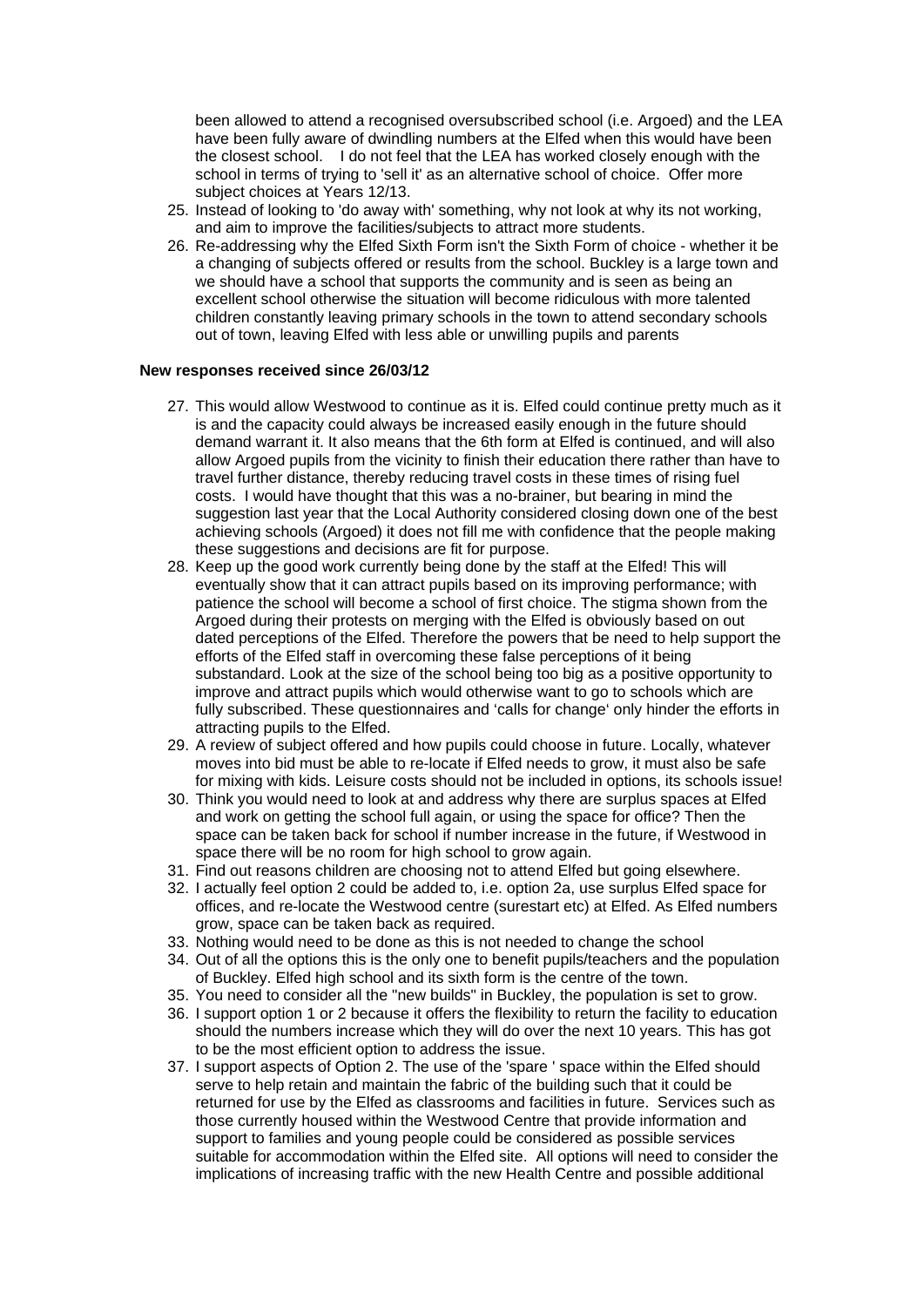been allowed to attend a recognised oversubscribed school (i.e. Argoed) and the LEA have been fully aware of dwindling numbers at the Elfed when this would have been the closest school. I do not feel that the LEA has worked closely enough with the school in terms of trying to 'sell it' as an alternative school of choice. Offer more subject choices at Years 12/13.

25. Instead of looking to 'do away with' something, why not look at why its not working, and aim to improve the facilities/subjects to attract more students.
26. Re-addressing why the Elfed Sixth Form isn't the Sixth Form of choice - whether it be a changing of subjects offered or results from the school. Buckley is a large town and we should have a school that supports the community and is seen as being an excellent school otherwise the situation will become ridiculous with more talented children constantly leaving primary schools in the town to attend secondary schools out of town, leaving Elfed with less able or unwilling pupils and parents

**New responses received since 26/03/12**

27. This would allow Westwood to continue as it is. Elfed could continue pretty much as it is and the capacity could always be increased easily enough in the future should demand warrant it. It also means that the 6th form at Elfed is continued, and will also allow Argoed pupils from the vicinity to finish their education there rather than have to travel further distance, thereby reducing travel costs in these times of rising fuel costs. I would have thought that this was a no-brainer, but bearing in mind the suggestion last year that the Local Authority considered closing down one of the best achieving schools (Argoed) it does not fill me with confidence that the people making these suggestions and decisions are fit for purpose.
28. Keep up the good work currently being done by the staff at the Elfed! This will eventually show that it can attract pupils based on its improving performance; with patience the school will become a school of first choice. The stigma shown from the Argoed during their protests on merging with the Elfed is obviously based on out dated perceptions of the Elfed. Therefore the powers that be need to help support the efforts of the Elfed staff in overcoming these false perceptions of it being substandard. Look at the size of the school being too big as a positive opportunity to improve and attract pupils which would otherwise want to go to schools which are fully subscribed. These questionnaires and 'calls for change' only hinder the efforts in attracting pupils to the Elfed.
29. A review of subject offered and how pupils could choose in future. Locally, whatever moves into bid must be able to re-locate if Elfed needs to grow, it must also be safe for mixing with kids. Leisure costs should not be included in options, its schools issue!
30. Think you would need to look at and address why there are surplus spaces at Elfed and work on getting the school full again, or using the space for office? Then the space can be taken back for school if number increase in the future, if Westwood in space there will be no room for high school to grow again.
31. Find out reasons children are choosing not to attend Elfed but going elsewhere.
32. I actually feel option 2 could be added to, i.e. option 2a, use surplus Elfed space for offices, and re-locate the Westwood centre (surestart etc) at Elfed. As Elfed numbers grow, space can be taken back as required.
33. Nothing would need to be done as this is not needed to change the school
34. Out of all the options this is the only one to benefit pupils/teachers and the population of Buckley. Elfed high school and its sixth form is the centre of the town.
35. You need to consider all the "new builds" in Buckley, the population is set to grow.
36. I support option 1 or 2 because it offers the flexibility to return the facility to education should the numbers increase which they will do over the next 10 years. This has got to be the most efficient option to address the issue.
37. I support aspects of Option 2. The use of the 'spare ' space within the Elfed should serve to help retain and maintain the fabric of the building such that it could be returned for use by the Elfed as classrooms and facilities in future. Services such as those currently housed within the Westwood Centre that provide information and support to families and young people could be considered as possible services suitable for accommodation within the Elfed site. All options will need to consider the implications of increasing traffic with the new Health Centre and possible additional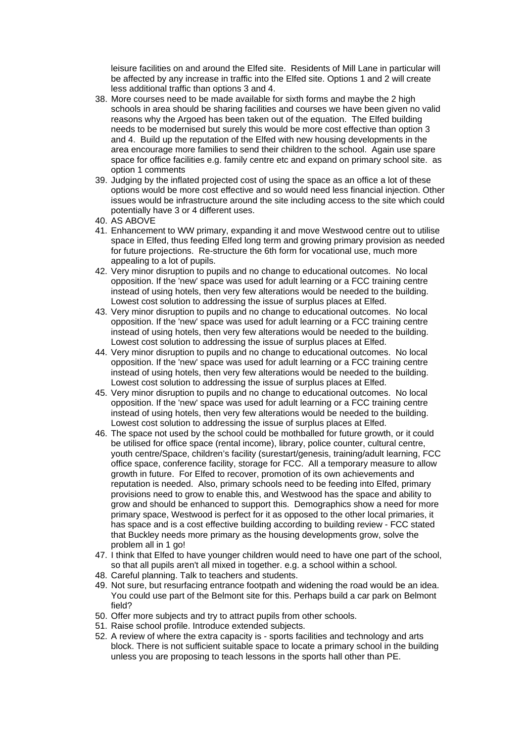leisure facilities on and around the Elfed site. Residents of Mill Lane in particular will be affected by any increase in traffic into the Elfed site. Options 1 and 2 will create less additional traffic than options 3 and 4.

38. More courses need to be made available for sixth forms and maybe the 2 high schools in area should be sharing facilities and courses we have been given no valid reasons why the Argoed has been taken out of the equation. The Elfed building needs to be modernised but surely this would be more cost effective than option 3 and 4. Build up the reputation of the Elfed with new housing developments in the area encourage more families to send their children to the school. Again use spare space for office facilities e.g. family centre etc and expand on primary school site. as option 1 comments
39. Judging by the inflated projected cost of using the space as an office a lot of these options would be more cost effective and so would need less financial injection. Other issues would be infrastructure around the site including access to the site which could potentially have 3 or 4 different uses.
40. AS ABOVE
41. Enhancement to WW primary, expanding it and move Westwood centre out to utilise space in Elfed, thus feeding Elfed long term and growing primary provision as needed for future projections. Re-structure the 6th form for vocational use, much more appealing to a lot of pupils.
42. Very minor disruption to pupils and no change to educational outcomes. No local opposition. If the 'new' space was used for adult learning or a FCC training centre instead of using hotels, then very few alterations would be needed to the building. Lowest cost solution to addressing the issue of surplus places at Elfed.
43. Very minor disruption to pupils and no change to educational outcomes. No local opposition. If the 'new' space was used for adult learning or a FCC training centre instead of using hotels, then very few alterations would be needed to the building. Lowest cost solution to addressing the issue of surplus places at Elfed.
44. Very minor disruption to pupils and no change to educational outcomes. No local opposition. If the 'new' space was used for adult learning or a FCC training centre instead of using hotels, then very few alterations would be needed to the building. Lowest cost solution to addressing the issue of surplus places at Elfed.
45. Very minor disruption to pupils and no change to educational outcomes. No local opposition. If the 'new' space was used for adult learning or a FCC training centre instead of using hotels, then very few alterations would be needed to the building. Lowest cost solution to addressing the issue of surplus places at Elfed.
46. The space not used by the school could be mothballed for future growth, or it could be utilised for office space (rental income), library, police counter, cultural centre, youth centre/Space, children's facility (surestart/genesis, training/adult learning, FCC office space, conference facility, storage for FCC. All a temporary measure to allow growth in future. For Elfed to recover, promotion of its own achievements and reputation is needed. Also, primary schools need to be feeding into Elfed, primary provisions need to grow to enable this, and Westwood has the space and ability to grow and should be enhanced to support this. Demographics show a need for more primary space, Westwood is perfect for it as opposed to the other local primaries, it has space and is a cost effective building according to building review - FCC stated that Buckley needs more primary as the housing developments grow, solve the problem all in 1 go!
47. I think that Elfed to have younger children would need to have one part of the school, so that all pupils aren't all mixed in together. e.g. a school within a school.
48. Careful planning. Talk to teachers and students.
49. Not sure, but resurfacing entrance footpath and widening the road would be an idea. You could use part of the Belmont site for this. Perhaps build a car park on Belmont field?
50. Offer more subjects and try to attract pupils from other schools.
51. Raise school profile. Introduce extended subjects.
52. A review of where the extra capacity is - sports facilities and technology and arts block. There is not sufficient suitable space to locate a primary school in the building unless you are proposing to teach lessons in the sports hall other than PE.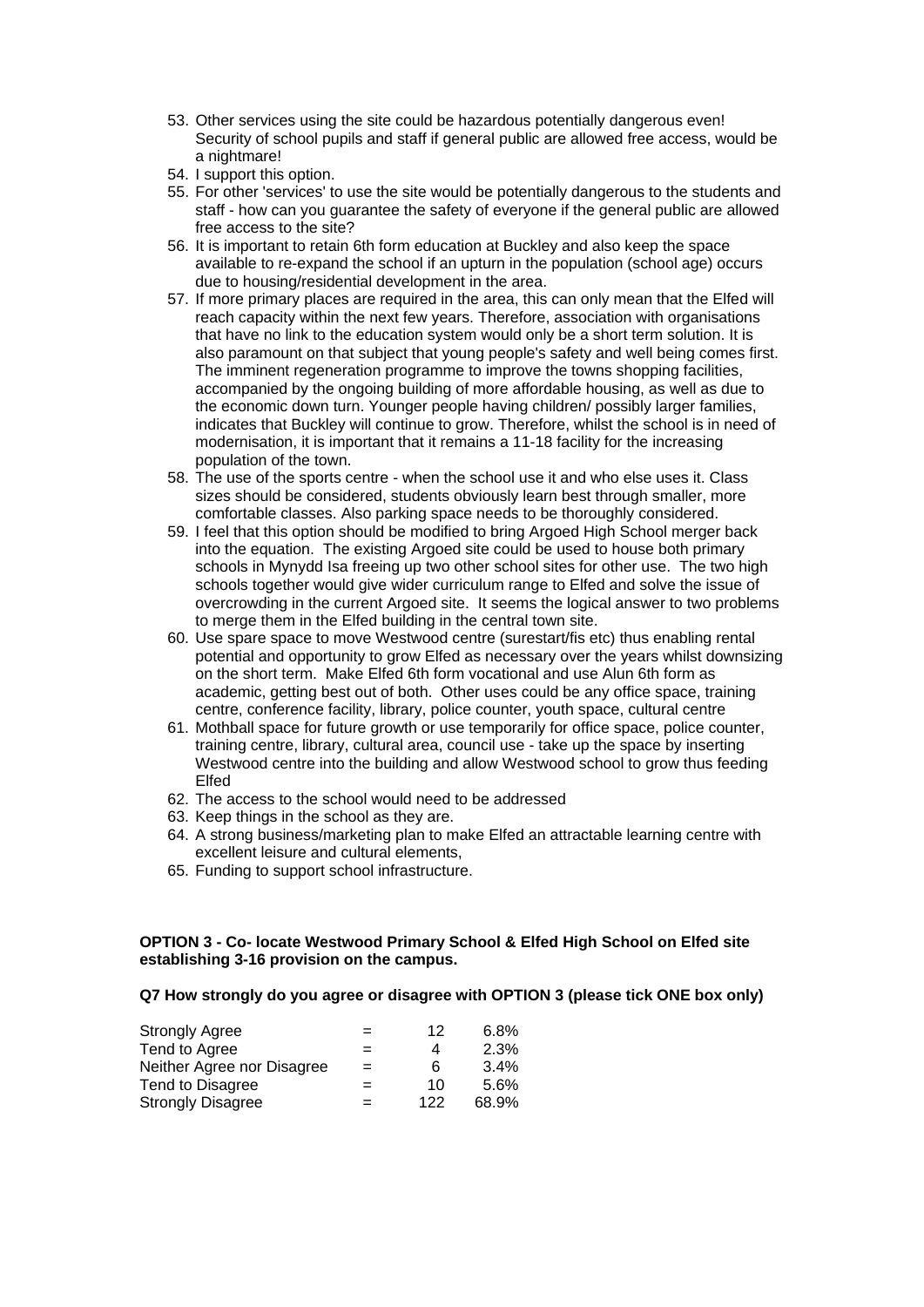53. Other services using the site could be hazardous potentially dangerous even! Security of school pupils and staff if general public are allowed free access, would be a nightmare!
54. I support this option.
55. For other 'services' to use the site would be potentially dangerous to the students and staff - how can you guarantee the safety of everyone if the general public are allowed free access to the site?
56. It is important to retain 6th form education at Buckley and also keep the space available to re-expand the school if an upturn in the population (school age) occurs due to housing/residential development in the area.
57. If more primary places are required in the area, this can only mean that the Elfed will reach capacity within the next few years. Therefore, association with organisations that have no link to the education system would only be a short term solution. It is also paramount on that subject that young people's safety and well being comes first. The imminent regeneration programme to improve the towns shopping facilities, accompanied by the ongoing building of more affordable housing, as well as due to the economic down turn. Younger people having children/ possibly larger families, indicates that Buckley will continue to grow. Therefore, whilst the school is in need of modernisation, it is important that it remains a 11-18 facility for the increasing population of the town.
58. The use of the sports centre - when the school use it and who else uses it. Class sizes should be considered, students obviously learn best through smaller, more comfortable classes. Also parking space needs to be thoroughly considered.
59. I feel that this option should be modified to bring Argoed High School merger back into the equation. The existing Argoed site could be used to house both primary schools in Mynydd Isa freeing up two other school sites for other use. The two high schools together would give wider curriculum range to Elfed and solve the issue of overcrowding in the current Argoed site. It seems the logical answer to two problems to merge them in the Elfed building in the central town site.
60. Use spare space to move Westwood centre (surestart/fis etc) thus enabling rental potential and opportunity to grow Elfed as necessary over the years whilst downsizing on the short term. Make Elfed 6th form vocational and use Alun 6th form as academic, getting best out of both. Other uses could be any office space, training centre, conference facility, library, police counter, youth space, cultural centre
61. Mothball space for future growth or use temporarily for office space, police counter, training centre, library, cultural area, council use - take up the space by inserting Westwood centre into the building and allow Westwood school to grow thus feeding Elfed
62. The access to the school would need to be addressed
63. Keep things in the school as they are.
64. A strong business/marketing plan to make Elfed an attractable learning centre with excellent leisure and cultural elements,
65. Funding to support school infrastructure.

**OPTION 3 - Co- locate Westwood Primary School & Elfed High School on Elfed site establishing 3-16 provision on the campus.**

**Q7 How strongly do you agree or disagree with OPTION 3 (please tick ONE box only)**

| | | | |
|---|---|---|---|
| Strongly Agree | = | 12 | 6.8% |
| Tend to Agree | = | 4 | 2.3% |
| Neither Agree nor Disagree | = | 6 | 3.4% |
| Tend to Disagree | = | 10 | 5.6% |
| Strongly Disagree | = | 122 | 68.9% |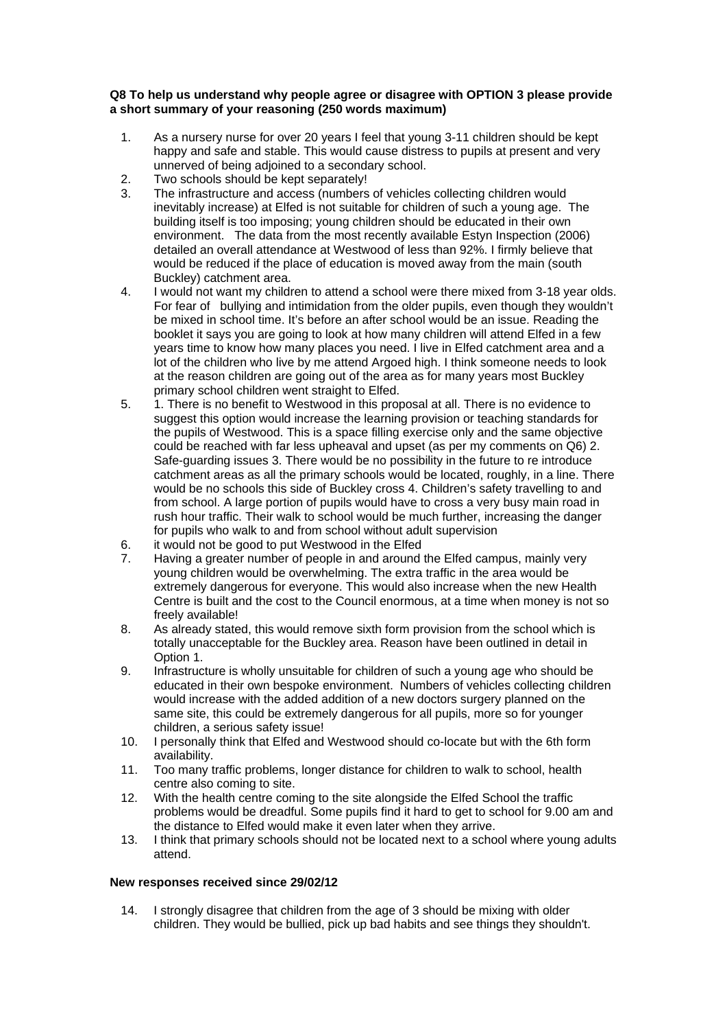**Q8 To help us understand why people agree or disagree with OPTION 3 please provide a short summary of your reasoning (250 words maximum)**

1. As a nursery nurse for over 20 years I feel that young 3-11 children should be kept happy and safe and stable. This would cause distress to pupils at present and very unnerved of being adjoined to a secondary school.
2. Two schools should be kept separately!
3. The infrastructure and access (numbers of vehicles collecting children would inevitably increase) at Elfed is not suitable for children of such a young age. The building itself is too imposing; young children should be educated in their own environment. The data from the most recently available Estyn Inspection (2006) detailed an overall attendance at Westwood of less than 92%. I firmly believe that would be reduced if the place of education is moved away from the main (south Buckley) catchment area.
4. I would not want my children to attend a school were there mixed from 3-18 year olds. For fear of bullying and intimidation from the older pupils, even though they wouldn't be mixed in school time. It's before an after school would be an issue. Reading the booklet it says you are going to look at how many children will attend Elfed in a few years time to know how many places you need. I live in Elfed catchment area and a lot of the children who live by me attend Argoed high. I think someone needs to look at the reason children are going out of the area as for many years most Buckley primary school children went straight to Elfed.
5. 1. There is no benefit to Westwood in this proposal at all. There is no evidence to suggest this option would increase the learning provision or teaching standards for the pupils of Westwood. This is a space filling exercise only and the same objective could be reached with far less upheaval and upset (as per my comments on Q6) 2. Safe-guarding issues 3. There would be no possibility in the future to re introduce catchment areas as all the primary schools would be located, roughly, in a line. There would be no schools this side of Buckley cross 4. Children's safety travelling to and from school. A large portion of pupils would have to cross a very busy main road in rush hour traffic. Their walk to school would be much further, increasing the danger for pupils who walk to and from school without adult supervision
6. it would not be good to put Westwood in the Elfed
7. Having a greater number of people in and around the Elfed campus, mainly very young children would be overwhelming. The extra traffic in the area would be extremely dangerous for everyone. This would also increase when the new Health Centre is built and the cost to the Council enormous, at a time when money is not so freely available!
8. As already stated, this would remove sixth form provision from the school which is totally unacceptable for the Buckley area. Reason have been outlined in detail in Option 1.
9. Infrastructure is wholly unsuitable for children of such a young age who should be educated in their own bespoke environment. Numbers of vehicles collecting children would increase with the added addition of a new doctors surgery planned on the same site, this could be extremely dangerous for all pupils, more so for younger children, a serious safety issue!
10. I personally think that Elfed and Westwood should co-locate but with the 6th form availability.
11. Too many traffic problems, longer distance for children to walk to school, health centre also coming to site.
12. With the health centre coming to the site alongside the Elfed School the traffic problems would be dreadful. Some pupils find it hard to get to school for 9.00 am and the distance to Elfed would make it even later when they arrive.
13. I think that primary schools should not be located next to a school where young adults attend.

**New responses received since 29/02/12**

14. I strongly disagree that children from the age of 3 should be mixing with older children. They would be bullied, pick up bad habits and see things they shouldn't.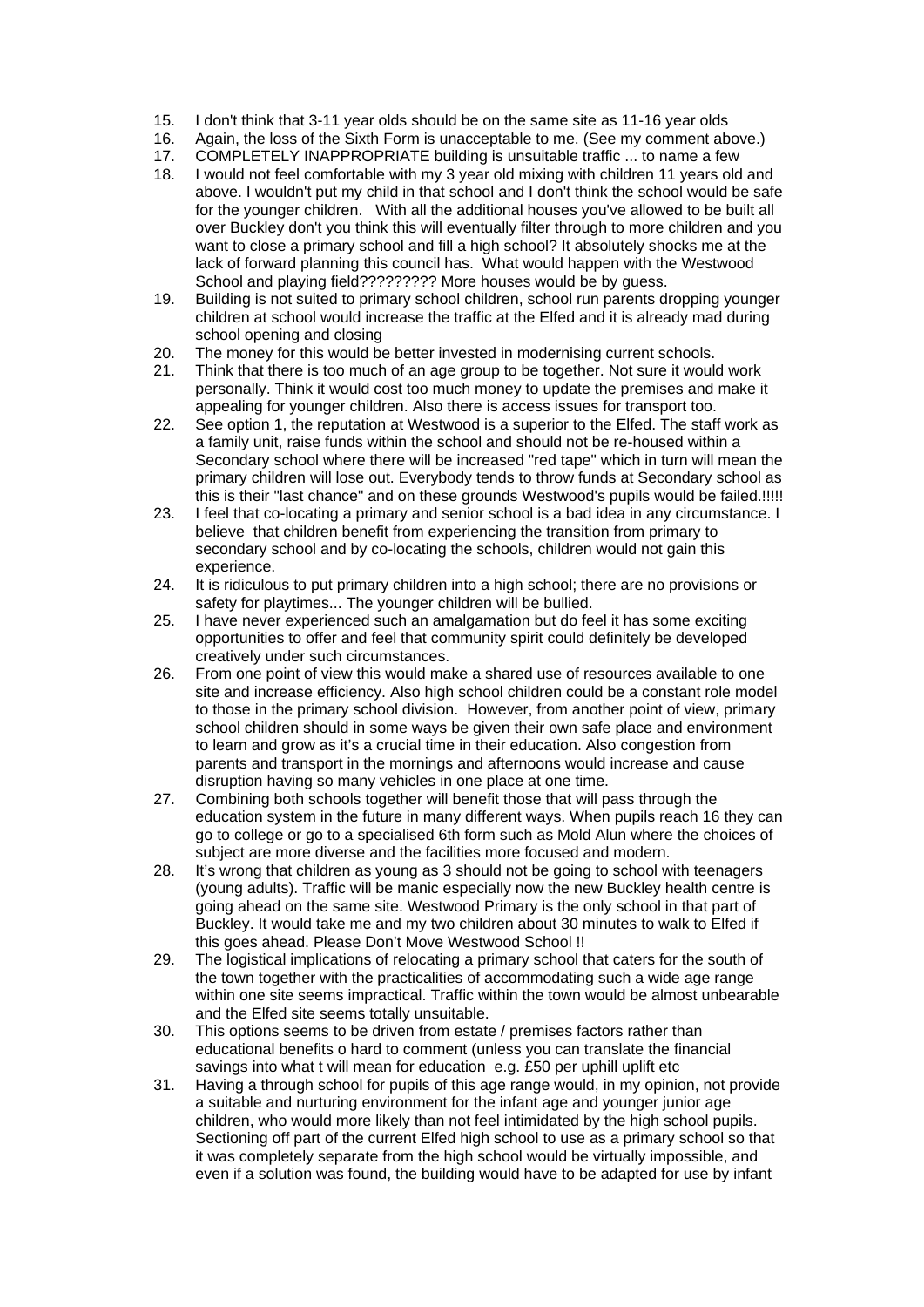15. I don't think that 3-11 year olds should be on the same site as 11-16 year olds
16. Again, the loss of the Sixth Form is unacceptable to me. (See my comment above.)
17. COMPLETELY INAPPROPRIATE building is unsuitable traffic ... to name a few
18. I would not feel comfortable with my 3 year old mixing with children 11 years old and above. I wouldn't put my child in that school and I don't think the school would be safe for the younger children. With all the additional houses you've allowed to be built all over Buckley don't you think this will eventually filter through to more children and you want to close a primary school and fill a high school? It absolutely shocks me at the lack of forward planning this council has. What would happen with the Westwood School and playing field????????? More houses would be by guess.
19. Building is not suited to primary school children, school run parents dropping younger children at school would increase the traffic at the Elfed and it is already mad during school opening and closing
20. The money for this would be better invested in modernising current schools.
21. Think that there is too much of an age group to be together. Not sure it would work personally. Think it would cost too much money to update the premises and make it appealing for younger children. Also there is access issues for transport too.
22. See option 1, the reputation at Westwood is a superior to the Elfed. The staff work as a family unit, raise funds within the school and should not be re-housed within a Secondary school where there will be increased "red tape" which in turn will mean the primary children will lose out. Everybody tends to throw funds at Secondary school as this is their "last chance" and on these grounds Westwood's pupils would be failed.!!!!!
23. I feel that co-locating a primary and senior school is a bad idea in any circumstance. I believe that children benefit from experiencing the transition from primary to secondary school and by co-locating the schools, children would not gain this experience.
24. It is ridiculous to put primary children into a high school; there are no provisions or safety for playtimes... The younger children will be bullied.
25. I have never experienced such an amalgamation but do feel it has some exciting opportunities to offer and feel that community spirit could definitely be developed creatively under such circumstances.
26. From one point of view this would make a shared use of resources available to one site and increase efficiency. Also high school children could be a constant role model to those in the primary school division. However, from another point of view, primary school children should in some ways be given their own safe place and environment to learn and grow as it's a crucial time in their education. Also congestion from parents and transport in the mornings and afternoons would increase and cause disruption having so many vehicles in one place at one time.
27. Combining both schools together will benefit those that will pass through the education system in the future in many different ways. When pupils reach 16 they can go to college or go to a specialised 6th form such as Mold Alun where the choices of subject are more diverse and the facilities more focused and modern.
28. It's wrong that children as young as 3 should not be going to school with teenagers (young adults). Traffic will be manic especially now the new Buckley health centre is going ahead on the same site. Westwood Primary is the only school in that part of Buckley. It would take me and my two children about 30 minutes to walk to Elfed if this goes ahead. Please Don't Move Westwood School !!
29. The logistical implications of relocating a primary school that caters for the south of the town together with the practicalities of accommodating such a wide age range within one site seems impractical. Traffic within the town would be almost unbearable and the Elfed site seems totally unsuitable.
30. This options seems to be driven from estate / premises factors rather than educational benefits o hard to comment (unless you can translate the financial savings into what t will mean for education e.g. £50 per uphill uplift etc
31. Having a through school for pupils of this age range would, in my opinion, not provide a suitable and nurturing environment for the infant age and younger junior age children, who would more likely than not feel intimidated by the high school pupils. Sectioning off part of the current Elfed high school to use as a primary school so that it was completely separate from the high school would be virtually impossible, and even if a solution was found, the building would have to be adapted for use by infant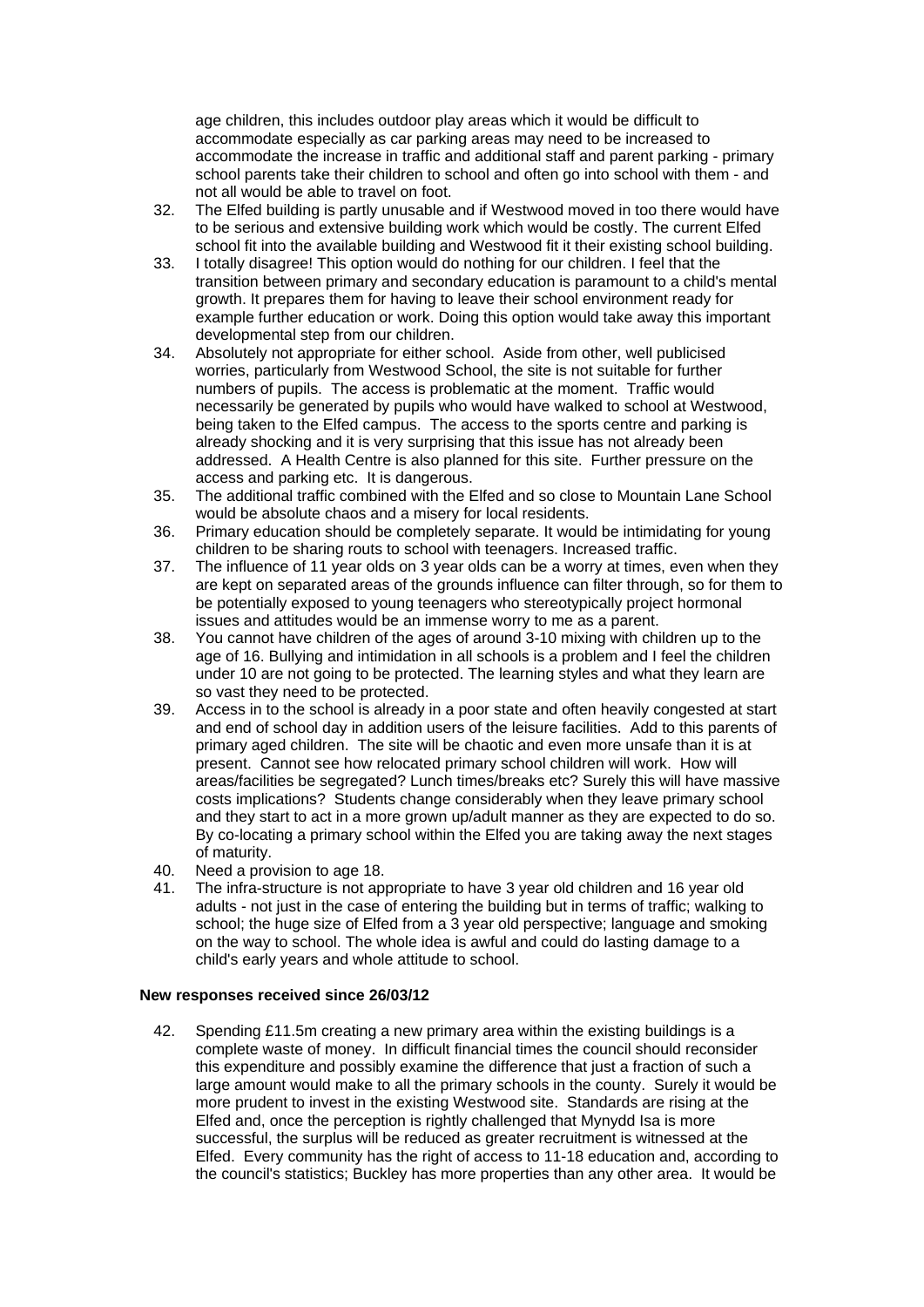age children, this includes outdoor play areas which it would be difficult to accommodate especially as car parking areas may need to be increased to accommodate the increase in traffic and additional staff and parent parking - primary school parents take their children to school and often go into school with them - and not all would be able to travel on foot.

32. The Elfed building is partly unusable and if Westwood moved in too there would have to be serious and extensive building work which would be costly. The current Elfed school fit into the available building and Westwood fit it their existing school building.
33. I totally disagree! This option would do nothing for our children. I feel that the transition between primary and secondary education is paramount to a child's mental growth. It prepares them for having to leave their school environment ready for example further education or work. Doing this option would take away this important developmental step from our children.
34. Absolutely not appropriate for either school. Aside from other, well publicised worries, particularly from Westwood School, the site is not suitable for further numbers of pupils. The access is problematic at the moment. Traffic would necessarily be generated by pupils who would have walked to school at Westwood, being taken to the Elfed campus. The access to the sports centre and parking is already shocking and it is very surprising that this issue has not already been addressed. A Health Centre is also planned for this site. Further pressure on the access and parking etc. It is dangerous.
35. The additional traffic combined with the Elfed and so close to Mountain Lane School would be absolute chaos and a misery for local residents.
36. Primary education should be completely separate. It would be intimidating for young children to be sharing routs to school with teenagers. Increased traffic.
37. The influence of 11 year olds on 3 year olds can be a worry at times, even when they are kept on separated areas of the grounds influence can filter through, so for them to be potentially exposed to young teenagers who stereotypically project hormonal issues and attitudes would be an immense worry to me as a parent.
38. You cannot have children of the ages of around 3-10 mixing with children up to the age of 16. Bullying and intimidation in all schools is a problem and I feel the children under 10 are not going to be protected. The learning styles and what they learn are so vast they need to be protected.
39. Access in to the school is already in a poor state and often heavily congested at start and end of school day in addition users of the leisure facilities. Add to this parents of primary aged children. The site will be chaotic and even more unsafe than it is at present. Cannot see how relocated primary school children will work. How will areas/facilities be segregated? Lunch times/breaks etc? Surely this will have massive costs implications? Students change considerably when they leave primary school and they start to act in a more grown up/adult manner as they are expected to do so. By co-locating a primary school within the Elfed you are taking away the next stages of maturity.
40. Need a provision to age 18.
41. The infra-structure is not appropriate to have 3 year old children and 16 year old adults - not just in the case of entering the building but in terms of traffic; walking to school; the huge size of Elfed from a 3 year old perspective; language and smoking on the way to school. The whole idea is awful and could do lasting damage to a child's early years and whole attitude to school.

**New responses received since 26/03/12**

42. Spending £11.5m creating a new primary area within the existing buildings is a complete waste of money. In difficult financial times the council should reconsider this expenditure and possibly examine the difference that just a fraction of such a large amount would make to all the primary schools in the county. Surely it would be more prudent to invest in the existing Westwood site. Standards are rising at the Elfed and, once the perception is rightly challenged that Mynydd Isa is more successful, the surplus will be reduced as greater recruitment is witnessed at the Elfed. Every community has the right of access to 11-18 education and, according to the council's statistics; Buckley has more properties than any other area. It would be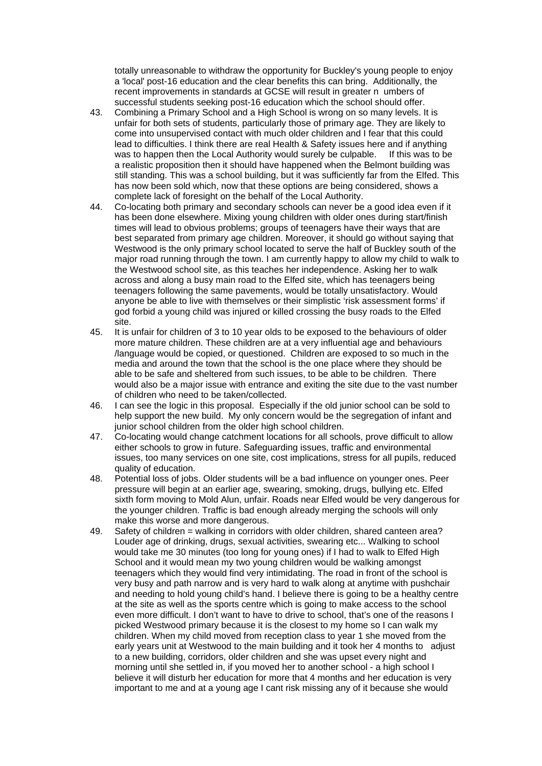totally unreasonable to withdraw the opportunity for Buckley's young people to enjoy a 'local' post-16 education and the clear benefits this can bring. Additionally, the recent improvements in standards at GCSE will result in greater n umbers of successful students seeking post-16 education which the school should offer.

43. Combining a Primary School and a High School is wrong on so many levels. It is unfair for both sets of students, particularly those of primary age. They are likely to come into unsupervised contact with much older children and I fear that this could lead to difficulties. I think there are real Health & Safety issues here and if anything was to happen then the Local Authority would surely be culpable. If this was to be a realistic proposition then it should have happened when the Belmont building was still standing. This was a school building, but it was sufficiently far from the Elfed. This has now been sold which, now that these options are being considered, shows a complete lack of foresight on the behalf of the Local Authority.
44. Co-locating both primary and secondary schools can never be a good idea even if it has been done elsewhere. Mixing young children with older ones during start/finish times will lead to obvious problems; groups of teenagers have their ways that are best separated from primary age children. Moreover, it should go without saying that Westwood is the only primary school located to serve the half of Buckley south of the major road running through the town. I am currently happy to allow my child to walk to the Westwood school site, as this teaches her independence. Asking her to walk across and along a busy main road to the Elfed site, which has teenagers being teenagers following the same pavements, would be totally unsatisfactory. Would anyone be able to live with themselves or their simplistic 'risk assessment forms' if god forbid a young child was injured or killed crossing the busy roads to the Elfed site.
45. It is unfair for children of 3 to 10 year olds to be exposed to the behaviours of older more mature children. These children are at a very influential age and behaviours /language would be copied, or questioned. Children are exposed to so much in the media and around the town that the school is the one place where they should be able to be safe and sheltered from such issues, to be able to be children. There would also be a major issue with entrance and exiting the site due to the vast number of children who need to be taken/collected.
46. I can see the logic in this proposal. Especially if the old junior school can be sold to help support the new build. My only concern would be the segregation of infant and junior school children from the older high school children.
47. Co-locating would change catchment locations for all schools, prove difficult to allow either schools to grow in future. Safeguarding issues, traffic and environmental issues, too many services on one site, cost implications, stress for all pupils, reduced quality of education.
48. Potential loss of jobs. Older students will be a bad influence on younger ones. Peer pressure will begin at an earlier age, swearing, smoking, drugs, bullying etc. Elfed sixth form moving to Mold Alun, unfair. Roads near Elfed would be very dangerous for the younger children. Traffic is bad enough already merging the schools will only make this worse and more dangerous.
49. Safety of children = walking in corridors with older children, shared canteen area? Louder age of drinking, drugs, sexual activities, swearing etc... Walking to school would take me 30 minutes (too long for young ones) if I had to walk to Elfed High School and it would mean my two young children would be walking amongst teenagers which they would find very intimidating. The road in front of the school is very busy and path narrow and is very hard to walk along at anytime with pushchair and needing to hold young child's hand. I believe there is going to be a healthy centre at the site as well as the sports centre which is going to make access to the school even more difficult. I don't want to have to drive to school, that's one of the reasons I picked Westwood primary because it is the closest to my home so I can walk my children. When my child moved from reception class to year 1 she moved from the early years unit at Westwood to the main building and it took her 4 months to adjust to a new building, corridors, older children and she was upset every night and morning until she settled in, if you moved her to another school - a high school I believe it will disturb her education for more that 4 months and her education is very important to me and at a young age I cant risk missing any of it because she would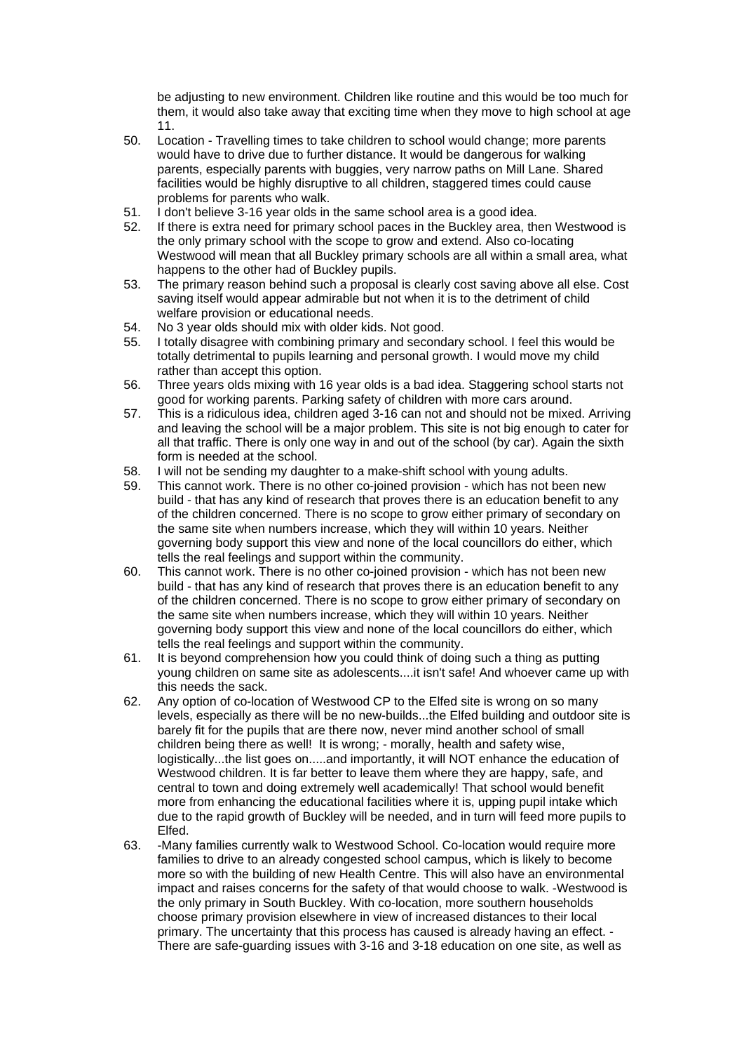be adjusting to new environment. Children like routine and this would be too much for them, it would also take away that exciting time when they move to high school at age 11.

50. Location - Travelling times to take children to school would change; more parents would have to drive due to further distance. It would be dangerous for walking parents, especially parents with buggies, very narrow paths on Mill Lane. Shared facilities would be highly disruptive to all children, staggered times could cause problems for parents who walk.
51. I don't believe 3-16 year olds in the same school area is a good idea.
52. If there is extra need for primary school paces in the Buckley area, then Westwood is the only primary school with the scope to grow and extend. Also co-locating Westwood will mean that all Buckley primary schools are all within a small area, what happens to the other had of Buckley pupils.
53. The primary reason behind such a proposal is clearly cost saving above all else. Cost saving itself would appear admirable but not when it is to the detriment of child welfare provision or educational needs.
54. No 3 year olds should mix with older kids. Not good.
55. I totally disagree with combining primary and secondary school. I feel this would be totally detrimental to pupils learning and personal growth. I would move my child rather than accept this option.
56. Three years olds mixing with 16 year olds is a bad idea. Staggering school starts not good for working parents. Parking safety of children with more cars around.
57. This is a ridiculous idea, children aged 3-16 can not and should not be mixed. Arriving and leaving the school will be a major problem. This site is not big enough to cater for all that traffic. There is only one way in and out of the school (by car). Again the sixth form is needed at the school.
58. I will not be sending my daughter to a make-shift school with young adults.
59. This cannot work. There is no other co-joined provision - which has not been new build - that has any kind of research that proves there is an education benefit to any of the children concerned. There is no scope to grow either primary of secondary on the same site when numbers increase, which they will within 10 years. Neither governing body support this view and none of the local councillors do either, which tells the real feelings and support within the community.
60. This cannot work. There is no other co-joined provision - which has not been new build - that has any kind of research that proves there is an education benefit to any of the children concerned. There is no scope to grow either primary of secondary on the same site when numbers increase, which they will within 10 years. Neither governing body support this view and none of the local councillors do either, which tells the real feelings and support within the community.
61. It is beyond comprehension how you could think of doing such a thing as putting young children on same site as adolescents....it isn't safe! And whoever came up with this needs the sack.
62. Any option of co-location of Westwood CP to the Elfed site is wrong on so many levels, especially as there will be no new-builds...the Elfed building and outdoor site is barely fit for the pupils that are there now, never mind another school of small children being there as well! It is wrong; - morally, health and safety wise, logistically...the list goes on.....and importantly, it will NOT enhance the education of Westwood children. It is far better to leave them where they are happy, safe, and central to town and doing extremely well academically! That school would benefit more from enhancing the educational facilities where it is, upping pupil intake which due to the rapid growth of Buckley will be needed, and in turn will feed more pupils to Elfed.
63. -Many families currently walk to Westwood School. Co-location would require more families to drive to an already congested school campus, which is likely to become more so with the building of new Health Centre. This will also have an environmental impact and raises concerns for the safety of that would choose to walk. -Westwood is the only primary in South Buckley. With co-location, more southern households choose primary provision elsewhere in view of increased distances to their local primary. The uncertainty that this process has caused is already having an effect. -There are safe-guarding issues with 3-16 and 3-18 education on one site, as well as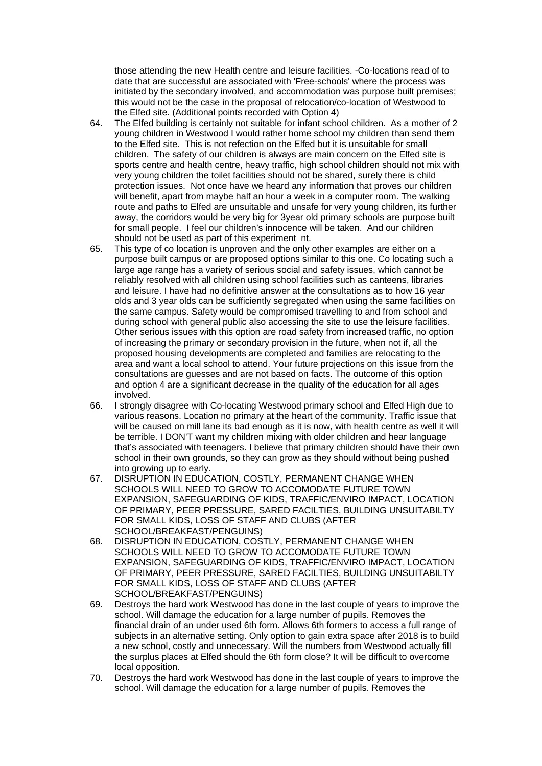those attending the new Health centre and leisure facilities. -Co-locations read of to date that are successful are associated with 'Free-schools' where the process was initiated by the secondary involved, and accommodation was purpose built premises; this would not be the case in the proposal of relocation/co-location of Westwood to the Elfed site. (Additional points recorded with Option 4)

64. The Elfed building is certainly not suitable for infant school children. As a mother of 2 young children in Westwood I would rather home school my children than send them to the Elfed site. This is not refection on the Elfed but it is unsuitable for small children. The safety of our children is always are main concern on the Elfed site is sports centre and health centre, heavy traffic, high school children should not mix with very young children the toilet facilities should not be shared, surely there is child protection issues. Not once have we heard any information that proves our children will benefit, apart from maybe half an hour a week in a computer room. The walking route and paths to Elfed are unsuitable and unsafe for very young children, its further away, the corridors would be very big for 3year old primary schools are purpose built for small people. I feel our children's innocence will be taken. And our children should not be used as part of this experiment nt.
65. This type of co location is unproven and the only other examples are either on a purpose built campus or are proposed options similar to this one. Co locating such a large age range has a variety of serious social and safety issues, which cannot be reliably resolved with all children using school facilities such as canteens, libraries and leisure. I have had no definitive answer at the consultations as to how 16 year olds and 3 year olds can be sufficiently segregated when using the same facilities on the same campus. Safety would be compromised travelling to and from school and during school with general public also accessing the site to use the leisure facilities. Other serious issues with this option are road safety from increased traffic, no option of increasing the primary or secondary provision in the future, when not if, all the proposed housing developments are completed and families are relocating to the area and want a local school to attend. Your future projections on this issue from the consultations are guesses and are not based on facts. The outcome of this option and option 4 are a significant decrease in the quality of the education for all ages involved.
66. I strongly disagree with Co-locating Westwood primary school and Elfed High due to various reasons. Location no primary at the heart of the community. Traffic issue that will be caused on mill lane its bad enough as it is now, with health centre as well it will be terrible. I DON'T want my children mixing with older children and hear language that's associated with teenagers. I believe that primary children should have their own school in their own grounds, so they can grow as they should without being pushed into growing up to early.
67. DISRUPTION IN EDUCATION, COSTLY, PERMANENT CHANGE WHEN SCHOOLS WILL NEED TO GROW TO ACCOMODATE FUTURE TOWN EXPANSION, SAFEGUARDING OF KIDS, TRAFFIC/ENVIRO IMPACT, LOCATION OF PRIMARY, PEER PRESSURE, SARED FACILTIES, BUILDING UNSUITABILTY FOR SMALL KIDS, LOSS OF STAFF AND CLUBS (AFTER SCHOOL/BREAKFAST/PENGUINS)
68. DISRUPTION IN EDUCATION, COSTLY, PERMANENT CHANGE WHEN SCHOOLS WILL NEED TO GROW TO ACCOMODATE FUTURE TOWN EXPANSION, SAFEGUARDING OF KIDS, TRAFFIC/ENVIRO IMPACT, LOCATION OF PRIMARY, PEER PRESSURE, SARED FACILTIES, BUILDING UNSUITABILTY FOR SMALL KIDS, LOSS OF STAFF AND CLUBS (AFTER SCHOOL/BREAKFAST/PENGUINS)
69. Destroys the hard work Westwood has done in the last couple of years to improve the school. Will damage the education for a large number of pupils. Removes the financial drain of an under used 6th form. Allows 6th formers to access a full range of subjects in an alternative setting. Only option to gain extra space after 2018 is to build a new school, costly and unnecessary. Will the numbers from Westwood actually fill the surplus places at Elfed should the 6th form close? It will be difficult to overcome local opposition.
70. Destroys the hard work Westwood has done in the last couple of years to improve the school. Will damage the education for a large number of pupils. Removes the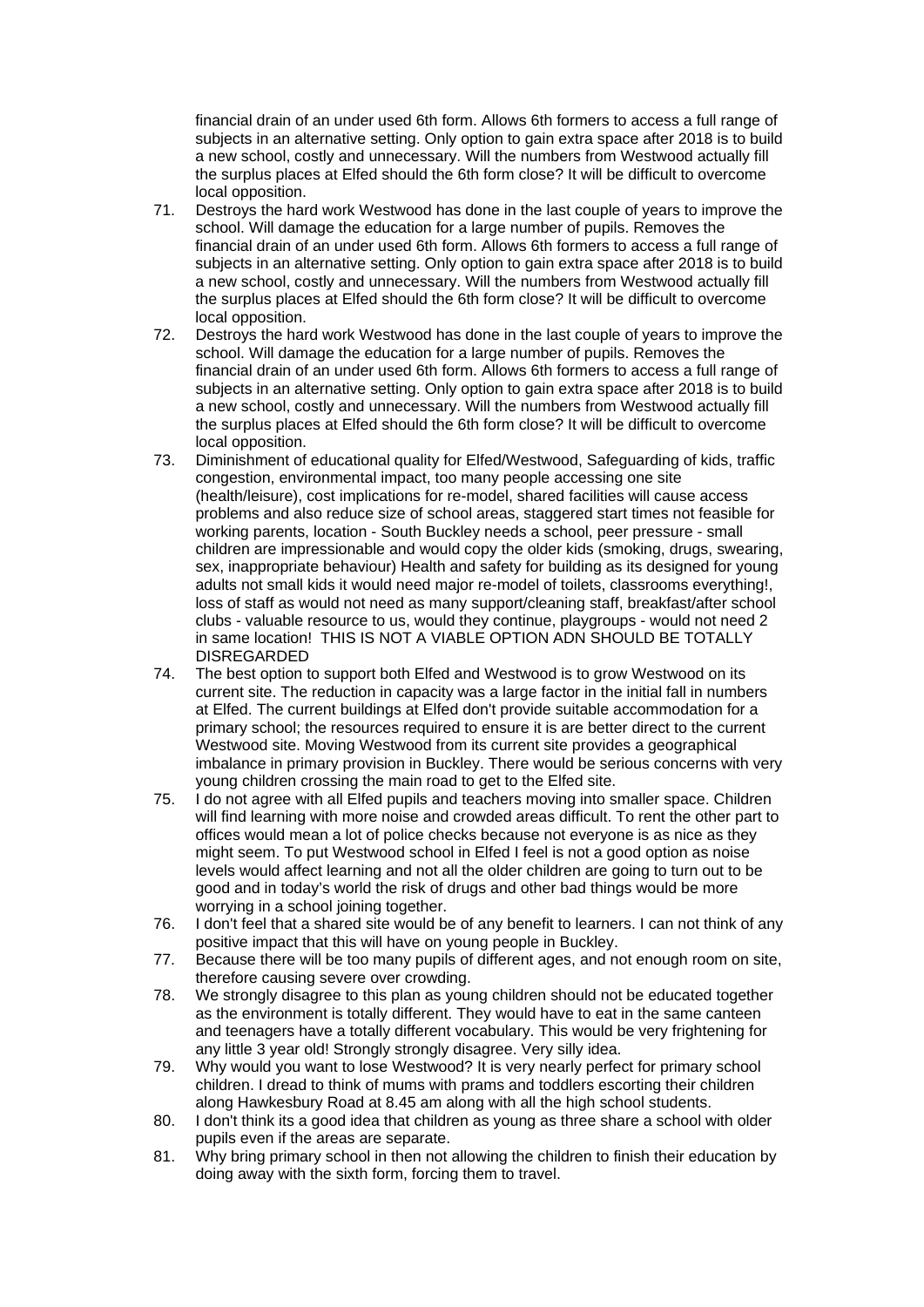financial drain of an under used 6th form. Allows 6th formers to access a full range of subjects in an alternative setting. Only option to gain extra space after 2018 is to build a new school, costly and unnecessary. Will the numbers from Westwood actually fill the surplus places at Elfed should the 6th form close? It will be difficult to overcome local opposition.

71. Destroys the hard work Westwood has done in the last couple of years to improve the school. Will damage the education for a large number of pupils. Removes the financial drain of an under used 6th form. Allows 6th formers to access a full range of subjects in an alternative setting. Only option to gain extra space after 2018 is to build a new school, costly and unnecessary. Will the numbers from Westwood actually fill the surplus places at Elfed should the 6th form close? It will be difficult to overcome local opposition.
72. Destroys the hard work Westwood has done in the last couple of years to improve the school. Will damage the education for a large number of pupils. Removes the financial drain of an under used 6th form. Allows 6th formers to access a full range of subjects in an alternative setting. Only option to gain extra space after 2018 is to build a new school, costly and unnecessary. Will the numbers from Westwood actually fill the surplus places at Elfed should the 6th form close? It will be difficult to overcome local opposition.
73. Diminishment of educational quality for Elfed/Westwood, Safeguarding of kids, traffic congestion, environmental impact, too many people accessing one site (health/leisure), cost implications for re-model, shared facilities will cause access problems and also reduce size of school areas, staggered start times not feasible for working parents, location - South Buckley needs a school, peer pressure - small children are impressionable and would copy the older kids (smoking, drugs, swearing, sex, inappropriate behaviour) Health and safety for building as its designed for young adults not small kids it would need major re-model of toilets, classrooms everything!, loss of staff as would not need as many support/cleaning staff, breakfast/after school clubs - valuable resource to us, would they continue, playgroups - would not need 2 in same location! THIS IS NOT A VIABLE OPTION ADN SHOULD BE TOTALLY DISREGARDED
74. The best option to support both Elfed and Westwood is to grow Westwood on its current site. The reduction in capacity was a large factor in the initial fall in numbers at Elfed. The current buildings at Elfed don't provide suitable accommodation for a primary school; the resources required to ensure it is are better direct to the current Westwood site. Moving Westwood from its current site provides a geographical imbalance in primary provision in Buckley. There would be serious concerns with very young children crossing the main road to get to the Elfed site.
75. I do not agree with all Elfed pupils and teachers moving into smaller space. Children will find learning with more noise and crowded areas difficult. To rent the other part to offices would mean a lot of police checks because not everyone is as nice as they might seem. To put Westwood school in Elfed I feel is not a good option as noise levels would affect learning and not all the older children are going to turn out to be good and in today's world the risk of drugs and other bad things would be more worrying in a school joining together.
76. I don't feel that a shared site would be of any benefit to learners. I can not think of any positive impact that this will have on young people in Buckley.
77. Because there will be too many pupils of different ages, and not enough room on site, therefore causing severe over crowding.
78. We strongly disagree to this plan as young children should not be educated together as the environment is totally different. They would have to eat in the same canteen and teenagers have a totally different vocabulary. This would be very frightening for any little 3 year old! Strongly strongly disagree. Very silly idea.
79. Why would you want to lose Westwood? It is very nearly perfect for primary school children. I dread to think of mums with prams and toddlers escorting their children along Hawkesbury Road at 8.45 am along with all the high school students.
80. I don't think its a good idea that children as young as three share a school with older pupils even if the areas are separate.
81. Why bring primary school in then not allowing the children to finish their education by doing away with the sixth form, forcing them to travel.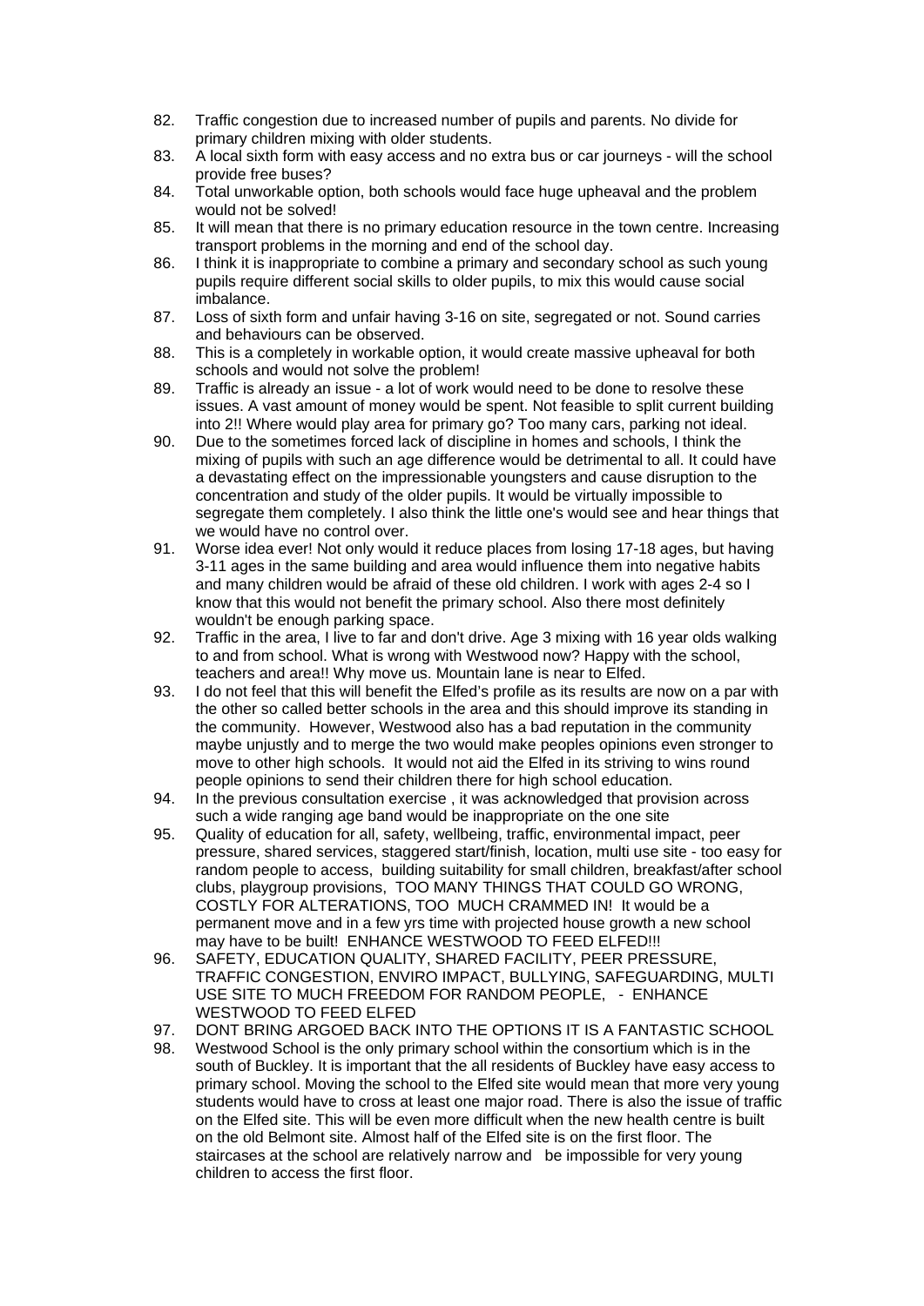82. Traffic congestion due to increased number of pupils and parents. No divide for primary children mixing with older students.
83. A local sixth form with easy access and no extra bus or car journeys - will the school provide free buses?
84. Total unworkable option, both schools would face huge upheaval and the problem would not be solved!
85. It will mean that there is no primary education resource in the town centre. Increasing transport problems in the morning and end of the school day.
86. I think it is inappropriate to combine a primary and secondary school as such young pupils require different social skills to older pupils, to mix this would cause social imbalance.
87. Loss of sixth form and unfair having 3-16 on site, segregated or not. Sound carries and behaviours can be observed.
88. This is a completely in workable option, it would create massive upheaval for both schools and would not solve the problem!
89. Traffic is already an issue - a lot of work would need to be done to resolve these issues. A vast amount of money would be spent. Not feasible to split current building into 2!! Where would play area for primary go? Too many cars, parking not ideal.
90. Due to the sometimes forced lack of discipline in homes and schools, I think the mixing of pupils with such an age difference would be detrimental to all. It could have a devastating effect on the impressionable youngsters and cause disruption to the concentration and study of the older pupils. It would be virtually impossible to segregate them completely. I also think the little one's would see and hear things that we would have no control over.
91. Worse idea ever! Not only would it reduce places from losing 17-18 ages, but having 3-11 ages in the same building and area would influence them into negative habits and many children would be afraid of these old children. I work with ages 2-4 so I know that this would not benefit the primary school. Also there most definitely wouldn't be enough parking space.
92. Traffic in the area, I live to far and don't drive. Age 3 mixing with 16 year olds walking to and from school. What is wrong with Westwood now? Happy with the school, teachers and area!! Why move us. Mountain lane is near to Elfed.
93. I do not feel that this will benefit the Elfed's profile as its results are now on a par with the other so called better schools in the area and this should improve its standing in the community. However, Westwood also has a bad reputation in the community maybe unjustly and to merge the two would make peoples opinions even stronger to move to other high schools. It would not aid the Elfed in its striving to wins round people opinions to send their children there for high school education.
94. In the previous consultation exercise , it was acknowledged that provision across such a wide ranging age band would be inappropriate on the one site
95. Quality of education for all, safety, wellbeing, traffic, environmental impact, peer pressure, shared services, staggered start/finish, location, multi use site - too easy for random people to access, building suitability for small children, breakfast/after school clubs, playgroup provisions, TOO MANY THINGS THAT COULD GO WRONG, COSTLY FOR ALTERATIONS, TOO MUCH CRAMMED IN! It would be a permanent move and in a few yrs time with projected house growth a new school may have to be built! ENHANCE WESTWOOD TO FEED ELFED!!!
96. SAFETY, EDUCATION QUALITY, SHARED FACILITY, PEER PRESSURE, TRAFFIC CONGESTION, ENVIRO IMPACT, BULLYING, SAFEGUARDING, MULTI USE SITE TO MUCH FREEDOM FOR RANDOM PEOPLE, - ENHANCE WESTWOOD TO FEED ELFED
97. DONT BRING ARGOED BACK INTO THE OPTIONS IT IS A FANTASTIC SCHOOL
98. Westwood School is the only primary school within the consortium which is in the south of Buckley. It is important that the all residents of Buckley have easy access to primary school. Moving the school to the Elfed site would mean that more very young students would have to cross at least one major road. There is also the issue of traffic on the Elfed site. This will be even more difficult when the new health centre is built on the old Belmont site. Almost half of the Elfed site is on the first floor. The staircases at the school are relatively narrow and be impossible for very young children to access the first floor.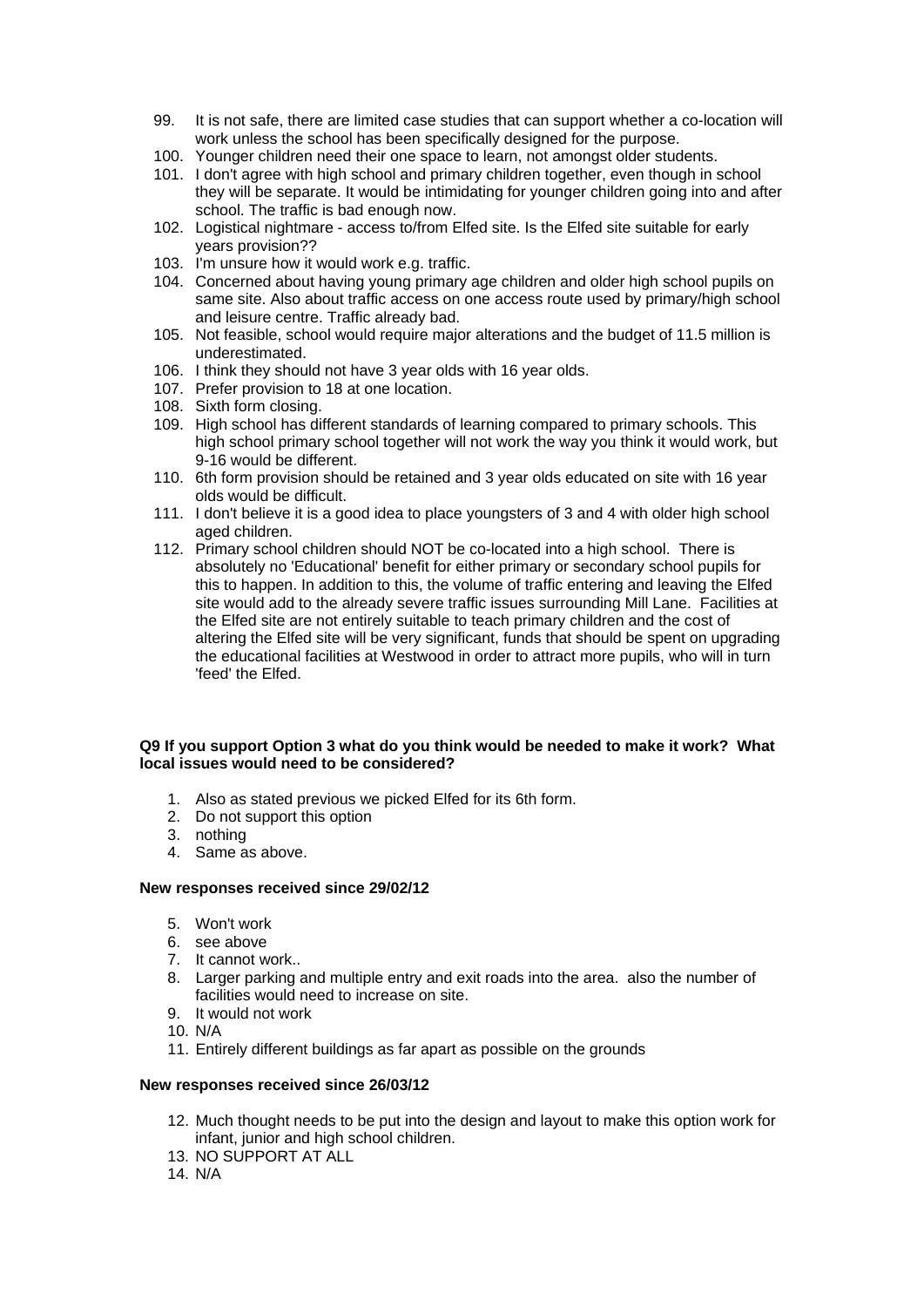99. It is not safe, there are limited case studies that can support whether a co-location will work unless the school has been specifically designed for the purpose.
100. Younger children need their one space to learn, not amongst older students.
101. I don't agree with high school and primary children together, even though in school they will be separate. It would be intimidating for younger children going into and after school. The traffic is bad enough now.
102. Logistical nightmare - access to/from Elfed site. Is the Elfed site suitable for early years provision??
103. I'm unsure how it would work e.g. traffic.
104. Concerned about having young primary age children and older high school pupils on same site. Also about traffic access on one access route used by primary/high school and leisure centre. Traffic already bad.
105. Not feasible, school would require major alterations and the budget of 11.5 million is underestimated.
106. I think they should not have 3 year olds with 16 year olds.
107. Prefer provision to 18 at one location.
108. Sixth form closing.
109. High school has different standards of learning compared to primary schools. This high school primary school together will not work the way you think it would work, but 9-16 would be different.
110. 6th form provision should be retained and 3 year olds educated on site with 16 year olds would be difficult.
111. I don't believe it is a good idea to place youngsters of 3 and 4 with older high school aged children.
112. Primary school children should NOT be co-located into a high school. There is absolutely no 'Educational' benefit for either primary or secondary school pupils for this to happen. In addition to this, the volume of traffic entering and leaving the Elfed site would add to the already severe traffic issues surrounding Mill Lane. Facilities at the Elfed site are not entirely suitable to teach primary children and the cost of altering the Elfed site will be very significant, funds that should be spent on upgrading the educational facilities at Westwood in order to attract more pupils, who will in turn 'feed' the Elfed.

**Q9 If you support Option 3 what do you think would be needed to make it work? What local issues would need to be considered?**

1. Also as stated previous we picked Elfed for its 6th form.
2. Do not support this option
3. nothing
4. Same as above.

**New responses received since 29/02/12**

5. Won't work
6. see above
7. It cannot work..
8. Larger parking and multiple entry and exit roads into the area. also the number of facilities would need to increase on site.
9. It would not work
10. N/A
11. Entirely different buildings as far apart as possible on the grounds

**New responses received since 26/03/12**

12. Much thought needs to be put into the design and layout to make this option work for infant, junior and high school children.
13. NO SUPPORT AT ALL
14. N/A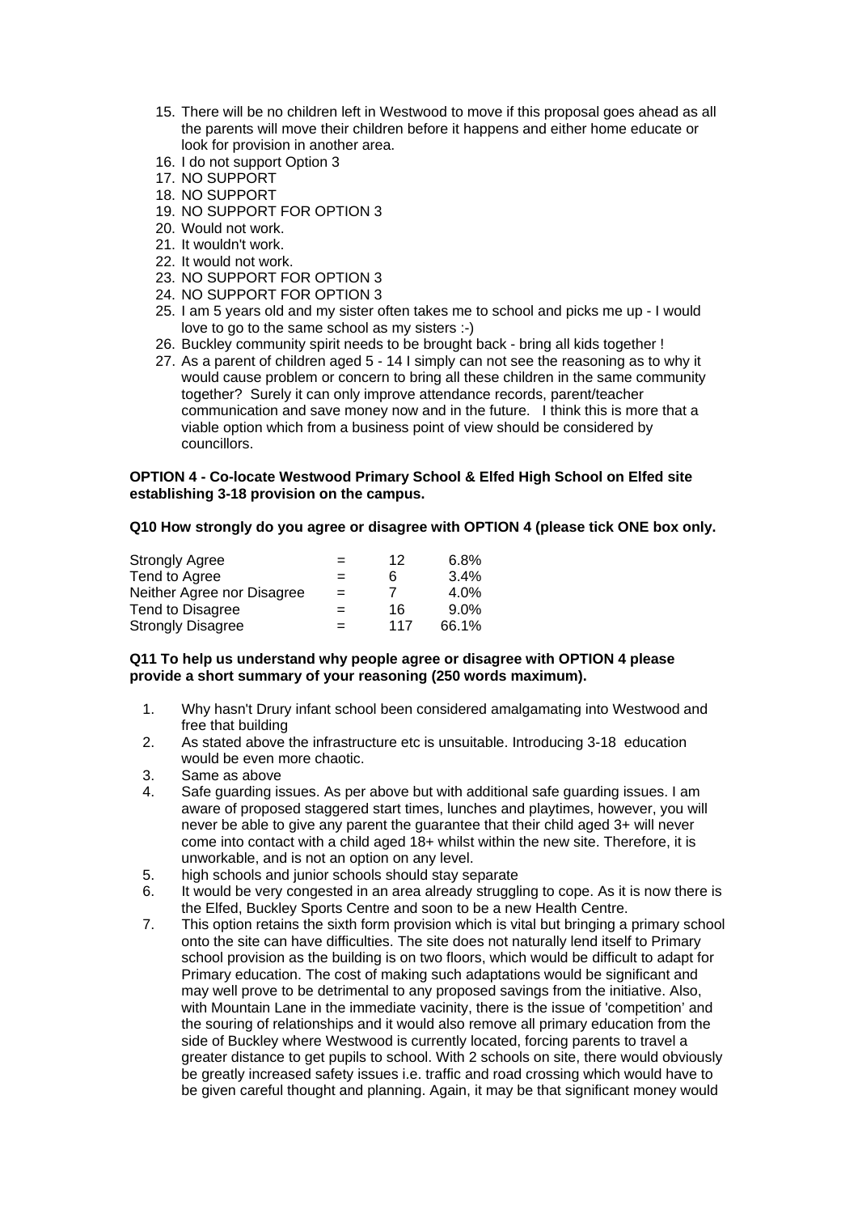15. There will be no children left in Westwood to move if this proposal goes ahead as all the parents will move their children before it happens and either home educate or look for provision in another area.
16. I do not support Option 3
17. NO SUPPORT
18. NO SUPPORT
19. NO SUPPORT FOR OPTION 3
20. Would not work.
21. It wouldn't work.
22. It would not work.
23. NO SUPPORT FOR OPTION 3
24. NO SUPPORT FOR OPTION 3
25. I am 5 years old and my sister often takes me to school and picks me up - I would love to go to the same school as my sisters :-)
26. Buckley community spirit needs to be brought back - bring all kids together !
27. As a parent of children aged 5 - 14 I simply can not see the reasoning as to why it would cause problem or concern to bring all these children in the same community together? Surely it can only improve attendance records, parent/teacher communication and save money now and in the future. I think this is more that a viable option which from a business point of view should be considered by councillors.

**OPTION 4 - Co-locate Westwood Primary School & Elfed High School on Elfed site establishing 3-18 provision on the campus.**

**Q10 How strongly do you agree or disagree with OPTION 4 (please tick ONE box only.**

| | | | |
|---|---|---|---|
| Strongly Agree | = | 12 | 6.8% |
| Tend to Agree | = | 6 | 3.4% |
| Neither Agree nor Disagree | = | 7 | 4.0% |
| Tend to Disagree | = | 16 | 9.0% |
| Strongly Disagree | = | 117 | 66.1% |

**Q11 To help us understand why people agree or disagree with OPTION 4 please provide a short summary of your reasoning (250 words maximum).**

1. Why hasn't Drury infant school been considered amalgamating into Westwood and free that building
2. As stated above the infrastructure etc is unsuitable. Introducing 3-18 education would be even more chaotic.
3. Same as above
4. Safe guarding issues. As per above but with additional safe guarding issues. I am aware of proposed staggered start times, lunches and playtimes, however, you will never be able to give any parent the guarantee that their child aged 3+ will never come into contact with a child aged 18+ whilst within the new site. Therefore, it is unworkable, and is not an option on any level.
5. high schools and junior schools should stay separate
6. It would be very congested in an area already struggling to cope. As it is now there is the Elfed, Buckley Sports Centre and soon to be a new Health Centre.
7. This option retains the sixth form provision which is vital but bringing a primary school onto the site can have difficulties. The site does not naturally lend itself to Primary school provision as the building is on two floors, which would be difficult to adapt for Primary education. The cost of making such adaptations would be significant and may well prove to be detrimental to any proposed savings from the initiative. Also, with Mountain Lane in the immediate vacinity, there is the issue of 'competition' and the souring of relationships and it would also remove all primary education from the side of Buckley where Westwood is currently located, forcing parents to travel a greater distance to get pupils to school. With 2 schools on site, there would obviously be greatly increased safety issues i.e. traffic and road crossing which would have to be given careful thought and planning. Again, it may be that significant money would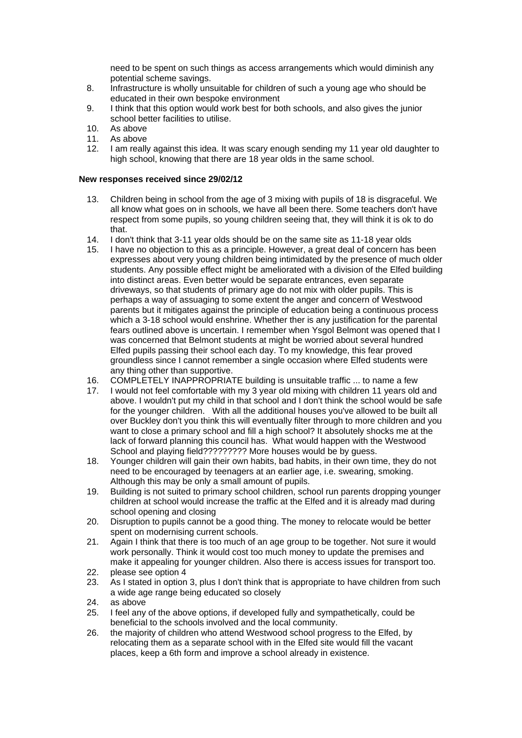need to be spent on such things as access arrangements which would diminish any potential scheme savings.

8. Infrastructure is wholly unsuitable for children of such a young age who should be educated in their own bespoke environment
9. I think that this option would work best for both schools, and also gives the junior school better facilities to utilise.
10. As above
11. As above
12. I am really against this idea. It was scary enough sending my 11 year old daughter to high school, knowing that there are 18 year olds in the same school.

**New responses received since 29/02/12**

13. Children being in school from the age of 3 mixing with pupils of 18 is disgraceful. We all know what goes on in schools, we have all been there. Some teachers don't have respect from some pupils, so young children seeing that, they will think it is ok to do that.
14. I don't think that 3-11 year olds should be on the same site as 11-18 year olds
15. I have no objection to this as a principle. However, a great deal of concern has been expresses about very young children being intimidated by the presence of much older students. Any possible effect might be ameliorated with a division of the Elfed building into distinct areas. Even better would be separate entrances, even separate driveways, so that students of primary age do not mix with older pupils. This is perhaps a way of assuaging to some extent the anger and concern of Westwood parents but it mitigates against the principle of education being a continuous process which a 3-18 school would enshrine. Whether ther is any justification for the parental fears outlined above is uncertain. I remember when Ysgol Belmont was opened that I was concerned that Belmont students at might be worried about several hundred Elfed pupils passing their school each day. To my knowledge, this fear proved groundless since I cannot remember a single occasion where Elfed students were any thing other than supportive.
16. COMPLETELY INAPPROPRIATE building is unsuitable traffic ... to name a few
17. I would not feel comfortable with my 3 year old mixing with children 11 years old and above. I wouldn't put my child in that school and I don't think the school would be safe for the younger children. With all the additional houses you've allowed to be built all over Buckley don't you think this will eventually filter through to more children and you want to close a primary school and fill a high school? It absolutely shocks me at the lack of forward planning this council has. What would happen with the Westwood School and playing field????????? More houses would be by guess.
18. Younger children will gain their own habits, bad habits, in their own time, they do not need to be encouraged by teenagers at an earlier age, i.e. swearing, smoking. Although this may be only a small amount of pupils.
19. Building is not suited to primary school children, school run parents dropping younger children at school would increase the traffic at the Elfed and it is already mad during school opening and closing
20. Disruption to pupils cannot be a good thing. The money to relocate would be better spent on modernising current schools.
21. Again I think that there is too much of an age group to be together. Not sure it would work personally. Think it would cost too much money to update the premises and make it appealing for younger children. Also there is access issues for transport too.
22. please see option 4
23. As I stated in option 3, plus I don't think that is appropriate to have children from such a wide age range being educated so closely
24. as above
25. I feel any of the above options, if developed fully and sympathetically, could be beneficial to the schools involved and the local community.
26. the majority of children who attend Westwood school progress to the Elfed, by relocating them as a separate school with in the Elfed site would fill the vacant places, keep a 6th form and improve a school already in existence.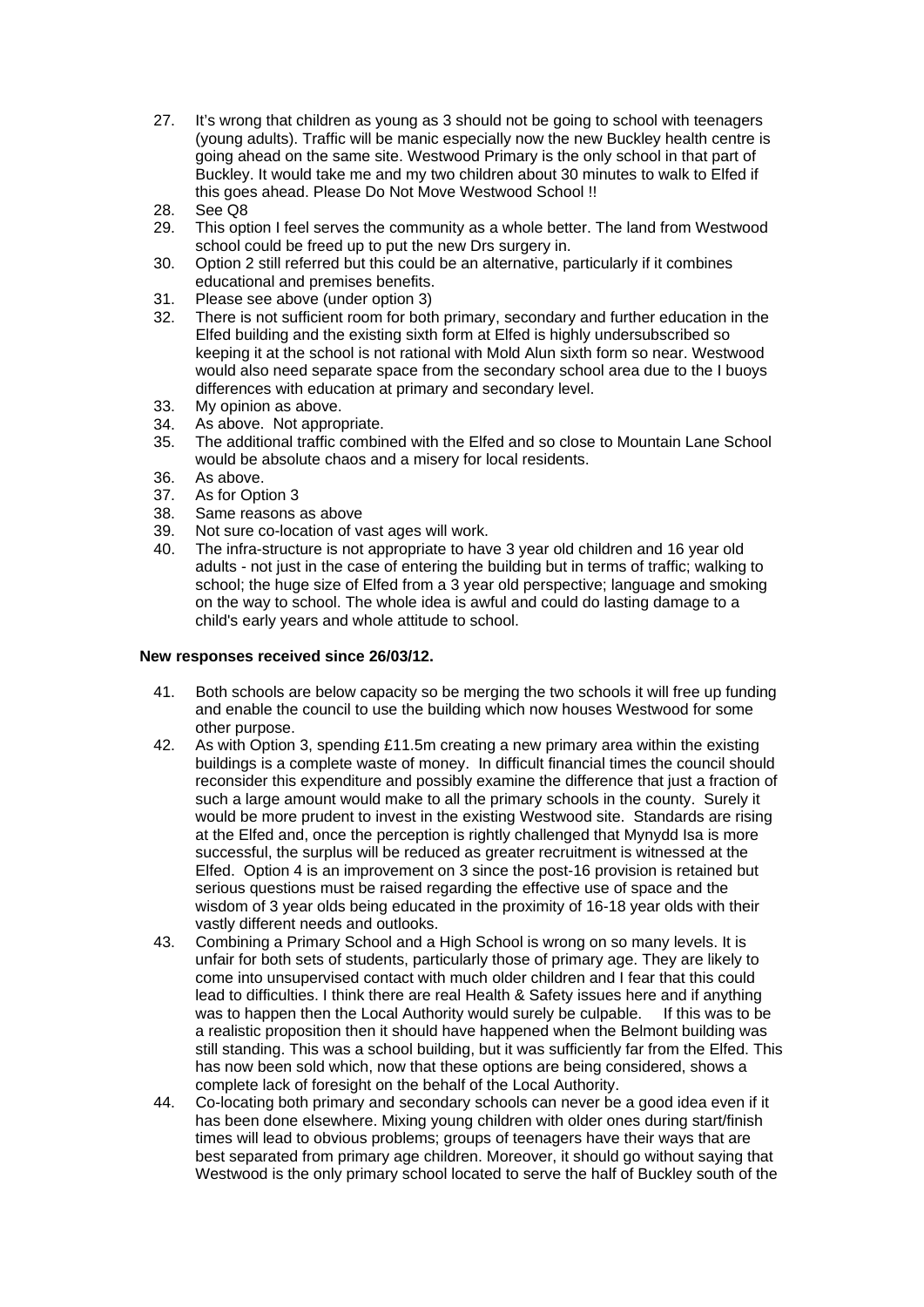27. It's wrong that children as young as 3 should not be going to school with teenagers (young adults). Traffic will be manic especially now the new Buckley health centre is going ahead on the same site. Westwood Primary is the only school in that part of Buckley. It would take me and my two children about 30 minutes to walk to Elfed if this goes ahead. Please Do Not Move Westwood School !!
28. See Q8
29. This option I feel serves the community as a whole better. The land from Westwood school could be freed up to put the new Drs surgery in.
30. Option 2 still referred but this could be an alternative, particularly if it combines educational and premises benefits.
31. Please see above (under option 3)
32. There is not sufficient room for both primary, secondary and further education in the Elfed building and the existing sixth form at Elfed is highly undersubscribed so keeping it at the school is not rational with Mold Alun sixth form so near. Westwood would also need separate space from the secondary school area due to the I buoys differences with education at primary and secondary level.
33. My opinion as above.
34. As above. Not appropriate.
35. The additional traffic combined with the Elfed and so close to Mountain Lane School would be absolute chaos and a misery for local residents.
36. As above.
37. As for Option 3
38. Same reasons as above
39. Not sure co-location of vast ages will work.
40. The infra-structure is not appropriate to have 3 year old children and 16 year old adults - not just in the case of entering the building but in terms of traffic; walking to school; the huge size of Elfed from a 3 year old perspective; language and smoking on the way to school. The whole idea is awful and could do lasting damage to a child's early years and whole attitude to school.

**New responses received since 26/03/12.**

41. Both schools are below capacity so be merging the two schools it will free up funding and enable the council to use the building which now houses Westwood for some other purpose.
42. As with Option 3, spending £11.5m creating a new primary area within the existing buildings is a complete waste of money. In difficult financial times the council should reconsider this expenditure and possibly examine the difference that just a fraction of such a large amount would make to all the primary schools in the county. Surely it would be more prudent to invest in the existing Westwood site. Standards are rising at the Elfed and, once the perception is rightly challenged that Mynydd Isa is more successful, the surplus will be reduced as greater recruitment is witnessed at the Elfed. Option 4 is an improvement on 3 since the post-16 provision is retained but serious questions must be raised regarding the effective use of space and the wisdom of 3 year olds being educated in the proximity of 16-18 year olds with their vastly different needs and outlooks.
43. Combining a Primary School and a High School is wrong on so many levels. It is unfair for both sets of students, particularly those of primary age. They are likely to come into unsupervised contact with much older children and I fear that this could lead to difficulties. I think there are real Health & Safety issues here and if anything was to happen then the Local Authority would surely be culpable. If this was to be a realistic proposition then it should have happened when the Belmont building was still standing. This was a school building, but it was sufficiently far from the Elfed. This has now been sold which, now that these options are being considered, shows a complete lack of foresight on the behalf of the Local Authority.
44. Co-locating both primary and secondary schools can never be a good idea even if it has been done elsewhere. Mixing young children with older ones during start/finish times will lead to obvious problems; groups of teenagers have their ways that are best separated from primary age children. Moreover, it should go without saying that Westwood is the only primary school located to serve the half of Buckley south of the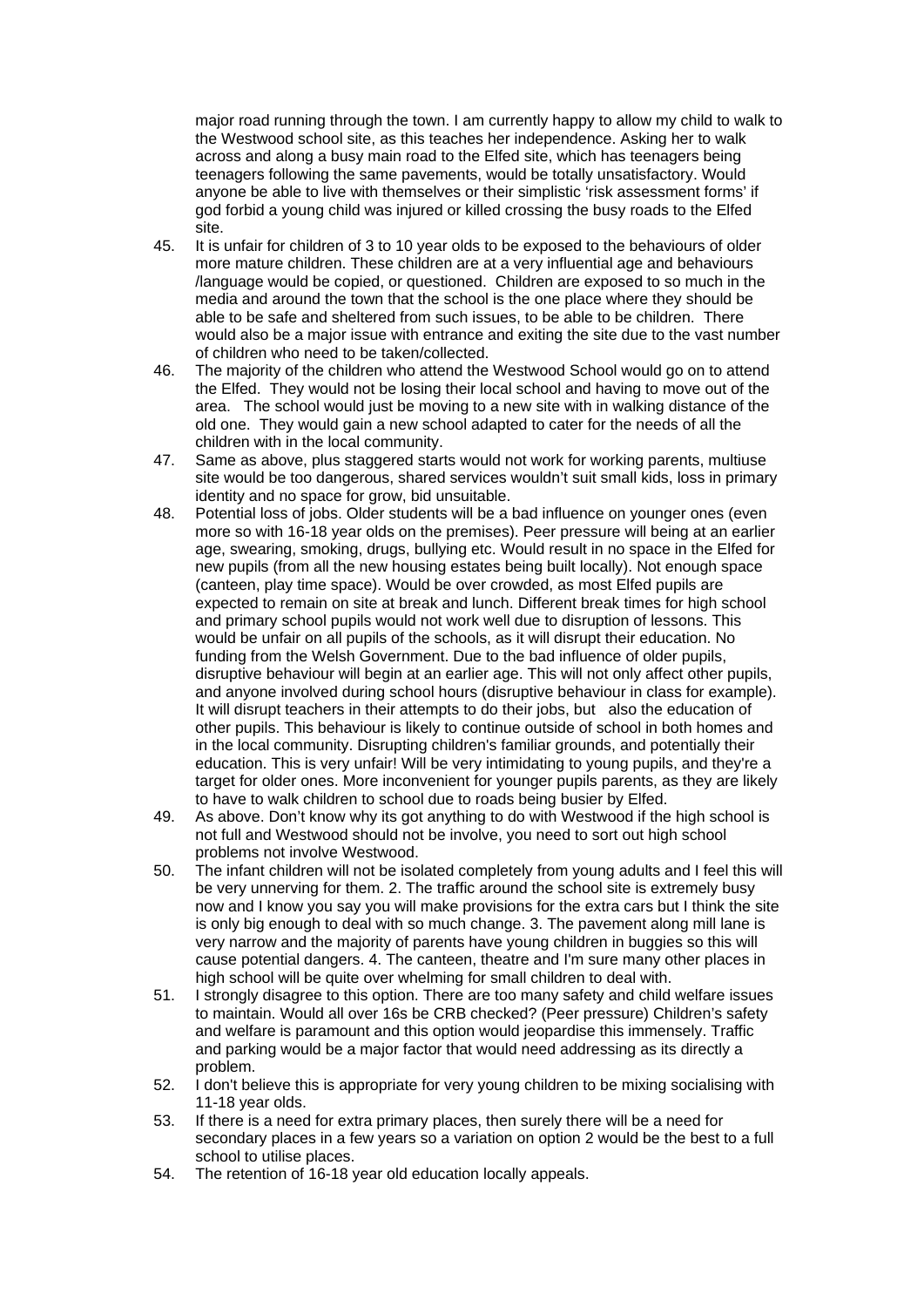major road running through the town. I am currently happy to allow my child to walk to the Westwood school site, as this teaches her independence. Asking her to walk across and along a busy main road to the Elfed site, which has teenagers being teenagers following the same pavements, would be totally unsatisfactory. Would anyone be able to live with themselves or their simplistic 'risk assessment forms' if god forbid a young child was injured or killed crossing the busy roads to the Elfed site.

45. It is unfair for children of 3 to 10 year olds to be exposed to the behaviours of older more mature children. These children are at a very influential age and behaviours /language would be copied, or questioned. Children are exposed to so much in the media and around the town that the school is the one place where they should be able to be safe and sheltered from such issues, to be able to be children. There would also be a major issue with entrance and exiting the site due to the vast number of children who need to be taken/collected.
46. The majority of the children who attend the Westwood School would go on to attend the Elfed. They would not be losing their local school and having to move out of the area. The school would just be moving to a new site with in walking distance of the old one. They would gain a new school adapted to cater for the needs of all the children with in the local community.
47. Same as above, plus staggered starts would not work for working parents, multiuse site would be too dangerous, shared services wouldn't suit small kids, loss in primary identity and no space for grow, bid unsuitable.
48. Potential loss of jobs. Older students will be a bad influence on younger ones (even more so with 16-18 year olds on the premises). Peer pressure will being at an earlier age, swearing, smoking, drugs, bullying etc. Would result in no space in the Elfed for new pupils (from all the new housing estates being built locally). Not enough space (canteen, play time space). Would be over crowded, as most Elfed pupils are expected to remain on site at break and lunch. Different break times for high school and primary school pupils would not work well due to disruption of lessons. This would be unfair on all pupils of the schools, as it will disrupt their education. No funding from the Welsh Government. Due to the bad influence of older pupils, disruptive behaviour will begin at an earlier age. This will not only affect other pupils, and anyone involved during school hours (disruptive behaviour in class for example). It will disrupt teachers in their attempts to do their jobs, but also the education of other pupils. This behaviour is likely to continue outside of school in both homes and in the local community. Disrupting children's familiar grounds, and potentially their education. This is very unfair! Will be very intimidating to young pupils, and they're a target for older ones. More inconvenient for younger pupils parents, as they are likely to have to walk children to school due to roads being busier by Elfed.
49. As above. Don't know why its got anything to do with Westwood if the high school is not full and Westwood should not be involve, you need to sort out high school problems not involve Westwood.
50. The infant children will not be isolated completely from young adults and I feel this will be very unnerving for them. 2. The traffic around the school site is extremely busy now and I know you say you will make provisions for the extra cars but I think the site is only big enough to deal with so much change. 3. The pavement along mill lane is very narrow and the majority of parents have young children in buggies so this will cause potential dangers. 4. The canteen, theatre and I'm sure many other places in high school will be quite over whelming for small children to deal with.
51. I strongly disagree to this option. There are too many safety and child welfare issues to maintain. Would all over 16s be CRB checked? (Peer pressure) Children's safety and welfare is paramount and this option would jeopardise this immensely. Traffic and parking would be a major factor that would need addressing as its directly a problem.
52. I don't believe this is appropriate for very young children to be mixing socialising with 11-18 year olds.
53. If there is a need for extra primary places, then surely there will be a need for secondary places in a few years so a variation on option 2 would be the best to a full school to utilise places.
54. The retention of 16-18 year old education locally appeals.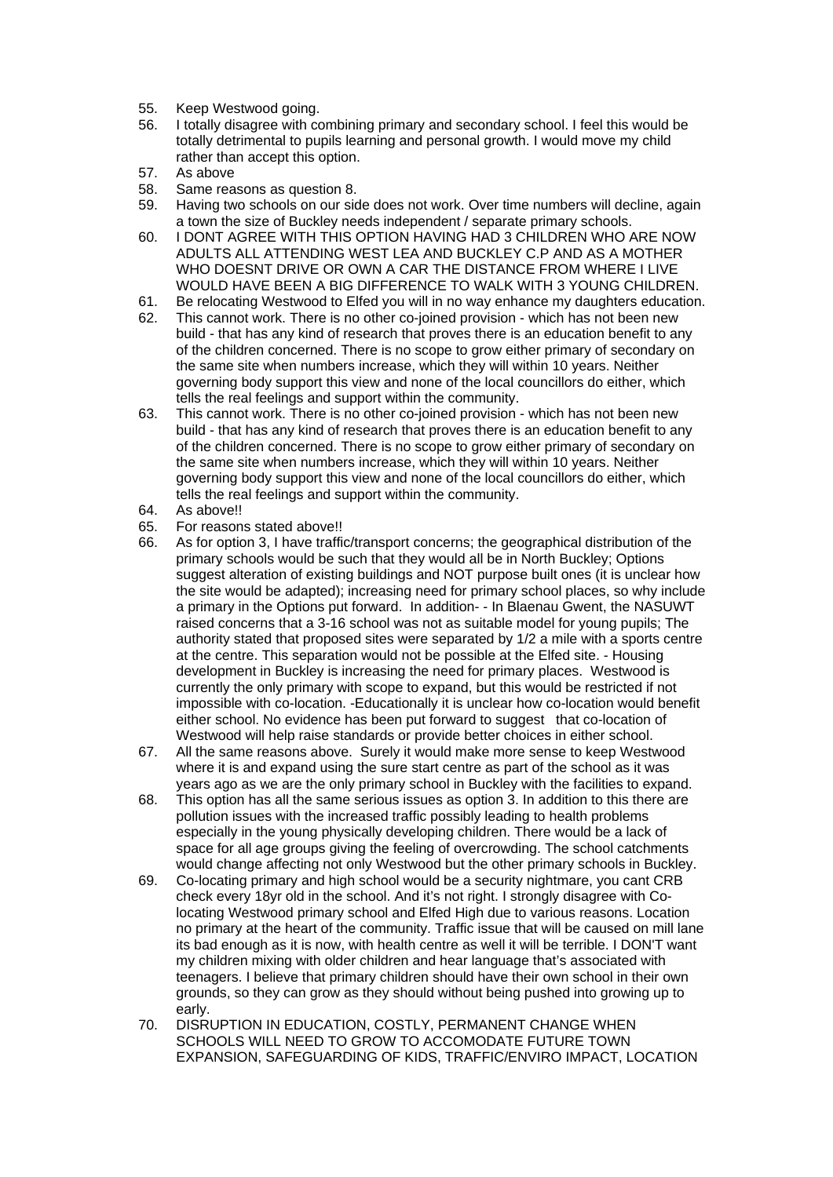55. Keep Westwood going.
56. I totally disagree with combining primary and secondary school. I feel this would be totally detrimental to pupils learning and personal growth. I would move my child rather than accept this option.
57. As above
58. Same reasons as question 8.
59. Having two schools on our side does not work. Over time numbers will decline, again a town the size of Buckley needs independent / separate primary schools.
60. I DONT AGREE WITH THIS OPTION HAVING HAD 3 CHILDREN WHO ARE NOW ADULTS ALL ATTENDING WEST LEA AND BUCKLEY C.P AND AS A MOTHER WHO DOESNT DRIVE OR OWN A CAR THE DISTANCE FROM WHERE I LIVE WOULD HAVE BEEN A BIG DIFFERENCE TO WALK WITH 3 YOUNG CHILDREN.
61. Be relocating Westwood to Elfed you will in no way enhance my daughters education.
62. This cannot work. There is no other co-joined provision - which has not been new build - that has any kind of research that proves there is an education benefit to any of the children concerned. There is no scope to grow either primary of secondary on the same site when numbers increase, which they will within 10 years. Neither governing body support this view and none of the local councillors do either, which tells the real feelings and support within the community.
63. This cannot work. There is no other co-joined provision - which has not been new build - that has any kind of research that proves there is an education benefit to any of the children concerned. There is no scope to grow either primary of secondary on the same site when numbers increase, which they will within 10 years. Neither governing body support this view and none of the local councillors do either, which tells the real feelings and support within the community.
64. As above!!
65. For reasons stated above!!
66. As for option 3, I have traffic/transport concerns; the geographical distribution of the primary schools would be such that they would all be in North Buckley; Options suggest alteration of existing buildings and NOT purpose built ones (it is unclear how the site would be adapted); increasing need for primary school places, so why include a primary in the Options put forward. In addition- - In Blaenau Gwent, the NASUWT raised concerns that a 3-16 school was not as suitable model for young pupils; The authority stated that proposed sites were separated by 1/2 a mile with a sports centre at the centre. This separation would not be possible at the Elfed site. - Housing development in Buckley is increasing the need for primary places. Westwood is currently the only primary with scope to expand, but this would be restricted if not impossible with co-location. -Educationally it is unclear how co-location would benefit either school. No evidence has been put forward to suggest that co-location of Westwood will help raise standards or provide better choices in either school.
67. All the same reasons above. Surely it would make more sense to keep Westwood where it is and expand using the sure start centre as part of the school as it was years ago as we are the only primary school in Buckley with the facilities to expand.
68. This option has all the same serious issues as option 3. In addition to this there are pollution issues with the increased traffic possibly leading to health problems especially in the young physically developing children. There would be a lack of space for all age groups giving the feeling of overcrowding. The school catchments would change affecting not only Westwood but the other primary schools in Buckley.
69. Co-locating primary and high school would be a security nightmare, you cant CRB check every 18yr old in the school. And it's not right. I strongly disagree with Co-locating Westwood primary school and Elfed High due to various reasons. Location no primary at the heart of the community. Traffic issue that will be caused on mill lane its bad enough as it is now, with health centre as well it will be terrible. I DON'T want my children mixing with older children and hear language that's associated with teenagers. I believe that primary children should have their own school in their own grounds, so they can grow as they should without being pushed into growing up to early.
70. DISRUPTION IN EDUCATION, COSTLY, PERMANENT CHANGE WHEN SCHOOLS WILL NEED TO GROW TO ACCOMODATE FUTURE TOWN EXPANSION, SAFEGUARDING OF KIDS, TRAFFIC/ENVIRO IMPACT, LOCATION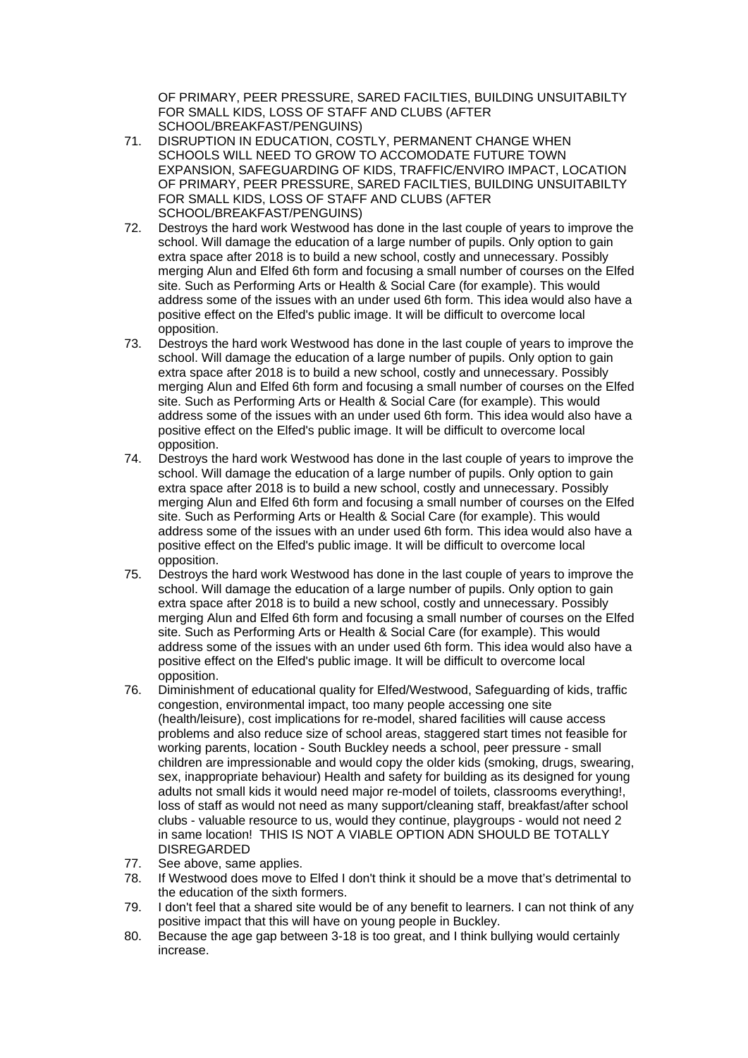OF PRIMARY, PEER PRESSURE, SARED FACILTIES, BUILDING UNSUITABILTY FOR SMALL KIDS, LOSS OF STAFF AND CLUBS (AFTER SCHOOL/BREAKFAST/PENGUINS)

71. DISRUPTION IN EDUCATION, COSTLY, PERMANENT CHANGE WHEN SCHOOLS WILL NEED TO GROW TO ACCOMODATE FUTURE TOWN EXPANSION, SAFEGUARDING OF KIDS, TRAFFIC/ENVIRO IMPACT, LOCATION OF PRIMARY, PEER PRESSURE, SARED FACILTIES, BUILDING UNSUITABILTY FOR SMALL KIDS, LOSS OF STAFF AND CLUBS (AFTER SCHOOL/BREAKFAST/PENGUINS)
72. Destroys the hard work Westwood has done in the last couple of years to improve the school. Will damage the education of a large number of pupils. Only option to gain extra space after 2018 is to build a new school, costly and unnecessary. Possibly merging Alun and Elfed 6th form and focusing a small number of courses on the Elfed site. Such as Performing Arts or Health & Social Care (for example). This would address some of the issues with an under used 6th form. This idea would also have a positive effect on the Elfed's public image. It will be difficult to overcome local opposition.
73. Destroys the hard work Westwood has done in the last couple of years to improve the school. Will damage the education of a large number of pupils. Only option to gain extra space after 2018 is to build a new school, costly and unnecessary. Possibly merging Alun and Elfed 6th form and focusing a small number of courses on the Elfed site. Such as Performing Arts or Health & Social Care (for example). This would address some of the issues with an under used 6th form. This idea would also have a positive effect on the Elfed's public image. It will be difficult to overcome local opposition.
74. Destroys the hard work Westwood has done in the last couple of years to improve the school. Will damage the education of a large number of pupils. Only option to gain extra space after 2018 is to build a new school, costly and unnecessary. Possibly merging Alun and Elfed 6th form and focusing a small number of courses on the Elfed site. Such as Performing Arts or Health & Social Care (for example). This would address some of the issues with an under used 6th form. This idea would also have a positive effect on the Elfed's public image. It will be difficult to overcome local opposition.
75. Destroys the hard work Westwood has done in the last couple of years to improve the school. Will damage the education of a large number of pupils. Only option to gain extra space after 2018 is to build a new school, costly and unnecessary. Possibly merging Alun and Elfed 6th form and focusing a small number of courses on the Elfed site. Such as Performing Arts or Health & Social Care (for example). This would address some of the issues with an under used 6th form. This idea would also have a positive effect on the Elfed's public image. It will be difficult to overcome local opposition.
76. Diminishment of educational quality for Elfed/Westwood, Safeguarding of kids, traffic congestion, environmental impact, too many people accessing one site (health/leisure), cost implications for re-model, shared facilities will cause access problems and also reduce size of school areas, staggered start times not feasible for working parents, location - South Buckley needs a school, peer pressure - small children are impressionable and would copy the older kids (smoking, drugs, swearing, sex, inappropriate behaviour) Health and safety for building as its designed for young adults not small kids it would need major re-model of toilets, classrooms everything!, loss of staff as would not need as many support/cleaning staff, breakfast/after school clubs - valuable resource to us, would they continue, playgroups - would not need 2 in same location! THIS IS NOT A VIABLE OPTION ADN SHOULD BE TOTALLY DISREGARDED
77. See above, same applies.
78. If Westwood does move to Elfed I don't think it should be a move that's detrimental to the education of the sixth formers.
79. I don't feel that a shared site would be of any benefit to learners. I can not think of any positive impact that this will have on young people in Buckley.
80. Because the age gap between 3-18 is too great, and I think bullying would certainly increase.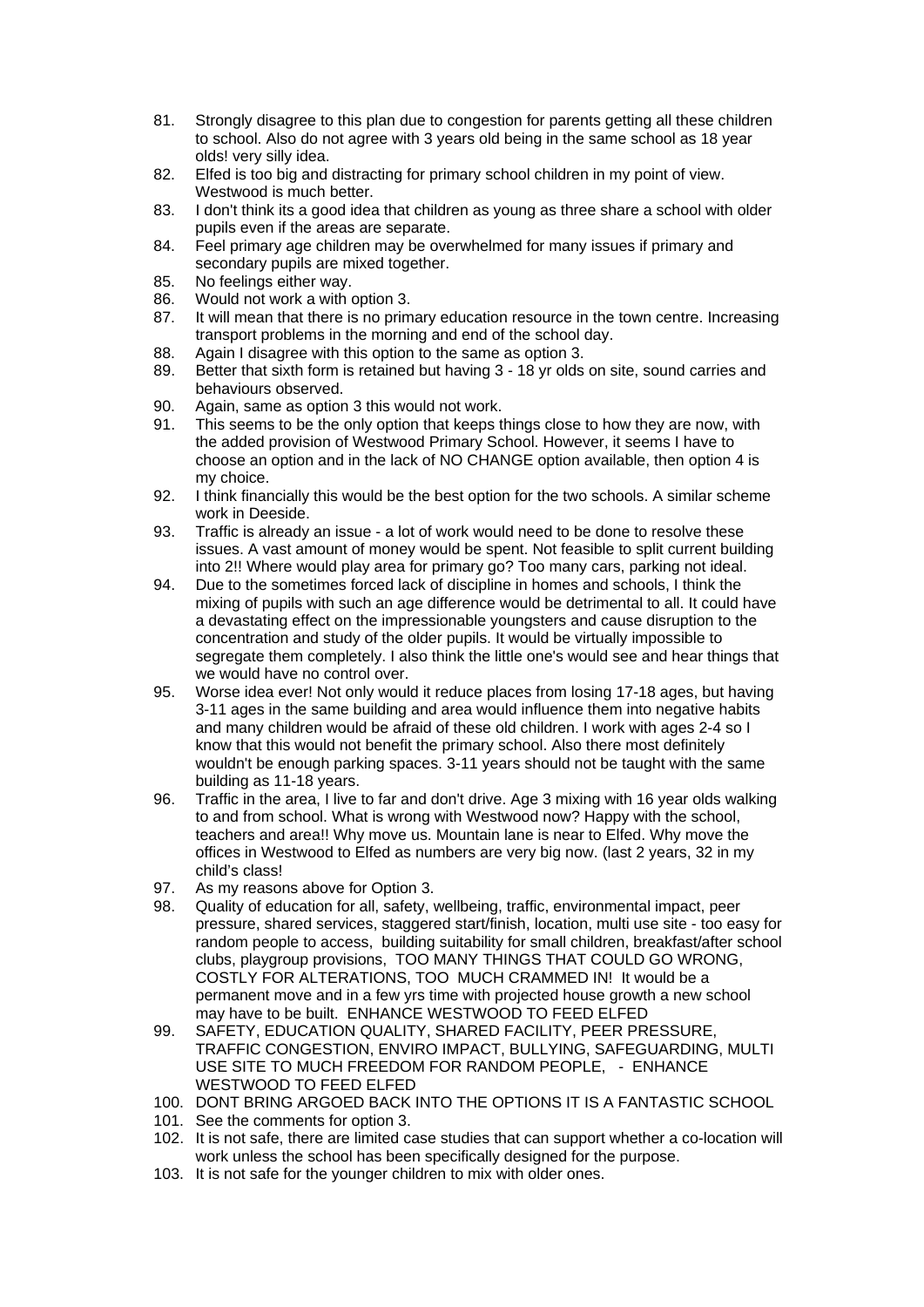81. Strongly disagree to this plan due to congestion for parents getting all these children to school. Also do not agree with 3 years old being in the same school as 18 year olds! very silly idea.
82. Elfed is too big and distracting for primary school children in my point of view. Westwood is much better.
83. I don't think its a good idea that children as young as three share a school with older pupils even if the areas are separate.
84. Feel primary age children may be overwhelmed for many issues if primary and secondary pupils are mixed together.
85. No feelings either way.
86. Would not work a with option 3.
87. It will mean that there is no primary education resource in the town centre. Increasing transport problems in the morning and end of the school day.
88. Again I disagree with this option to the same as option 3.
89. Better that sixth form is retained but having 3 - 18 yr olds on site, sound carries and behaviours observed.
90. Again, same as option 3 this would not work.
91. This seems to be the only option that keeps things close to how they are now, with the added provision of Westwood Primary School. However, it seems I have to choose an option and in the lack of NO CHANGE option available, then option 4 is my choice.
92. I think financially this would be the best option for the two schools. A similar scheme work in Deeside.
93. Traffic is already an issue - a lot of work would need to be done to resolve these issues. A vast amount of money would be spent. Not feasible to split current building into 2!! Where would play area for primary go? Too many cars, parking not ideal.
94. Due to the sometimes forced lack of discipline in homes and schools, I think the mixing of pupils with such an age difference would be detrimental to all. It could have a devastating effect on the impressionable youngsters and cause disruption to the concentration and study of the older pupils. It would be virtually impossible to segregate them completely. I also think the little one's would see and hear things that we would have no control over.
95. Worse idea ever! Not only would it reduce places from losing 17-18 ages, but having 3-11 ages in the same building and area would influence them into negative habits and many children would be afraid of these old children. I work with ages 2-4 so I know that this would not benefit the primary school. Also there most definitely wouldn't be enough parking spaces. 3-11 years should not be taught with the same building as 11-18 years.
96. Traffic in the area, I live to far and don't drive. Age 3 mixing with 16 year olds walking to and from school. What is wrong with Westwood now? Happy with the school, teachers and area!! Why move us. Mountain lane is near to Elfed. Why move the offices in Westwood to Elfed as numbers are very big now. (last 2 years, 32 in my child's class!
97. As my reasons above for Option 3.
98. Quality of education for all, safety, wellbeing, traffic, environmental impact, peer pressure, shared services, staggered start/finish, location, multi use site - too easy for random people to access, building suitability for small children, breakfast/after school clubs, playgroup provisions, TOO MANY THINGS THAT COULD GO WRONG, COSTLY FOR ALTERATIONS, TOO MUCH CRAMMED IN! It would be a permanent move and in a few yrs time with projected house growth a new school may have to be built. ENHANCE WESTWOOD TO FEED ELFED
99. SAFETY, EDUCATION QUALITY, SHARED FACILITY, PEER PRESSURE, TRAFFIC CONGESTION, ENVIRO IMPACT, BULLYING, SAFEGUARDING, MULTI USE SITE TO MUCH FREEDOM FOR RANDOM PEOPLE, - ENHANCE WESTWOOD TO FEED ELFED
100. DONT BRING ARGOED BACK INTO THE OPTIONS IT IS A FANTASTIC SCHOOL
101. See the comments for option 3.
102. It is not safe, there are limited case studies that can support whether a co-location will work unless the school has been specifically designed for the purpose.
103. It is not safe for the younger children to mix with older ones.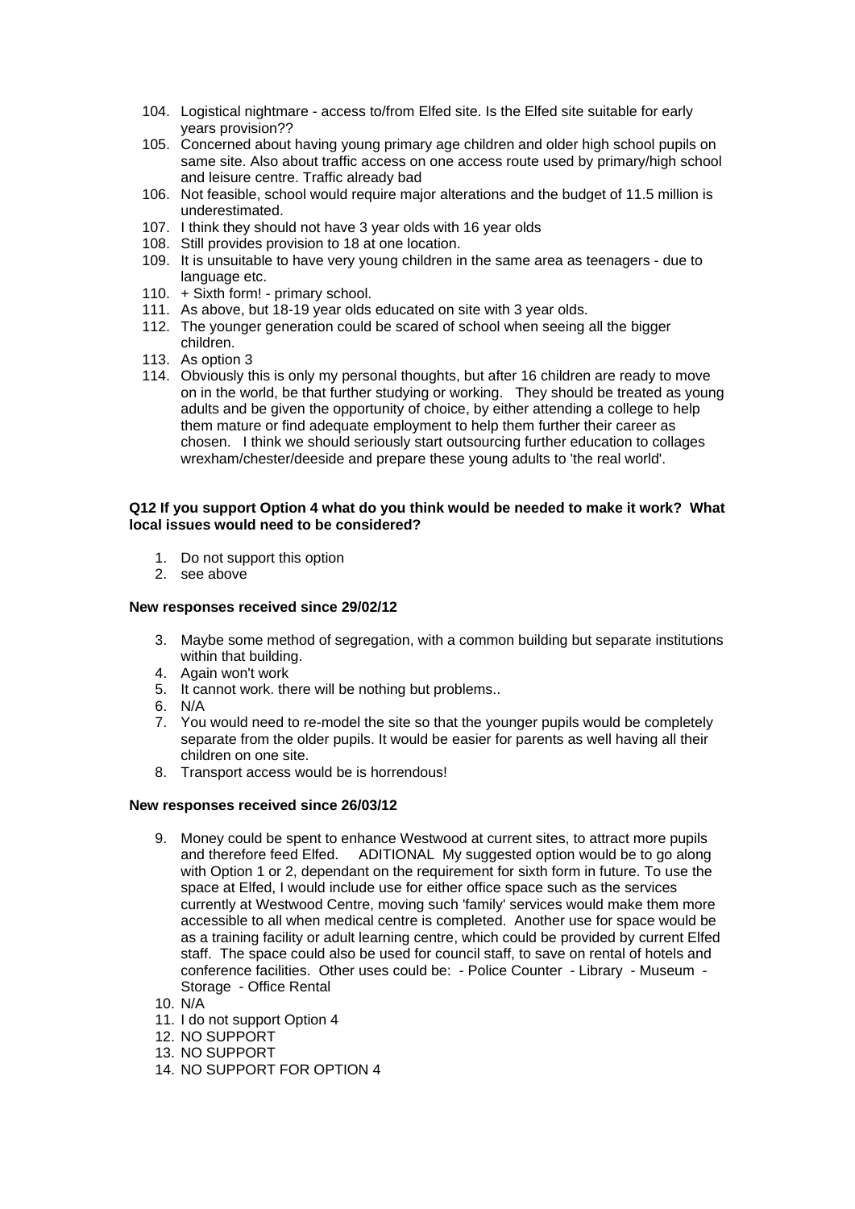104. Logistical nightmare - access to/from Elfed site. Is the Elfed site suitable for early years provision??
105. Concerned about having young primary age children and older high school pupils on same site. Also about traffic access on one access route used by primary/high school and leisure centre. Traffic already bad
106. Not feasible, school would require major alterations and the budget of 11.5 million is underestimated.
107. I think they should not have 3 year olds with 16 year olds
108. Still provides provision to 18 at one location.
109. It is unsuitable to have very young children in the same area as teenagers - due to language etc.
110. + Sixth form! - primary school.
111. As above, but 18-19 year olds educated on site with 3 year olds.
112. The younger generation could be scared of school when seeing all the bigger children.
113. As option 3
114. Obviously this is only my personal thoughts, but after 16 children are ready to move on in the world, be that further studying or working. They should be treated as young adults and be given the opportunity of choice, by either attending a college to help them mature or find adequate employment to help them further their career as chosen. I think we should seriously start outsourcing further education to collages wrexham/chester/deeside and prepare these young adults to 'the real world'.

**Q12 If you support Option 4 what do you think would be needed to make it work? What local issues would need to be considered?**

1. Do not support this option
2. see above

**New responses received since 29/02/12**

3. Maybe some method of segregation, with a common building but separate institutions within that building.
4. Again won't work
5. It cannot work. there will be nothing but problems..
6. N/A
7. You would need to re-model the site so that the younger pupils would be completely separate from the older pupils. It would be easier for parents as well having all their children on one site.
8. Transport access would be is horrendous!

**New responses received since 26/03/12**

9. Money could be spent to enhance Westwood at current sites, to attract more pupils and therefore feed Elfed. ADITIONAL My suggested option would be to go along with Option 1 or 2, dependant on the requirement for sixth form in future. To use the space at Elfed, I would include use for either office space such as the services currently at Westwood Centre, moving such 'family' services would make them more accessible to all when medical centre is completed. Another use for space would be as a training facility or adult learning centre, which could be provided by current Elfed staff. The space could also be used for council staff, to save on rental of hotels and conference facilities. Other uses could be: - Police Counter - Library - Museum - Storage - Office Rental
10. N/A
11. I do not support Option 4
12. NO SUPPORT
13. NO SUPPORT
14. NO SUPPORT FOR OPTION 4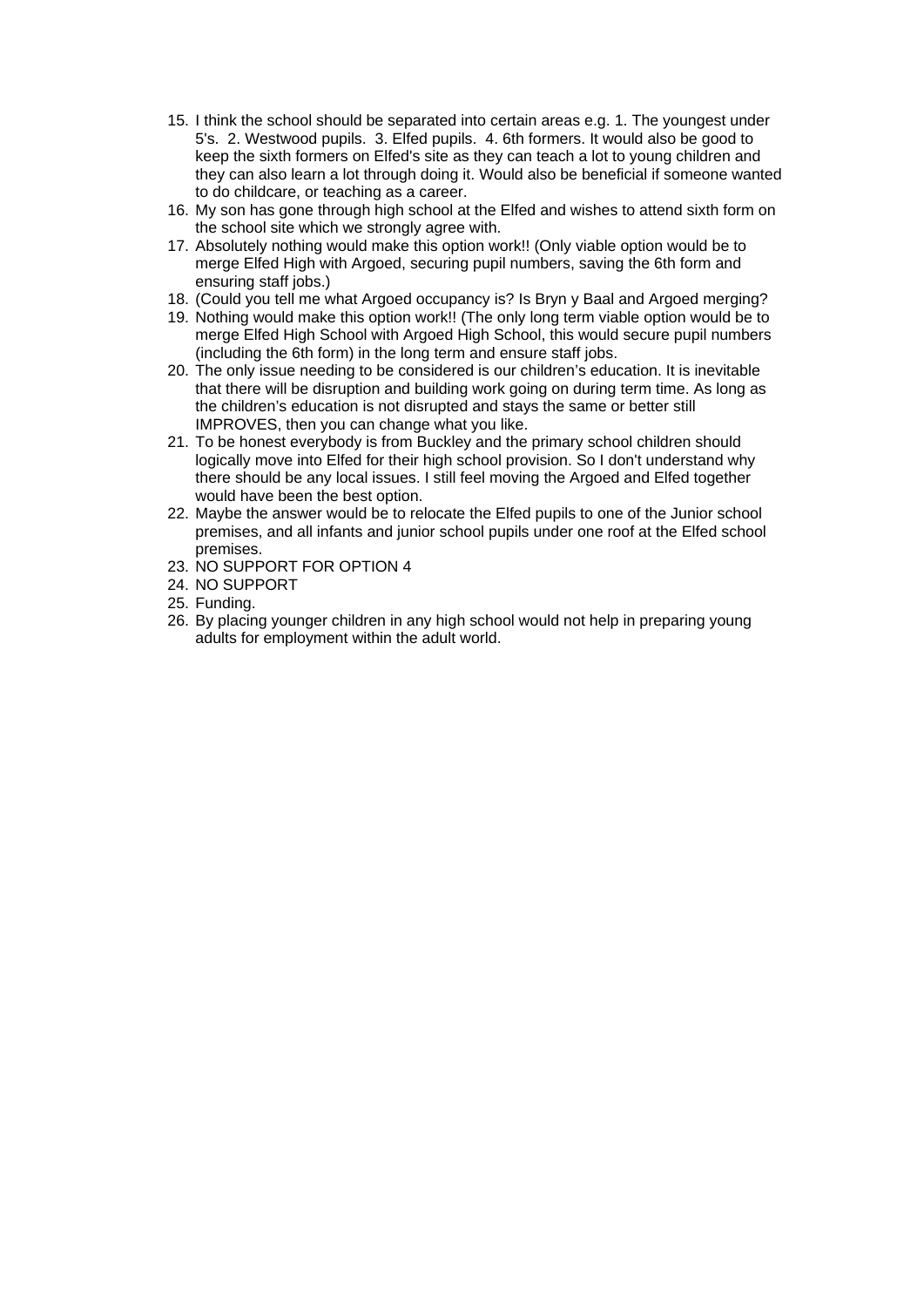15. I think the school should be separated into certain areas e.g. 1. The youngest under 5's. 2. Westwood pupils. 3. Elfed pupils. 4. 6th formers. It would also be good to keep the sixth formers on Elfed's site as they can teach a lot to young children and they can also learn a lot through doing it. Would also be beneficial if someone wanted to do childcare, or teaching as a career.
16. My son has gone through high school at the Elfed and wishes to attend sixth form on the school site which we strongly agree with.
17. Absolutely nothing would make this option work!! (Only viable option would be to merge Elfed High with Argoed, securing pupil numbers, saving the 6th form and ensuring staff jobs.)
18. (Could you tell me what Argoed occupancy is? Is Bryn y Baal and Argoed merging?
19. Nothing would make this option work!! (The only long term viable option would be to merge Elfed High School with Argoed High School, this would secure pupil numbers (including the 6th form) in the long term and ensure staff jobs.
20. The only issue needing to be considered is our children's education. It is inevitable that there will be disruption and building work going on during term time. As long as the children's education is not disrupted and stays the same or better still IMPROVES, then you can change what you like.
21. To be honest everybody is from Buckley and the primary school children should logically move into Elfed for their high school provision. So I don't understand why there should be any local issues. I still feel moving the Argoed and Elfed together would have been the best option.
22. Maybe the answer would be to relocate the Elfed pupils to one of the Junior school premises, and all infants and junior school pupils under one roof at the Elfed school premises.
23. NO SUPPORT FOR OPTION 4
24. NO SUPPORT
25. Funding.
26. By placing younger children in any high school would not help in preparing young adults for employment within the adult world.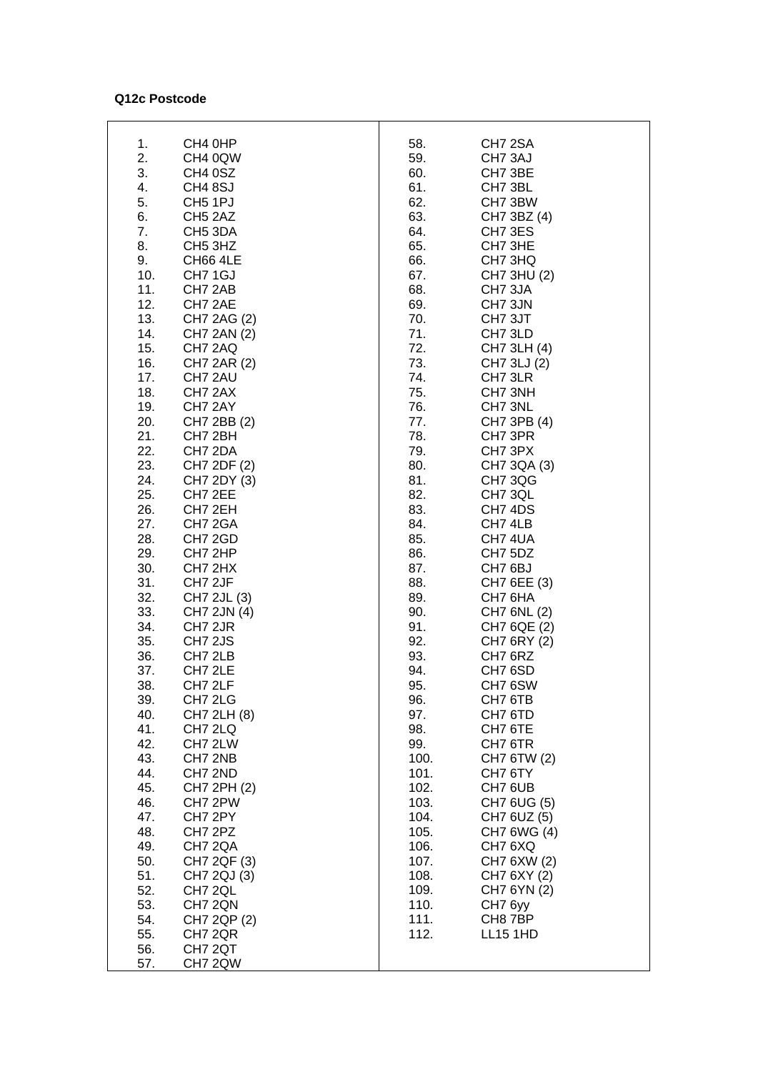**Q12c Postcode**

| | | | |
|---|---|---|---|
| 1. | CH4 0HP | 58. | CH7 2SA |
| 2. | CH4 0QW | 59. | CH7 3AJ |
| 3. | CH4 0SZ | 60. | CH7 3BE |
| 4. | CH4 8SJ | 61. | CH7 3BL |
| 5. | CH5 1PJ | 62. | CH7 3BW |
| 6. | CH5 2AZ | 63. | CH7 3BZ (4) |
| 7. | CH5 3DA | 64. | CH7 3ES |
| 8. | CH5 3HZ | 65. | CH7 3HE |
| 9. | CH66 4LE | 66. | CH7 3HQ |
| 10. | CH7 1GJ | 67. | CH7 3HU (2) |
| 11. | CH7 2AB | 68. | CH7 3JA |
| 12. | CH7 2AE | 69. | CH7 3JN |
| 13. | CH7 2AG (2) | 70. | CH7 3JT |
| 14. | CH7 2AN (2) | 71. | CH7 3LD |
| 15. | CH7 2AQ | 72. | CH7 3LH (4) |
| 16. | CH7 2AR (2) | 73. | CH7 3LJ (2) |
| 17. | CH7 2AU | 74. | CH7 3LR |
| 18. | CH7 2AX | 75. | CH7 3NH |
| 19. | CH7 2AY | 76. | CH7 3NL |
| 20. | CH7 2BB (2) | 77. | CH7 3PB (4) |
| 21. | CH7 2BH | 78. | CH7 3PR |
| 22. | CH7 2DA | 79. | CH7 3PX |
| 23. | CH7 2DF (2) | 80. | CH7 3QA (3) |
| 24. | CH7 2DY (3) | 81. | CH7 3QG |
| 25. | CH7 2EE | 82. | CH7 3QL |
| 26. | CH7 2EH | 83. | CH7 4DS |
| 27. | CH7 2GA | 84. | CH7 4LB |
| 28. | CH7 2GD | 85. | CH7 4UA |
| 29. | CH7 2HP | 86. | CH7 5DZ |
| 30. | CH7 2HX | 87. | CH7 6BJ |
| 31. | CH7 2JF | 88. | CH7 6EE (3) |
| 32. | CH7 2JL (3) | 89. | CH7 6HA |
| 33. | CH7 2JN (4) | 90. | CH7 6NL (2) |
| 34. | CH7 2JR | 91. | CH7 6QE (2) |
| 35. | CH7 2JS | 92. | CH7 6RY (2) |
| 36. | CH7 2LB | 93. | CH7 6RZ |
| 37. | CH7 2LE | 94. | CH7 6SD |
| 38. | CH7 2LF | 95. | CH7 6SW |
| 39. | CH7 2LG | 96. | CH7 6TB |
| 40. | CH7 2LH (8) | 97. | CH7 6TD |
| 41. | CH7 2LQ | 98. | CH7 6TE |
| 42. | CH7 2LW | 99. | CH7 6TR |
| 43. | CH7 2NB | 100. | CH7 6TW (2) |
| 44. | CH7 2ND | 101. | CH7 6TY |
| 45. | CH7 2PH (2) | 102. | CH7 6UB |
| 46. | CH7 2PW | 103. | CH7 6UG (5) |
| 47. | CH7 2PY | 104. | CH7 6UZ (5) |
| 48. | CH7 2PZ | 105. | CH7 6WG (4) |
| 49. | CH7 2QA | 106. | CH7 6XQ |
| 50. | CH7 2QF (3) | 107. | CH7 6XW (2) |
| 51. | CH7 2QJ (3) | 108. | CH7 6XY (2) |
| 52. | CH7 2QL | 109. | CH7 6YN (2) |
| 53. | CH7 2QN | 110. | CH7 6yy |
| 54. | CH7 2QP (2) | 111. | CH8 7BP |
| 55. | CH7 2QR | 112. | LL15 1HD |
| 56. | CH7 2QT | | |
| 57. | CH7 2QW | | |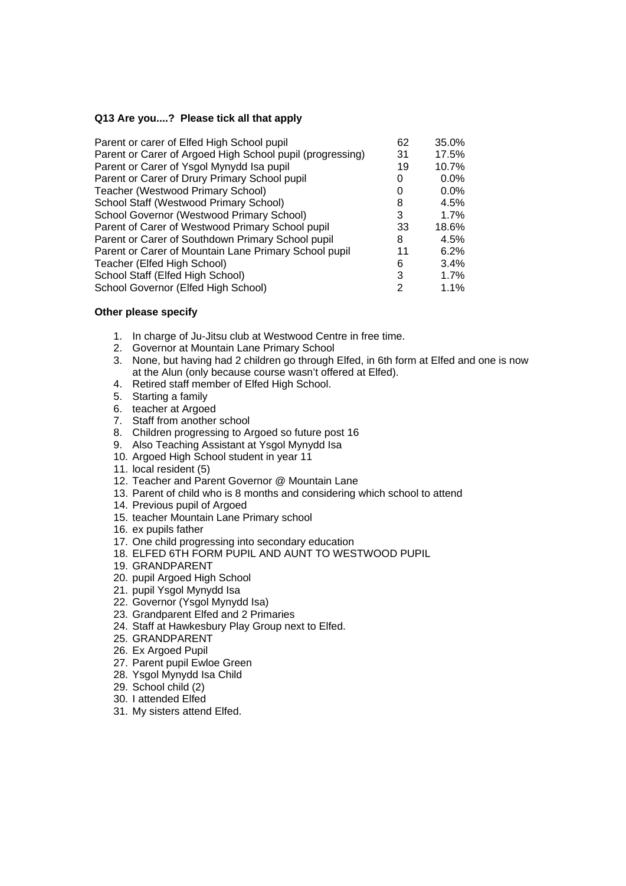**Q13 Are you....? Please tick all that apply**

| | | |
|---|---|---|
| Parent or carer of Elfed High School pupil | 62 | 35.0% |
| Parent or Carer of Argoed High School pupil (progressing) | 31 | 17.5% |
| Parent or Carer of Ysgol Mynydd Isa pupil | 19 | 10.7% |
| Parent or Carer of Drury Primary School pupil | 0 | 0.0% |
| Teacher (Westwood Primary School) | 0 | 0.0% |
| School Staff (Westwood Primary School) | 8 | 4.5% |
| School Governor (Westwood Primary School) | 3 | 1.7% |
| Parent of Carer of Westwood Primary School pupil | 33 | 18.6% |
| Parent or Carer of Southdown Primary School pupil | 8 | 4.5% |
| Parent or Carer of Mountain Lane Primary School pupil | 11 | 6.2% |
| Teacher (Elfed High School) | 6 | 3.4% |
| School Staff (Elfed High School) | 3 | 1.7% |
| School Governor (Elfed High School) | 2 | 1.1% |

**Other please specify**

1. In charge of Ju-Jitsu club at Westwood Centre in free time.
2. Governor at Mountain Lane Primary School
3. None, but having had 2 children go through Elfed, in 6th form at Elfed and one is now at the Alun (only because course wasn't offered at Elfed).
4. Retired staff member of Elfed High School.
5. Starting a family
6. teacher at Argoed
7. Staff from another school
8. Children progressing to Argoed so future post 16
9. Also Teaching Assistant at Ysgol Mynydd Isa
10. Argoed High School student in year 11
11. local resident (5)
12. Teacher and Parent Governor @ Mountain Lane
13. Parent of child who is 8 months and considering which school to attend
14. Previous pupil of Argoed
15. teacher Mountain Lane Primary school
16. ex pupils father
17. One child progressing into secondary education
18. ELFED 6TH FORM PUPIL AND AUNT TO WESTWOOD PUPIL
19. GRANDPARENT
20. pupil Argoed High School
21. pupil Ysgol Mynydd Isa
22. Governor (Ysgol Mynydd Isa)
23. Grandparent Elfed and 2 Primaries
24. Staff at Hawkesbury Play Group next to Elfed.
25. GRANDPARENT
26. Ex Argoed Pupil
27. Parent pupil Ewloe Green
28. Ysgol Mynydd Isa Child
29. School child (2)
30. I attended Elfed
31. My sisters attend Elfed.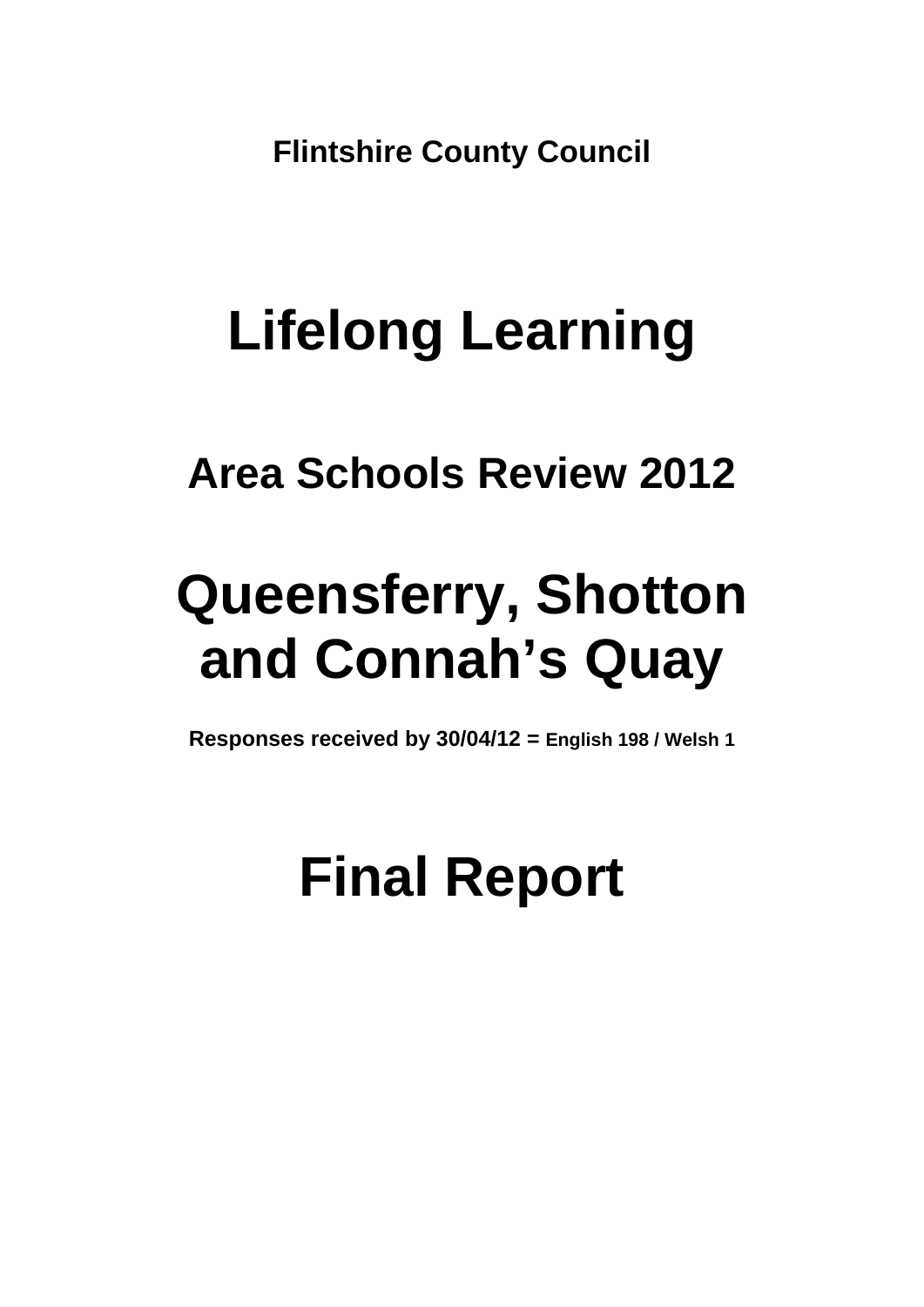**Flintshire County Council**

# Lifelong Learning

## Area Schools Review 2012

# Queensferry, Shotton and Connah's Quay

**Responses received by 30/04/12 = English 198 / Welsh 1**

# Final Report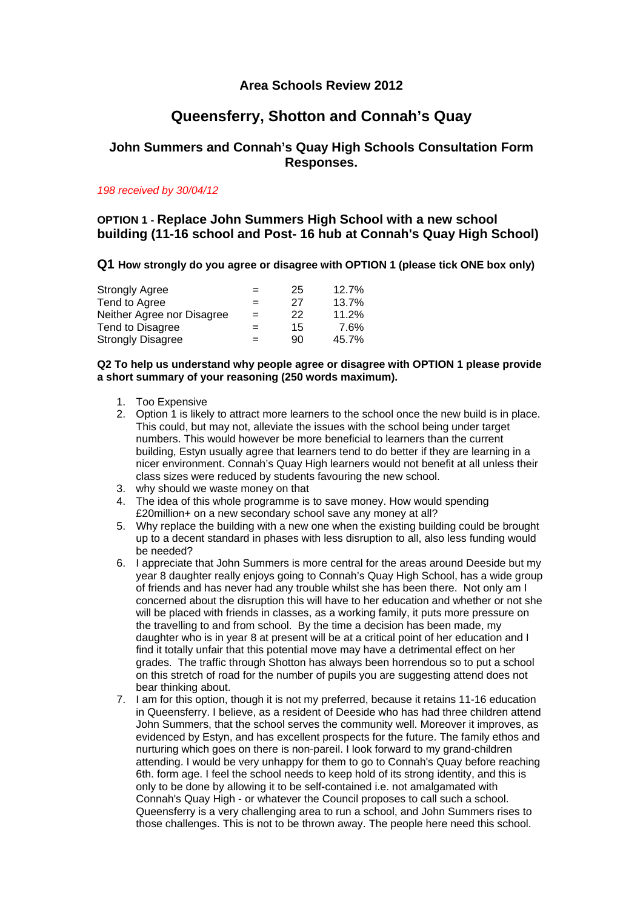# Area Schools Review 2012

## Queensferry, Shotton and Connah's Quay

### John Summers and Connah's Quay High Schools Consultation Form Responses.

*198 received by 30/04/12*

### OPTION 1 - Replace John Summers High School with a new school building (11-16 school and Post- 16 hub at Connah's Quay High School)

**Q1 How strongly do you agree or disagree with OPTION 1 (please tick ONE box only)**

| | | | |
|---|---|---|---|
| Strongly Agree | = | 25 | 12.7% |
| Tend to Agree | = | 27 | 13.7% |
| Neither Agree nor Disagree | = | 22 | 11.2% |
| Tend to Disagree | = | 15 | 7.6% |
| Strongly Disagree | = | 90 | 45.7% |

**Q2 To help us understand why people agree or disagree with OPTION 1 please provide a short summary of your reasoning (250 words maximum).**

1. Too Expensive
2. Option 1 is likely to attract more learners to the school once the new build is in place. This could, but may not, alleviate the issues with the school being under target numbers. This would however be more beneficial to learners than the current building, Estyn usually agree that learners tend to do better if they are learning in a nicer environment. Connah's Quay High learners would not benefit at all unless their class sizes were reduced by students favouring the new school.
3. why should we waste money on that
4. The idea of this whole programme is to save money. How would spending £20million+ on a new secondary school save any money at all?
5. Why replace the building with a new one when the existing building could be brought up to a decent standard in phases with less disruption to all, also less funding would be needed?
6. I appreciate that John Summers is more central for the areas around Deeside but my year 8 daughter really enjoys going to Connah's Quay High School, has a wide group of friends and has never had any trouble whilst she has been there. Not only am I concerned about the disruption this will have to her education and whether or not she will be placed with friends in classes, as a working family, it puts more pressure on the travelling to and from school. By the time a decision has been made, my daughter who is in year 8 at present will be at a critical point of her education and I find it totally unfair that this potential move may have a detrimental effect on her grades. The traffic through Shotton has always been horrendous so to put a school on this stretch of road for the number of pupils you are suggesting attend does not bear thinking about.
7. I am for this option, though it is not my preferred, because it retains 11-16 education in Queensferry. I believe, as a resident of Deeside who has had three children attend John Summers, that the school serves the community well. Moreover it improves, as evidenced by Estyn, and has excellent prospects for the future. The family ethos and nurturing which goes on there is non-pareil. I look forward to my grand-children attending. I would be very unhappy for them to go to Connah's Quay before reaching 6th. form age. I feel the school needs to keep hold of its strong identity, and this is only to be done by allowing it to be self-contained i.e. not amalgamated with Connah's Quay High - or whatever the Council proposes to call such a school. Queensferry is a very challenging area to run a school, and John Summers rises to those challenges. This is not to be thrown away. The people here need this school.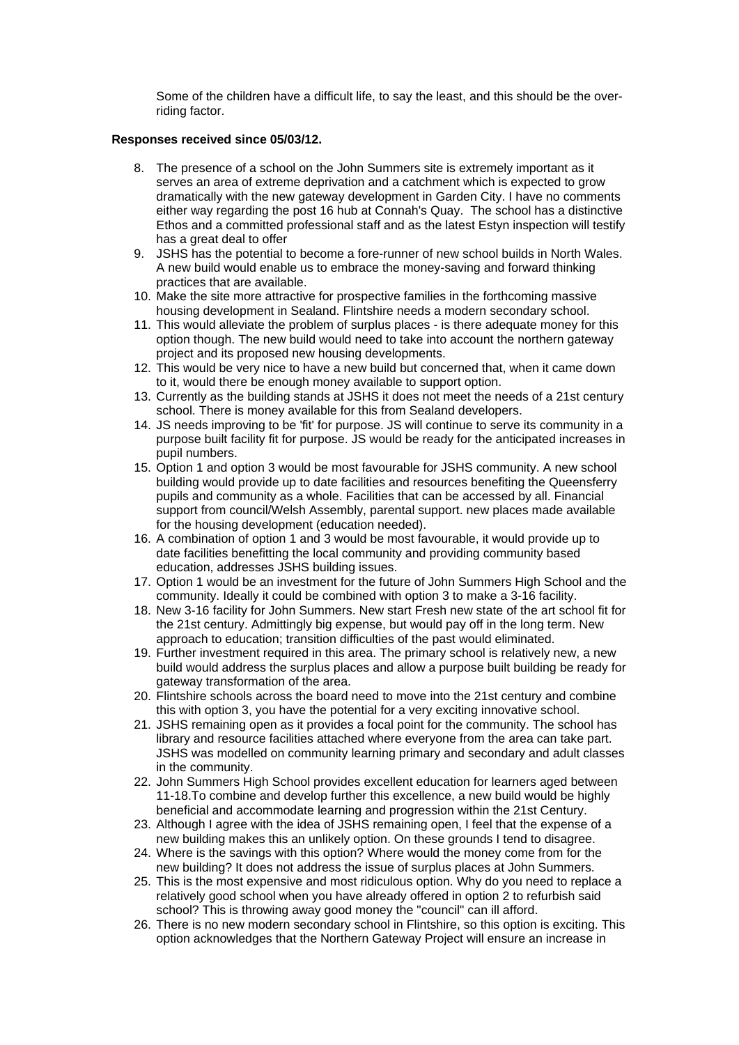Some of the children have a difficult life, to say the least, and this should be the over-riding factor.

**Responses received since 05/03/12.**

8. The presence of a school on the John Summers site is extremely important as it serves an area of extreme deprivation and a catchment which is expected to grow dramatically with the new gateway development in Garden City. I have no comments either way regarding the post 16 hub at Connah's Quay. The school has a distinctive Ethos and a committed professional staff and as the latest Estyn inspection will testify has a great deal to offer
9. JSHS has the potential to become a fore-runner of new school builds in North Wales. A new build would enable us to embrace the money-saving and forward thinking practices that are available.
10. Make the site more attractive for prospective families in the forthcoming massive housing development in Sealand. Flintshire needs a modern secondary school.
11. This would alleviate the problem of surplus places - is there adequate money for this option though. The new build would need to take into account the northern gateway project and its proposed new housing developments.
12. This would be very nice to have a new build but concerned that, when it came down to it, would there be enough money available to support option.
13. Currently as the building stands at JSHS it does not meet the needs of a 21st century school. There is money available for this from Sealand developers.
14. JS needs improving to be 'fit' for purpose. JS will continue to serve its community in a purpose built facility fit for purpose. JS would be ready for the anticipated increases in pupil numbers.
15. Option 1 and option 3 would be most favourable for JSHS community. A new school building would provide up to date facilities and resources benefiting the Queensferry pupils and community as a whole. Facilities that can be accessed by all. Financial support from council/Welsh Assembly, parental support. new places made available for the housing development (education needed).
16. A combination of option 1 and 3 would be most favourable, it would provide up to date facilities benefitting the local community and providing community based education, addresses JSHS building issues.
17. Option 1 would be an investment for the future of John Summers High School and the community. Ideally it could be combined with option 3 to make a 3-16 facility.
18. New 3-16 facility for John Summers. New start Fresh new state of the art school fit for the 21st century. Admittingly big expense, but would pay off in the long term. New approach to education; transition difficulties of the past would eliminated.
19. Further investment required in this area. The primary school is relatively new, a new build would address the surplus places and allow a purpose built building be ready for gateway transformation of the area.
20. Flintshire schools across the board need to move into the 21st century and combine this with option 3, you have the potential for a very exciting innovative school.
21. JSHS remaining open as it provides a focal point for the community. The school has library and resource facilities attached where everyone from the area can take part. JSHS was modelled on community learning primary and secondary and adult classes in the community.
22. John Summers High School provides excellent education for learners aged between 11-18.To combine and develop further this excellence, a new build would be highly beneficial and accommodate learning and progression within the 21st Century.
23. Although I agree with the idea of JSHS remaining open, I feel that the expense of a new building makes this an unlikely option. On these grounds I tend to disagree.
24. Where is the savings with this option? Where would the money come from for the new building? It does not address the issue of surplus places at John Summers.
25. This is the most expensive and most ridiculous option. Why do you need to replace a relatively good school when you have already offered in option 2 to refurbish said school? This is throwing away good money the "council" can ill afford.
26. There is no new modern secondary school in Flintshire, so this option is exciting. This option acknowledges that the Northern Gateway Project will ensure an increase in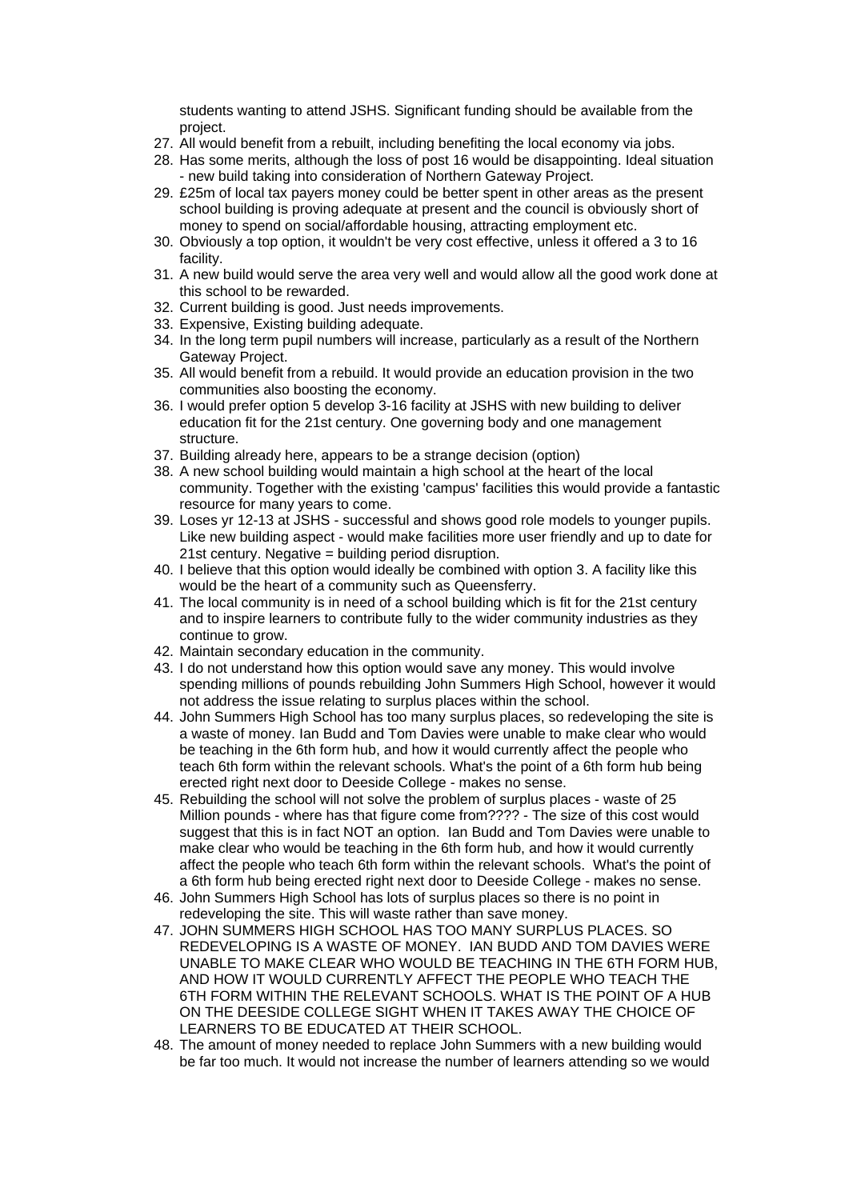students wanting to attend JSHS. Significant funding should be available from the project.

27. All would benefit from a rebuilt, including benefiting the local economy via jobs.
28. Has some merits, although the loss of post 16 would be disappointing. Ideal situation - new build taking into consideration of Northern Gateway Project.
29. £25m of local tax payers money could be better spent in other areas as the present school building is proving adequate at present and the council is obviously short of money to spend on social/affordable housing, attracting employment etc.
30. Obviously a top option, it wouldn't be very cost effective, unless it offered a 3 to 16 facility.
31. A new build would serve the area very well and would allow all the good work done at this school to be rewarded.
32. Current building is good. Just needs improvements.
33. Expensive, Existing building adequate.
34. In the long term pupil numbers will increase, particularly as a result of the Northern Gateway Project.
35. All would benefit from a rebuild. It would provide an education provision in the two communities also boosting the economy.
36. I would prefer option 5 develop 3-16 facility at JSHS with new building to deliver education fit for the 21st century. One governing body and one management structure.
37. Building already here, appears to be a strange decision (option)
38. A new school building would maintain a high school at the heart of the local community. Together with the existing 'campus' facilities this would provide a fantastic resource for many years to come.
39. Loses yr 12-13 at JSHS - successful and shows good role models to younger pupils. Like new building aspect - would make facilities more user friendly and up to date for 21st century. Negative = building period disruption.
40. I believe that this option would ideally be combined with option 3. A facility like this would be the heart of a community such as Queensferry.
41. The local community is in need of a school building which is fit for the 21st century and to inspire learners to contribute fully to the wider community industries as they continue to grow.
42. Maintain secondary education in the community.
43. I do not understand how this option would save any money. This would involve spending millions of pounds rebuilding John Summers High School, however it would not address the issue relating to surplus places within the school.
44. John Summers High School has too many surplus places, so redeveloping the site is a waste of money. Ian Budd and Tom Davies were unable to make clear who would be teaching in the 6th form hub, and how it would currently affect the people who teach 6th form within the relevant schools. What's the point of a 6th form hub being erected right next door to Deeside College - makes no sense.
45. Rebuilding the school will not solve the problem of surplus places - waste of 25 Million pounds - where has that figure come from???? - The size of this cost would suggest that this is in fact NOT an option. Ian Budd and Tom Davies were unable to make clear who would be teaching in the 6th form hub, and how it would currently affect the people who teach 6th form within the relevant schools. What's the point of a 6th form hub being erected right next door to Deeside College - makes no sense.
46. John Summers High School has lots of surplus places so there is no point in redeveloping the site. This will waste rather than save money.
47. JOHN SUMMERS HIGH SCHOOL HAS TOO MANY SURPLUS PLACES. SO REDEVELOPING IS A WASTE OF MONEY. IAN BUDD AND TOM DAVIES WERE UNABLE TO MAKE CLEAR WHO WOULD BE TEACHING IN THE 6TH FORM HUB, AND HOW IT WOULD CURRENTLY AFFECT THE PEOPLE WHO TEACH THE 6TH FORM WITHIN THE RELEVANT SCHOOLS. WHAT IS THE POINT OF A HUB ON THE DEESIDE COLLEGE SIGHT WHEN IT TAKES AWAY THE CHOICE OF LEARNERS TO BE EDUCATED AT THEIR SCHOOL.
48. The amount of money needed to replace John Summers with a new building would be far too much. It would not increase the number of learners attending so we would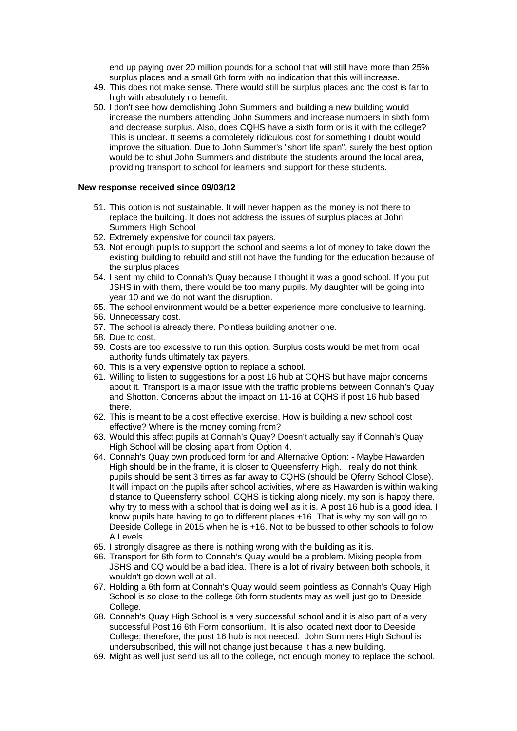end up paying over 20 million pounds for a school that will still have more than 25% surplus places and a small 6th form with no indication that this will increase.

49. This does not make sense. There would still be surplus places and the cost is far to high with absolutely no benefit.
50. I don't see how demolishing John Summers and building a new building would increase the numbers attending John Summers and increase numbers in sixth form and decrease surplus. Also, does CQHS have a sixth form or is it with the college? This is unclear. It seems a completely ridiculous cost for something I doubt would improve the situation. Due to John Summer's "short life span", surely the best option would be to shut John Summers and distribute the students around the local area, providing transport to school for learners and support for these students.

**New response received since 09/03/12**

51. This option is not sustainable. It will never happen as the money is not there to replace the building. It does not address the issues of surplus places at John Summers High School
52. Extremely expensive for council tax payers.
53. Not enough pupils to support the school and seems a lot of money to take down the existing building to rebuild and still not have the funding for the education because of the surplus places
54. I sent my child to Connah's Quay because I thought it was a good school. If you put JSHS in with them, there would be too many pupils. My daughter will be going into year 10 and we do not want the disruption.
55. The school environment would be a better experience more conclusive to learning.
56. Unnecessary cost.
57. The school is already there. Pointless building another one.
58. Due to cost.
59. Costs are too excessive to run this option. Surplus costs would be met from local authority funds ultimately tax payers.
60. This is a very expensive option to replace a school.
61. Willing to listen to suggestions for a post 16 hub at CQHS but have major concerns about it. Transport is a major issue with the traffic problems between Connah's Quay and Shotton. Concerns about the impact on 11-16 at CQHS if post 16 hub based there.
62. This is meant to be a cost effective exercise. How is building a new school cost effective? Where is the money coming from?
63. Would this affect pupils at Connah's Quay? Doesn't actually say if Connah's Quay High School will be closing apart from Option 4.
64. Connah's Quay own produced form for and Alternative Option: - Maybe Hawarden High should be in the frame, it is closer to Queensferry High. I really do not think pupils should be sent 3 times as far away to CQHS (should be Qferry School Close). It will impact on the pupils after school activities, where as Hawarden is within walking distance to Queensferry school. CQHS is ticking along nicely, my son is happy there, why try to mess with a school that is doing well as it is. A post 16 hub is a good idea. I know pupils hate having to go to different places +16. That is why my son will go to Deeside College in 2015 when he is +16. Not to be bussed to other schools to follow A Levels
65. I strongly disagree as there is nothing wrong with the building as it is.
66. Transport for 6th form to Connah's Quay would be a problem. Mixing people from JSHS and CQ would be a bad idea. There is a lot of rivalry between both schools, it wouldn't go down well at all.
67. Holding a 6th form at Connah's Quay would seem pointless as Connah's Quay High School is so close to the college 6th form students may as well just go to Deeside College.
68. Connah's Quay High School is a very successful school and it is also part of a very successful Post 16 6th Form consortium. It is also located next door to Deeside College; therefore, the post 16 hub is not needed. John Summers High School is undersubscribed, this will not change just because it has a new building.
69. Might as well just send us all to the college, not enough money to replace the school.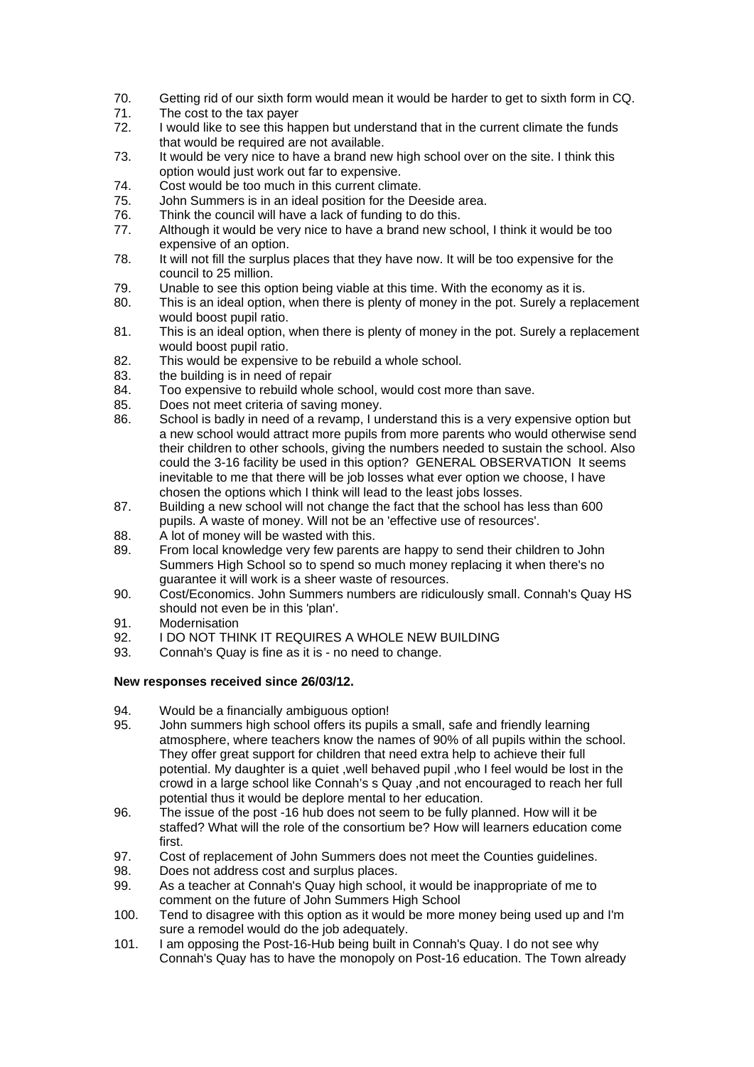70. Getting rid of our sixth form would mean it would be harder to get to sixth form in CQ.
71. The cost to the tax payer
72. I would like to see this happen but understand that in the current climate the funds that would be required are not available.
73. It would be very nice to have a brand new high school over on the site. I think this option would just work out far to expensive.
74. Cost would be too much in this current climate.
75. John Summers is in an ideal position for the Deeside area.
76. Think the council will have a lack of funding to do this.
77. Although it would be very nice to have a brand new school, I think it would be too expensive of an option.
78. It will not fill the surplus places that they have now. It will be too expensive for the council to 25 million.
79. Unable to see this option being viable at this time. With the economy as it is.
80. This is an ideal option, when there is plenty of money in the pot. Surely a replacement would boost pupil ratio.
81. This is an ideal option, when there is plenty of money in the pot. Surely a replacement would boost pupil ratio.
82. This would be expensive to be rebuild a whole school.
83. the building is in need of repair
84. Too expensive to rebuild whole school, would cost more than save.
85. Does not meet criteria of saving money.
86. School is badly in need of a revamp, I understand this is a very expensive option but a new school would attract more pupils from more parents who would otherwise send their children to other schools, giving the numbers needed to sustain the school. Also could the 3-16 facility be used in this option? GENERAL OBSERVATION It seems inevitable to me that there will be job losses what ever option we choose, I have chosen the options which I think will lead to the least jobs losses.
87. Building a new school will not change the fact that the school has less than 600 pupils. A waste of money. Will not be an 'effective use of resources'.
88. A lot of money will be wasted with this.
89. From local knowledge very few parents are happy to send their children to John Summers High School so to spend so much money replacing it when there's no guarantee it will work is a sheer waste of resources.
90. Cost/Economics. John Summers numbers are ridiculously small. Connah's Quay HS should not even be in this 'plan'.
91. Modernisation
92. I DO NOT THINK IT REQUIRES A WHOLE NEW BUILDING
93. Connah's Quay is fine as it is - no need to change.

**New responses received since 26/03/12.**

94. Would be a financially ambiguous option!
95. John summers high school offers its pupils a small, safe and friendly learning atmosphere, where teachers know the names of 90% of all pupils within the school. They offer great support for children that need extra help to achieve their full potential. My daughter is a quiet ,well behaved pupil ,who I feel would be lost in the crowd in a large school like Connah's s Quay ,and not encouraged to reach her full potential thus it would be deplore mental to her education.
96. The issue of the post -16 hub does not seem to be fully planned. How will it be staffed? What will the role of the consortium be? How will learners education come first.
97. Cost of replacement of John Summers does not meet the Counties guidelines.
98. Does not address cost and surplus places.
99. As a teacher at Connah's Quay high school, it would be inappropriate of me to comment on the future of John Summers High School
100. Tend to disagree with this option as it would be more money being used up and I'm sure a remodel would do the job adequately.
101. I am opposing the Post-16-Hub being built in Connah's Quay. I do not see why Connah's Quay has to have the monopoly on Post-16 education. The Town already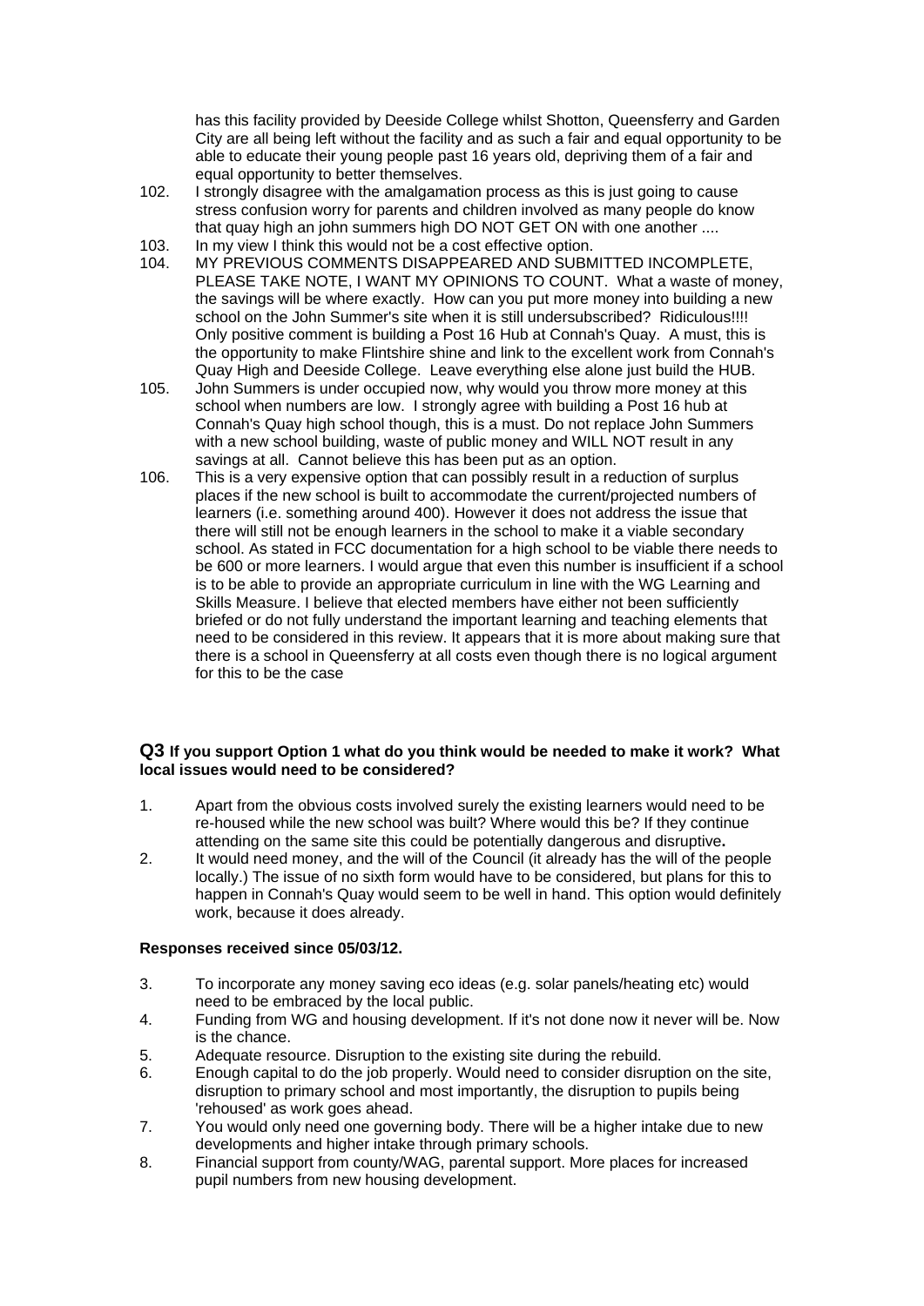has this facility provided by Deeside College whilst Shotton, Queensferry and Garden City are all being left without the facility and as such a fair and equal opportunity to be able to educate their young people past 16 years old, depriving them of a fair and equal opportunity to better themselves.

102. I strongly disagree with the amalgamation process as this is just going to cause stress confusion worry for parents and children involved as many people do know that quay high an john summers high DO NOT GET ON with one another ....

103. In my view I think this would not be a cost effective option.

104. MY PREVIOUS COMMENTS DISAPPEARED AND SUBMITTED INCOMPLETE, PLEASE TAKE NOTE, I WANT MY OPINIONS TO COUNT. What a waste of money, the savings will be where exactly. How can you put more money into building a new school on the John Summer's site when it is still undersubscribed? Ridiculous!!!! Only positive comment is building a Post 16 Hub at Connah's Quay. A must, this is the opportunity to make Flintshire shine and link to the excellent work from Connah's Quay High and Deeside College. Leave everything else alone just build the HUB.

105. John Summers is under occupied now, why would you throw more money at this school when numbers are low. I strongly agree with building a Post 16 hub at Connah's Quay high school though, this is a must. Do not replace John Summers with a new school building, waste of public money and WILL NOT result in any savings at all. Cannot believe this has been put as an option.

106. This is a very expensive option that can possibly result in a reduction of surplus places if the new school is built to accommodate the current/projected numbers of learners (i.e. something around 400). However it does not address the issue that there will still not be enough learners in the school to make it a viable secondary school. As stated in FCC documentation for a high school to be viable there needs to be 600 or more learners. I would argue that even this number is insufficient if a school is to be able to provide an appropriate curriculum in line with the WG Learning and Skills Measure. I believe that elected members have either not been sufficiently briefed or do not fully understand the important learning and teaching elements that need to be considered in this review. It appears that it is more about making sure that there is a school in Queensferry at all costs even though there is no logical argument for this to be the case

### Q3 If you support Option 1 what do you think would be needed to make it work? What local issues would need to be considered?

1. Apart from the obvious costs involved surely the existing learners would need to be re-housed while the new school was built? Where would this be? If they continue attending on the same site this could be potentially dangerous and disruptive**.**

2. It would need money, and the will of the Council (it already has the will of the people locally.) The issue of no sixth form would have to be considered, but plans for this to happen in Connah's Quay would seem to be well in hand. This option would definitely work, because it does already.

**Responses received since 05/03/12.**

3. To incorporate any money saving eco ideas (e.g. solar panels/heating etc) would need to be embraced by the local public.

4. Funding from WG and housing development. If it's not done now it never will be. Now is the chance.

5. Adequate resource. Disruption to the existing site during the rebuild.

6. Enough capital to do the job properly. Would need to consider disruption on the site, disruption to primary school and most importantly, the disruption to pupils being 'rehoused' as work goes ahead.

7. You would only need one governing body. There will be a higher intake due to new developments and higher intake through primary schools.

8. Financial support from county/WAG, parental support. More places for increased pupil numbers from new housing development.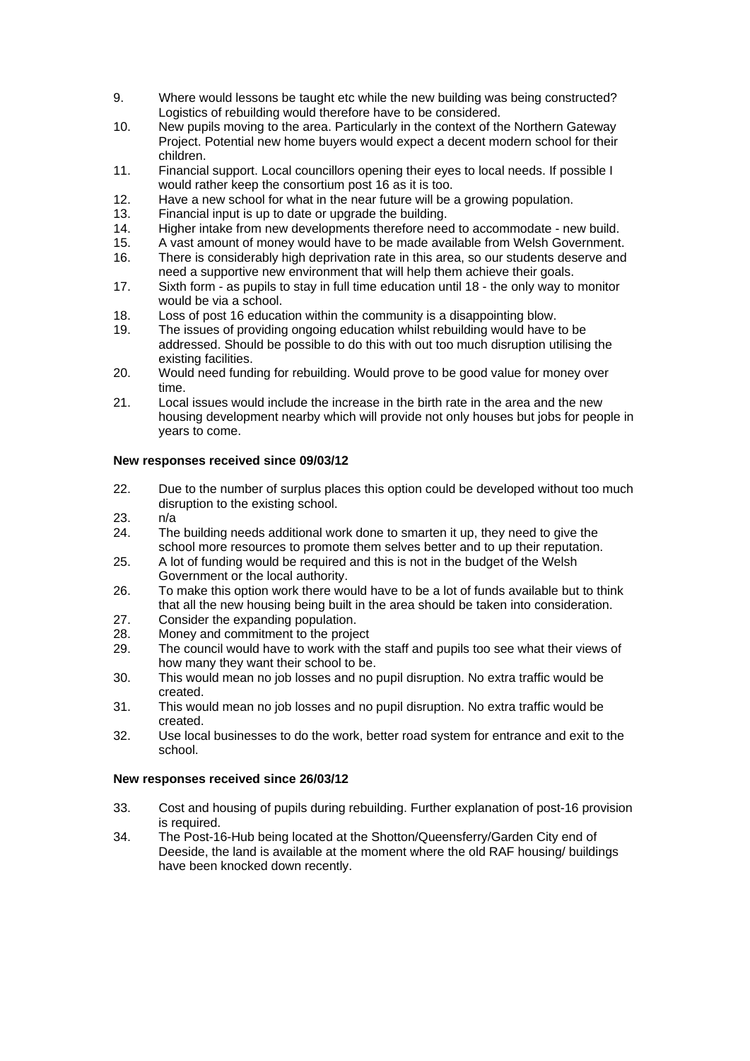9. Where would lessons be taught etc while the new building was being constructed? Logistics of rebuilding would therefore have to be considered.
10. New pupils moving to the area. Particularly in the context of the Northern Gateway Project. Potential new home buyers would expect a decent modern school for their children.
11. Financial support. Local councillors opening their eyes to local needs. If possible I would rather keep the consortium post 16 as it is too.
12. Have a new school for what in the near future will be a growing population.
13. Financial input is up to date or upgrade the building.
14. Higher intake from new developments therefore need to accommodate - new build.
15. A vast amount of money would have to be made available from Welsh Government.
16. There is considerably high deprivation rate in this area, so our students deserve and need a supportive new environment that will help them achieve their goals.
17. Sixth form - as pupils to stay in full time education until 18 - the only way to monitor would be via a school.
18. Loss of post 16 education within the community is a disappointing blow.
19. The issues of providing ongoing education whilst rebuilding would have to be addressed. Should be possible to do this with out too much disruption utilising the existing facilities.
20. Would need funding for rebuilding. Would prove to be good value for money over time.
21. Local issues would include the increase in the birth rate in the area and the new housing development nearby which will provide not only houses but jobs for people in years to come.

**New responses received since 09/03/12**

22. Due to the number of surplus places this option could be developed without too much disruption to the existing school.
23. n/a
24. The building needs additional work done to smarten it up, they need to give the school more resources to promote them selves better and to up their reputation.
25. A lot of funding would be required and this is not in the budget of the Welsh Government or the local authority.
26. To make this option work there would have to be a lot of funds available but to think that all the new housing being built in the area should be taken into consideration.
27. Consider the expanding population.
28. Money and commitment to the project
29. The council would have to work with the staff and pupils too see what their views of how many they want their school to be.
30. This would mean no job losses and no pupil disruption. No extra traffic would be created.
31. This would mean no job losses and no pupil disruption. No extra traffic would be created.
32. Use local businesses to do the work, better road system for entrance and exit to the school.

**New responses received since 26/03/12**

33. Cost and housing of pupils during rebuilding. Further explanation of post-16 provision is required.
34. The Post-16-Hub being located at the Shotton/Queensferry/Garden City end of Deeside, the land is available at the moment where the old RAF housing/ buildings have been knocked down recently.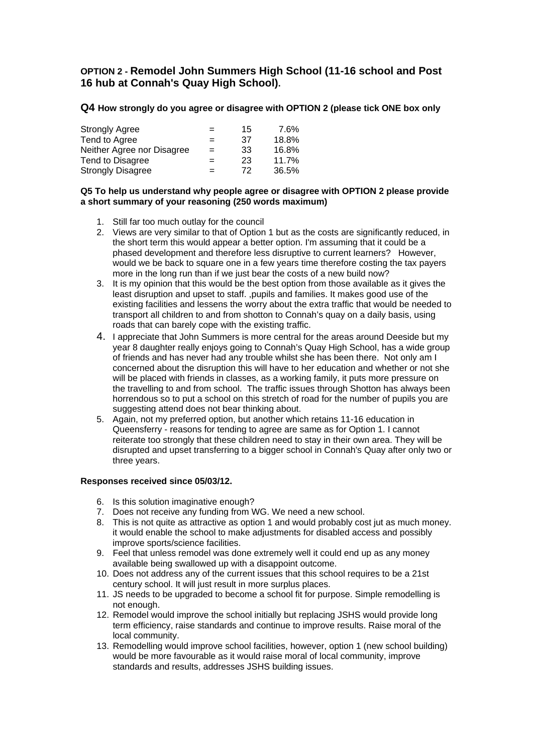## **OPTION 2 - Remodel John Summers High School (11-16 school and Post 16 hub at Connah's Quay High School).**

### **Q4 How strongly do you agree or disagree with OPTION 2 (please tick ONE box only**

| | | | |
|---|---|---|---|
| Strongly Agree | = | 15 | 7.6% |
| Tend to Agree | = | 37 | 18.8% |
| Neither Agree nor Disagree | = | 33 | 16.8% |
| Tend to Disagree | = | 23 | 11.7% |
| Strongly Disagree | = | 72 | 36.5% |

**Q5 To help us understand why people agree or disagree with OPTION 2 please provide a short summary of your reasoning (250 words maximum)**

1. Still far too much outlay for the council
2. Views are very similar to that of Option 1 but as the costs are significantly reduced, in the short term this would appear a better option. I'm assuming that it could be a phased development and therefore less disruptive to current learners? However, would we be back to square one in a few years time therefore costing the tax payers more in the long run than if we just bear the costs of a new build now?
3. It is my opinion that this would be the best option from those available as it gives the least disruption and upset to staff. ,pupils and families. It makes good use of the existing facilities and lessens the worry about the extra traffic that would be needed to transport all children to and from shotton to Connah's quay on a daily basis, using roads that can barely cope with the existing traffic.
4. I appreciate that John Summers is more central for the areas around Deeside but my year 8 daughter really enjoys going to Connah's Quay High School, has a wide group of friends and has never had any trouble whilst she has been there. Not only am I concerned about the disruption this will have to her education and whether or not she will be placed with friends in classes, as a working family, it puts more pressure on the travelling to and from school. The traffic issues through Shotton has always been horrendous so to put a school on this stretch of road for the number of pupils you are suggesting attend does not bear thinking about.
5. Again, not my preferred option, but another which retains 11-16 education in Queensferry - reasons for tending to agree are same as for Option 1. I cannot reiterate too strongly that these children need to stay in their own area. They will be disrupted and upset transferring to a bigger school in Connah's Quay after only two or three years.

**Responses received since 05/03/12.**

6. Is this solution imaginative enough?
7. Does not receive any funding from WG. We need a new school.
8. This is not quite as attractive as option 1 and would probably cost jut as much money. it would enable the school to make adjustments for disabled access and possibly improve sports/science facilities.
9. Feel that unless remodel was done extremely well it could end up as any money available being swallowed up with a disappoint outcome.
10. Does not address any of the current issues that this school requires to be a 21st century school. It will just result in more surplus places.
11. JS needs to be upgraded to become a school fit for purpose. Simple remodelling is not enough.
12. Remodel would improve the school initially but replacing JSHS would provide long term efficiency, raise standards and continue to improve results. Raise moral of the local community.
13. Remodelling would improve school facilities, however, option 1 (new school building) would be more favourable as it would raise moral of local community, improve standards and results, addresses JSHS building issues.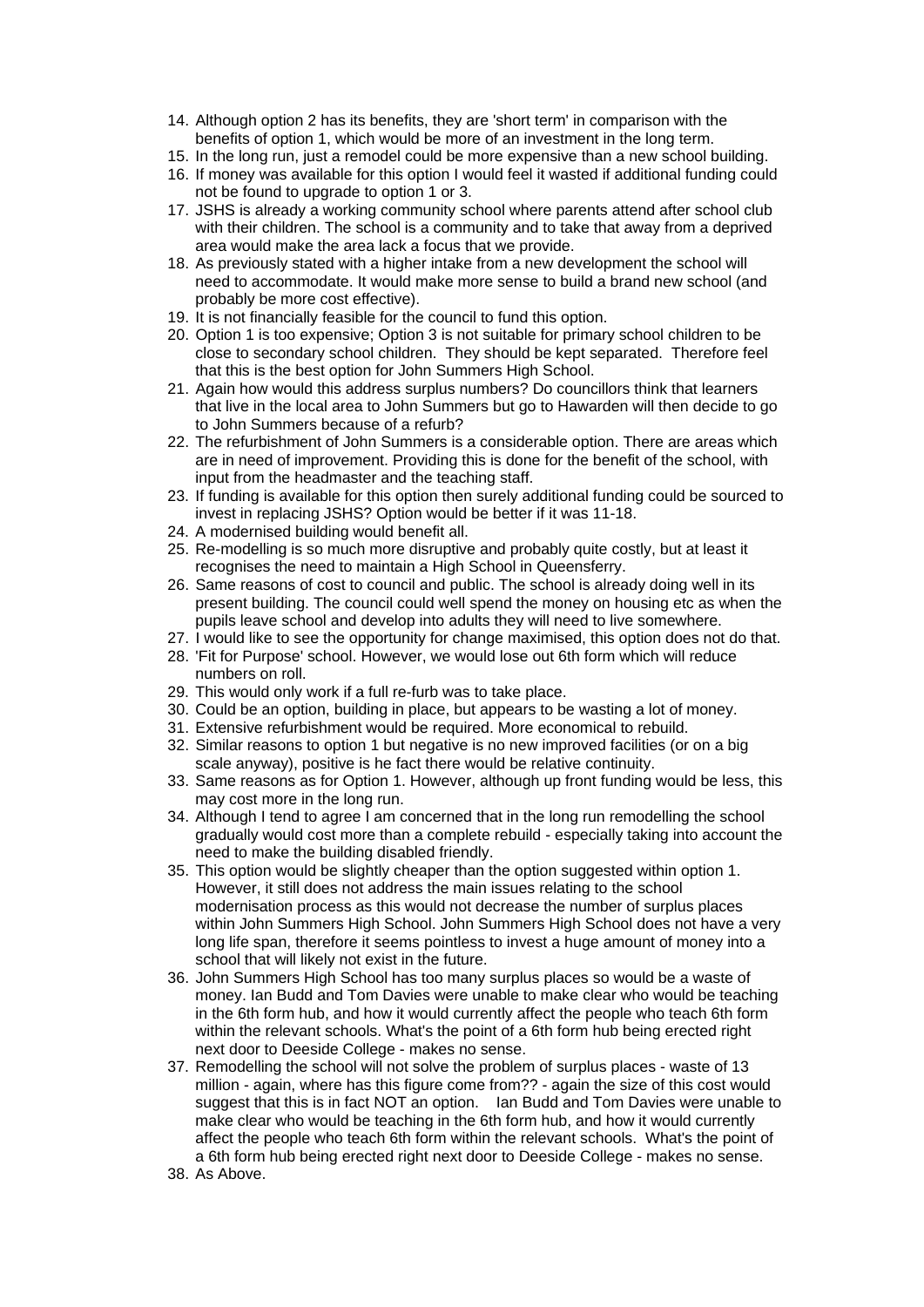14. Although option 2 has its benefits, they are 'short term' in comparison with the benefits of option 1, which would be more of an investment in the long term.
15. In the long run, just a remodel could be more expensive than a new school building.
16. If money was available for this option I would feel it wasted if additional funding could not be found to upgrade to option 1 or 3.
17. JSHS is already a working community school where parents attend after school club with their children. The school is a community and to take that away from a deprived area would make the area lack a focus that we provide.
18. As previously stated with a higher intake from a new development the school will need to accommodate. It would make more sense to build a brand new school (and probably be more cost effective).
19. It is not financially feasible for the council to fund this option.
20. Option 1 is too expensive; Option 3 is not suitable for primary school children to be close to secondary school children. They should be kept separated. Therefore feel that this is the best option for John Summers High School.
21. Again how would this address surplus numbers? Do councillors think that learners that live in the local area to John Summers but go to Hawarden will then decide to go to John Summers because of a refurb?
22. The refurbishment of John Summers is a considerable option. There are areas which are in need of improvement. Providing this is done for the benefit of the school, with input from the headmaster and the teaching staff.
23. If funding is available for this option then surely additional funding could be sourced to invest in replacing JSHS? Option would be better if it was 11-18.
24. A modernised building would benefit all.
25. Re-modelling is so much more disruptive and probably quite costly, but at least it recognises the need to maintain a High School in Queensferry.
26. Same reasons of cost to council and public. The school is already doing well in its present building. The council could well spend the money on housing etc as when the pupils leave school and develop into adults they will need to live somewhere.
27. I would like to see the opportunity for change maximised, this option does not do that.
28. 'Fit for Purpose' school. However, we would lose out 6th form which will reduce numbers on roll.
29. This would only work if a full re-furb was to take place.
30. Could be an option, building in place, but appears to be wasting a lot of money.
31. Extensive refurbishment would be required. More economical to rebuild.
32. Similar reasons to option 1 but negative is no new improved facilities (or on a big scale anyway), positive is he fact there would be relative continuity.
33. Same reasons as for Option 1. However, although up front funding would be less, this may cost more in the long run.
34. Although I tend to agree I am concerned that in the long run remodelling the school gradually would cost more than a complete rebuild - especially taking into account the need to make the building disabled friendly.
35. This option would be slightly cheaper than the option suggested within option 1. However, it still does not address the main issues relating to the school modernisation process as this would not decrease the number of surplus places within John Summers High School. John Summers High School does not have a very long life span, therefore it seems pointless to invest a huge amount of money into a school that will likely not exist in the future.
36. John Summers High School has too many surplus places so would be a waste of money. Ian Budd and Tom Davies were unable to make clear who would be teaching in the 6th form hub, and how it would currently affect the people who teach 6th form within the relevant schools. What's the point of a 6th form hub being erected right next door to Deeside College - makes no sense.
37. Remodelling the school will not solve the problem of surplus places - waste of 13 million - again, where has this figure come from?? - again the size of this cost would suggest that this is in fact NOT an option. Ian Budd and Tom Davies were unable to make clear who would be teaching in the 6th form hub, and how it would currently affect the people who teach 6th form within the relevant schools. What's the point of a 6th form hub being erected right next door to Deeside College - makes no sense.
38. As Above.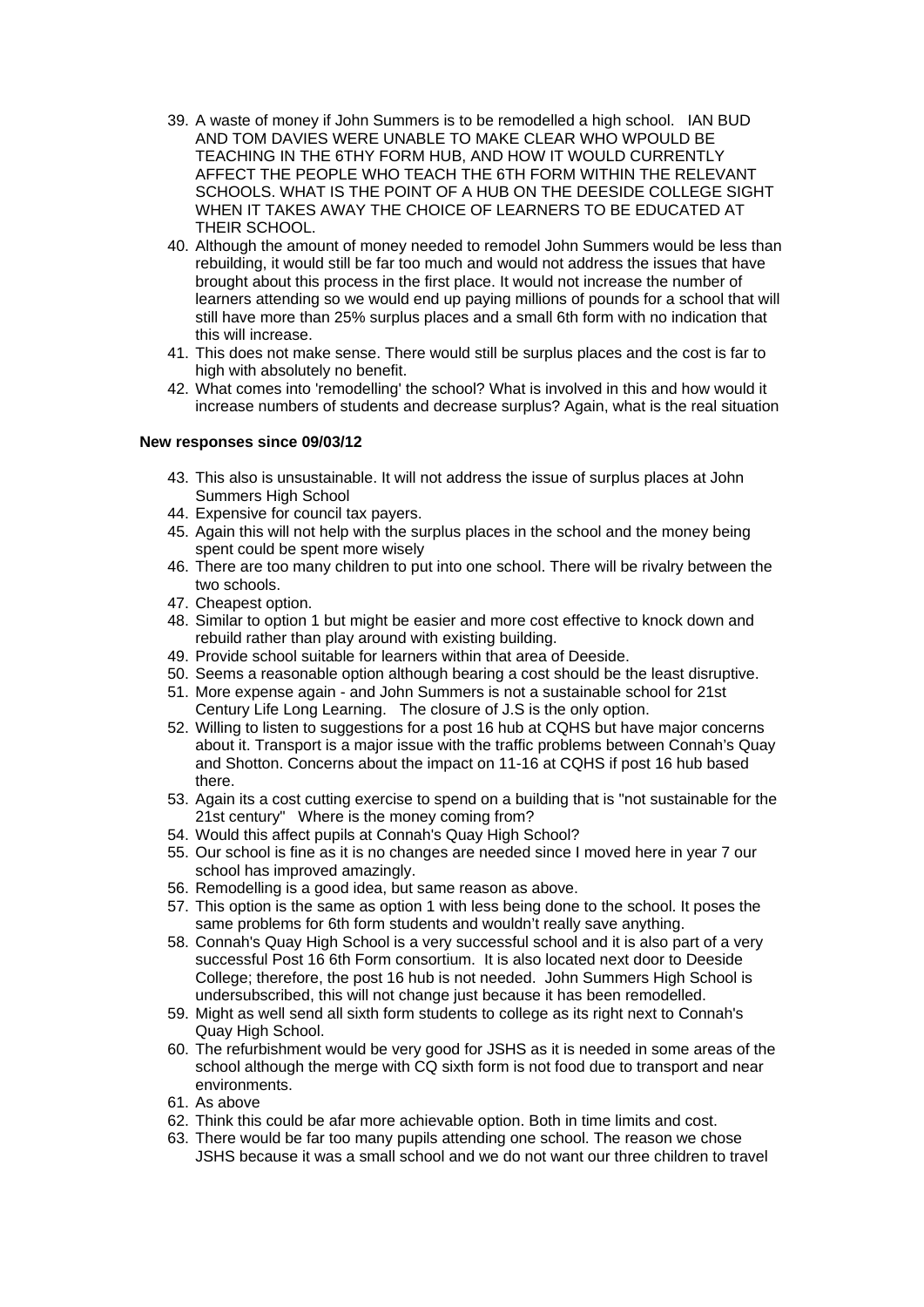39. A waste of money if John Summers is to be remodelled a high school. IAN BUD AND TOM DAVIES WERE UNABLE TO MAKE CLEAR WHO WPOULD BE TEACHING IN THE 6THY FORM HUB, AND HOW IT WOULD CURRENTLY AFFECT THE PEOPLE WHO TEACH THE 6TH FORM WITHIN THE RELEVANT SCHOOLS. WHAT IS THE POINT OF A HUB ON THE DEESIDE COLLEGE SIGHT WHEN IT TAKES AWAY THE CHOICE OF LEARNERS TO BE EDUCATED AT THEIR SCHOOL.
40. Although the amount of money needed to remodel John Summers would be less than rebuilding, it would still be far too much and would not address the issues that have brought about this process in the first place. It would not increase the number of learners attending so we would end up paying millions of pounds for a school that will still have more than 25% surplus places and a small 6th form with no indication that this will increase.
41. This does not make sense. There would still be surplus places and the cost is far to high with absolutely no benefit.
42. What comes into 'remodelling' the school? What is involved in this and how would it increase numbers of students and decrease surplus? Again, what is the real situation

**New responses since 09/03/12**

43. This also is unsustainable. It will not address the issue of surplus places at John Summers High School
44. Expensive for council tax payers.
45. Again this will not help with the surplus places in the school and the money being spent could be spent more wisely
46. There are too many children to put into one school. There will be rivalry between the two schools.
47. Cheapest option.
48. Similar to option 1 but might be easier and more cost effective to knock down and rebuild rather than play around with existing building.
49. Provide school suitable for learners within that area of Deeside.
50. Seems a reasonable option although bearing a cost should be the least disruptive.
51. More expense again - and John Summers is not a sustainable school for 21st Century Life Long Learning. The closure of J.S is the only option.
52. Willing to listen to suggestions for a post 16 hub at CQHS but have major concerns about it. Transport is a major issue with the traffic problems between Connah's Quay and Shotton. Concerns about the impact on 11-16 at CQHS if post 16 hub based there.
53. Again its a cost cutting exercise to spend on a building that is "not sustainable for the 21st century" Where is the money coming from?
54. Would this affect pupils at Connah's Quay High School?
55. Our school is fine as it is no changes are needed since I moved here in year 7 our school has improved amazingly.
56. Remodelling is a good idea, but same reason as above.
57. This option is the same as option 1 with less being done to the school. It poses the same problems for 6th form students and wouldn't really save anything.
58. Connah's Quay High School is a very successful school and it is also part of a very successful Post 16 6th Form consortium. It is also located next door to Deeside College; therefore, the post 16 hub is not needed. John Summers High School is undersubscribed, this will not change just because it has been remodelled.
59. Might as well send all sixth form students to college as its right next to Connah's Quay High School.
60. The refurbishment would be very good for JSHS as it is needed in some areas of the school although the merge with CQ sixth form is not food due to transport and near environments.
61. As above
62. Think this could be afar more achievable option. Both in time limits and cost.
63. There would be far too many pupils attending one school. The reason we chose JSHS because it was a small school and we do not want our three children to travel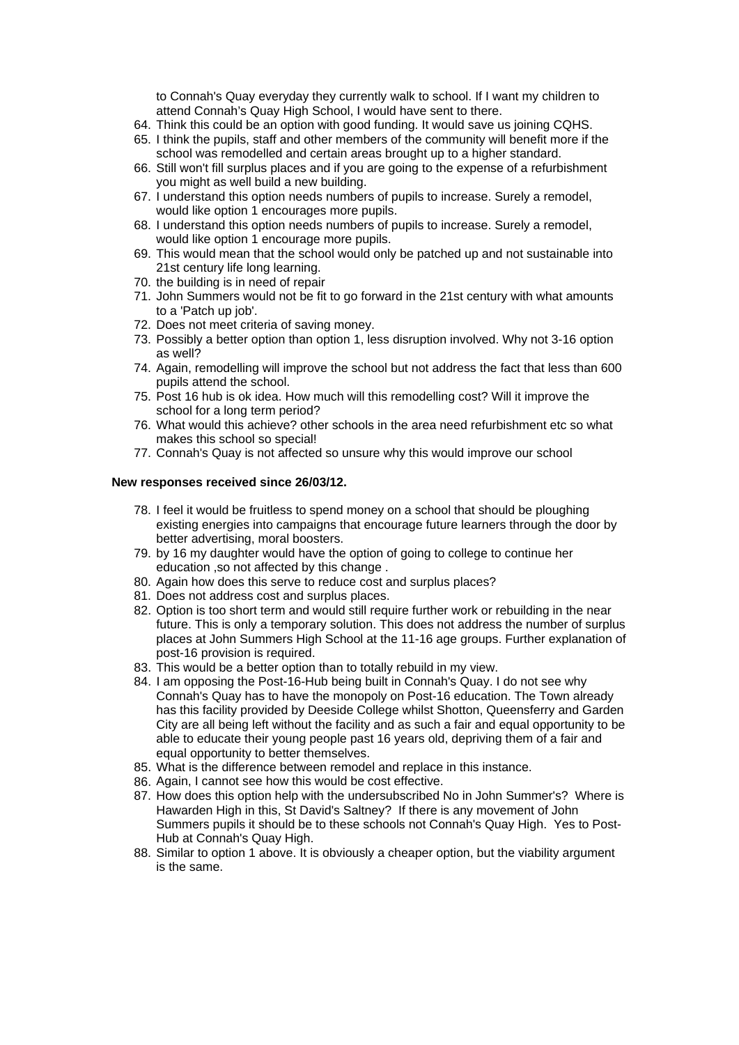to Connah's Quay everyday they currently walk to school. If I want my children to attend Connah's Quay High School, I would have sent to there.

64. Think this could be an option with good funding. It would save us joining CQHS.
65. I think the pupils, staff and other members of the community will benefit more if the school was remodelled and certain areas brought up to a higher standard.
66. Still won't fill surplus places and if you are going to the expense of a refurbishment you might as well build a new building.
67. I understand this option needs numbers of pupils to increase. Surely a remodel, would like option 1 encourages more pupils.
68. I understand this option needs numbers of pupils to increase. Surely a remodel, would like option 1 encourage more pupils.
69. This would mean that the school would only be patched up and not sustainable into 21st century life long learning.
70. the building is in need of repair
71. John Summers would not be fit to go forward in the 21st century with what amounts to a 'Patch up job'.
72. Does not meet criteria of saving money.
73. Possibly a better option than option 1, less disruption involved. Why not 3-16 option as well?
74. Again, remodelling will improve the school but not address the fact that less than 600 pupils attend the school.
75. Post 16 hub is ok idea. How much will this remodelling cost? Will it improve the school for a long term period?
76. What would this achieve? other schools in the area need refurbishment etc so what makes this school so special!
77. Connah's Quay is not affected so unsure why this would improve our school

**New responses received since 26/03/12.**

78. I feel it would be fruitless to spend money on a school that should be ploughing existing energies into campaigns that encourage future learners through the door by better advertising, moral boosters.
79. by 16 my daughter would have the option of going to college to continue her education ,so not affected by this change .
80. Again how does this serve to reduce cost and surplus places?
81. Does not address cost and surplus places.
82. Option is too short term and would still require further work or rebuilding in the near future. This is only a temporary solution. This does not address the number of surplus places at John Summers High School at the 11-16 age groups. Further explanation of post-16 provision is required.
83. This would be a better option than to totally rebuild in my view.
84. I am opposing the Post-16-Hub being built in Connah's Quay. I do not see why Connah's Quay has to have the monopoly on Post-16 education. The Town already has this facility provided by Deeside College whilst Shotton, Queensferry and Garden City are all being left without the facility and as such a fair and equal opportunity to be able to educate their young people past 16 years old, depriving them of a fair and equal opportunity to better themselves.
85. What is the difference between remodel and replace in this instance.
86. Again, I cannot see how this would be cost effective.
87. How does this option help with the undersubscribed No in John Summer's? Where is Hawarden High in this, St David's Saltney? If there is any movement of John Summers pupils it should be to these schools not Connah's Quay High. Yes to Post-Hub at Connah's Quay High.
88. Similar to option 1 above. It is obviously a cheaper option, but the viability argument is the same.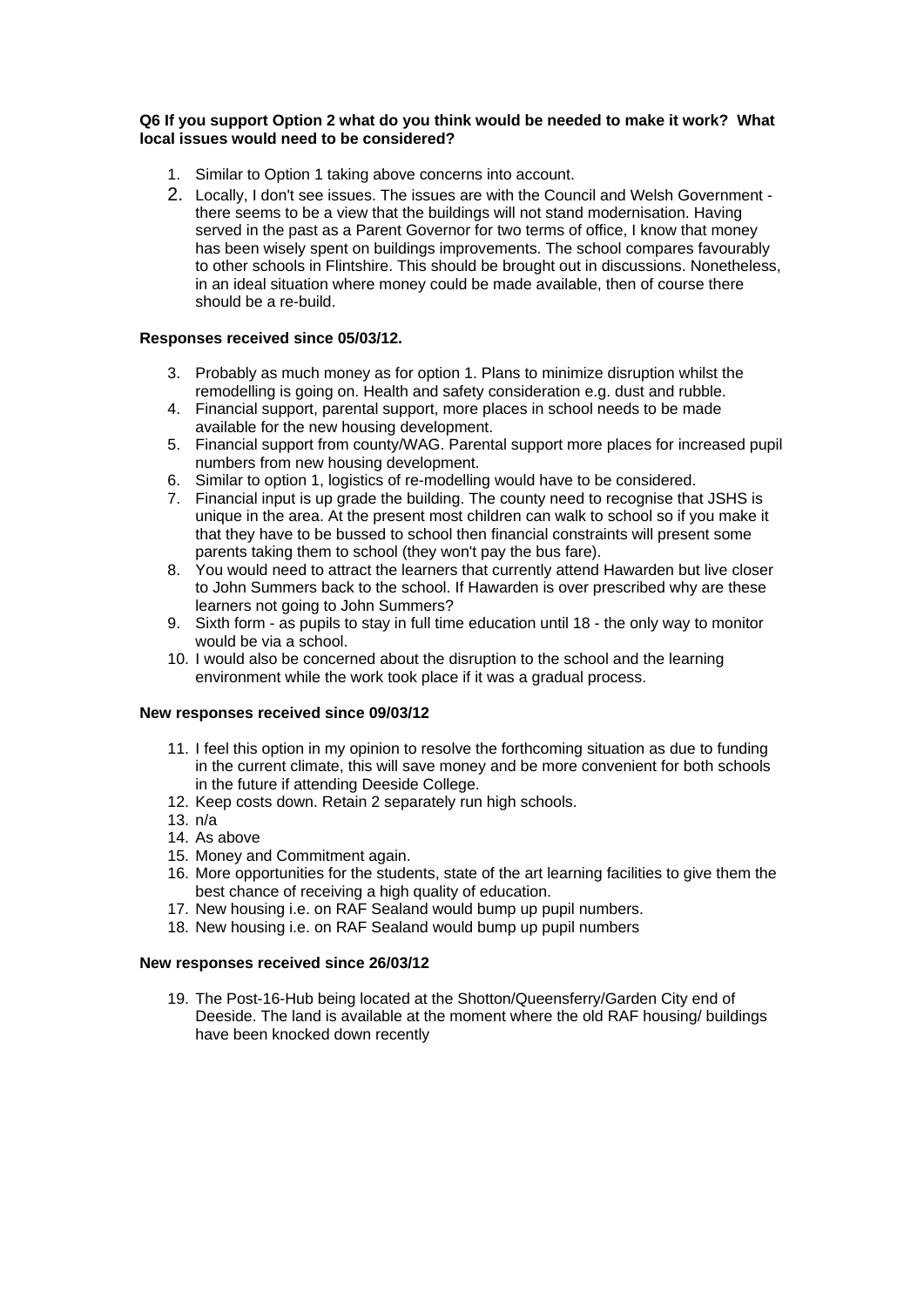**Q6 If you support Option 2 what do you think would be needed to make it work? What local issues would need to be considered?**

1. Similar to Option 1 taking above concerns into account.
2. Locally, I don't see issues. The issues are with the Council and Welsh Government - there seems to be a view that the buildings will not stand modernisation. Having served in the past as a Parent Governor for two terms of office, I know that money has been wisely spent on buildings improvements. The school compares favourably to other schools in Flintshire. This should be brought out in discussions. Nonetheless, in an ideal situation where money could be made available, then of course there should be a re-build.

**Responses received since 05/03/12.**

3. Probably as much money as for option 1. Plans to minimize disruption whilst the remodelling is going on. Health and safety consideration e.g. dust and rubble.
4. Financial support, parental support, more places in school needs to be made available for the new housing development.
5. Financial support from county/WAG. Parental support more places for increased pupil numbers from new housing development.
6. Similar to option 1, logistics of re-modelling would have to be considered.
7. Financial input is up grade the building. The county need to recognise that JSHS is unique in the area. At the present most children can walk to school so if you make it that they have to be bussed to school then financial constraints will present some parents taking them to school (they won't pay the bus fare).
8. You would need to attract the learners that currently attend Hawarden but live closer to John Summers back to the school. If Hawarden is over prescribed why are these learners not going to John Summers?
9. Sixth form - as pupils to stay in full time education until 18 - the only way to monitor would be via a school.
10. I would also be concerned about the disruption to the school and the learning environment while the work took place if it was a gradual process.

**New responses received since 09/03/12**

11. I feel this option in my opinion to resolve the forthcoming situation as due to funding in the current climate, this will save money and be more convenient for both schools in the future if attending Deeside College.
12. Keep costs down. Retain 2 separately run high schools.
13. n/a
14. As above
15. Money and Commitment again.
16. More opportunities for the students, state of the art learning facilities to give them the best chance of receiving a high quality of education.
17. New housing i.e. on RAF Sealand would bump up pupil numbers.
18. New housing i.e. on RAF Sealand would bump up pupil numbers

**New responses received since 26/03/12**

19. The Post-16-Hub being located at the Shotton/Queensferry/Garden City end of Deeside. The land is available at the moment where the old RAF housing/ buildings have been knocked down recently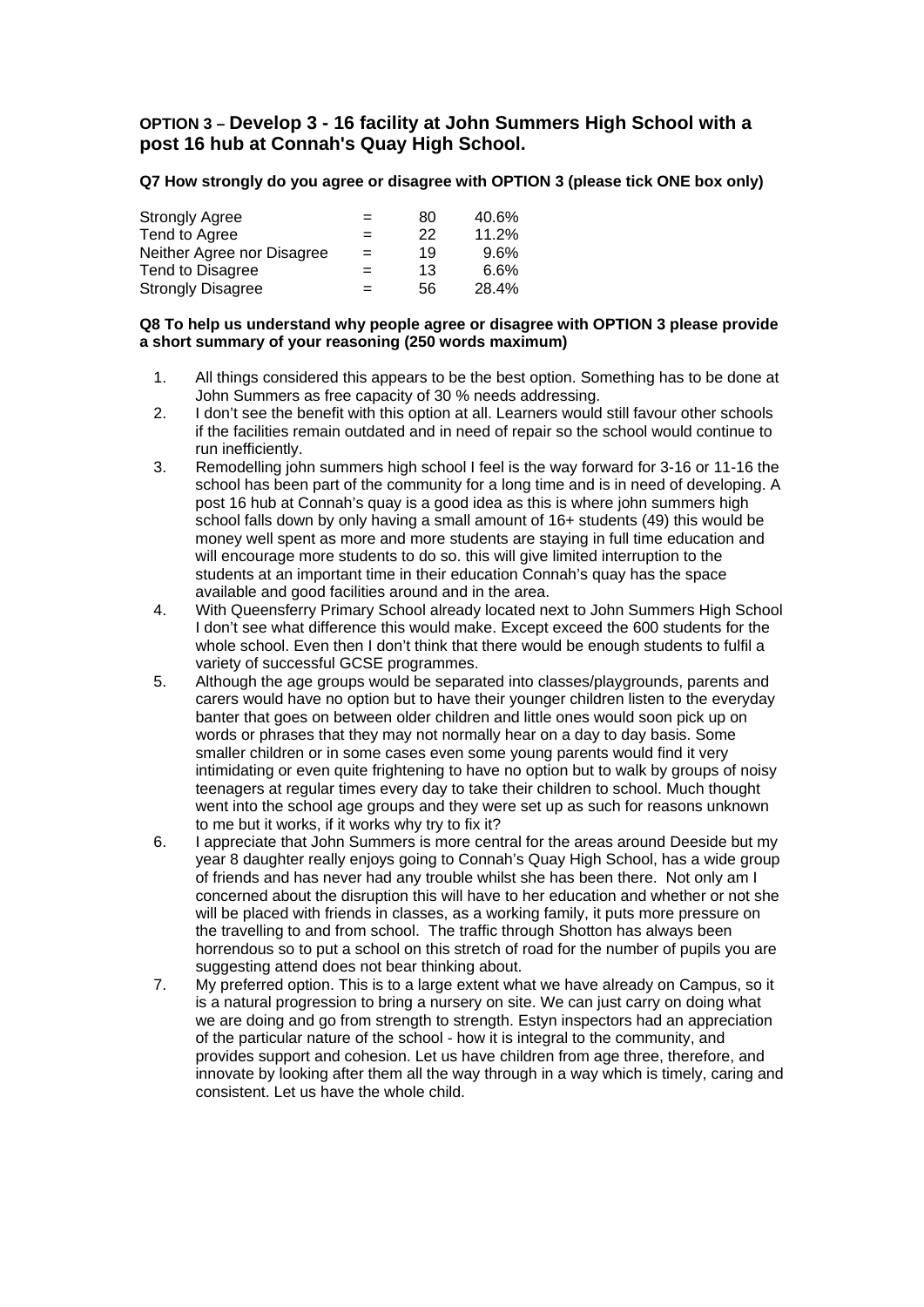### OPTION 3 – Develop 3 - 16 facility at John Summers High School with a post 16 hub at Connah's Quay High School.

**Q7 How strongly do you agree or disagree with OPTION 3 (please tick ONE box only)**

| | | | |
|---|---|---|---|
| Strongly Agree | = | 80 | 40.6% |
| Tend to Agree | = | 22 | 11.2% |
| Neither Agree nor Disagree | = | 19 | 9.6% |
| Tend to Disagree | = | 13 | 6.6% |
| Strongly Disagree | = | 56 | 28.4% |

**Q8 To help us understand why people agree or disagree with OPTION 3 please provide a short summary of your reasoning (250 words maximum)**

1. All things considered this appears to be the best option. Something has to be done at John Summers as free capacity of 30 % needs addressing.
2. I don't see the benefit with this option at all. Learners would still favour other schools if the facilities remain outdated and in need of repair so the school would continue to run inefficiently.
3. Remodelling john summers high school I feel is the way forward for 3-16 or 11-16 the school has been part of the community for a long time and is in need of developing. A post 16 hub at Connah's quay is a good idea as this is where john summers high school falls down by only having a small amount of 16+ students (49) this would be money well spent as more and more students are staying in full time education and will encourage more students to do so. this will give limited interruption to the students at an important time in their education Connah's quay has the space available and good facilities around and in the area.
4. With Queensferry Primary School already located next to John Summers High School I don't see what difference this would make. Except exceed the 600 students for the whole school. Even then I don't think that there would be enough students to fulfil a variety of successful GCSE programmes.
5. Although the age groups would be separated into classes/playgrounds, parents and carers would have no option but to have their younger children listen to the everyday banter that goes on between older children and little ones would soon pick up on words or phrases that they may not normally hear on a day to day basis. Some smaller children or in some cases even some young parents would find it very intimidating or even quite frightening to have no option but to walk by groups of noisy teenagers at regular times every day to take their children to school. Much thought went into the school age groups and they were set up as such for reasons unknown to me but it works, if it works why try to fix it?
6. I appreciate that John Summers is more central for the areas around Deeside but my year 8 daughter really enjoys going to Connah's Quay High School, has a wide group of friends and has never had any trouble whilst she has been there. Not only am I concerned about the disruption this will have to her education and whether or not she will be placed with friends in classes, as a working family, it puts more pressure on the travelling to and from school. The traffic through Shotton has always been horrendous so to put a school on this stretch of road for the number of pupils you are suggesting attend does not bear thinking about.
7. My preferred option. This is to a large extent what we have already on Campus, so it is a natural progression to bring a nursery on site. We can just carry on doing what we are doing and go from strength to strength. Estyn inspectors had an appreciation of the particular nature of the school - how it is integral to the community, and provides support and cohesion. Let us have children from age three, therefore, and innovate by looking after them all the way through in a way which is timely, caring and consistent. Let us have the whole child.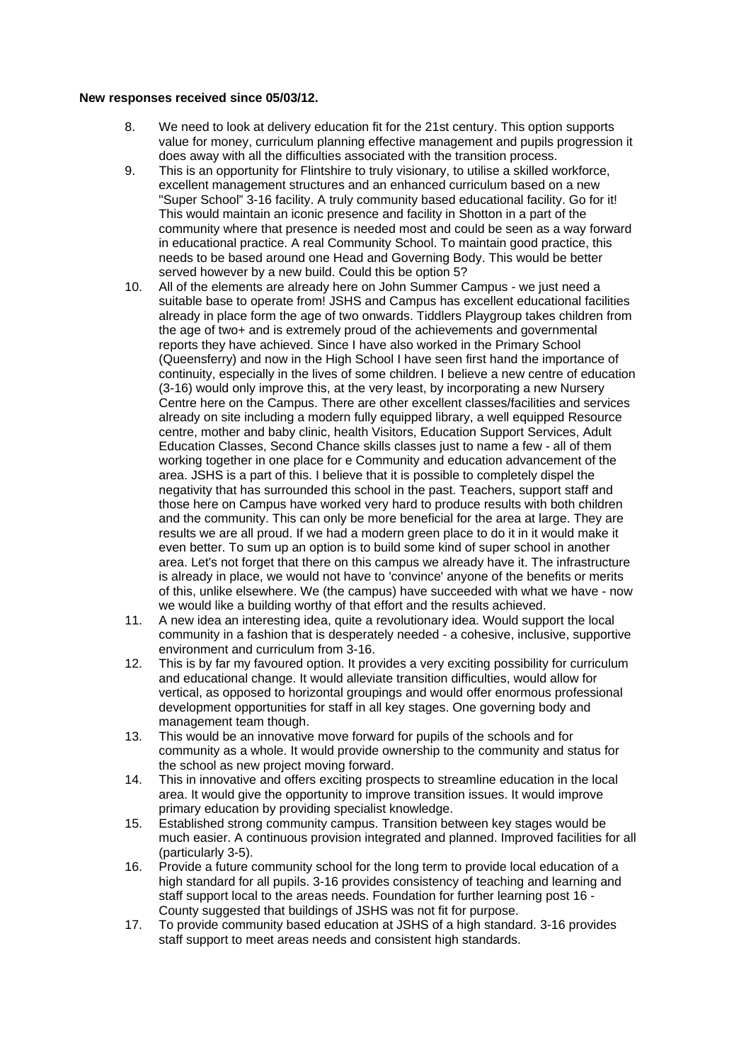**New responses received since 05/03/12.**

8. We need to look at delivery education fit for the 21st century. This option supports value for money, curriculum planning effective management and pupils progression it does away with all the difficulties associated with the transition process.
9. This is an opportunity for Flintshire to truly visionary, to utilise a skilled workforce, excellent management structures and an enhanced curriculum based on a new "Super School" 3-16 facility. A truly community based educational facility. Go for it! This would maintain an iconic presence and facility in Shotton in a part of the community where that presence is needed most and could be seen as a way forward in educational practice. A real Community School. To maintain good practice, this needs to be based around one Head and Governing Body. This would be better served however by a new build. Could this be option 5?
10. All of the elements are already here on John Summer Campus - we just need a suitable base to operate from! JSHS and Campus has excellent educational facilities already in place form the age of two onwards. Tiddlers Playgroup takes children from the age of two+ and is extremely proud of the achievements and governmental reports they have achieved. Since I have also worked in the Primary School (Queensferry) and now in the High School I have seen first hand the importance of continuity, especially in the lives of some children. I believe a new centre of education (3-16) would only improve this, at the very least, by incorporating a new Nursery Centre here on the Campus. There are other excellent classes/facilities and services already on site including a modern fully equipped library, a well equipped Resource centre, mother and baby clinic, health Visitors, Education Support Services, Adult Education Classes, Second Chance skills classes just to name a few - all of them working together in one place for e Community and education advancement of the area. JSHS is a part of this. I believe that it is possible to completely dispel the negativity that has surrounded this school in the past. Teachers, support staff and those here on Campus have worked very hard to produce results with both children and the community. This can only be more beneficial for the area at large. They are results we are all proud. If we had a modern green place to do it in it would make it even better. To sum up an option is to build some kind of super school in another area. Let's not forget that there on this campus we already have it. The infrastructure is already in place, we would not have to 'convince' anyone of the benefits or merits of this, unlike elsewhere. We (the campus) have succeeded with what we have - now we would like a building worthy of that effort and the results achieved.
11. A new idea an interesting idea, quite a revolutionary idea. Would support the local community in a fashion that is desperately needed - a cohesive, inclusive, supportive environment and curriculum from 3-16.
12. This is by far my favoured option. It provides a very exciting possibility for curriculum and educational change. It would alleviate transition difficulties, would allow for vertical, as opposed to horizontal groupings and would offer enormous professional development opportunities for staff in all key stages. One governing body and management team though.
13. This would be an innovative move forward for pupils of the schools and for community as a whole. It would provide ownership to the community and status for the school as new project moving forward.
14. This in innovative and offers exciting prospects to streamline education in the local area. It would give the opportunity to improve transition issues. It would improve primary education by providing specialist knowledge.
15. Established strong community campus. Transition between key stages would be much easier. A continuous provision integrated and planned. Improved facilities for all (particularly 3-5).
16. Provide a future community school for the long term to provide local education of a high standard for all pupils. 3-16 provides consistency of teaching and learning and staff support local to the areas needs. Foundation for further learning post 16 - County suggested that buildings of JSHS was not fit for purpose.
17. To provide community based education at JSHS of a high standard. 3-16 provides staff support to meet areas needs and consistent high standards.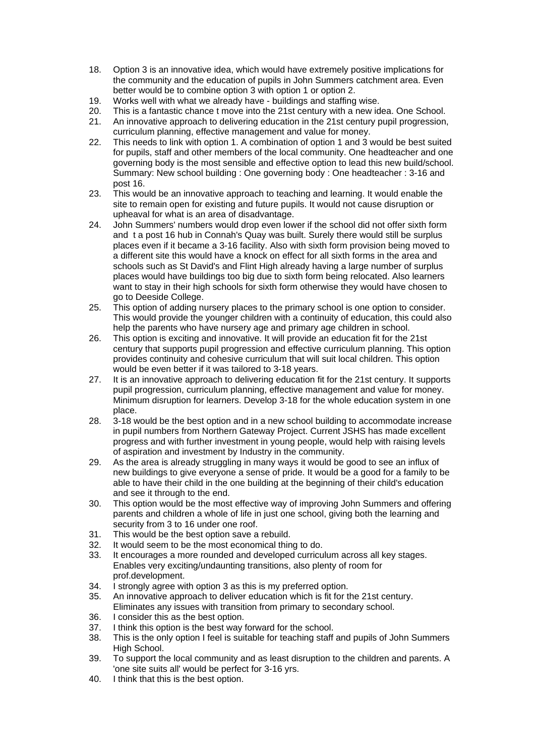18. Option 3 is an innovative idea, which would have extremely positive implications for the community and the education of pupils in John Summers catchment area. Even better would be to combine option 3 with option 1 or option 2.
19. Works well with what we already have - buildings and staffing wise.
20. This is a fantastic chance t move into the 21st century with a new idea. One School.
21. An innovative approach to delivering education in the 21st century pupil progression, curriculum planning, effective management and value for money.
22. This needs to link with option 1. A combination of option 1 and 3 would be best suited for pupils, staff and other members of the local community. One headteacher and one governing body is the most sensible and effective option to lead this new build/school. Summary: New school building : One governing body : One headteacher : 3-16 and post 16.
23. This would be an innovative approach to teaching and learning. It would enable the site to remain open for existing and future pupils. It would not cause disruption or upheaval for what is an area of disadvantage.
24. John Summers' numbers would drop even lower if the school did not offer sixth form and t a post 16 hub in Connah's Quay was built. Surely there would still be surplus places even if it became a 3-16 facility. Also with sixth form provision being moved to a different site this would have a knock on effect for all sixth forms in the area and schools such as St David's and Flint High already having a large number of surplus places would have buildings too big due to sixth form being relocated. Also learners want to stay in their high schools for sixth form otherwise they would have chosen to go to Deeside College.
25. This option of adding nursery places to the primary school is one option to consider. This would provide the younger children with a continuity of education, this could also help the parents who have nursery age and primary age children in school.
26. This option is exciting and innovative. It will provide an education fit for the 21st century that supports pupil progression and effective curriculum planning. This option provides continuity and cohesive curriculum that will suit local children. This option would be even better if it was tailored to 3-18 years.
27. It is an innovative approach to delivering education fit for the 21st century. It supports pupil progression, curriculum planning, effective management and value for money. Minimum disruption for learners. Develop 3-18 for the whole education system in one place.
28. 3-18 would be the best option and in a new school building to accommodate increase in pupil numbers from Northern Gateway Project. Current JSHS has made excellent progress and with further investment in young people, would help with raising levels of aspiration and investment by Industry in the community.
29. As the area is already struggling in many ways it would be good to see an influx of new buildings to give everyone a sense of pride. It would be a good for a family to be able to have their child in the one building at the beginning of their child's education and see it through to the end.
30. This option would be the most effective way of improving John Summers and offering parents and children a whole of life in just one school, giving both the learning and security from 3 to 16 under one roof.
31. This would be the best option save a rebuild.
32. It would seem to be the most economical thing to do.
33. It encourages a more rounded and developed curriculum across all key stages. Enables very exciting/undaunting transitions, also plenty of room for prof.development.
34. I strongly agree with option 3 as this is my preferred option.
35. An innovative approach to deliver education which is fit for the 21st century. Eliminates any issues with transition from primary to secondary school.
36. I consider this as the best option.
37. I think this option is the best way forward for the school.
38. This is the only option I feel is suitable for teaching staff and pupils of John Summers High School.
39. To support the local community and as least disruption to the children and parents. A 'one site suits all' would be perfect for 3-16 yrs.
40. I think that this is the best option.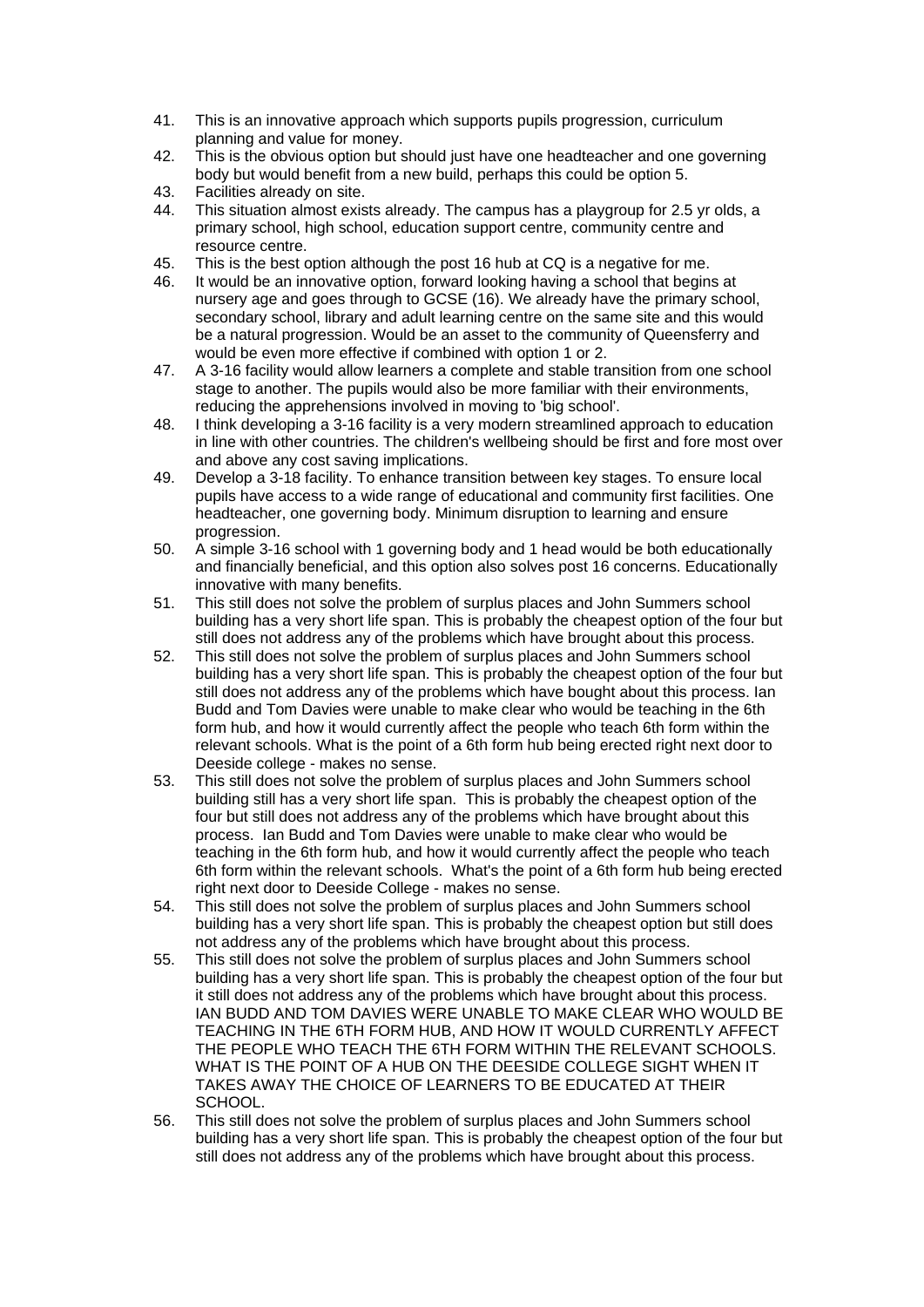41. This is an innovative approach which supports pupils progression, curriculum planning and value for money.
42. This is the obvious option but should just have one headteacher and one governing body but would benefit from a new build, perhaps this could be option 5.
43. Facilities already on site.
44. This situation almost exists already. The campus has a playgroup for 2.5 yr olds, a primary school, high school, education support centre, community centre and resource centre.
45. This is the best option although the post 16 hub at CQ is a negative for me.
46. It would be an innovative option, forward looking having a school that begins at nursery age and goes through to GCSE (16). We already have the primary school, secondary school, library and adult learning centre on the same site and this would be a natural progression. Would be an asset to the community of Queensferry and would be even more effective if combined with option 1 or 2.
47. A 3-16 facility would allow learners a complete and stable transition from one school stage to another. The pupils would also be more familiar with their environments, reducing the apprehensions involved in moving to 'big school'.
48. I think developing a 3-16 facility is a very modern streamlined approach to education in line with other countries. The children's wellbeing should be first and fore most over and above any cost saving implications.
49. Develop a 3-18 facility. To enhance transition between key stages. To ensure local pupils have access to a wide range of educational and community first facilities. One headteacher, one governing body. Minimum disruption to learning and ensure progression.
50. A simple 3-16 school with 1 governing body and 1 head would be both educationally and financially beneficial, and this option also solves post 16 concerns. Educationally innovative with many benefits.
51. This still does not solve the problem of surplus places and John Summers school building has a very short life span. This is probably the cheapest option of the four but still does not address any of the problems which have brought about this process.
52. This still does not solve the problem of surplus places and John Summers school building has a very short life span. This is probably the cheapest option of the four but still does not address any of the problems which have bought about this process. Ian Budd and Tom Davies were unable to make clear who would be teaching in the 6th form hub, and how it would currently affect the people who teach 6th form within the relevant schools. What is the point of a 6th form hub being erected right next door to Deeside college - makes no sense.
53. This still does not solve the problem of surplus places and John Summers school building still has a very short life span. This is probably the cheapest option of the four but still does not address any of the problems which have brought about this process. Ian Budd and Tom Davies were unable to make clear who would be teaching in the 6th form hub, and how it would currently affect the people who teach 6th form within the relevant schools. What's the point of a 6th form hub being erected right next door to Deeside College - makes no sense.
54. This still does not solve the problem of surplus places and John Summers school building has a very short life span. This is probably the cheapest option but still does not address any of the problems which have brought about this process.
55. This still does not solve the problem of surplus places and John Summers school building has a very short life span. This is probably the cheapest option of the four but it still does not address any of the problems which have brought about this process. IAN BUDD AND TOM DAVIES WERE UNABLE TO MAKE CLEAR WHO WOULD BE TEACHING IN THE 6TH FORM HUB, AND HOW IT WOULD CURRENTLY AFFECT THE PEOPLE WHO TEACH THE 6TH FORM WITHIN THE RELEVANT SCHOOLS. WHAT IS THE POINT OF A HUB ON THE DEESIDE COLLEGE SIGHT WHEN IT TAKES AWAY THE CHOICE OF LEARNERS TO BE EDUCATED AT THEIR SCHOOL.
56. This still does not solve the problem of surplus places and John Summers school building has a very short life span. This is probably the cheapest option of the four but still does not address any of the problems which have brought about this process.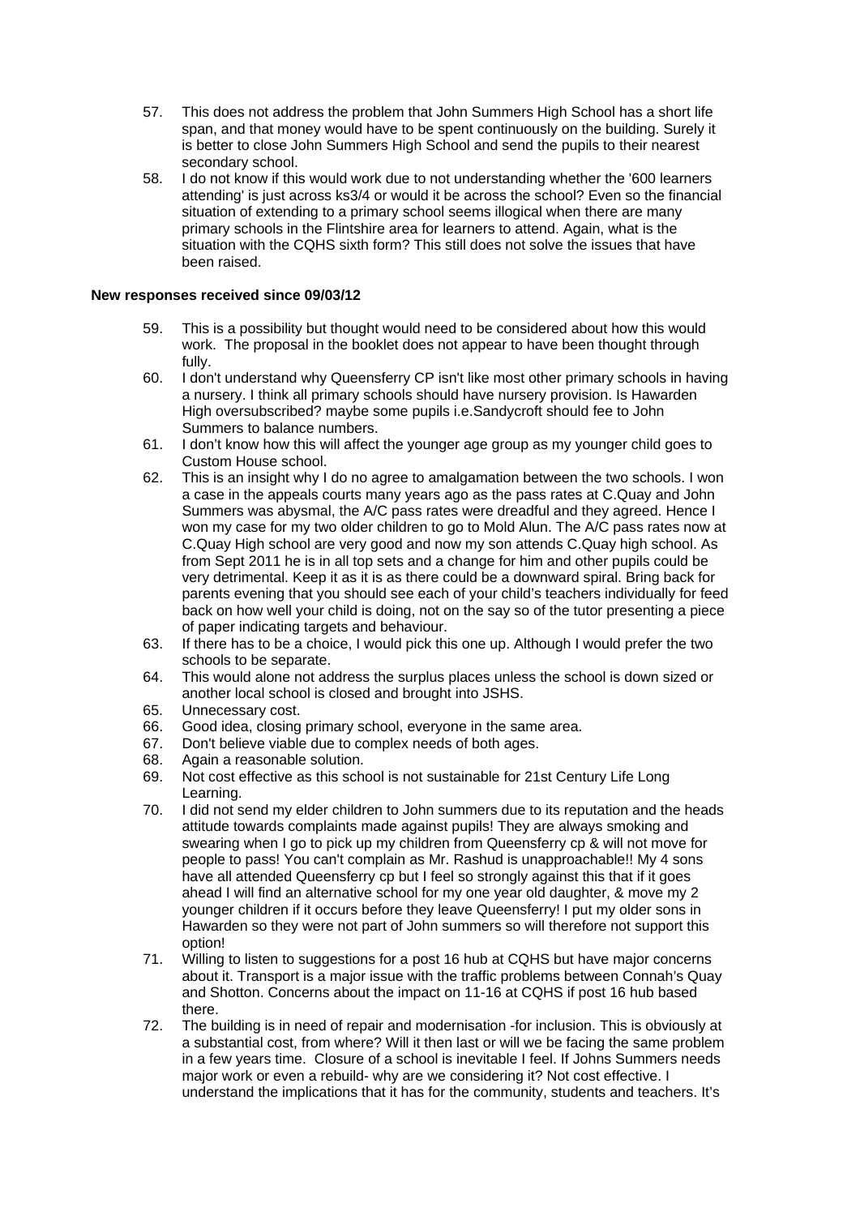57. This does not address the problem that John Summers High School has a short life span, and that money would have to be spent continuously on the building. Surely it is better to close John Summers High School and send the pupils to their nearest secondary school.
58. I do not know if this would work due to not understanding whether the '600 learners attending' is just across ks3/4 or would it be across the school? Even so the financial situation of extending to a primary school seems illogical when there are many primary schools in the Flintshire area for learners to attend. Again, what is the situation with the CQHS sixth form? This still does not solve the issues that have been raised.

**New responses received since 09/03/12**

59. This is a possibility but thought would need to be considered about how this would work. The proposal in the booklet does not appear to have been thought through fully.
60. I don't understand why Queensferry CP isn't like most other primary schools in having a nursery. I think all primary schools should have nursery provision. Is Hawarden High oversubscribed? maybe some pupils i.e.Sandycroft should fee to John Summers to balance numbers.
61. I don't know how this will affect the younger age group as my younger child goes to Custom House school.
62. This is an insight why I do no agree to amalgamation between the two schools. I won a case in the appeals courts many years ago as the pass rates at C.Quay and John Summers was abysmal, the A/C pass rates were dreadful and they agreed. Hence I won my case for my two older children to go to Mold Alun. The A/C pass rates now at C.Quay High school are very good and now my son attends C.Quay high school. As from Sept 2011 he is in all top sets and a change for him and other pupils could be very detrimental. Keep it as it is as there could be a downward spiral. Bring back for parents evening that you should see each of your child's teachers individually for feed back on how well your child is doing, not on the say so of the tutor presenting a piece of paper indicating targets and behaviour.
63. If there has to be a choice, I would pick this one up. Although I would prefer the two schools to be separate.
64. This would alone not address the surplus places unless the school is down sized or another local school is closed and brought into JSHS.
65. Unnecessary cost.
66. Good idea, closing primary school, everyone in the same area.
67. Don't believe viable due to complex needs of both ages.
68. Again a reasonable solution.
69. Not cost effective as this school is not sustainable for 21st Century Life Long Learning.
70. I did not send my elder children to John summers due to its reputation and the heads attitude towards complaints made against pupils! They are always smoking and swearing when I go to pick up my children from Queensferry cp & will not move for people to pass! You can't complain as Mr. Rashud is unapproachable!! My 4 sons have all attended Queensferry cp but I feel so strongly against this that if it goes ahead I will find an alternative school for my one year old daughter, & move my 2 younger children if it occurs before they leave Queensferry! I put my older sons in Hawarden so they were not part of John summers so will therefore not support this option!
71. Willing to listen to suggestions for a post 16 hub at CQHS but have major concerns about it. Transport is a major issue with the traffic problems between Connah's Quay and Shotton. Concerns about the impact on 11-16 at CQHS if post 16 hub based there.
72. The building is in need of repair and modernisation -for inclusion. This is obviously at a substantial cost, from where? Will it then last or will we be facing the same problem in a few years time. Closure of a school is inevitable I feel. If Johns Summers needs major work or even a rebuild- why are we considering it? Not cost effective. I understand the implications that it has for the community, students and teachers. It's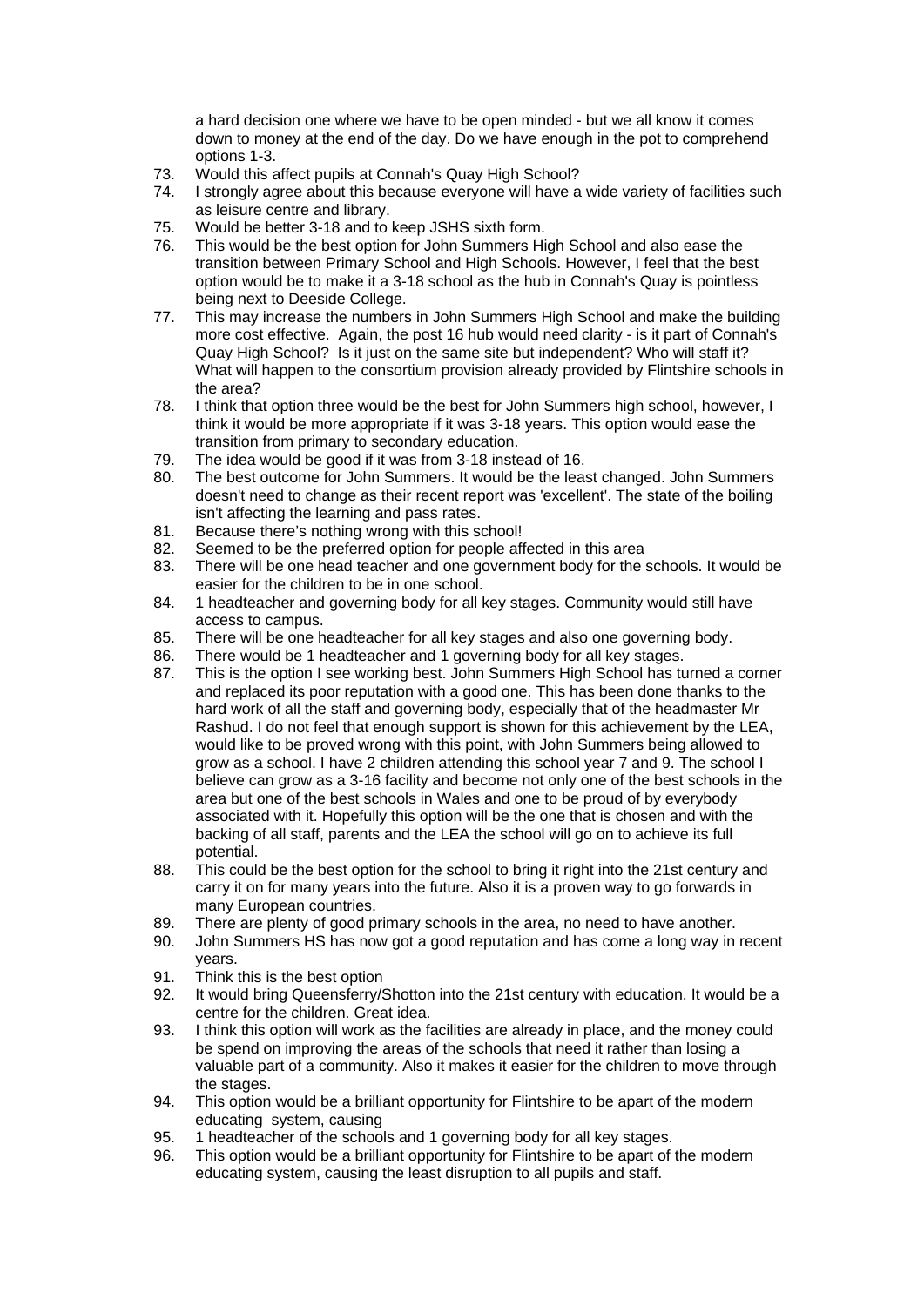a hard decision one where we have to be open minded - but we all know it comes down to money at the end of the day. Do we have enough in the pot to comprehend options 1-3.

73. Would this affect pupils at Connah's Quay High School?
74. I strongly agree about this because everyone will have a wide variety of facilities such as leisure centre and library.
75. Would be better 3-18 and to keep JSHS sixth form.
76. This would be the best option for John Summers High School and also ease the transition between Primary School and High Schools. However, I feel that the best option would be to make it a 3-18 school as the hub in Connah's Quay is pointless being next to Deeside College.
77. This may increase the numbers in John Summers High School and make the building more cost effective. Again, the post 16 hub would need clarity - is it part of Connah's Quay High School? Is it just on the same site but independent? Who will staff it? What will happen to the consortium provision already provided by Flintshire schools in the area?
78. I think that option three would be the best for John Summers high school, however, I think it would be more appropriate if it was 3-18 years. This option would ease the transition from primary to secondary education.
79. The idea would be good if it was from 3-18 instead of 16.
80. The best outcome for John Summers. It would be the least changed. John Summers doesn't need to change as their recent report was 'excellent'. The state of the boiling isn't affecting the learning and pass rates.
81. Because there's nothing wrong with this school!
82. Seemed to be the preferred option for people affected in this area
83. There will be one head teacher and one government body for the schools. It would be easier for the children to be in one school.
84. 1 headteacher and governing body for all key stages. Community would still have access to campus.
85. There will be one headteacher for all key stages and also one governing body.
86. There would be 1 headteacher and 1 governing body for all key stages.
87. This is the option I see working best. John Summers High School has turned a corner and replaced its poor reputation with a good one. This has been done thanks to the hard work of all the staff and governing body, especially that of the headmaster Mr Rashud. I do not feel that enough support is shown for this achievement by the LEA, would like to be proved wrong with this point, with John Summers being allowed to grow as a school. I have 2 children attending this school year 7 and 9. The school I believe can grow as a 3-16 facility and become not only one of the best schools in the area but one of the best schools in Wales and one to be proud of by everybody associated with it. Hopefully this option will be the one that is chosen and with the backing of all staff, parents and the LEA the school will go on to achieve its full potential.
88. This could be the best option for the school to bring it right into the 21st century and carry it on for many years into the future. Also it is a proven way to go forwards in many European countries.
89. There are plenty of good primary schools in the area, no need to have another.
90. John Summers HS has now got a good reputation and has come a long way in recent years.
91. Think this is the best option
92. It would bring Queensferry/Shotton into the 21st century with education. It would be a centre for the children. Great idea.
93. I think this option will work as the facilities are already in place, and the money could be spend on improving the areas of the schools that need it rather than losing a valuable part of a community. Also it makes it easier for the children to move through the stages.
94. This option would be a brilliant opportunity for Flintshire to be apart of the modern educating system, causing
95. 1 headteacher of the schools and 1 governing body for all key stages.
96. This option would be a brilliant opportunity for Flintshire to be apart of the modern educating system, causing the least disruption to all pupils and staff.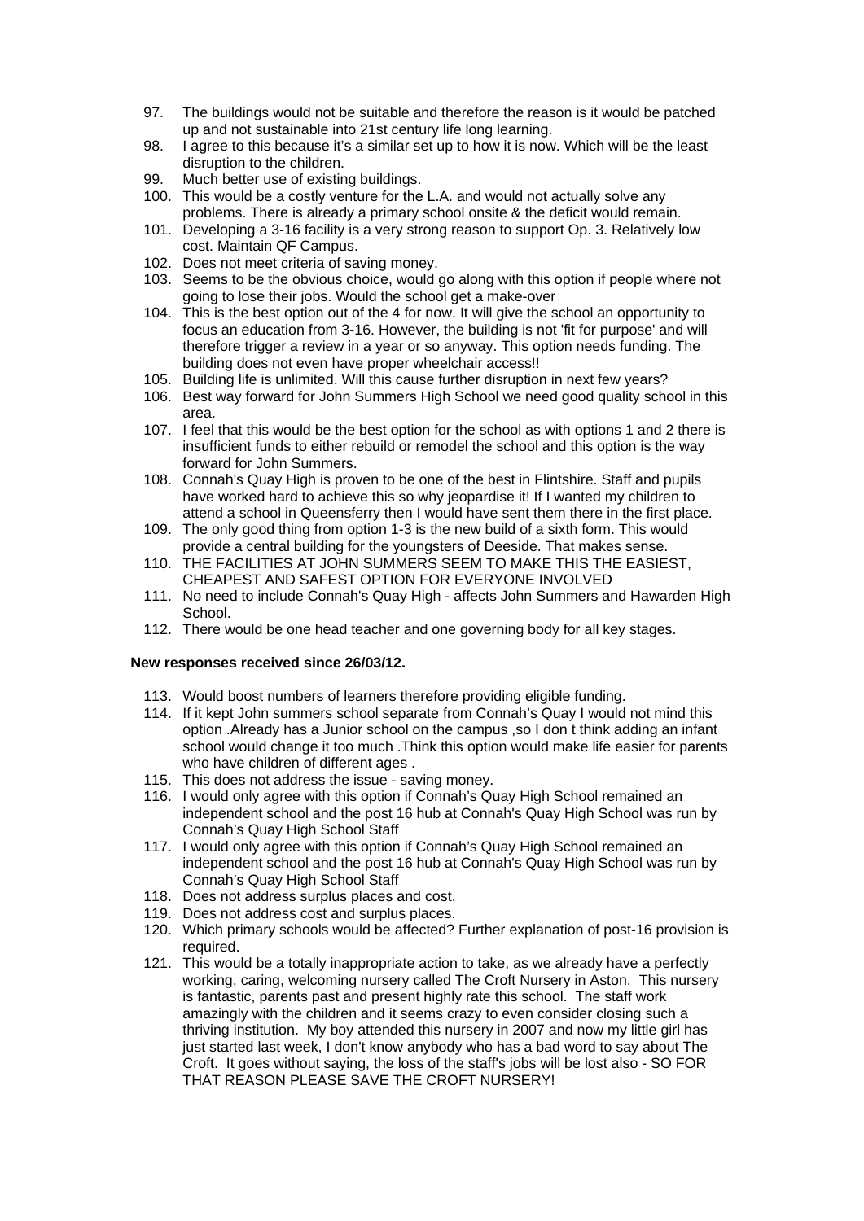97. The buildings would not be suitable and therefore the reason is it would be patched up and not sustainable into 21st century life long learning.
98. I agree to this because it's a similar set up to how it is now. Which will be the least disruption to the children.
99. Much better use of existing buildings.
100. This would be a costly venture for the L.A. and would not actually solve any problems. There is already a primary school onsite & the deficit would remain.
101. Developing a 3-16 facility is a very strong reason to support Op. 3. Relatively low cost. Maintain QF Campus.
102. Does not meet criteria of saving money.
103. Seems to be the obvious choice, would go along with this option if people where not going to lose their jobs. Would the school get a make-over
104. This is the best option out of the 4 for now. It will give the school an opportunity to focus an education from 3-16. However, the building is not 'fit for purpose' and will therefore trigger a review in a year or so anyway. This option needs funding. The building does not even have proper wheelchair access!!
105. Building life is unlimited. Will this cause further disruption in next few years?
106. Best way forward for John Summers High School we need good quality school in this area.
107. I feel that this would be the best option for the school as with options 1 and 2 there is insufficient funds to either rebuild or remodel the school and this option is the way forward for John Summers.
108. Connah's Quay High is proven to be one of the best in Flintshire. Staff and pupils have worked hard to achieve this so why jeopardise it! If I wanted my children to attend a school in Queensferry then I would have sent them there in the first place.
109. The only good thing from option 1-3 is the new build of a sixth form. This would provide a central building for the youngsters of Deeside. That makes sense.
110. THE FACILITIES AT JOHN SUMMERS SEEM TO MAKE THIS THE EASIEST, CHEAPEST AND SAFEST OPTION FOR EVERYONE INVOLVED
111. No need to include Connah's Quay High - affects John Summers and Hawarden High School.
112. There would be one head teacher and one governing body for all key stages.

**New responses received since 26/03/12.**

113. Would boost numbers of learners therefore providing eligible funding.
114. If it kept John summers school separate from Connah's Quay I would not mind this option .Already has a Junior school on the campus ,so I don t think adding an infant school would change it too much .Think this option would make life easier for parents who have children of different ages .
115. This does not address the issue - saving money.
116. I would only agree with this option if Connah's Quay High School remained an independent school and the post 16 hub at Connah's Quay High School was run by Connah's Quay High School Staff
117. I would only agree with this option if Connah's Quay High School remained an independent school and the post 16 hub at Connah's Quay High School was run by Connah's Quay High School Staff
118. Does not address surplus places and cost.
119. Does not address cost and surplus places.
120. Which primary schools would be affected? Further explanation of post-16 provision is required.
121. This would be a totally inappropriate action to take, as we already have a perfectly working, caring, welcoming nursery called The Croft Nursery in Aston. This nursery is fantastic, parents past and present highly rate this school. The staff work amazingly with the children and it seems crazy to even consider closing such a thriving institution. My boy attended this nursery in 2007 and now my little girl has just started last week, I don't know anybody who has a bad word to say about The Croft. It goes without saying, the loss of the staff's jobs will be lost also - SO FOR THAT REASON PLEASE SAVE THE CROFT NURSERY!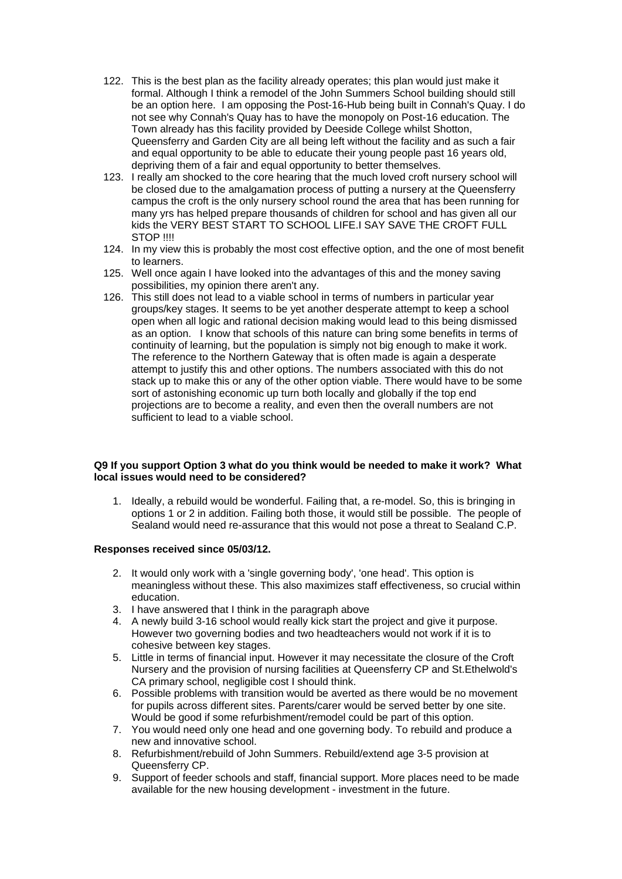122. This is the best plan as the facility already operates; this plan would just make it formal. Although I think a remodel of the John Summers School building should still be an option here. I am opposing the Post-16-Hub being built in Connah's Quay. I do not see why Connah's Quay has to have the monopoly on Post-16 education. The Town already has this facility provided by Deeside College whilst Shotton, Queensferry and Garden City are all being left without the facility and as such a fair and equal opportunity to be able to educate their young people past 16 years old, depriving them of a fair and equal opportunity to better themselves.
123. I really am shocked to the core hearing that the much loved croft nursery school will be closed due to the amalgamation process of putting a nursery at the Queensferry campus the croft is the only nursery school round the area that has been running for many yrs has helped prepare thousands of children for school and has given all our kids the VERY BEST START TO SCHOOL LIFE.I SAY SAVE THE CROFT FULL STOP !!!!
124. In my view this is probably the most cost effective option, and the one of most benefit to learners.
125. Well once again I have looked into the advantages of this and the money saving possibilities, my opinion there aren't any.
126. This still does not lead to a viable school in terms of numbers in particular year groups/key stages. It seems to be yet another desperate attempt to keep a school open when all logic and rational decision making would lead to this being dismissed as an option. I know that schools of this nature can bring some benefits in terms of continuity of learning, but the population is simply not big enough to make it work. The reference to the Northern Gateway that is often made is again a desperate attempt to justify this and other options. The numbers associated with this do not stack up to make this or any of the other option viable. There would have to be some sort of astonishing economic up turn both locally and globally if the top end projections are to become a reality, and even then the overall numbers are not sufficient to lead to a viable school.

**Q9 If you support Option 3 what do you think would be needed to make it work? What local issues would need to be considered?**

1. Ideally, a rebuild would be wonderful. Failing that, a re-model. So, this is bringing in options 1 or 2 in addition. Failing both those, it would still be possible. The people of Sealand would need re-assurance that this would not pose a threat to Sealand C.P.

**Responses received since 05/03/12.**

2. It would only work with a 'single governing body', 'one head'. This option is meaningless without these. This also maximizes staff effectiveness, so crucial within education.
3. I have answered that I think in the paragraph above
4. A newly build 3-16 school would really kick start the project and give it purpose. However two governing bodies and two headteachers would not work if it is to cohesive between key stages.
5. Little in terms of financial input. However it may necessitate the closure of the Croft Nursery and the provision of nursing facilities at Queensferry CP and St.Ethelwold's CA primary school, negligible cost I should think.
6. Possible problems with transition would be averted as there would be no movement for pupils across different sites. Parents/carer would be served better by one site. Would be good if some refurbishment/remodel could be part of this option.
7. You would need only one head and one governing body. To rebuild and produce a new and innovative school.
8. Refurbishment/rebuild of John Summers. Rebuild/extend age 3-5 provision at Queensferry CP.
9. Support of feeder schools and staff, financial support. More places need to be made available for the new housing development - investment in the future.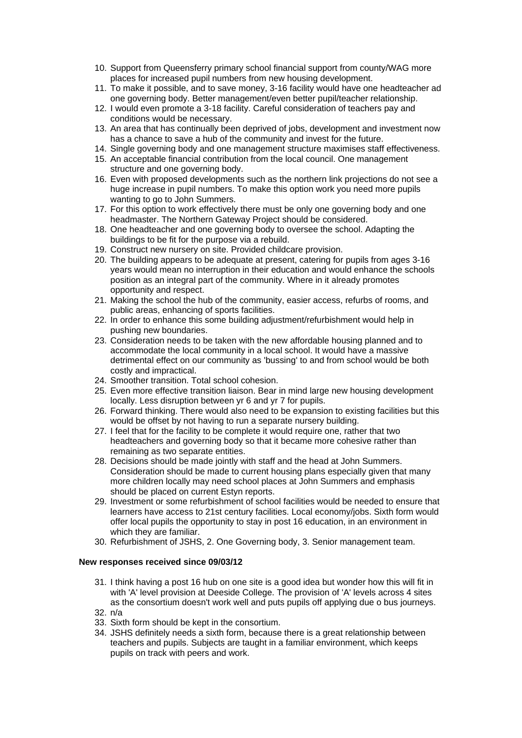10. Support from Queensferry primary school financial support from county/WAG more places for increased pupil numbers from new housing development.
11. To make it possible, and to save money, 3-16 facility would have one headteacher ad one governing body. Better management/even better pupil/teacher relationship.
12. I would even promote a 3-18 facility. Careful consideration of teachers pay and conditions would be necessary.
13. An area that has continually been deprived of jobs, development and investment now has a chance to save a hub of the community and invest for the future.
14. Single governing body and one management structure maximises staff effectiveness.
15. An acceptable financial contribution from the local council. One management structure and one governing body.
16. Even with proposed developments such as the northern link projections do not see a huge increase in pupil numbers. To make this option work you need more pupils wanting to go to John Summers.
17. For this option to work effectively there must be only one governing body and one headmaster. The Northern Gateway Project should be considered.
18. One headteacher and one governing body to oversee the school. Adapting the buildings to be fit for the purpose via a rebuild.
19. Construct new nursery on site. Provided childcare provision.
20. The building appears to be adequate at present, catering for pupils from ages 3-16 years would mean no interruption in their education and would enhance the schools position as an integral part of the community. Where in it already promotes opportunity and respect.
21. Making the school the hub of the community, easier access, refurbs of rooms, and public areas, enhancing of sports facilities.
22. In order to enhance this some building adjustment/refurbishment would help in pushing new boundaries.
23. Consideration needs to be taken with the new affordable housing planned and to accommodate the local community in a local school. It would have a massive detrimental effect on our community as 'bussing' to and from school would be both costly and impractical.
24. Smoother transition. Total school cohesion.
25. Even more effective transition liaison. Bear in mind large new housing development locally. Less disruption between yr 6 and yr 7 for pupils.
26. Forward thinking. There would also need to be expansion to existing facilities but this would be offset by not having to run a separate nursery building.
27. I feel that for the facility to be complete it would require one, rather that two headteachers and governing body so that it became more cohesive rather than remaining as two separate entities.
28. Decisions should be made jointly with staff and the head at John Summers. Consideration should be made to current housing plans especially given that many more children locally may need school places at John Summers and emphasis should be placed on current Estyn reports.
29. Investment or some refurbishment of school facilities would be needed to ensure that learners have access to 21st century facilities. Local economy/jobs. Sixth form would offer local pupils the opportunity to stay in post 16 education, in an environment in which they are familiar.
30. Refurbishment of JSHS, 2. One Governing body, 3. Senior management team.

**New responses received since 09/03/12**

31. I think having a post 16 hub on one site is a good idea but wonder how this will fit in with 'A' level provision at Deeside College. The provision of 'A' levels across 4 sites as the consortium doesn't work well and puts pupils off applying due o bus journeys.
32. n/a
33. Sixth form should be kept in the consortium.
34. JSHS definitely needs a sixth form, because there is a great relationship between teachers and pupils. Subjects are taught in a familiar environment, which keeps pupils on track with peers and work.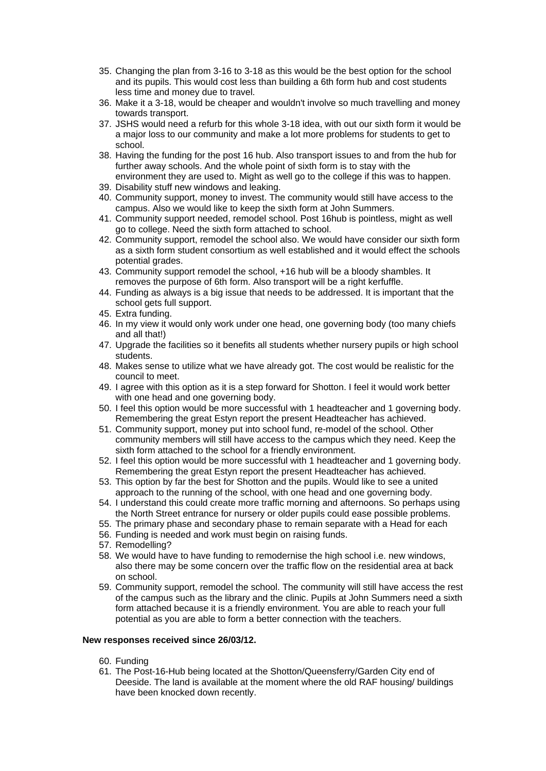35. Changing the plan from 3-16 to 3-18 as this would be the best option for the school and its pupils. This would cost less than building a 6th form hub and cost students less time and money due to travel.
36. Make it a 3-18, would be cheaper and wouldn't involve so much travelling and money towards transport.
37. JSHS would need a refurb for this whole 3-18 idea, with out our sixth form it would be a major loss to our community and make a lot more problems for students to get to school.
38. Having the funding for the post 16 hub. Also transport issues to and from the hub for further away schools. And the whole point of sixth form is to stay with the environment they are used to. Might as well go to the college if this was to happen.
39. Disability stuff new windows and leaking.
40. Community support, money to invest. The community would still have access to the campus. Also we would like to keep the sixth form at John Summers.
41. Community support needed, remodel school. Post 16hub is pointless, might as well go to college. Need the sixth form attached to school.
42. Community support, remodel the school also. We would have consider our sixth form as a sixth form student consortium as well established and it would effect the schools potential grades.
43. Community support remodel the school, +16 hub will be a bloody shambles. It removes the purpose of 6th form. Also transport will be a right kerfuffle.
44. Funding as always is a big issue that needs to be addressed. It is important that the school gets full support.
45. Extra funding.
46. In my view it would only work under one head, one governing body (too many chiefs and all that!)
47. Upgrade the facilities so it benefits all students whether nursery pupils or high school students.
48. Makes sense to utilize what we have already got. The cost would be realistic for the council to meet.
49. I agree with this option as it is a step forward for Shotton. I feel it would work better with one head and one governing body.
50. I feel this option would be more successful with 1 headteacher and 1 governing body. Remembering the great Estyn report the present Headteacher has achieved.
51. Community support, money put into school fund, re-model of the school. Other community members will still have access to the campus which they need. Keep the sixth form attached to the school for a friendly environment.
52. I feel this option would be more successful with 1 headteacher and 1 governing body. Remembering the great Estyn report the present Headteacher has achieved.
53. This option by far the best for Shotton and the pupils. Would like to see a united approach to the running of the school, with one head and one governing body.
54. I understand this could create more traffic morning and afternoons. So perhaps using the North Street entrance for nursery or older pupils could ease possible problems.
55. The primary phase and secondary phase to remain separate with a Head for each
56. Funding is needed and work must begin on raising funds.
57. Remodelling?
58. We would have to have funding to remodernise the high school i.e. new windows, also there may be some concern over the traffic flow on the residential area at back on school.
59. Community support, remodel the school. The community will still have access the rest of the campus such as the library and the clinic. Pupils at John Summers need a sixth form attached because it is a friendly environment. You are able to reach your full potential as you are able to form a better connection with the teachers.

**New responses received since 26/03/12.**

60. Funding
61. The Post-16-Hub being located at the Shotton/Queensferry/Garden City end of Deeside. The land is available at the moment where the old RAF housing/ buildings have been knocked down recently.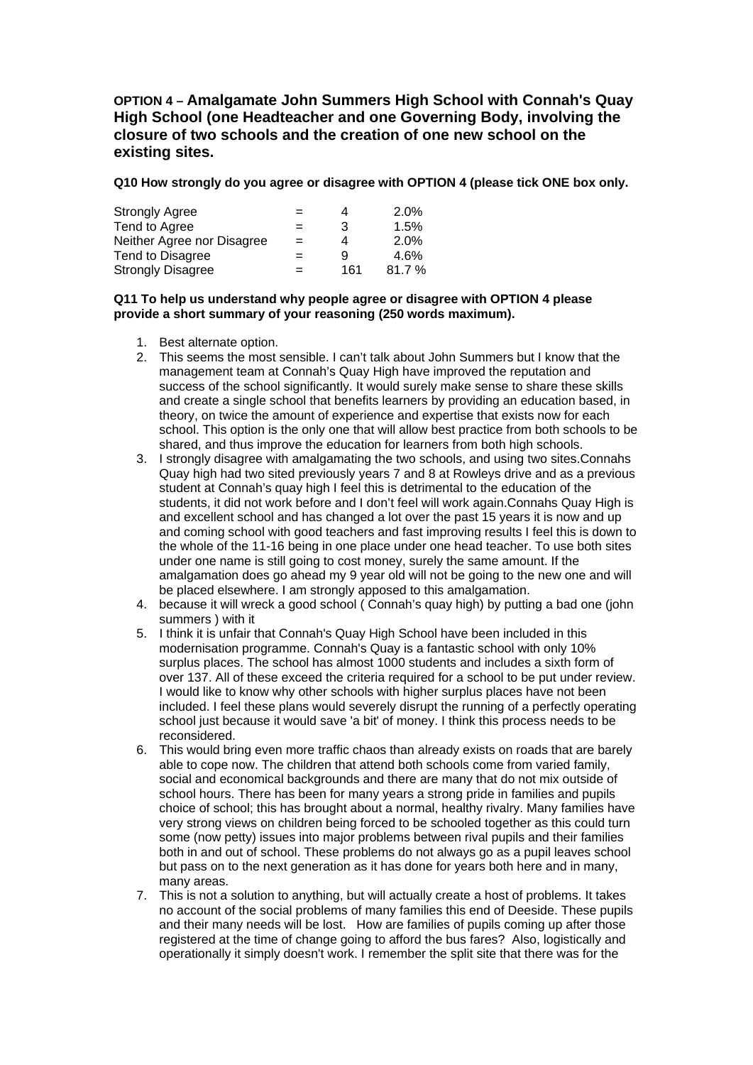**OPTION 4 – Amalgamate John Summers High School with Connah's Quay High School (one Headteacher and one Governing Body, involving the closure of two schools and the creation of one new school on the existing sites.**

**Q10 How strongly do you agree or disagree with OPTION 4 (please tick ONE box only.**

| | | | |
|---|---|---|---|
| Strongly Agree | = | 4 | 2.0% |
| Tend to Agree | = | 3 | 1.5% |
| Neither Agree nor Disagree | = | 4 | 2.0% |
| Tend to Disagree | = | 9 | 4.6% |
| Strongly Disagree | = | 161 | 81.7 % |

**Q11 To help us understand why people agree or disagree with OPTION 4 please provide a short summary of your reasoning (250 words maximum).**

1. Best alternate option.
2. This seems the most sensible. I can't talk about John Summers but I know that the management team at Connah's Quay High have improved the reputation and success of the school significantly. It would surely make sense to share these skills and create a single school that benefits learners by providing an education based, in theory, on twice the amount of experience and expertise that exists now for each school. This option is the only one that will allow best practice from both schools to be shared, and thus improve the education for learners from both high schools.
3. I strongly disagree with amalgamating the two schools, and using two sites.Connahs Quay high had two sited previously years 7 and 8 at Rowleys drive and as a previous student at Connah's quay high I feel this is detrimental to the education of the students, it did not work before and I don't feel will work again.Connahs Quay High is and excellent school and has changed a lot over the past 15 years it is now and up and coming school with good teachers and fast improving results I feel this is down to the whole of the 11-16 being in one place under one head teacher. To use both sites under one name is still going to cost money, surely the same amount. If the amalgamation does go ahead my 9 year old will not be going to the new one and will be placed elsewhere. I am strongly apposed to this amalgamation.
4. because it will wreck a good school ( Connah's quay high) by putting a bad one (john summers ) with it
5. I think it is unfair that Connah's Quay High School have been included in this modernisation programme. Connah's Quay is a fantastic school with only 10% surplus places. The school has almost 1000 students and includes a sixth form of over 137. All of these exceed the criteria required for a school to be put under review. I would like to know why other schools with higher surplus places have not been included. I feel these plans would severely disrupt the running of a perfectly operating school just because it would save 'a bit' of money. I think this process needs to be reconsidered.
6. This would bring even more traffic chaos than already exists on roads that are barely able to cope now. The children that attend both schools come from varied family, social and economical backgrounds and there are many that do not mix outside of school hours. There has been for many years a strong pride in families and pupils choice of school; this has brought about a normal, healthy rivalry. Many families have very strong views on children being forced to be schooled together as this could turn some (now petty) issues into major problems between rival pupils and their families both in and out of school. These problems do not always go as a pupil leaves school but pass on to the next generation as it has done for years both here and in many, many areas.
7. This is not a solution to anything, but will actually create a host of problems. It takes no account of the social problems of many families this end of Deeside. These pupils and their many needs will be lost. How are families of pupils coming up after those registered at the time of change going to afford the bus fares? Also, logistically and operationally it simply doesn't work. I remember the split site that there was for the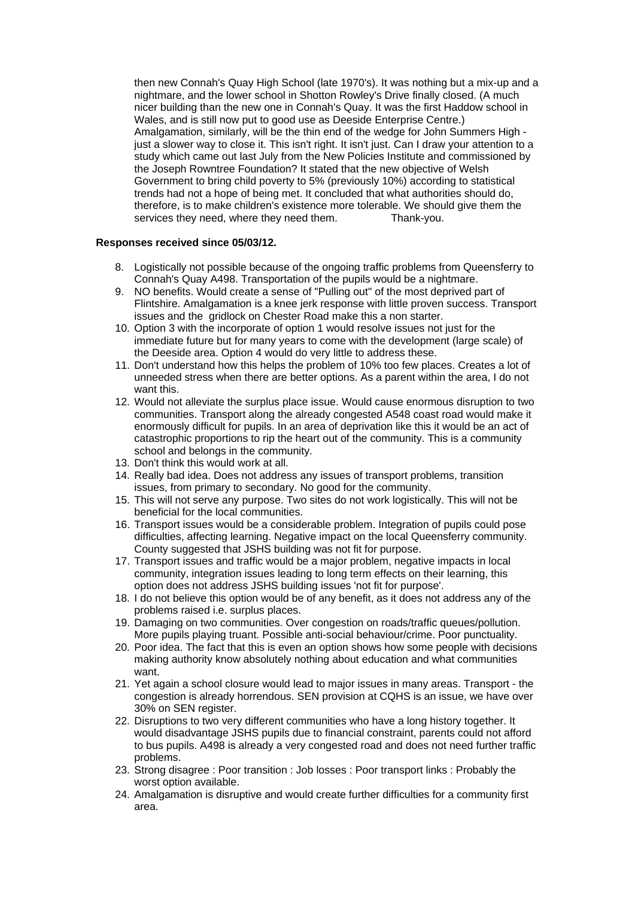then new Connah's Quay High School (late 1970's). It was nothing but a mix-up and a nightmare, and the lower school in Shotton Rowley's Drive finally closed. (A much nicer building than the new one in Connah's Quay. It was the first Haddow school in Wales, and is still now put to good use as Deeside Enterprise Centre.) Amalgamation, similarly, will be the thin end of the wedge for John Summers High - just a slower way to close it. This isn't right. It isn't just. Can I draw your attention to a study which came out last July from the New Policies Institute and commissioned by the Joseph Rowntree Foundation? It stated that the new objective of Welsh Government to bring child poverty to 5% (previously 10%) according to statistical trends had not a hope of being met. It concluded that what authorities should do, therefore, is to make children's existence more tolerable. We should give them the services they need, where they need them. Thank-you.

**Responses received since 05/03/12.**

8. Logistically not possible because of the ongoing traffic problems from Queensferry to Connah's Quay A498. Transportation of the pupils would be a nightmare.
9. NO benefits. Would create a sense of "Pulling out" of the most deprived part of Flintshire. Amalgamation is a knee jerk response with little proven success. Transport issues and the gridlock on Chester Road make this a non starter.
10. Option 3 with the incorporate of option 1 would resolve issues not just for the immediate future but for many years to come with the development (large scale) of the Deeside area. Option 4 would do very little to address these.
11. Don't understand how this helps the problem of 10% too few places. Creates a lot of unneeded stress when there are better options. As a parent within the area, I do not want this.
12. Would not alleviate the surplus place issue. Would cause enormous disruption to two communities. Transport along the already congested A548 coast road would make it enormously difficult for pupils. In an area of deprivation like this it would be an act of catastrophic proportions to rip the heart out of the community. This is a community school and belongs in the community.
13. Don't think this would work at all.
14. Really bad idea. Does not address any issues of transport problems, transition issues, from primary to secondary. No good for the community.
15. This will not serve any purpose. Two sites do not work logistically. This will not be beneficial for the local communities.
16. Transport issues would be a considerable problem. Integration of pupils could pose difficulties, affecting learning. Negative impact on the local Queensferry community. County suggested that JSHS building was not fit for purpose.
17. Transport issues and traffic would be a major problem, negative impacts in local community, integration issues leading to long term effects on their learning, this option does not address JSHS building issues 'not fit for purpose'.
18. I do not believe this option would be of any benefit, as it does not address any of the problems raised i.e. surplus places.
19. Damaging on two communities. Over congestion on roads/traffic queues/pollution. More pupils playing truant. Possible anti-social behaviour/crime. Poor punctuality.
20. Poor idea. The fact that this is even an option shows how some people with decisions making authority know absolutely nothing about education and what communities want.
21. Yet again a school closure would lead to major issues in many areas. Transport - the congestion is already horrendous. SEN provision at CQHS is an issue, we have over 30% on SEN register.
22. Disruptions to two very different communities who have a long history together. It would disadvantage JSHS pupils due to financial constraint, parents could not afford to bus pupils. A498 is already a very congested road and does not need further traffic problems.
23. Strong disagree : Poor transition : Job losses : Poor transport links : Probably the worst option available.
24. Amalgamation is disruptive and would create further difficulties for a community first area.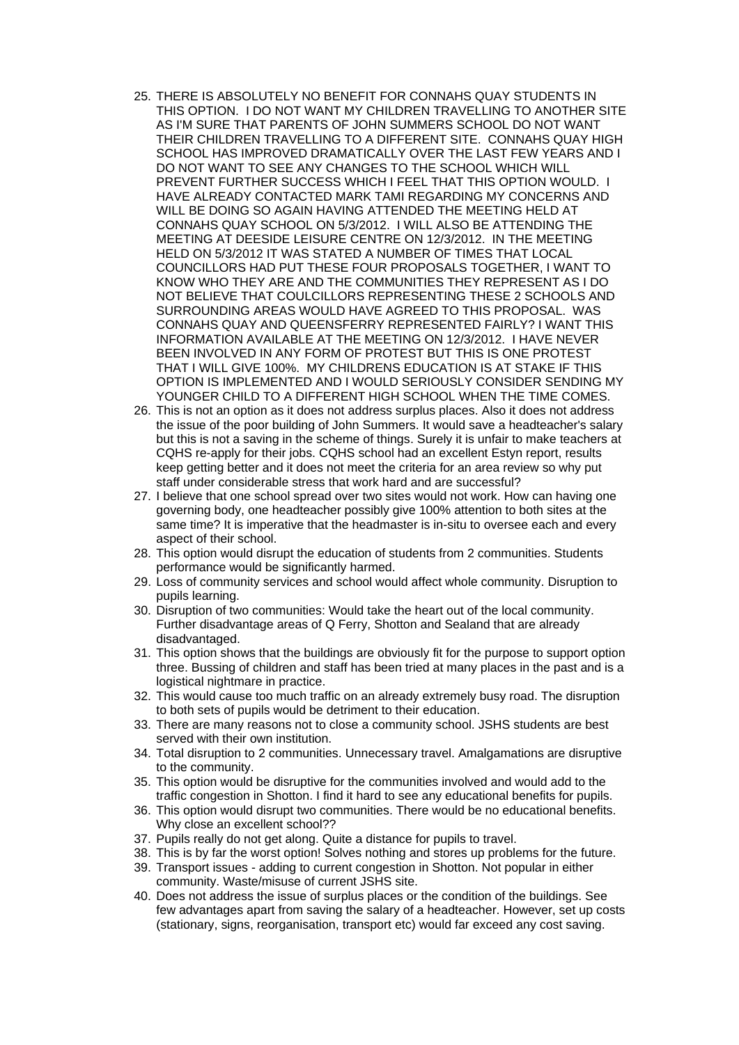25. THERE IS ABSOLUTELY NO BENEFIT FOR CONNAHS QUAY STUDENTS IN THIS OPTION. I DO NOT WANT MY CHILDREN TRAVELLING TO ANOTHER SITE AS I'M SURE THAT PARENTS OF JOHN SUMMERS SCHOOL DO NOT WANT THEIR CHILDREN TRAVELLING TO A DIFFERENT SITE. CONNAHS QUAY HIGH SCHOOL HAS IMPROVED DRAMATICALLY OVER THE LAST FEW YEARS AND I DO NOT WANT TO SEE ANY CHANGES TO THE SCHOOL WHICH WILL PREVENT FURTHER SUCCESS WHICH I FEEL THAT THIS OPTION WOULD. I HAVE ALREADY CONTACTED MARK TAMI REGARDING MY CONCERNS AND WILL BE DOING SO AGAIN HAVING ATTENDED THE MEETING HELD AT CONNAHS QUAY SCHOOL ON 5/3/2012. I WILL ALSO BE ATTENDING THE MEETING AT DEESIDE LEISURE CENTRE ON 12/3/2012. IN THE MEETING HELD ON 5/3/2012 IT WAS STATED A NUMBER OF TIMES THAT LOCAL COUNCILLORS HAD PUT THESE FOUR PROPOSALS TOGETHER, I WANT TO KNOW WHO THEY ARE AND THE COMMUNITIES THEY REPRESENT AS I DO NOT BELIEVE THAT COULCILLORS REPRESENTING THESE 2 SCHOOLS AND SURROUNDING AREAS WOULD HAVE AGREED TO THIS PROPOSAL. WAS CONNAHS QUAY AND QUEENSFERRY REPRESENTED FAIRLY? I WANT THIS INFORMATION AVAILABLE AT THE MEETING ON 12/3/2012. I HAVE NEVER BEEN INVOLVED IN ANY FORM OF PROTEST BUT THIS IS ONE PROTEST THAT I WILL GIVE 100%. MY CHILDRENS EDUCATION IS AT STAKE IF THIS OPTION IS IMPLEMENTED AND I WOULD SERIOUSLY CONSIDER SENDING MY YOUNGER CHILD TO A DIFFERENT HIGH SCHOOL WHEN THE TIME COMES.
26. This is not an option as it does not address surplus places. Also it does not address the issue of the poor building of John Summers. It would save a headteacher's salary but this is not a saving in the scheme of things. Surely it is unfair to make teachers at CQHS re-apply for their jobs. CQHS school had an excellent Estyn report, results keep getting better and it does not meet the criteria for an area review so why put staff under considerable stress that work hard and are successful?
27. I believe that one school spread over two sites would not work. How can having one governing body, one headteacher possibly give 100% attention to both sites at the same time? It is imperative that the headmaster is in-situ to oversee each and every aspect of their school.
28. This option would disrupt the education of students from 2 communities. Students performance would be significantly harmed.
29. Loss of community services and school would affect whole community. Disruption to pupils learning.
30. Disruption of two communities: Would take the heart out of the local community. Further disadvantage areas of Q Ferry, Shotton and Sealand that are already disadvantaged.
31. This option shows that the buildings are obviously fit for the purpose to support option three. Bussing of children and staff has been tried at many places in the past and is a logistical nightmare in practice.
32. This would cause too much traffic on an already extremely busy road. The disruption to both sets of pupils would be detriment to their education.
33. There are many reasons not to close a community school. JSHS students are best served with their own institution.
34. Total disruption to 2 communities. Unnecessary travel. Amalgamations are disruptive to the community.
35. This option would be disruptive for the communities involved and would add to the traffic congestion in Shotton. I find it hard to see any educational benefits for pupils.
36. This option would disrupt two communities. There would be no educational benefits. Why close an excellent school??
37. Pupils really do not get along. Quite a distance for pupils to travel.
38. This is by far the worst option! Solves nothing and stores up problems for the future.
39. Transport issues - adding to current congestion in Shotton. Not popular in either community. Waste/misuse of current JSHS site.
40. Does not address the issue of surplus places or the condition of the buildings. See few advantages apart from saving the salary of a headteacher. However, set up costs (stationary, signs, reorganisation, transport etc) would far exceed any cost saving.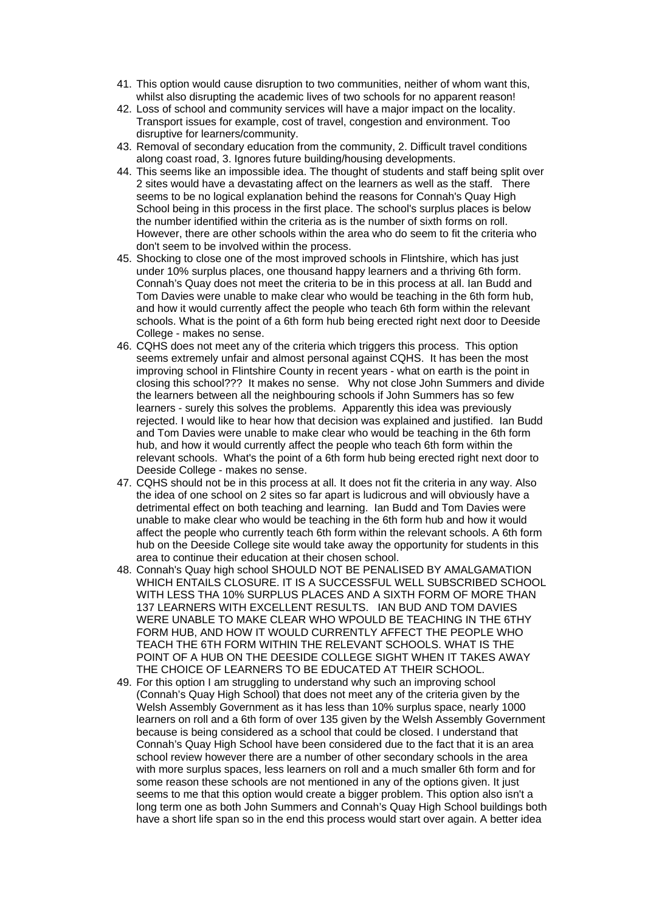41. This option would cause disruption to two communities, neither of whom want this, whilst also disrupting the academic lives of two schools for no apparent reason!
42. Loss of school and community services will have a major impact on the locality. Transport issues for example, cost of travel, congestion and environment. Too disruptive for learners/community.
43. Removal of secondary education from the community, 2. Difficult travel conditions along coast road, 3. Ignores future building/housing developments.
44. This seems like an impossible idea. The thought of students and staff being split over 2 sites would have a devastating affect on the learners as well as the staff. There seems to be no logical explanation behind the reasons for Connah's Quay High School being in this process in the first place. The school's surplus places is below the number identified within the criteria as is the number of sixth forms on roll. However, there are other schools within the area who do seem to fit the criteria who don't seem to be involved within the process.
45. Shocking to close one of the most improved schools in Flintshire, which has just under 10% surplus places, one thousand happy learners and a thriving 6th form. Connah's Quay does not meet the criteria to be in this process at all. Ian Budd and Tom Davies were unable to make clear who would be teaching in the 6th form hub, and how it would currently affect the people who teach 6th form within the relevant schools. What is the point of a 6th form hub being erected right next door to Deeside College - makes no sense.
46. CQHS does not meet any of the criteria which triggers this process. This option seems extremely unfair and almost personal against CQHS. It has been the most improving school in Flintshire County in recent years - what on earth is the point in closing this school??? It makes no sense. Why not close John Summers and divide the learners between all the neighbouring schools if John Summers has so few learners - surely this solves the problems. Apparently this idea was previously rejected. I would like to hear how that decision was explained and justified. Ian Budd and Tom Davies were unable to make clear who would be teaching in the 6th form hub, and how it would currently affect the people who teach 6th form within the relevant schools. What's the point of a 6th form hub being erected right next door to Deeside College - makes no sense.
47. CQHS should not be in this process at all. It does not fit the criteria in any way. Also the idea of one school on 2 sites so far apart is ludicrous and will obviously have a detrimental effect on both teaching and learning. Ian Budd and Tom Davies were unable to make clear who would be teaching in the 6th form hub and how it would affect the people who currently teach 6th form within the relevant schools. A 6th form hub on the Deeside College site would take away the opportunity for students in this area to continue their education at their chosen school.
48. Connah's Quay high school SHOULD NOT BE PENALISED BY AMALGAMATION WHICH ENTAILS CLOSURE. IT IS A SUCCESSFUL WELL SUBSCRIBED SCHOOL WITH LESS THA 10% SURPLUS PLACES AND A SIXTH FORM OF MORE THAN 137 LEARNERS WITH EXCELLENT RESULTS. IAN BUD AND TOM DAVIES WERE UNABLE TO MAKE CLEAR WHO WPOULD BE TEACHING IN THE 6THY FORM HUB, AND HOW IT WOULD CURRENTLY AFFECT THE PEOPLE WHO TEACH THE 6TH FORM WITHIN THE RELEVANT SCHOOLS. WHAT IS THE POINT OF A HUB ON THE DEESIDE COLLEGE SIGHT WHEN IT TAKES AWAY THE CHOICE OF LEARNERS TO BE EDUCATED AT THEIR SCHOOL.
49. For this option I am struggling to understand why such an improving school (Connah's Quay High School) that does not meet any of the criteria given by the Welsh Assembly Government as it has less than 10% surplus space, nearly 1000 learners on roll and a 6th form of over 135 given by the Welsh Assembly Government because is being considered as a school that could be closed. I understand that Connah's Quay High School have been considered due to the fact that it is an area school review however there are a number of other secondary schools in the area with more surplus spaces, less learners on roll and a much smaller 6th form and for some reason these schools are not mentioned in any of the options given. It just seems to me that this option would create a bigger problem. This option also isn't a long term one as both John Summers and Connah's Quay High School buildings both have a short life span so in the end this process would start over again. A better idea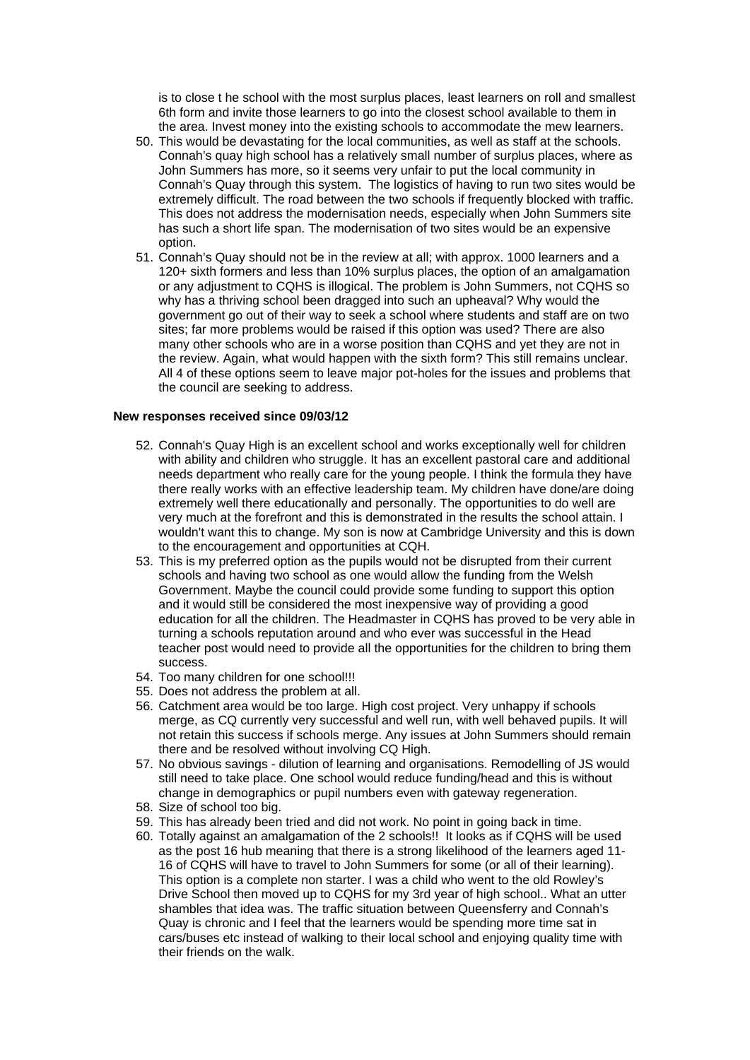is to close t he school with the most surplus places, least learners on roll and smallest 6th form and invite those learners to go into the closest school available to them in the area. Invest money into the existing schools to accommodate the mew learners.

50. This would be devastating for the local communities, as well as staff at the schools. Connah's quay high school has a relatively small number of surplus places, where as John Summers has more, so it seems very unfair to put the local community in Connah's Quay through this system. The logistics of having to run two sites would be extremely difficult. The road between the two schools if frequently blocked with traffic. This does not address the modernisation needs, especially when John Summers site has such a short life span. The modernisation of two sites would be an expensive option.
51. Connah's Quay should not be in the review at all; with approx. 1000 learners and a 120+ sixth formers and less than 10% surplus places, the option of an amalgamation or any adjustment to CQHS is illogical. The problem is John Summers, not CQHS so why has a thriving school been dragged into such an upheaval? Why would the government go out of their way to seek a school where students and staff are on two sites; far more problems would be raised if this option was used? There are also many other schools who are in a worse position than CQHS and yet they are not in the review. Again, what would happen with the sixth form? This still remains unclear. All 4 of these options seem to leave major pot-holes for the issues and problems that the council are seeking to address.

**New responses received since 09/03/12**

52. Connah's Quay High is an excellent school and works exceptionally well for children with ability and children who struggle. It has an excellent pastoral care and additional needs department who really care for the young people. I think the formula they have there really works with an effective leadership team. My children have done/are doing extremely well there educationally and personally. The opportunities to do well are very much at the forefront and this is demonstrated in the results the school attain. I wouldn't want this to change. My son is now at Cambridge University and this is down to the encouragement and opportunities at CQH.
53. This is my preferred option as the pupils would not be disrupted from their current schools and having two school as one would allow the funding from the Welsh Government. Maybe the council could provide some funding to support this option and it would still be considered the most inexpensive way of providing a good education for all the children. The Headmaster in CQHS has proved to be very able in turning a schools reputation around and who ever was successful in the Head teacher post would need to provide all the opportunities for the children to bring them success.
54. Too many children for one school!!!
55. Does not address the problem at all.
56. Catchment area would be too large. High cost project. Very unhappy if schools merge, as CQ currently very successful and well run, with well behaved pupils. It will not retain this success if schools merge. Any issues at John Summers should remain there and be resolved without involving CQ High.
57. No obvious savings - dilution of learning and organisations. Remodelling of JS would still need to take place. One school would reduce funding/head and this is without change in demographics or pupil numbers even with gateway regeneration.
58. Size of school too big.
59. This has already been tried and did not work. No point in going back in time.
60. Totally against an amalgamation of the 2 schools!! It looks as if CQHS will be used as the post 16 hub meaning that there is a strong likelihood of the learners aged 11-16 of CQHS will have to travel to John Summers for some (or all of their learning). This option is a complete non starter. I was a child who went to the old Rowley's Drive School then moved up to CQHS for my 3rd year of high school.. What an utter shambles that idea was. The traffic situation between Queensferry and Connah's Quay is chronic and I feel that the learners would be spending more time sat in cars/buses etc instead of walking to their local school and enjoying quality time with their friends on the walk.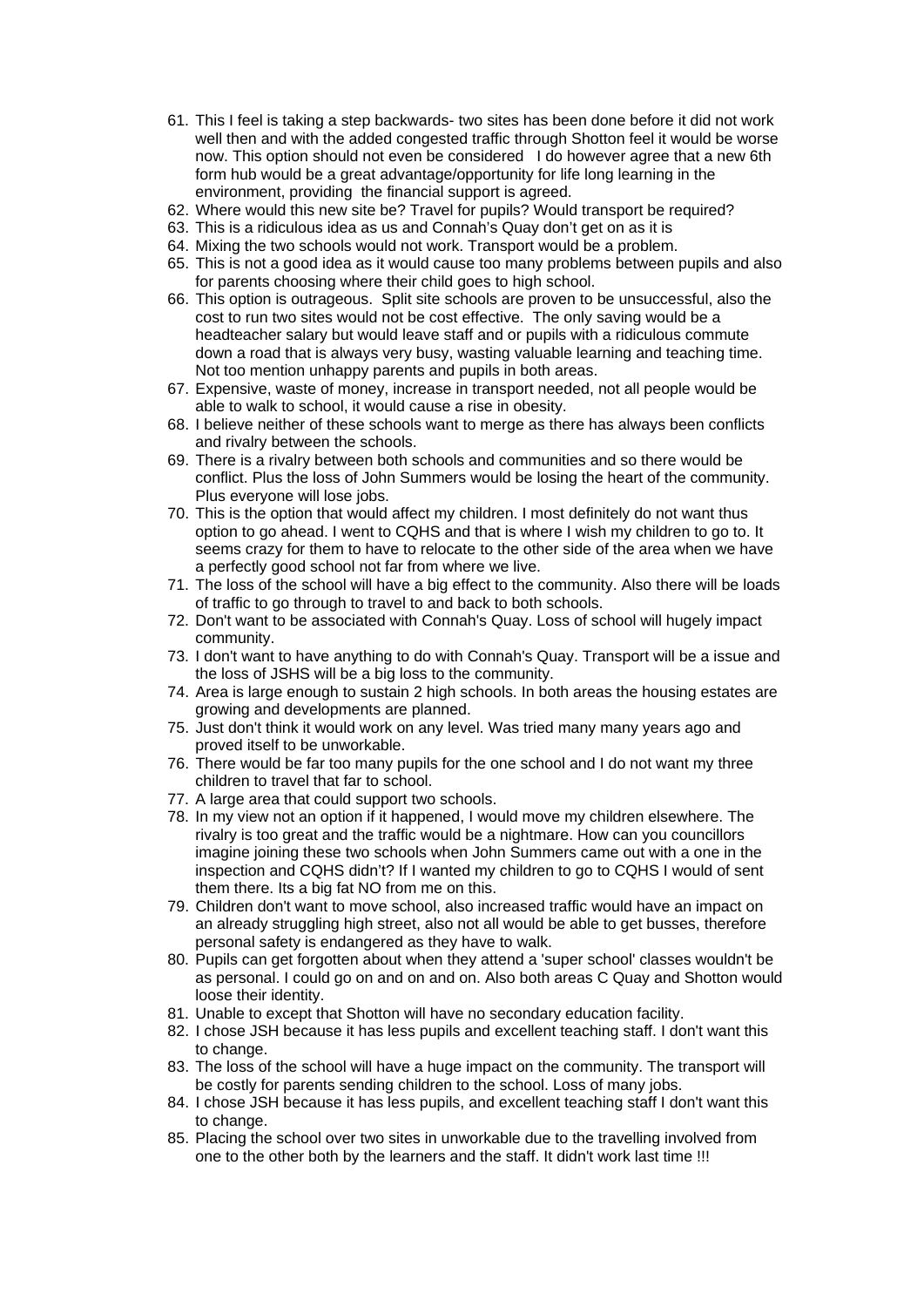61. This I feel is taking a step backwards- two sites has been done before it did not work well then and with the added congested traffic through Shotton feel it would be worse now. This option should not even be considered I do however agree that a new 6th form hub would be a great advantage/opportunity for life long learning in the environment, providing the financial support is agreed.
62. Where would this new site be? Travel for pupils? Would transport be required?
63. This is a ridiculous idea as us and Connah's Quay don't get on as it is
64. Mixing the two schools would not work. Transport would be a problem.
65. This is not a good idea as it would cause too many problems between pupils and also for parents choosing where their child goes to high school.
66. This option is outrageous. Split site schools are proven to be unsuccessful, also the cost to run two sites would not be cost effective. The only saving would be a headteacher salary but would leave staff and or pupils with a ridiculous commute down a road that is always very busy, wasting valuable learning and teaching time. Not too mention unhappy parents and pupils in both areas.
67. Expensive, waste of money, increase in transport needed, not all people would be able to walk to school, it would cause a rise in obesity.
68. I believe neither of these schools want to merge as there has always been conflicts and rivalry between the schools.
69. There is a rivalry between both schools and communities and so there would be conflict. Plus the loss of John Summers would be losing the heart of the community. Plus everyone will lose jobs.
70. This is the option that would affect my children. I most definitely do not want thus option to go ahead. I went to CQHS and that is where I wish my children to go to. It seems crazy for them to have to relocate to the other side of the area when we have a perfectly good school not far from where we live.
71. The loss of the school will have a big effect to the community. Also there will be loads of traffic to go through to travel to and back to both schools.
72. Don't want to be associated with Connah's Quay. Loss of school will hugely impact community.
73. I don't want to have anything to do with Connah's Quay. Transport will be a issue and the loss of JSHS will be a big loss to the community.
74. Area is large enough to sustain 2 high schools. In both areas the housing estates are growing and developments are planned.
75. Just don't think it would work on any level. Was tried many many years ago and proved itself to be unworkable.
76. There would be far too many pupils for the one school and I do not want my three children to travel that far to school.
77. A large area that could support two schools.
78. In my view not an option if it happened, I would move my children elsewhere. The rivalry is too great and the traffic would be a nightmare. How can you councillors imagine joining these two schools when John Summers came out with a one in the inspection and CQHS didn't? If I wanted my children to go to CQHS I would of sent them there. Its a big fat NO from me on this.
79. Children don't want to move school, also increased traffic would have an impact on an already struggling high street, also not all would be able to get busses, therefore personal safety is endangered as they have to walk.
80. Pupils can get forgotten about when they attend a 'super school' classes wouldn't be as personal. I could go on and on and on. Also both areas C Quay and Shotton would loose their identity.
81. Unable to except that Shotton will have no secondary education facility.
82. I chose JSH because it has less pupils and excellent teaching staff. I don't want this to change.
83. The loss of the school will have a huge impact on the community. The transport will be costly for parents sending children to the school. Loss of many jobs.
84. I chose JSH because it has less pupils, and excellent teaching staff I don't want this to change.
85. Placing the school over two sites in unworkable due to the travelling involved from one to the other both by the learners and the staff. It didn't work last time !!!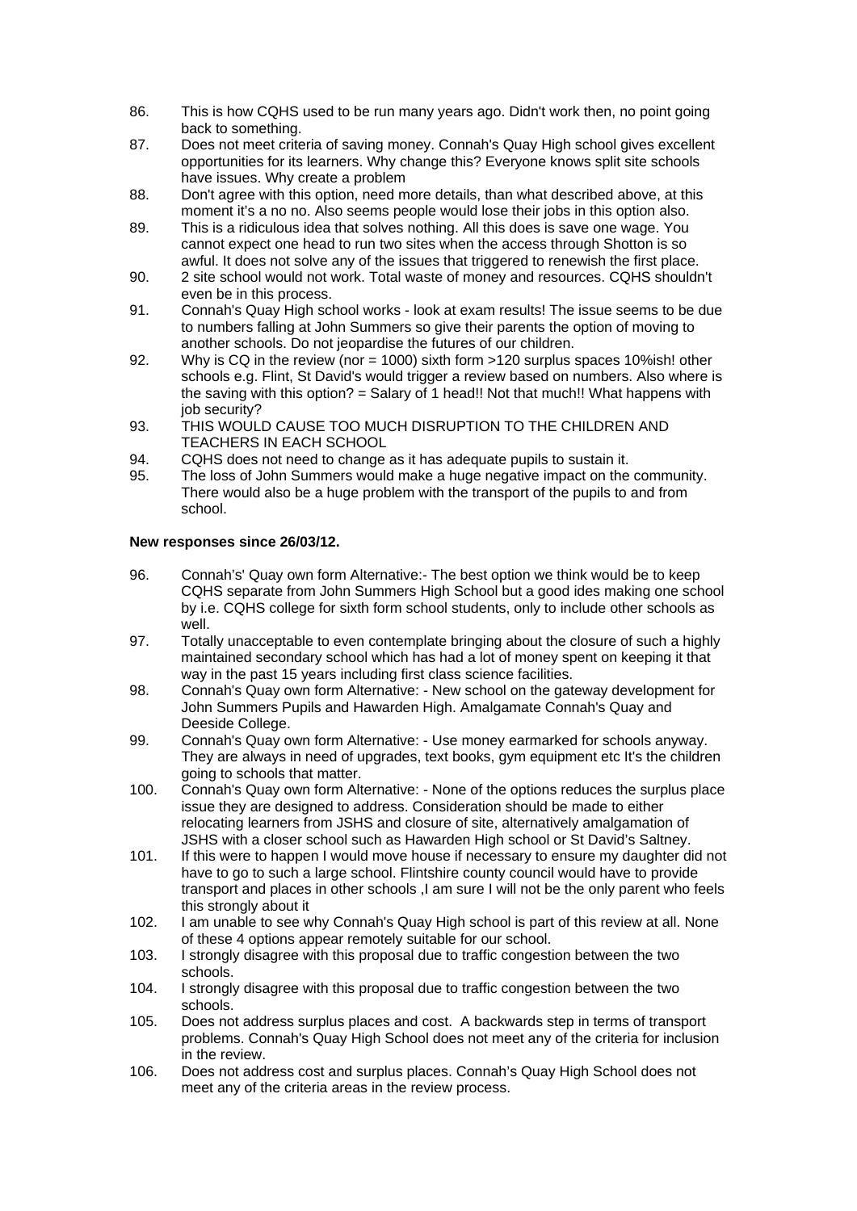86. This is how CQHS used to be run many years ago. Didn't work then, no point going back to something.
87. Does not meet criteria of saving money. Connah's Quay High school gives excellent opportunities for its learners. Why change this? Everyone knows split site schools have issues. Why create a problem
88. Don't agree with this option, need more details, than what described above, at this moment it's a no no. Also seems people would lose their jobs in this option also.
89. This is a ridiculous idea that solves nothing. All this does is save one wage. You cannot expect one head to run two sites when the access through Shotton is so awful. It does not solve any of the issues that triggered to renewish the first place.
90. 2 site school would not work. Total waste of money and resources. CQHS shouldn't even be in this process.
91. Connah's Quay High school works - look at exam results! The issue seems to be due to numbers falling at John Summers so give their parents the option of moving to another schools. Do not jeopardise the futures of our children.
92. Why is CQ in the review (nor = 1000) sixth form >120 surplus spaces 10%ish! other schools e.g. Flint, St David's would trigger a review based on numbers. Also where is the saving with this option? = Salary of 1 head!! Not that much!! What happens with job security?
93. THIS WOULD CAUSE TOO MUCH DISRUPTION TO THE CHILDREN AND TEACHERS IN EACH SCHOOL
94. CQHS does not need to change as it has adequate pupils to sustain it.
95. The loss of John Summers would make a huge negative impact on the community. There would also be a huge problem with the transport of the pupils to and from school.

**New responses since 26/03/12.**

96. Connah's' Quay own form Alternative:- The best option we think would be to keep CQHS separate from John Summers High School but a good ides making one school by i.e. CQHS college for sixth form school students, only to include other schools as well.
97. Totally unacceptable to even contemplate bringing about the closure of such a highly maintained secondary school which has had a lot of money spent on keeping it that way in the past 15 years including first class science facilities.
98. Connah's Quay own form Alternative: - New school on the gateway development for John Summers Pupils and Hawarden High. Amalgamate Connah's Quay and Deeside College.
99. Connah's Quay own form Alternative: - Use money earmarked for schools anyway. They are always in need of upgrades, text books, gym equipment etc It's the children going to schools that matter.
100. Connah's Quay own form Alternative: - None of the options reduces the surplus place issue they are designed to address. Consideration should be made to either relocating learners from JSHS and closure of site, alternatively amalgamation of JSHS with a closer school such as Hawarden High school or St David's Saltney.
101. If this were to happen I would move house if necessary to ensure my daughter did not have to go to such a large school. Flintshire county council would have to provide transport and places in other schools ,I am sure I will not be the only parent who feels this strongly about it
102. I am unable to see why Connah's Quay High school is part of this review at all. None of these 4 options appear remotely suitable for our school.
103. I strongly disagree with this proposal due to traffic congestion between the two schools.
104. I strongly disagree with this proposal due to traffic congestion between the two schools.
105. Does not address surplus places and cost. A backwards step in terms of transport problems. Connah's Quay High School does not meet any of the criteria for inclusion in the review.
106. Does not address cost and surplus places. Connah's Quay High School does not meet any of the criteria areas in the review process.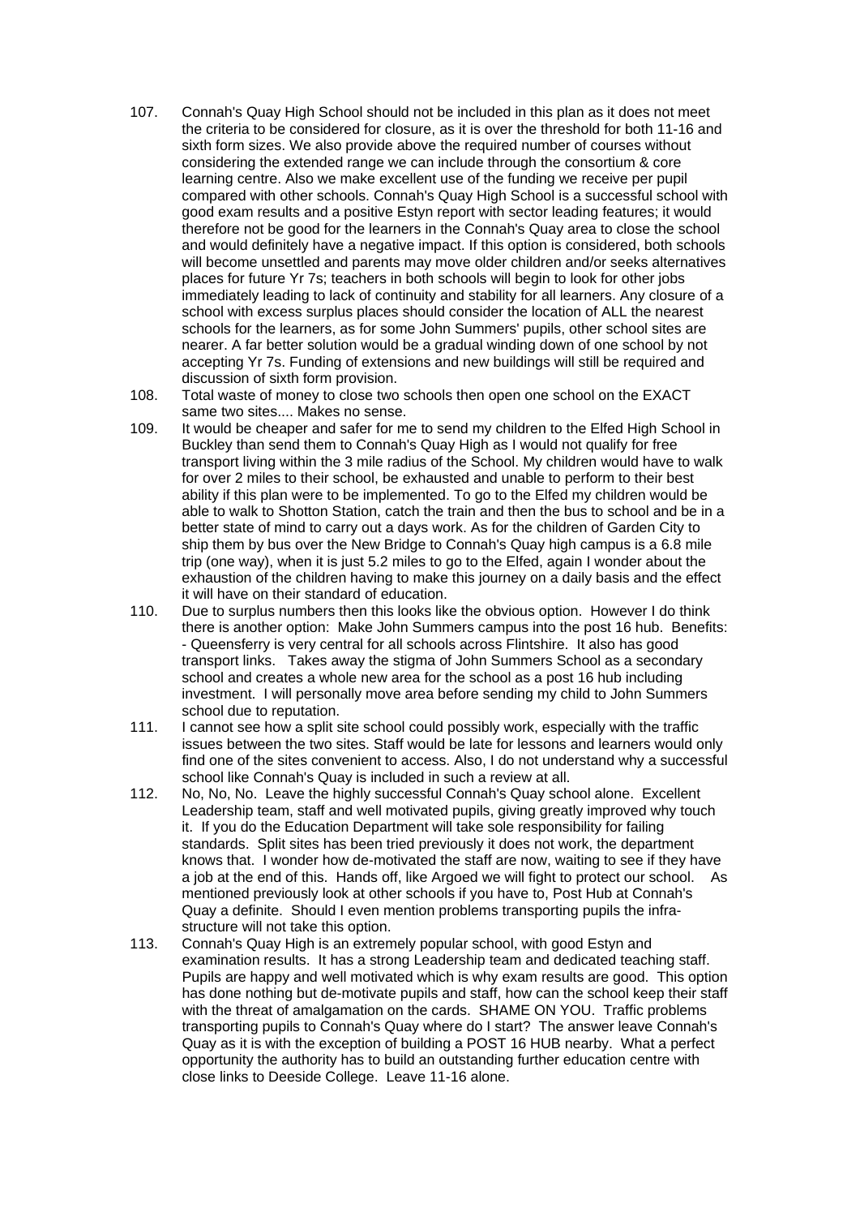107. Connah's Quay High School should not be included in this plan as it does not meet the criteria to be considered for closure, as it is over the threshold for both 11-16 and sixth form sizes. We also provide above the required number of courses without considering the extended range we can include through the consortium & core learning centre. Also we make excellent use of the funding we receive per pupil compared with other schools. Connah's Quay High School is a successful school with good exam results and a positive Estyn report with sector leading features; it would therefore not be good for the learners in the Connah's Quay area to close the school and would definitely have a negative impact. If this option is considered, both schools will become unsettled and parents may move older children and/or seeks alternatives places for future Yr 7s; teachers in both schools will begin to look for other jobs immediately leading to lack of continuity and stability for all learners. Any closure of a school with excess surplus places should consider the location of ALL the nearest schools for the learners, as for some John Summers' pupils, other school sites are nearer. A far better solution would be a gradual winding down of one school by not accepting Yr 7s. Funding of extensions and new buildings will still be required and discussion of sixth form provision.

108. Total waste of money to close two schools then open one school on the EXACT same two sites.... Makes no sense.

109. It would be cheaper and safer for me to send my children to the Elfed High School in Buckley than send them to Connah's Quay High as I would not qualify for free transport living within the 3 mile radius of the School. My children would have to walk for over 2 miles to their school, be exhausted and unable to perform to their best ability if this plan were to be implemented. To go to the Elfed my children would be able to walk to Shotton Station, catch the train and then the bus to school and be in a better state of mind to carry out a days work. As for the children of Garden City to ship them by bus over the New Bridge to Connah's Quay high campus is a 6.8 mile trip (one way), when it is just 5.2 miles to go to the Elfed, again I wonder about the exhaustion of the children having to make this journey on a daily basis and the effect it will have on their standard of education.

110. Due to surplus numbers then this looks like the obvious option. However I do think there is another option: Make John Summers campus into the post 16 hub. Benefits: - Queensferry is very central for all schools across Flintshire. It also has good transport links. Takes away the stigma of John Summers School as a secondary school and creates a whole new area for the school as a post 16 hub including investment. I will personally move area before sending my child to John Summers school due to reputation.

111. I cannot see how a split site school could possibly work, especially with the traffic issues between the two sites. Staff would be late for lessons and learners would only find one of the sites convenient to access. Also, I do not understand why a successful school like Connah's Quay is included in such a review at all.

112. No, No, No. Leave the highly successful Connah's Quay school alone. Excellent Leadership team, staff and well motivated pupils, giving greatly improved why touch it. If you do the Education Department will take sole responsibility for failing standards. Split sites has been tried previously it does not work, the department knows that. I wonder how de-motivated the staff are now, waiting to see if they have a job at the end of this. Hands off, like Argoed we will fight to protect our school. As mentioned previously look at other schools if you have to, Post Hub at Connah's Quay a definite. Should I even mention problems transporting pupils the infra-structure will not take this option.

113. Connah's Quay High is an extremely popular school, with good Estyn and examination results. It has a strong Leadership team and dedicated teaching staff. Pupils are happy and well motivated which is why exam results are good. This option has done nothing but de-motivate pupils and staff, how can the school keep their staff with the threat of amalgamation on the cards. SHAME ON YOU. Traffic problems transporting pupils to Connah's Quay where do I start? The answer leave Connah's Quay as it is with the exception of building a POST 16 HUB nearby. What a perfect opportunity the authority has to build an outstanding further education centre with close links to Deeside College. Leave 11-16 alone.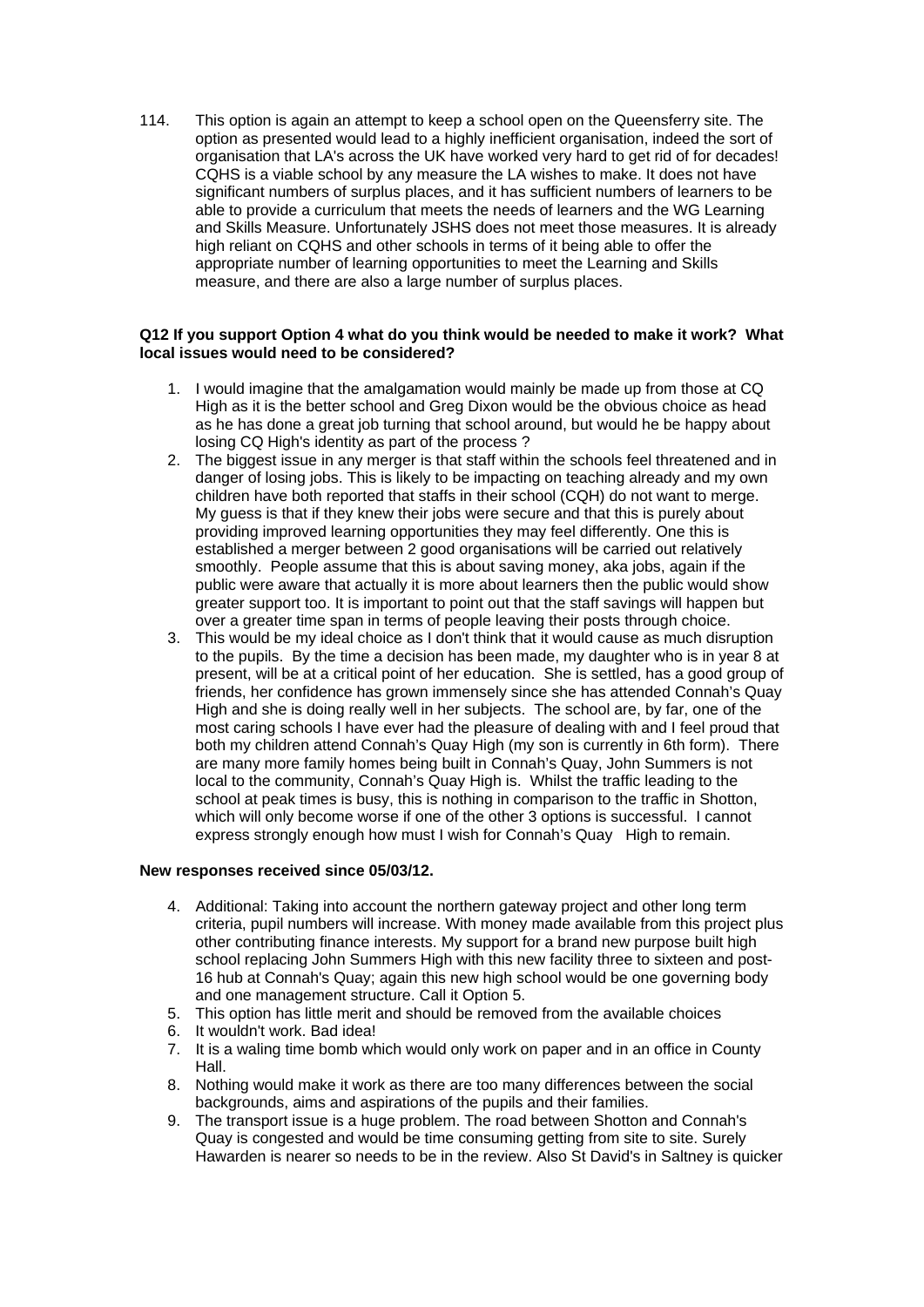114. This option is again an attempt to keep a school open on the Queensferry site. The option as presented would lead to a highly inefficient organisation, indeed the sort of organisation that LA's across the UK have worked very hard to get rid of for decades! CQHS is a viable school by any measure the LA wishes to make. It does not have significant numbers of surplus places, and it has sufficient numbers of learners to be able to provide a curriculum that meets the needs of learners and the WG Learning and Skills Measure. Unfortunately JSHS does not meet those measures. It is already high reliant on CQHS and other schools in terms of it being able to offer the appropriate number of learning opportunities to meet the Learning and Skills measure, and there are also a large number of surplus places.

**Q12 If you support Option 4 what do you think would be needed to make it work? What local issues would need to be considered?**

1. I would imagine that the amalgamation would mainly be made up from those at CQ High as it is the better school and Greg Dixon would be the obvious choice as head as he has done a great job turning that school around, but would he be happy about losing CQ High's identity as part of the process ?
2. The biggest issue in any merger is that staff within the schools feel threatened and in danger of losing jobs. This is likely to be impacting on teaching already and my own children have both reported that staffs in their school (CQH) do not want to merge. My guess is that if they knew their jobs were secure and that this is purely about providing improved learning opportunities they may feel differently. One this is established a merger between 2 good organisations will be carried out relatively smoothly. People assume that this is about saving money, aka jobs, again if the public were aware that actually it is more about learners then the public would show greater support too. It is important to point out that the staff savings will happen but over a greater time span in terms of people leaving their posts through choice.
3. This would be my ideal choice as I don't think that it would cause as much disruption to the pupils. By the time a decision has been made, my daughter who is in year 8 at present, will be at a critical point of her education. She is settled, has a good group of friends, her confidence has grown immensely since she has attended Connah's Quay High and she is doing really well in her subjects. The school are, by far, one of the most caring schools I have ever had the pleasure of dealing with and I feel proud that both my children attend Connah's Quay High (my son is currently in 6th form). There are many more family homes being built in Connah's Quay, John Summers is not local to the community, Connah's Quay High is. Whilst the traffic leading to the school at peak times is busy, this is nothing in comparison to the traffic in Shotton, which will only become worse if one of the other 3 options is successful. I cannot express strongly enough how must I wish for Connah's Quay High to remain.

**New responses received since 05/03/12.**

4. Additional: Taking into account the northern gateway project and other long term criteria, pupil numbers will increase. With money made available from this project plus other contributing finance interests. My support for a brand new purpose built high school replacing John Summers High with this new facility three to sixteen and post-16 hub at Connah's Quay; again this new high school would be one governing body and one management structure. Call it Option 5.
5. This option has little merit and should be removed from the available choices
6. It wouldn't work. Bad idea!
7. It is a waling time bomb which would only work on paper and in an office in County Hall.
8. Nothing would make it work as there are too many differences between the social backgrounds, aims and aspirations of the pupils and their families.
9. The transport issue is a huge problem. The road between Shotton and Connah's Quay is congested and would be time consuming getting from site to site. Surely Hawarden is nearer so needs to be in the review. Also St David's in Saltney is quicker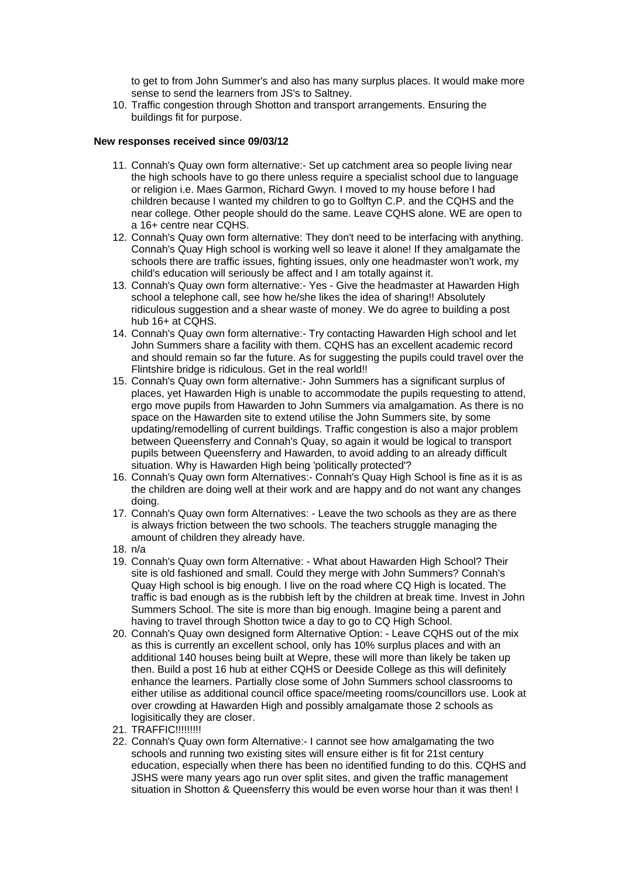to get to from John Summer's and also has many surplus places. It would make more sense to send the learners from JS's to Saltney.

10. Traffic congestion through Shotton and transport arrangements. Ensuring the buildings fit for purpose.

**New responses received since 09/03/12**

11. Connah's Quay own form alternative:- Set up catchment area so people living near the high schools have to go there unless require a specialist school due to language or religion i.e. Maes Garmon, Richard Gwyn. I moved to my house before I had children because I wanted my children to go to Golftyn C.P. and the CQHS and the near college. Other people should do the same. Leave CQHS alone. WE are open to a 16+ centre near CQHS.
12. Connah's Quay own form alternative: They don't need to be interfacing with anything. Connah's Quay High school is working well so leave it alone! If they amalgamate the schools there are traffic issues, fighting issues, only one headmaster won't work, my child's education will seriously be affect and I am totally against it.
13. Connah's Quay own form alternative:- Yes - Give the headmaster at Hawarden High school a telephone call, see how he/she likes the idea of sharing!! Absolutely ridiculous suggestion and a shear waste of money. We do agree to building a post hub 16+ at CQHS.
14. Connah's Quay own form alternative:- Try contacting Hawarden High school and let John Summers share a facility with them. CQHS has an excellent academic record and should remain so far the future. As for suggesting the pupils could travel over the Flintshire bridge is ridiculous. Get in the real world!!
15. Connah's Quay own form alternative:- John Summers has a significant surplus of places, yet Hawarden High is unable to accommodate the pupils requesting to attend, ergo move pupils from Hawarden to John Summers via amalgamation. As there is no space on the Hawarden site to extend utilise the John Summers site, by some updating/remodelling of current buildings. Traffic congestion is also a major problem between Queensferry and Connah's Quay, so again it would be logical to transport pupils between Queensferry and Hawarden, to avoid adding to an already difficult situation. Why is Hawarden High being 'politically protected'?
16. Connah's Quay own form Alternatives:- Connah's Quay High School is fine as it is as the children are doing well at their work and are happy and do not want any changes doing.
17. Connah's Quay own form Alternatives: - Leave the two schools as they are as there is always friction between the two schools. The teachers struggle managing the amount of children they already have.
18. n/a
19. Connah's Quay own form Alternative: - What about Hawarden High School? Their site is old fashioned and small. Could they merge with John Summers? Connah's Quay High school is big enough. I live on the road where CQ High is located. The traffic is bad enough as is the rubbish left by the children at break time. Invest in John Summers School. The site is more than big enough. Imagine being a parent and having to travel through Shotton twice a day to go to CQ High School.
20. Connah's Quay own designed form Alternative Option: - Leave CQHS out of the mix as this is currently an excellent school, only has 10% surplus places and with an additional 140 houses being built at Wepre, these will more than likely be taken up then. Build a post 16 hub at either CQHS or Deeside College as this will definitely enhance the learners. Partially close some of John Summers school classrooms to either utilise as additional council office space/meeting rooms/councillors use. Look at over crowding at Hawarden High and possibly amalgamate those 2 schools as logisitically they are closer.
21. TRAFFIC!!!!!!!!!
22. Connah's Quay own form Alternative:- I cannot see how amalgamating the two schools and running two existing sites will ensure either is fit for 21st century education, especially when there has been no identified funding to do this. CQHS and JSHS were many years ago run over split sites, and given the traffic management situation in Shotton & Queensferry this would be even worse hour than it was then! I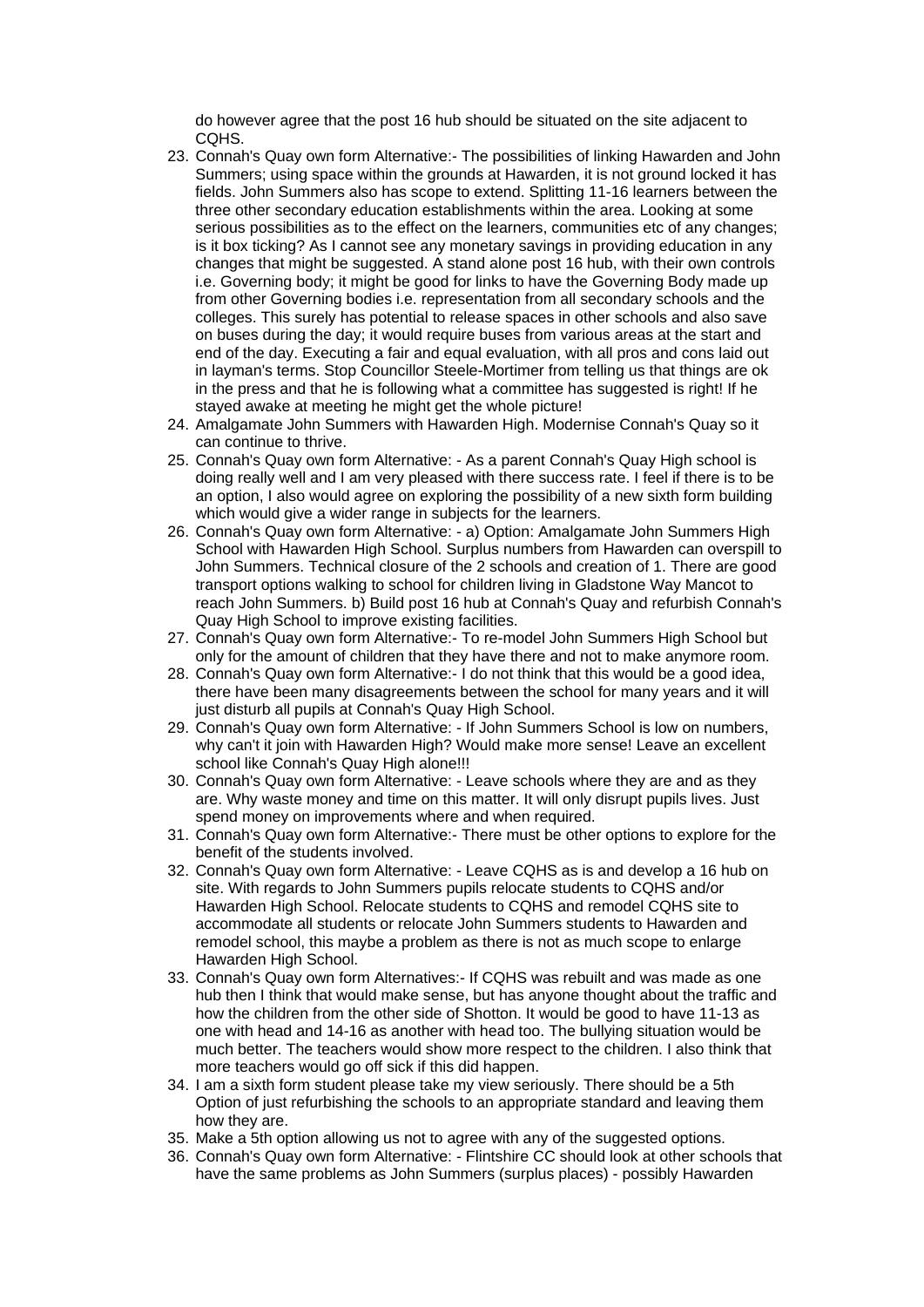do however agree that the post 16 hub should be situated on the site adjacent to CQHS.

23. Connah's Quay own form Alternative:- The possibilities of linking Hawarden and John Summers; using space within the grounds at Hawarden, it is not ground locked it has fields. John Summers also has scope to extend. Splitting 11-16 learners between the three other secondary education establishments within the area. Looking at some serious possibilities as to the effect on the learners, communities etc of any changes; is it box ticking? As I cannot see any monetary savings in providing education in any changes that might be suggested. A stand alone post 16 hub, with their own controls i.e. Governing body; it might be good for links to have the Governing Body made up from other Governing bodies i.e. representation from all secondary schools and the colleges. This surely has potential to release spaces in other schools and also save on buses during the day; it would require buses from various areas at the start and end of the day. Executing a fair and equal evaluation, with all pros and cons laid out in layman's terms. Stop Councillor Steele-Mortimer from telling us that things are ok in the press and that he is following what a committee has suggested is right! If he stayed awake at meeting he might get the whole picture!
24. Amalgamate John Summers with Hawarden High. Modernise Connah's Quay so it can continue to thrive.
25. Connah's Quay own form Alternative: - As a parent Connah's Quay High school is doing really well and I am very pleased with there success rate. I feel if there is to be an option, I also would agree on exploring the possibility of a new sixth form building which would give a wider range in subjects for the learners.
26. Connah's Quay own form Alternative: - a) Option: Amalgamate John Summers High School with Hawarden High School. Surplus numbers from Hawarden can overspill to John Summers. Technical closure of the 2 schools and creation of 1. There are good transport options walking to school for children living in Gladstone Way Mancot to reach John Summers. b) Build post 16 hub at Connah's Quay and refurbish Connah's Quay High School to improve existing facilities.
27. Connah's Quay own form Alternative:- To re-model John Summers High School but only for the amount of children that they have there and not to make anymore room.
28. Connah's Quay own form Alternative:- I do not think that this would be a good idea, there have been many disagreements between the school for many years and it will just disturb all pupils at Connah's Quay High School.
29. Connah's Quay own form Alternative: - If John Summers School is low on numbers, why can't it join with Hawarden High? Would make more sense! Leave an excellent school like Connah's Quay High alone!!!
30. Connah's Quay own form Alternative: - Leave schools where they are and as they are. Why waste money and time on this matter. It will only disrupt pupils lives. Just spend money on improvements where and when required.
31. Connah's Quay own form Alternative:- There must be other options to explore for the benefit of the students involved.
32. Connah's Quay own form Alternative: - Leave CQHS as is and develop a 16 hub on site. With regards to John Summers pupils relocate students to CQHS and/or Hawarden High School. Relocate students to CQHS and remodel CQHS site to accommodate all students or relocate John Summers students to Hawarden and remodel school, this maybe a problem as there is not as much scope to enlarge Hawarden High School.
33. Connah's Quay own form Alternatives:- If CQHS was rebuilt and was made as one hub then I think that would make sense, but has anyone thought about the traffic and how the children from the other side of Shotton. It would be good to have 11-13 as one with head and 14-16 as another with head too. The bullying situation would be much better. The teachers would show more respect to the children. I also think that more teachers would go off sick if this did happen.
34. I am a sixth form student please take my view seriously. There should be a 5th Option of just refurbishing the schools to an appropriate standard and leaving them how they are.
35. Make a 5th option allowing us not to agree with any of the suggested options.
36. Connah's Quay own form Alternative: - Flintshire CC should look at other schools that have the same problems as John Summers (surplus places) - possibly Hawarden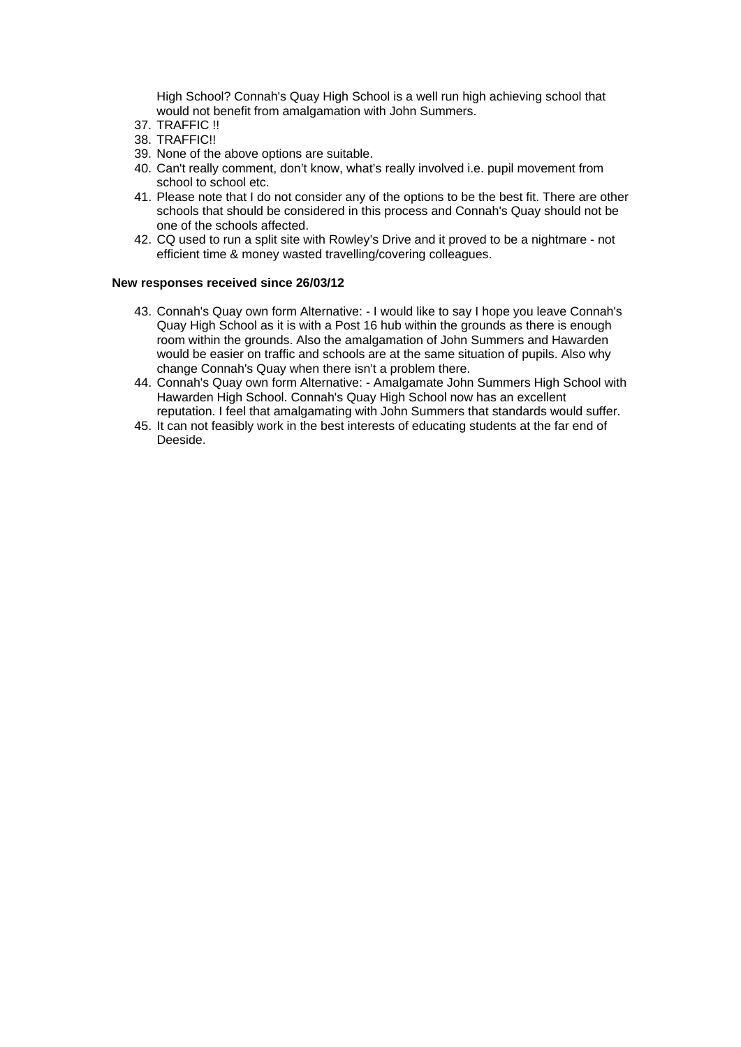High School? Connah's Quay High School is a well run high achieving school that would not benefit from amalgamation with John Summers.

37. TRAFFIC !!
38. TRAFFIC!!
39. None of the above options are suitable.
40. Can't really comment, don't know, what's really involved i.e. pupil movement from school to school etc.
41. Please note that I do not consider any of the options to be the best fit. There are other schools that should be considered in this process and Connah's Quay should not be one of the schools affected.
42. CQ used to run a split site with Rowley's Drive and it proved to be a nightmare - not efficient time & money wasted travelling/covering colleagues.

**New responses received since 26/03/12**

43. Connah's Quay own form Alternative: - I would like to say I hope you leave Connah's Quay High School as it is with a Post 16 hub within the grounds as there is enough room within the grounds. Also the amalgamation of John Summers and Hawarden would be easier on traffic and schools are at the same situation of pupils. Also why change Connah's Quay when there isn't a problem there.
44. Connah's Quay own form Alternative: - Amalgamate John Summers High School with Hawarden High School. Connah's Quay High School now has an excellent reputation. I feel that amalgamating with John Summers that standards would suffer.
45. It can not feasibly work in the best interests of educating students at the far end of Deeside.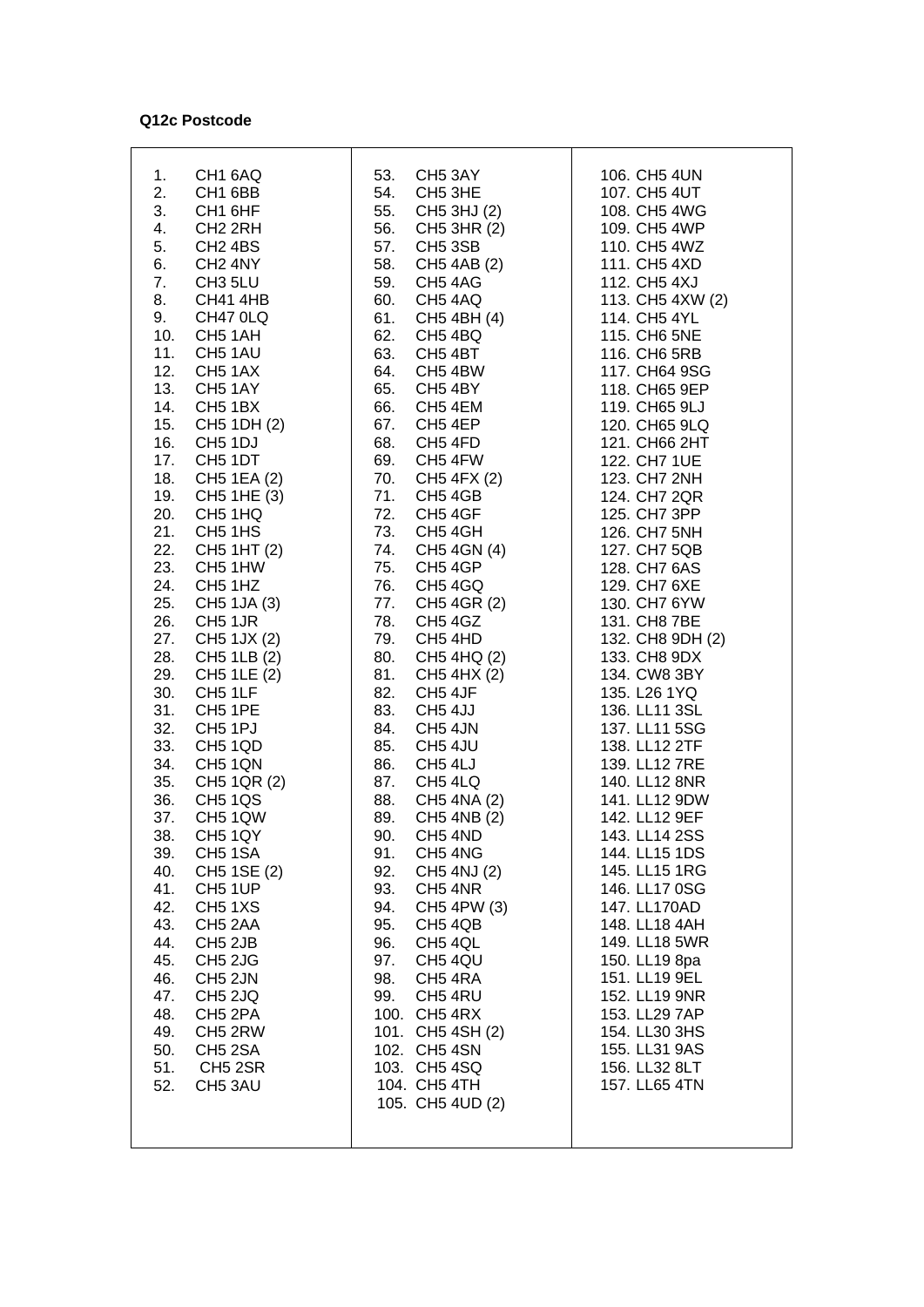**Q12c Postcode**

1. CH1 6AQ
2. CH1 6BB
3. CH1 6HF
4. CH2 2RH
5. CH2 4BS
6. CH2 4NY
7. CH3 5LU
8. CH41 4HB
9. CH47 0LQ
10. CH5 1AH
11. CH5 1AU
12. CH5 1AX
13. CH5 1AY
14. CH5 1BX
15. CH5 1DH (2)
16. CH5 1DJ
17. CH5 1DT
18. CH5 1EA (2)
19. CH5 1HE (3)
20. CH5 1HQ
21. CH5 1HS
22. CH5 1HT (2)
23. CH5 1HW
24. CH5 1HZ
25. CH5 1JA (3)
26. CH5 1JR
27. CH5 1JX (2)
28. CH5 1LB (2)
29. CH5 1LE (2)
30. CH5 1LF
31. CH5 1PE
32. CH5 1PJ
33. CH5 1QD
34. CH5 1QN
35. CH5 1QR (2)
36. CH5 1QS
37. CH5 1QW
38. CH5 1QY
39. CH5 1SA
40. CH5 1SE (2)
41. CH5 1UP
42. CH5 1XS
43. CH5 2AA
44. CH5 2JB
45. CH5 2JG
46. CH5 2JN
47. CH5 2JQ
48. CH5 2PA
49. CH5 2RW
50. CH5 2SA
51. CH5 2SR
52. CH5 3AU
53. CH5 3AY
54. CH5 3HE
55. CH5 3HJ (2)
56. CH5 3HR (2)
57. CH5 3SB
58. CH5 4AB (2)
59. CH5 4AG
60. CH5 4AQ
61. CH5 4BH (4)
62. CH5 4BQ
63. CH5 4BT
64. CH5 4BW
65. CH5 4BY
66. CH5 4EM
67. CH5 4EP
68. CH5 4FD
69. CH5 4FW
70. CH5 4FX (2)
71. CH5 4GB
72. CH5 4GF
73. CH5 4GH
74. CH5 4GN (4)
75. CH5 4GP
76. CH5 4GQ
77. CH5 4GR (2)
78. CH5 4GZ
79. CH5 4HD
80. CH5 4HQ (2)
81. CH5 4HX (2)
82. CH5 4JF
83. CH5 4JJ
84. CH5 4JN
85. CH5 4JU
86. CH5 4LJ
87. CH5 4LQ
88. CH5 4NA (2)
89. CH5 4NB (2)
90. CH5 4ND
91. CH5 4NG
92. CH5 4NJ (2)
93. CH5 4NR
94. CH5 4PW (3)
95. CH5 4QB
96. CH5 4QL
97. CH5 4QU
98. CH5 4RA
99. CH5 4RU
100. CH5 4RX
101. CH5 4SH (2)
102. CH5 4SN
103. CH5 4SQ
104. CH5 4TH
105. CH5 4UD (2)
106. CH5 4UN
107. CH5 4UT
108. CH5 4WG
109. CH5 4WP
110. CH5 4WZ
111. CH5 4XD
112. CH5 4XJ
113. CH5 4XW (2)
114. CH5 4YL
115. CH6 5NE
116. CH6 5RB
117. CH64 9SG
118. CH65 9EP
119. CH65 9LJ
120. CH65 9LQ
121. CH66 2HT
122. CH7 1UE
123. CH7 2NH
124. CH7 2QR
125. CH7 3PP
126. CH7 5NH
127. CH7 5QB
128. CH7 6AS
129. CH7 6XE
130. CH7 6YW
131. CH8 7BE
132. CH8 9DH (2)
133. CH8 9DX
134. CW8 3BY
135. L26 1YQ
136. LL11 3SL
137. LL11 5SG
138. LL12 2TF
139. LL12 7RE
140. LL12 8NR
141. LL12 9DW
142. LL12 9EF
143. LL14 2SS
144. LL15 1DS
145. LL15 1RG
146. LL17 0SG
147. LL170AD
148. LL18 4AH
149. LL18 5WR
150. LL19 8pa
151. LL19 9EL
152. LL19 9NR
153. LL29 7AP
154. LL30 3HS
155. LL31 9AS
156. LL32 8LT
157. LL65 4TN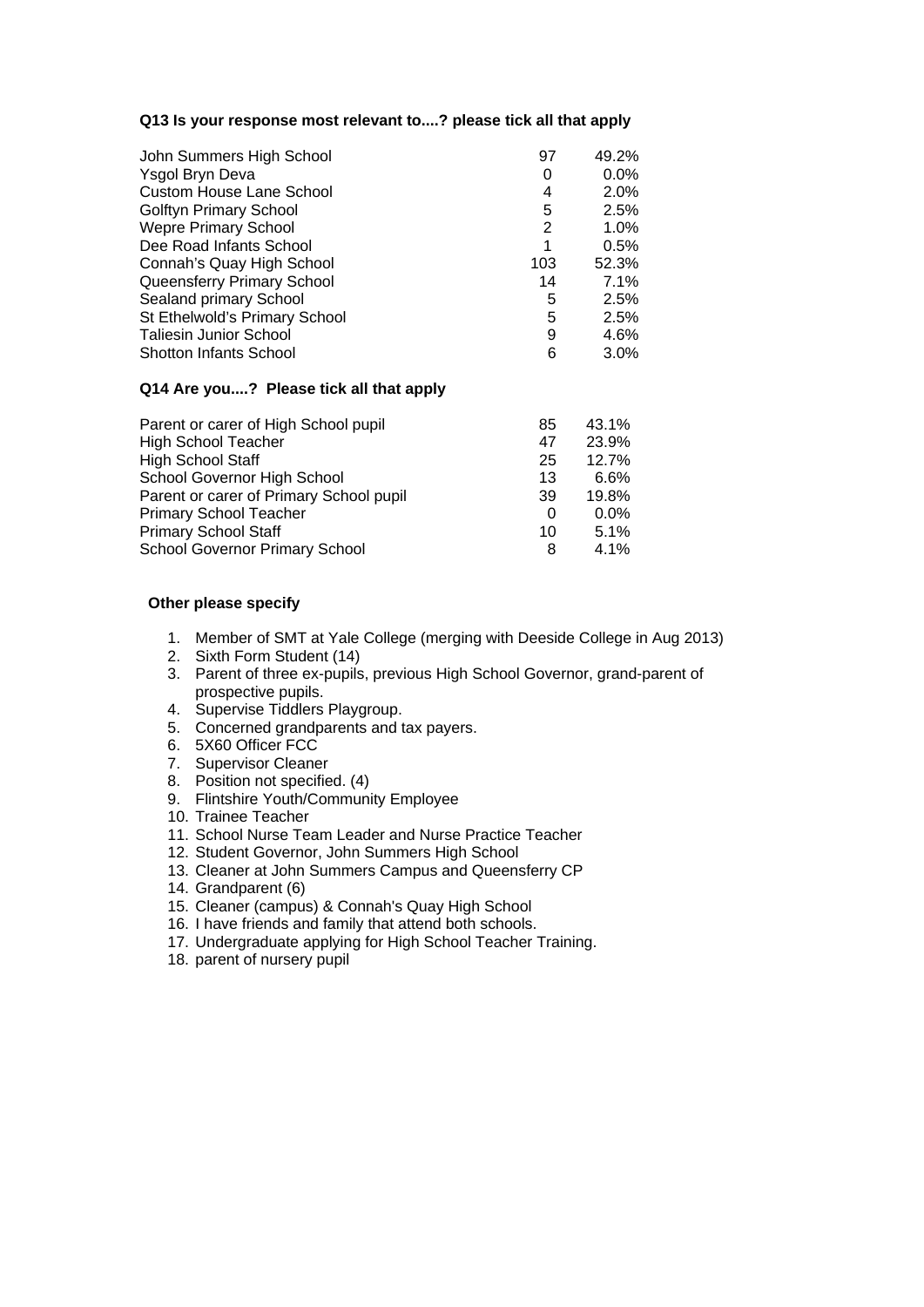**Q13 Is your response most relevant to....? please tick all that apply**

| | | |
|---|---|---|
| John Summers High School | 97 | 49.2% |
| Ysgol Bryn Deva | 0 | 0.0% |
| Custom House Lane School | 4 | 2.0% |
| Golftyn Primary School | 5 | 2.5% |
| Wepre Primary School | 2 | 1.0% |
| Dee Road Infants School | 1 | 0.5% |
| Connah's Quay High School | 103 | 52.3% |
| Queensferry Primary School | 14 | 7.1% |
| Sealand primary School | 5 | 2.5% |
| St Ethelwold's Primary School | 5 | 2.5% |
| Taliesin Junior School | 9 | 4.6% |
| Shotton Infants School | 6 | 3.0% |

**Q14 Are you....? Please tick all that apply**

| | | |
|---|---|---|
| Parent or carer of High School pupil | 85 | 43.1% |
| High School Teacher | 47 | 23.9% |
| High School Staff | 25 | 12.7% |
| School Governor High School | 13 | 6.6% |
| Parent or carer of Primary School pupil | 39 | 19.8% |
| Primary School Teacher | 0 | 0.0% |
| Primary School Staff | 10 | 5.1% |
| School Governor Primary School | 8 | 4.1% |

**Other please specify**

1. Member of SMT at Yale College (merging with Deeside College in Aug 2013)
2. Sixth Form Student (14)
3. Parent of three ex-pupils, previous High School Governor, grand-parent of prospective pupils.
4. Supervise Tiddlers Playgroup.
5. Concerned grandparents and tax payers.
6. 5X60 Officer FCC
7. Supervisor Cleaner
8. Position not specified. (4)
9. Flintshire Youth/Community Employee
10. Trainee Teacher
11. School Nurse Team Leader and Nurse Practice Teacher
12. Student Governor, John Summers High School
13. Cleaner at John Summers Campus and Queensferry CP
14. Grandparent (6)
15. Cleaner (campus) & Connah's Quay High School
16. I have friends and family that attend both schools.
17. Undergraduate applying for High School Teacher Training.
18. parent of nursery pupil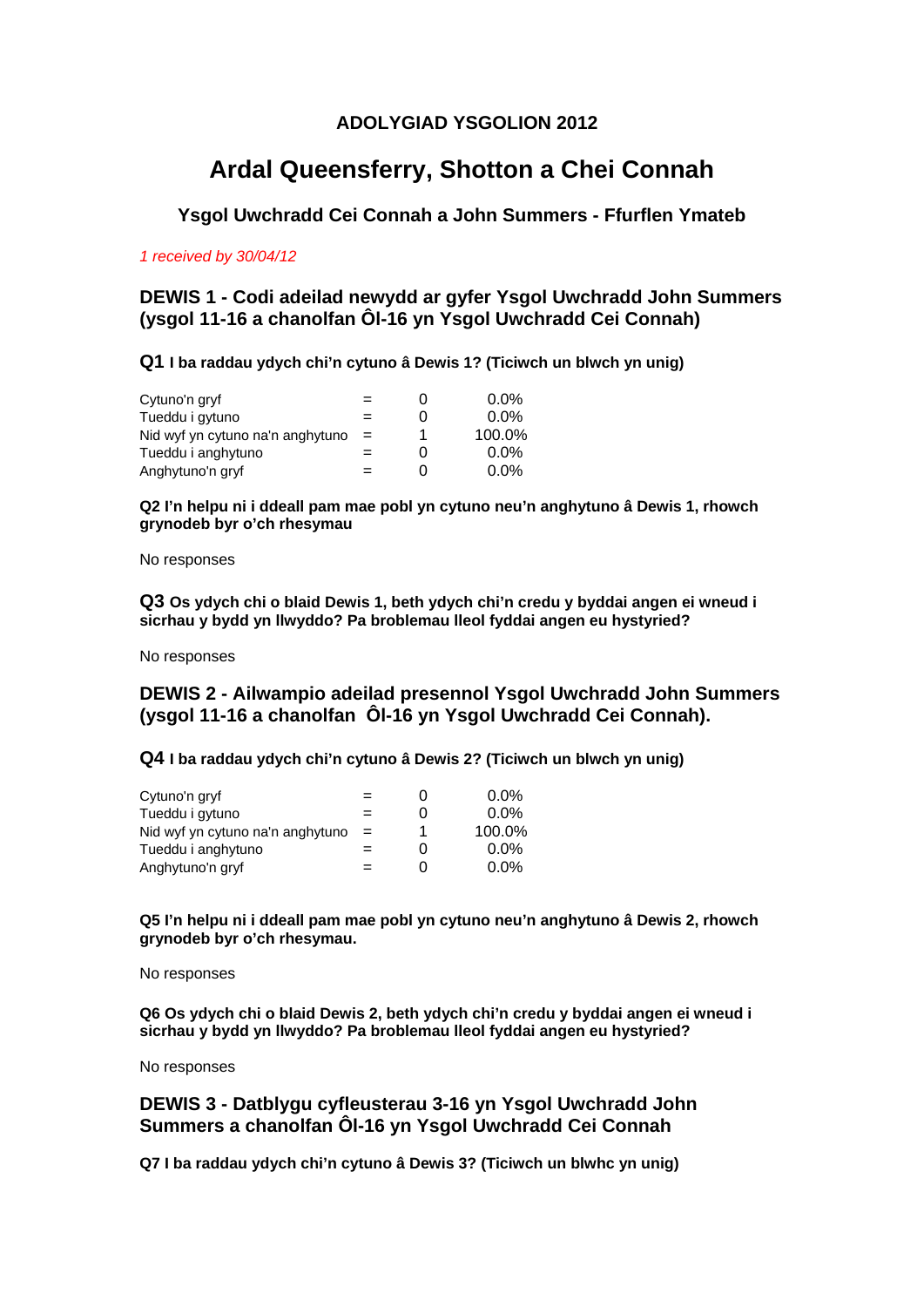**ADOLYGIAD YSGOLION 2012**

# Ardal Queensferry, Shotton a Chei Connah

### Ysgol Uwchradd Cei Connah a John Summers - Ffurflen Ymateb

*1 received by 30/04/12*

## DEWIS 1 - Codi adeilad newydd ar gyfer Ysgol Uwchradd John Summers (ysgol 11-16 a chanolfan Ôl-16 yn Ysgol Uwchradd Cei Connah)

**Q1 I ba raddau ydych chi'n cytuno â Dewis 1? (Ticiwch un blwch yn unig)**

| | | | |
|---|---|---|---|
| Cytuno'n gryf | = | 0 | 0.0% |
| Tueddu i gytuno | = | 0 | 0.0% |
| Nid wyf yn cytuno na'n anghytuno | = | 1 | 100.0% |
| Tueddu i anghytuno | = | 0 | 0.0% |
| Anghytuno'n gryf | = | 0 | 0.0% |

**Q2 I'n helpu ni i ddeall pam mae pobl yn cytuno neu'n anghytuno â Dewis 1, rhowch grynodeb byr o'ch rhesymau**

No responses

**Q3 Os ydych chi o blaid Dewis 1, beth ydych chi'n credu y byddai angen ei wneud i sicrhau y bydd yn llwyddo? Pa broblemau lleol fyddai angen eu hystyried?**

No responses

## DEWIS 2 - Ailwampio adeilad presennol Ysgol Uwchradd John Summers (ysgol 11-16 a chanolfan Ôl-16 yn Ysgol Uwchradd Cei Connah).

**Q4 I ba raddau ydych chi'n cytuno â Dewis 2? (Ticiwch un blwch yn unig)**

| | | | |
|---|---|---|---|
| Cytuno'n gryf | = | 0 | 0.0% |
| Tueddu i gytuno | = | 0 | 0.0% |
| Nid wyf yn cytuno na'n anghytuno | = | 1 | 100.0% |
| Tueddu i anghytuno | = | 0 | 0.0% |
| Anghytuno'n gryf | = | 0 | 0.0% |

**Q5 I'n helpu ni i ddeall pam mae pobl yn cytuno neu'n anghytuno â Dewis 2, rhowch grynodeb byr o'ch rhesymau.**

No responses

**Q6 Os ydych chi o blaid Dewis 2, beth ydych chi'n credu y byddai angen ei wneud i sicrhau y bydd yn llwyddo? Pa broblemau lleol fyddai angen eu hystyried?**

No responses

## DEWIS 3 - Datblygu cyfleusterau 3-16 yn Ysgol Uwchradd John Summers a chanolfan Ôl-16 yn Ysgol Uwchradd Cei Connah

**Q7 I ba raddau ydych chi'n cytuno â Dewis 3? (Ticiwch un blwhc yn unig)**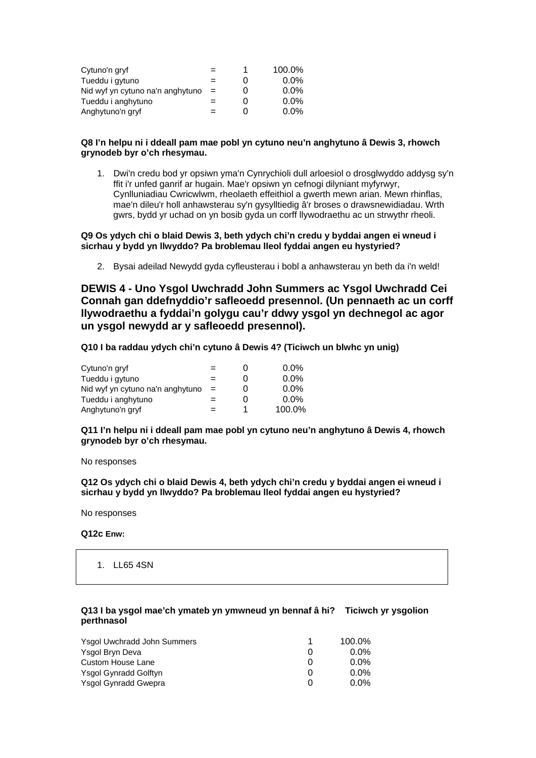| | | | |
|---|---|---|---|
| Cytuno'n gryf | = | 1 | 100.0% |
| Tueddu i gytuno | = | 0 | 0.0% |
| Nid wyf yn cytuno na'n anghytuno | = | 0 | 0.0% |
| Tueddu i anghytuno | = | 0 | 0.0% |
| Anghytuno'n gryf | = | 0 | 0.0% |

**Q8 I'n helpu ni i ddeall pam mae pobl yn cytuno neu'n anghytuno â Dewis 3, rhowch grynodeb byr o'ch rhesymau.**

1. Dwi'n credu bod yr opsiwn yma'n Cynrychioli dull arloesiol o drosglwyddo addysg sy'n ffit i'r unfed ganrif ar hugain. Mae'r opsiwn yn cefnogi dilyniant myfyrwyr, Cynlluniadiau Cwricwlwm, rheolaeth effeithiol a gwerth mewn arian. Mewn rhinflas, mae'n dileu'r holl anhawsterau sy'n gysylltiedig â'r broses o drawsnewidiadau. Wrth gwrs, bydd yr uchad on yn bosib gyda un corff llywodraethu ac un strwythr rheoli.

**Q9 Os ydych chi o blaid Dewis 3, beth ydych chi'n credu y byddai angen ei wneud i sicrhau y bydd yn llwyddo? Pa broblemau lleol fyddai angen eu hystyried?**

2. Bysai adeilad Newydd gyda cyfleusterau i bobl a anhawsterau yn beth da i'n weld!

## DEWIS 4 - Uno Ysgol Uwchradd John Summers ac Ysgol Uwchradd Cei Connah gan ddefnyddio'r safleoedd presennol. (Un pennaeth ac un corff llywodraethu a fyddai'n golygu cau'r ddwy ysgol yn dechnegol ac agor un ysgol newydd ar y safleoedd presennol).

**Q10 I ba raddau ydych chi'n cytuno â Dewis 4? (Ticiwch un blwhc yn unig)**

| | | | |
|---|---|---|---|
| Cytuno'n gryf | = | 0 | 0.0% |
| Tueddu i gytuno | = | 0 | 0.0% |
| Nid wyf yn cytuno na'n anghytuno | = | 0 | 0.0% |
| Tueddu i anghytuno | = | 0 | 0.0% |
| Anghytuno'n gryf | = | 1 | 100.0% |

**Q11 I'n helpu ni i ddeall pam mae pobl yn cytuno neu'n anghytuno â Dewis 4, rhowch grynodeb byr o'ch rhesymau.**

No responses

**Q12 Os ydych chi o blaid Dewis 4, beth ydych chi'n credu y byddai angen ei wneud i sicrhau y bydd yn llwyddo? Pa broblemau lleol fyddai angen eu hystyried?**

No responses

**Q12c Enw:**

1. LL65 4SN

**Q13 I ba ysgol mae'ch ymateb yn ymwneud yn bennaf â hi? Ticiwch yr ysgolion perthnasol**

| | | |
|---|---|---|
| Ysgol Uwchradd John Summers | 1 | 100.0% |
| Ysgol Bryn Deva | 0 | 0.0% |
| Custom House Lane | 0 | 0.0% |
| Ysgol Gynradd Golftyn | 0 | 0.0% |
| Ysgol Gynradd Gwepra | 0 | 0.0% |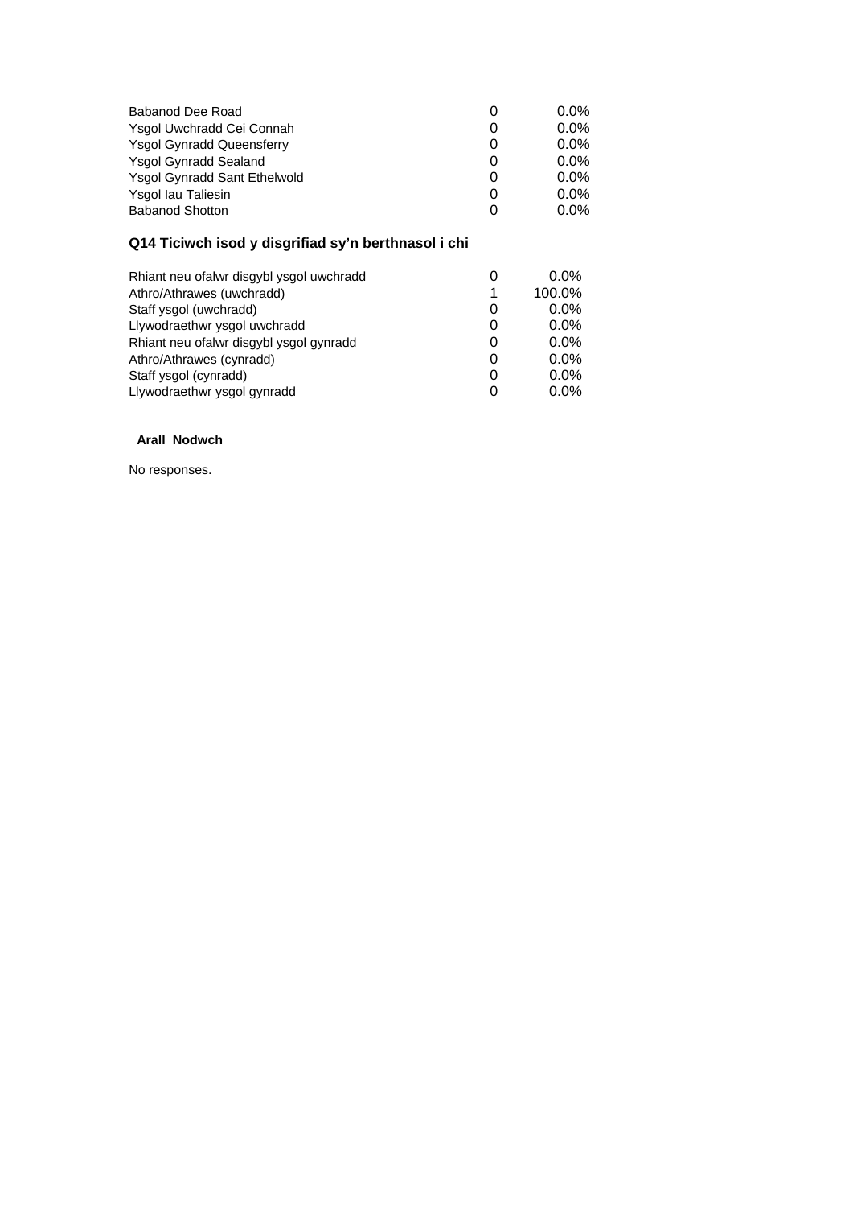| | | |
|---|---|---|
| Babanod Dee Road | 0 | 0.0% |
| Ysgol Uwchradd Cei Connah | 0 | 0.0% |
| Ysgol Gynradd Queensferry | 0 | 0.0% |
| Ysgol Gynradd Sealand | 0 | 0.0% |
| Ysgol Gynradd Sant Ethelwold | 0 | 0.0% |
| Ysgol Iau Taliesin | 0 | 0.0% |
| Babanod Shotton | 0 | 0.0% |

### Q14 Ticiwch isod y disgrifiad sy'n berthnasol i chi

| | | |
|---|---|---|
| Rhiant neu ofalwr disgybl ysgol uwchradd | 0 | 0.0% |
| Athro/Athrawes (uwchradd) | 1 | 100.0% |
| Staff ysgol (uwchradd) | 0 | 0.0% |
| Llywodraethwr ysgol uwchradd | 0 | 0.0% |
| Rhiant neu ofalwr disgybl ysgol gynradd | 0 | 0.0% |
| Athro/Athrawes (cynradd) | 0 | 0.0% |
| Staff ysgol (cynradd) | 0 | 0.0% |
| Llywodraethwr ysgol gynradd | 0 | 0.0% |

**Arall Nodwch**

No responses.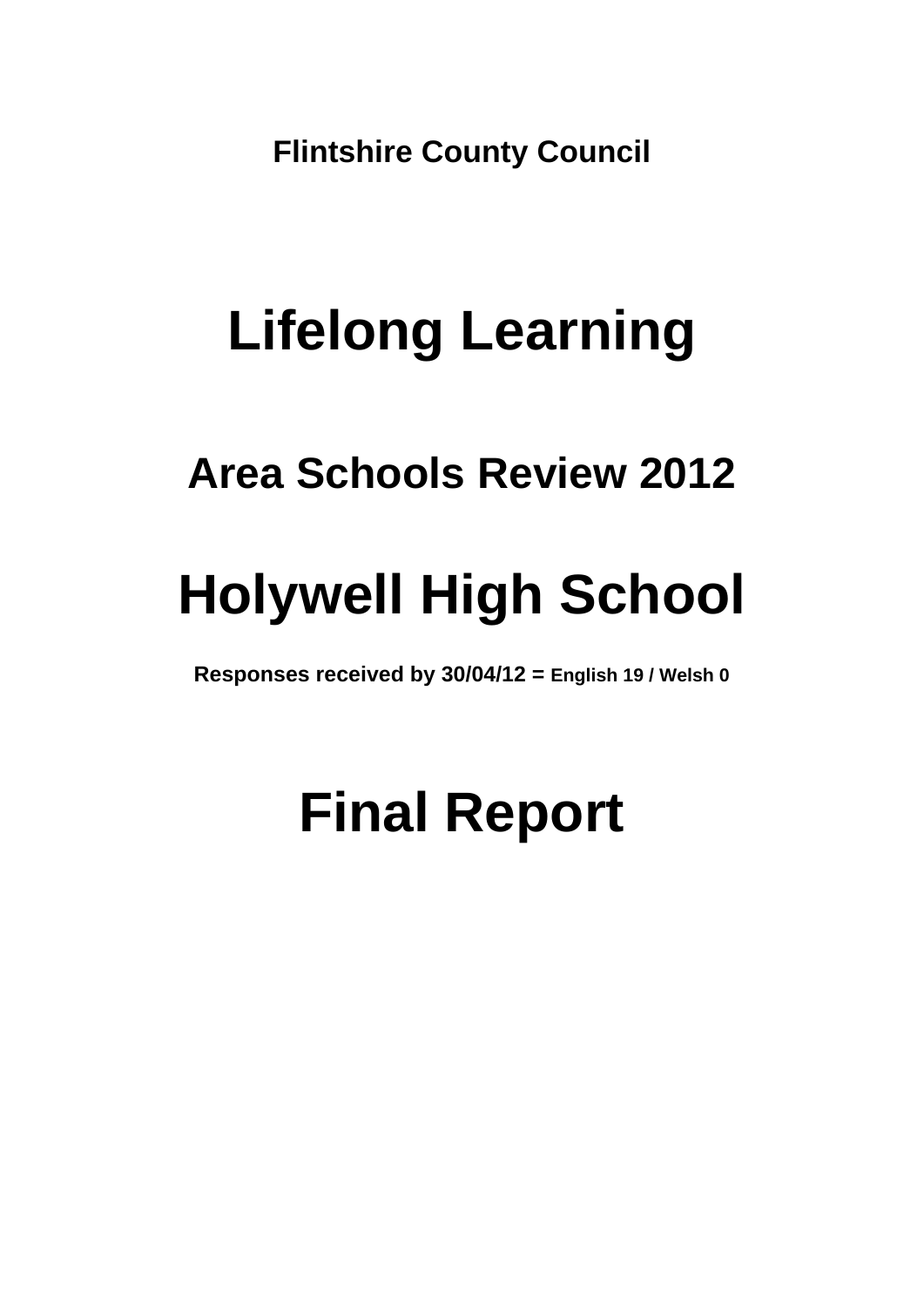**Flintshire County Council**

# Lifelong Learning

## Area Schools Review 2012

# Holywell High School

**Responses received by 30/04/12 = English 19 / Welsh 0**

# Final Report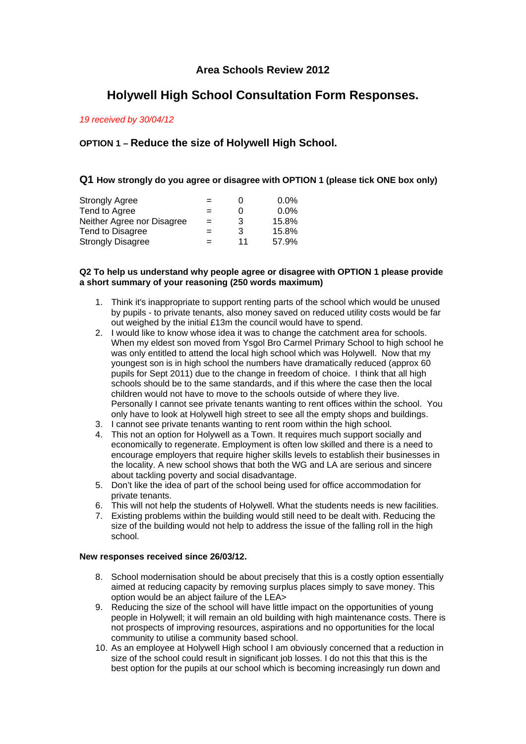## Area Schools Review 2012

# Holywell High School Consultation Form Responses.

*19 received by 30/04/12*

### OPTION 1 – Reduce the size of Holywell High School.

### Q1 How strongly do you agree or disagree with OPTION 1 (please tick ONE box only)

| | | | |
|---|---|---|---|
| Strongly Agree | = | 0 | 0.0% |
| Tend to Agree | = | 0 | 0.0% |
| Neither Agree nor Disagree | = | 3 | 15.8% |
| Tend to Disagree | = | 3 | 15.8% |
| Strongly Disagree | = | 11 | 57.9% |

**Q2 To help us understand why people agree or disagree with OPTION 1 please provide a short summary of your reasoning (250 words maximum)**

1. Think it's inappropriate to support renting parts of the school which would be unused by pupils - to private tenants, also money saved on reduced utility costs would be far out weighed by the initial £13m the council would have to spend.
2. I would like to know whose idea it was to change the catchment area for schools. When my eldest son moved from Ysgol Bro Carmel Primary School to high school he was only entitled to attend the local high school which was Holywell. Now that my youngest son is in high school the numbers have dramatically reduced (approx 60 pupils for Sept 2011) due to the change in freedom of choice. I think that all high schools should be to the same standards, and if this where the case then the local children would not have to move to the schools outside of where they live. Personally I cannot see private tenants wanting to rent offices within the school. You only have to look at Holywell high street to see all the empty shops and buildings.
3. I cannot see private tenants wanting to rent room within the high school.
4. This not an option for Holywell as a Town. It requires much support socially and economically to regenerate. Employment is often low skilled and there is a need to encourage employers that require higher skills levels to establish their businesses in the locality. A new school shows that both the WG and LA are serious and sincere about tackling poverty and social disadvantage.
5. Don't like the idea of part of the school being used for office accommodation for private tenants.
6. This will not help the students of Holywell. What the students needs is new facilities.
7. Existing problems within the building would still need to be dealt with. Reducing the size of the building would not help to address the issue of the falling roll in the high school.

**New responses received since 26/03/12.**

8. School modernisation should be about precisely that this is a costly option essentially aimed at reducing capacity by removing surplus places simply to save money. This option would be an abject failure of the LEA>
9. Reducing the size of the school will have little impact on the opportunities of young people in Holywell; it will remain an old building with high maintenance costs. There is not prospects of improving resources, aspirations and no opportunities for the local community to utilise a community based school.
10. As an employee at Holywell High school I am obviously concerned that a reduction in size of the school could result in significant job losses. I do not this that this is the best option for the pupils at our school which is becoming increasingly run down and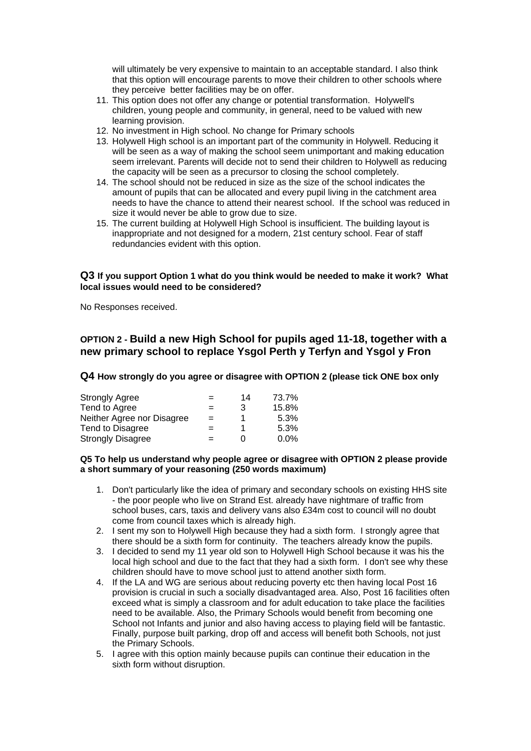will ultimately be very expensive to maintain to an acceptable standard. I also think that this option will encourage parents to move their children to other schools where they perceive better facilities may be on offer.

11. This option does not offer any change or potential transformation. Holywell's children, young people and community, in general, need to be valued with new learning provision.
12. No investment in High school. No change for Primary schools
13. Holywell High school is an important part of the community in Holywell. Reducing it will be seen as a way of making the school seem unimportant and making education seem irrelevant. Parents will decide not to send their children to Holywell as reducing the capacity will be seen as a precursor to closing the school completely.
14. The school should not be reduced in size as the size of the school indicates the amount of pupils that can be allocated and every pupil living in the catchment area needs to have the chance to attend their nearest school. If the school was reduced in size it would never be able to grow due to size.
15. The current building at Holywell High School is insufficient. The building layout is inappropriate and not designed for a modern, 21st century school. Fear of staff redundancies evident with this option.

### Q3 If you support Option 1 what do you think would be needed to make it work? What local issues would need to be considered?

No Responses received.

## OPTION 2 - Build a new High School for pupils aged 11-18, together with a new primary school to replace Ysgol Perth y Terfyn and Ysgol y Fron

### Q4 How strongly do you agree or disagree with OPTION 2 (please tick ONE box only

| | | | |
|---|---|---|---|
| Strongly Agree | = | 14 | 73.7% |
| Tend to Agree | = | 3 | 15.8% |
| Neither Agree nor Disagree | = | 1 | 5.3% |
| Tend to Disagree | = | 1 | 5.3% |
| Strongly Disagree | = | 0 | 0.0% |

**Q5 To help us understand why people agree or disagree with OPTION 2 please provide a short summary of your reasoning (250 words maximum)**

1. Don't particularly like the idea of primary and secondary schools on existing HHS site - the poor people who live on Strand Est. already have nightmare of traffic from school buses, cars, taxis and delivery vans also £34m cost to council will no doubt come from council taxes which is already high.
2. I sent my son to Holywell High because they had a sixth form. I strongly agree that there should be a sixth form for continuity. The teachers already know the pupils.
3. I decided to send my 11 year old son to Holywell High School because it was his the local high school and due to the fact that they had a sixth form. I don't see why these children should have to move school just to attend another sixth form.
4. If the LA and WG are serious about reducing poverty etc then having local Post 16 provision is crucial in such a socially disadvantaged area. Also, Post 16 facilities often exceed what is simply a classroom and for adult education to take place the facilities need to be available. Also, the Primary Schools would benefit from becoming one School not Infants and junior and also having access to playing field will be fantastic. Finally, purpose built parking, drop off and access will benefit both Schools, not just the Primary Schools.
5. I agree with this option mainly because pupils can continue their education in the sixth form without disruption.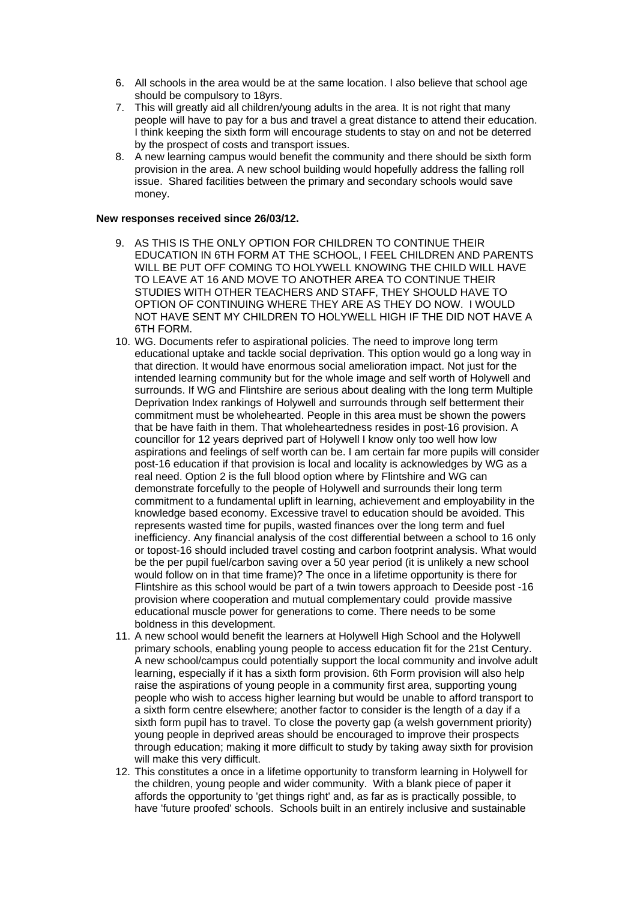6. All schools in the area would be at the same location. I also believe that school age should be compulsory to 18yrs.
7. This will greatly aid all children/young adults in the area. It is not right that many people will have to pay for a bus and travel a great distance to attend their education. I think keeping the sixth form will encourage students to stay on and not be deterred by the prospect of costs and transport issues.
8. A new learning campus would benefit the community and there should be sixth form provision in the area. A new school building would hopefully address the falling roll issue. Shared facilities between the primary and secondary schools would save money.

**New responses received since 26/03/12.**

9. AS THIS IS THE ONLY OPTION FOR CHILDREN TO CONTINUE THEIR EDUCATION IN 6TH FORM AT THE SCHOOL, I FEEL CHILDREN AND PARENTS WILL BE PUT OFF COMING TO HOLYWELL KNOWING THE CHILD WILL HAVE TO LEAVE AT 16 AND MOVE TO ANOTHER AREA TO CONTINUE THEIR STUDIES WITH OTHER TEACHERS AND STAFF, THEY SHOULD HAVE TO OPTION OF CONTINUING WHERE THEY ARE AS THEY DO NOW. I WOULD NOT HAVE SENT MY CHILDREN TO HOLYWELL HIGH IF THE DID NOT HAVE A 6TH FORM.
10. WG. Documents refer to aspirational policies. The need to improve long term educational uptake and tackle social deprivation. This option would go a long way in that direction. It would have enormous social amelioration impact. Not just for the intended learning community but for the whole image and self worth of Holywell and surrounds. If WG and Flintshire are serious about dealing with the long term Multiple Deprivation Index rankings of Holywell and surrounds through self betterment their commitment must be wholehearted. People in this area must be shown the powers that be have faith in them. That wholeheartedness resides in post-16 provision. A councillor for 12 years deprived part of Holywell I know only too well how low aspirations and feelings of self worth can be. I am certain far more pupils will consider post-16 education if that provision is local and locality is acknowledges by WG as a real need. Option 2 is the full blood option where by Flintshire and WG can demonstrate forcefully to the people of Holywell and surrounds their long term commitment to a fundamental uplift in learning, achievement and employability in the knowledge based economy. Excessive travel to education should be avoided. This represents wasted time for pupils, wasted finances over the long term and fuel inefficiency. Any financial analysis of the cost differential between a school to 16 only or topost-16 should included travel costing and carbon footprint analysis. What would be the per pupil fuel/carbon saving over a 50 year period (it is unlikely a new school would follow on in that time frame)? The once in a lifetime opportunity is there for Flintshire as this school would be part of a twin towers approach to Deeside post -16 provision where cooperation and mutual complementary could provide massive educational muscle power for generations to come. There needs to be some boldness in this development.
11. A new school would benefit the learners at Holywell High School and the Holywell primary schools, enabling young people to access education fit for the 21st Century. A new school/campus could potentially support the local community and involve adult learning, especially if it has a sixth form provision. 6th Form provision will also help raise the aspirations of young people in a community first area, supporting young people who wish to access higher learning but would be unable to afford transport to a sixth form centre elsewhere; another factor to consider is the length of a day if a sixth form pupil has to travel. To close the poverty gap (a welsh government priority) young people in deprived areas should be encouraged to improve their prospects through education; making it more difficult to study by taking away sixth for provision will make this very difficult.
12. This constitutes a once in a lifetime opportunity to transform learning in Holywell for the children, young people and wider community. With a blank piece of paper it affords the opportunity to 'get things right' and, as far as is practically possible, to have 'future proofed' schools. Schools built in an entirely inclusive and sustainable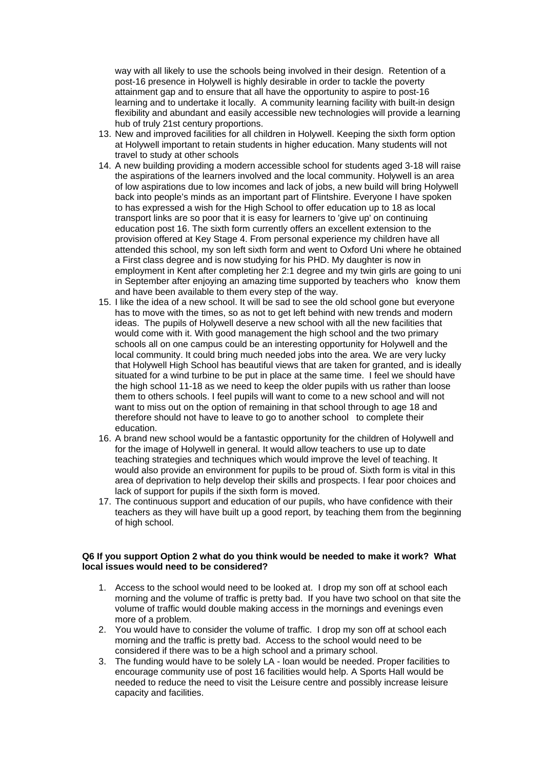way with all likely to use the schools being involved in their design. Retention of a post-16 presence in Holywell is highly desirable in order to tackle the poverty attainment gap and to ensure that all have the opportunity to aspire to post-16 learning and to undertake it locally. A community learning facility with built-in design flexibility and abundant and easily accessible new technologies will provide a learning hub of truly 21st century proportions.

13. New and improved facilities for all children in Holywell. Keeping the sixth form option at Holywell important to retain students in higher education. Many students will not travel to study at other schools
14. A new building providing a modern accessible school for students aged 3-18 will raise the aspirations of the learners involved and the local community. Holywell is an area of low aspirations due to low incomes and lack of jobs, a new build will bring Holywell back into people's minds as an important part of Flintshire. Everyone I have spoken to has expressed a wish for the High School to offer education up to 18 as local transport links are so poor that it is easy for learners to 'give up' on continuing education post 16. The sixth form currently offers an excellent extension to the provision offered at Key Stage 4. From personal experience my children have all attended this school, my son left sixth form and went to Oxford Uni where he obtained a First class degree and is now studying for his PHD. My daughter is now in employment in Kent after completing her 2:1 degree and my twin girls are going to uni in September after enjoying an amazing time supported by teachers who know them and have been available to them every step of the way.
15. I like the idea of a new school. It will be sad to see the old school gone but everyone has to move with the times, so as not to get left behind with new trends and modern ideas. The pupils of Holywell deserve a new school with all the new facilities that would come with it. With good management the high school and the two primary schools all on one campus could be an interesting opportunity for Holywell and the local community. It could bring much needed jobs into the area. We are very lucky that Holywell High School has beautiful views that are taken for granted, and is ideally situated for a wind turbine to be put in place at the same time. I feel we should have the high school 11-18 as we need to keep the older pupils with us rather than loose them to others schools. I feel pupils will want to come to a new school and will not want to miss out on the option of remaining in that school through to age 18 and therefore should not have to leave to go to another school to complete their education.
16. A brand new school would be a fantastic opportunity for the children of Holywell and for the image of Holywell in general. It would allow teachers to use up to date teaching strategies and techniques which would improve the level of teaching. It would also provide an environment for pupils to be proud of. Sixth form is vital in this area of deprivation to help develop their skills and prospects. I fear poor choices and lack of support for pupils if the sixth form is moved.
17. The continuous support and education of our pupils, who have confidence with their teachers as they will have built up a good report, by teaching them from the beginning of high school.

**Q6 If you support Option 2 what do you think would be needed to make it work? What local issues would need to be considered?**

1. Access to the school would need to be looked at. I drop my son off at school each morning and the volume of traffic is pretty bad. If you have two school on that site the volume of traffic would double making access in the mornings and evenings even more of a problem.
2. You would have to consider the volume of traffic. I drop my son off at school each morning and the traffic is pretty bad. Access to the school would need to be considered if there was to be a high school and a primary school.
3. The funding would have to be solely LA - loan would be needed. Proper facilities to encourage community use of post 16 facilities would help. A Sports Hall would be needed to reduce the need to visit the Leisure centre and possibly increase leisure capacity and facilities.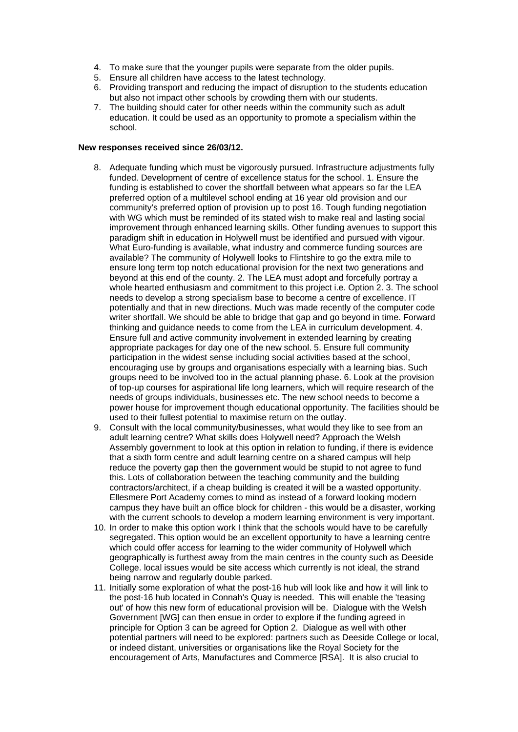4. To make sure that the younger pupils were separate from the older pupils.
5. Ensure all children have access to the latest technology.
6. Providing transport and reducing the impact of disruption to the students education but also not impact other schools by crowding them with our students.
7. The building should cater for other needs within the community such as adult education. It could be used as an opportunity to promote a specialism within the school.

**New responses received since 26/03/12.**

8. Adequate funding which must be vigorously pursued. Infrastructure adjustments fully funded. Development of centre of excellence status for the school. 1. Ensure the funding is established to cover the shortfall between what appears so far the LEA preferred option of a multilevel school ending at 16 year old provision and our community's preferred option of provision up to post 16. Tough funding negotiation with WG which must be reminded of its stated wish to make real and lasting social improvement through enhanced learning skills. Other funding avenues to support this paradigm shift in education in Holywell must be identified and pursued with vigour. What Euro-funding is available, what industry and commerce funding sources are available? The community of Holywell looks to Flintshire to go the extra mile to ensure long term top notch educational provision for the next two generations and beyond at this end of the county. 2. The LEA must adopt and forcefully portray a whole hearted enthusiasm and commitment to this project i.e. Option 2. 3. The school needs to develop a strong specialism base to become a centre of excellence. IT potentially and that in new directions. Much was made recently of the computer code writer shortfall. We should be able to bridge that gap and go beyond in time. Forward thinking and guidance needs to come from the LEA in curriculum development. 4. Ensure full and active community involvement in extended learning by creating appropriate packages for day one of the new school. 5. Ensure full community participation in the widest sense including social activities based at the school, encouraging use by groups and organisations especially with a learning bias. Such groups need to be involved too in the actual planning phase. 6. Look at the provision of top-up courses for aspirational life long learners, which will require research of the needs of groups individuals, businesses etc. The new school needs to become a power house for improvement though educational opportunity. The facilities should be used to their fullest potential to maximise return on the outlay.
9. Consult with the local community/businesses, what would they like to see from an adult learning centre? What skills does Holywell need? Approach the Welsh Assembly government to look at this option in relation to funding, if there is evidence that a sixth form centre and adult learning centre on a shared campus will help reduce the poverty gap then the government would be stupid to not agree to fund this. Lots of collaboration between the teaching community and the building contractors/architect, if a cheap building is created it will be a wasted opportunity. Ellesmere Port Academy comes to mind as instead of a forward looking modern campus they have built an office block for children - this would be a disaster, working with the current schools to develop a modern learning environment is very important.
10. In order to make this option work I think that the schools would have to be carefully segregated. This option would be an excellent opportunity to have a learning centre which could offer access for learning to the wider community of Holywell which geographically is furthest away from the main centres in the county such as Deeside College. local issues would be site access which currently is not ideal, the strand being narrow and regularly double parked.
11. Initially some exploration of what the post-16 hub will look like and how it will link to the post-16 hub located in Connah's Quay is needed. This will enable the 'teasing out' of how this new form of educational provision will be. Dialogue with the Welsh Government [WG] can then ensue in order to explore if the funding agreed in principle for Option 3 can be agreed for Option 2. Dialogue as well with other potential partners will need to be explored: partners such as Deeside College or local, or indeed distant, universities or organisations like the Royal Society for the encouragement of Arts, Manufactures and Commerce [RSA]. It is also crucial to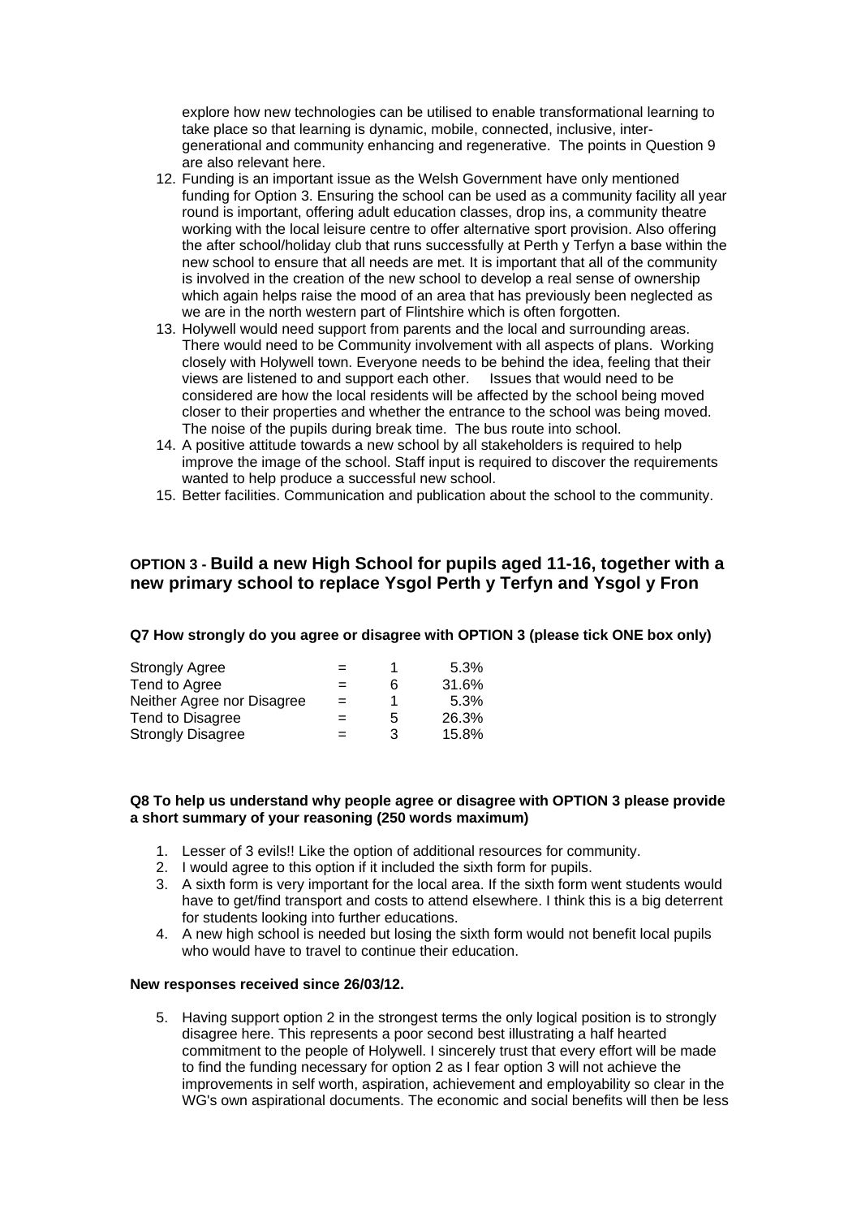explore how new technologies can be utilised to enable transformational learning to take place so that learning is dynamic, mobile, connected, inclusive, inter-generational and community enhancing and regenerative. The points in Question 9 are also relevant here.

12. Funding is an important issue as the Welsh Government have only mentioned funding for Option 3. Ensuring the school can be used as a community facility all year round is important, offering adult education classes, drop ins, a community theatre working with the local leisure centre to offer alternative sport provision. Also offering the after school/holiday club that runs successfully at Perth y Terfyn a base within the new school to ensure that all needs are met. It is important that all of the community is involved in the creation of the new school to develop a real sense of ownership which again helps raise the mood of an area that has previously been neglected as we are in the north western part of Flintshire which is often forgotten.
13. Holywell would need support from parents and the local and surrounding areas. There would need to be Community involvement with all aspects of plans. Working closely with Holywell town. Everyone needs to be behind the idea, feeling that their views are listened to and support each other. Issues that would need to be considered are how the local residents will be affected by the school being moved closer to their properties and whether the entrance to the school was being moved. The noise of the pupils during break time. The bus route into school.
14. A positive attitude towards a new school by all stakeholders is required to help improve the image of the school. Staff input is required to discover the requirements wanted to help produce a successful new school.
15. Better facilities. Communication and publication about the school to the community.

## OPTION 3 - Build a new High School for pupils aged 11-16, together with a new primary school to replace Ysgol Perth y Terfyn and Ysgol y Fron

**Q7 How strongly do you agree or disagree with OPTION 3 (please tick ONE box only)**

| | | | |
|---|---|---|---|
| Strongly Agree | = | 1 | 5.3% |
| Tend to Agree | = | 6 | 31.6% |
| Neither Agree nor Disagree | = | 1 | 5.3% |
| Tend to Disagree | = | 5 | 26.3% |
| Strongly Disagree | = | 3 | 15.8% |

**Q8 To help us understand why people agree or disagree with OPTION 3 please provide a short summary of your reasoning (250 words maximum)**

1. Lesser of 3 evils!! Like the option of additional resources for community.
2. I would agree to this option if it included the sixth form for pupils.
3. A sixth form is very important for the local area. If the sixth form went students would have to get/find transport and costs to attend elsewhere. I think this is a big deterrent for students looking into further educations.
4. A new high school is needed but losing the sixth form would not benefit local pupils who would have to travel to continue their education.

**New responses received since 26/03/12.**

5. Having support option 2 in the strongest terms the only logical position is to strongly disagree here. This represents a poor second best illustrating a half hearted commitment to the people of Holywell. I sincerely trust that every effort will be made to find the funding necessary for option 2 as I fear option 3 will not achieve the improvements in self worth, aspiration, achievement and employability so clear in the WG's own aspirational documents. The economic and social benefits will then be less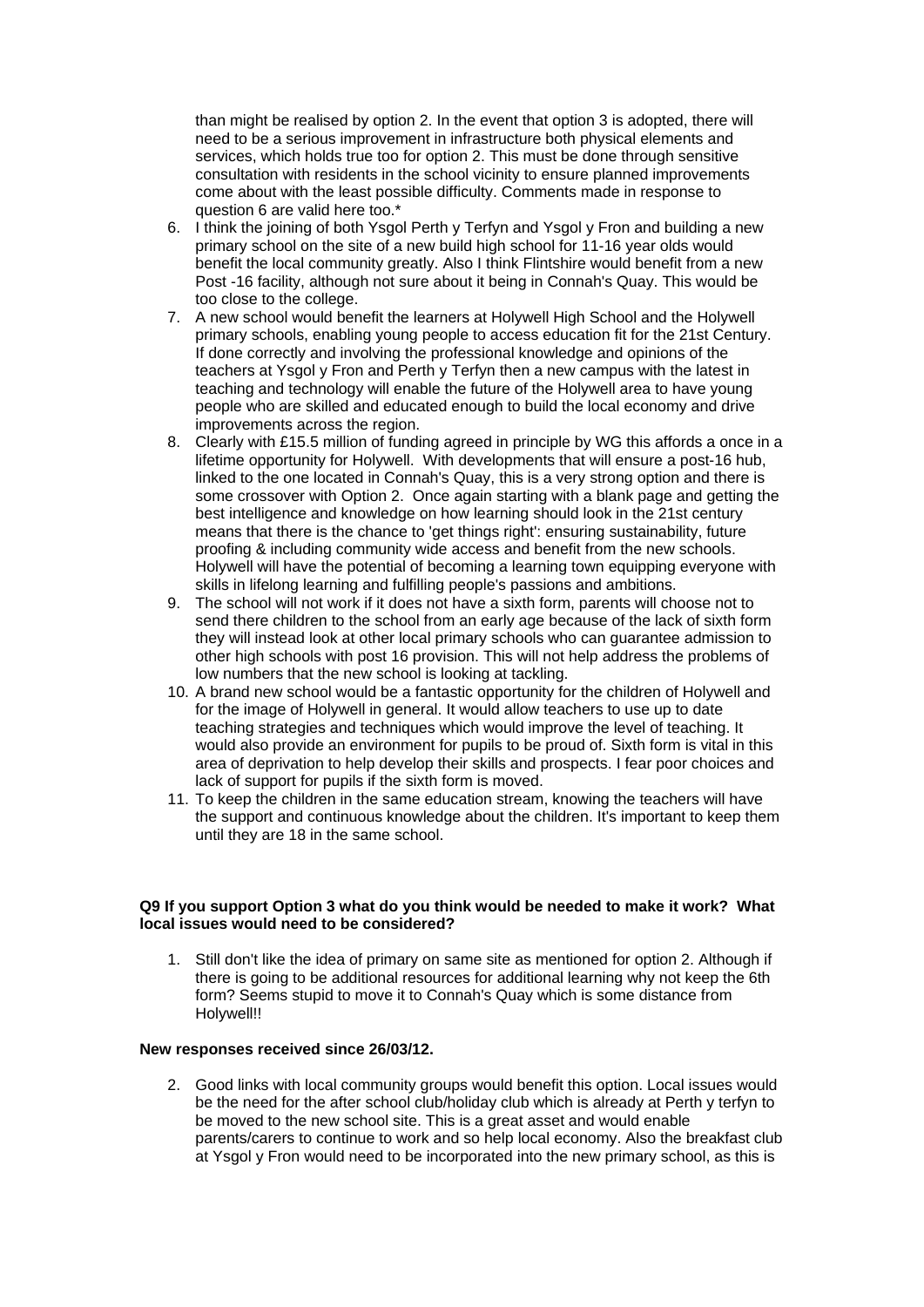than might be realised by option 2. In the event that option 3 is adopted, there will need to be a serious improvement in infrastructure both physical elements and services, which holds true too for option 2. This must be done through sensitive consultation with residents in the school vicinity to ensure planned improvements come about with the least possible difficulty. Comments made in response to question 6 are valid here too.*

6. I think the joining of both Ysgol Perth y Terfyn and Ysgol y Fron and building a new primary school on the site of a new build high school for 11-16 year olds would benefit the local community greatly. Also I think Flintshire would benefit from a new Post -16 facility, although not sure about it being in Connah's Quay. This would be too close to the college.
7. A new school would benefit the learners at Holywell High School and the Holywell primary schools, enabling young people to access education fit for the 21st Century. If done correctly and involving the professional knowledge and opinions of the teachers at Ysgol y Fron and Perth y Terfyn then a new campus with the latest in teaching and technology will enable the future of the Holywell area to have young people who are skilled and educated enough to build the local economy and drive improvements across the region.
8. Clearly with £15.5 million of funding agreed in principle by WG this affords a once in a lifetime opportunity for Holywell. With developments that will ensure a post-16 hub, linked to the one located in Connah's Quay, this is a very strong option and there is some crossover with Option 2. Once again starting with a blank page and getting the best intelligence and knowledge on how learning should look in the 21st century means that there is the chance to 'get things right': ensuring sustainability, future proofing & including community wide access and benefit from the new schools. Holywell will have the potential of becoming a learning town equipping everyone with skills in lifelong learning and fulfilling people's passions and ambitions.
9. The school will not work if it does not have a sixth form, parents will choose not to send there children to the school from an early age because of the lack of sixth form they will instead look at other local primary schools who can guarantee admission to other high schools with post 16 provision. This will not help address the problems of low numbers that the new school is looking at tackling.
10. A brand new school would be a fantastic opportunity for the children of Holywell and for the image of Holywell in general. It would allow teachers to use up to date teaching strategies and techniques which would improve the level of teaching. It would also provide an environment for pupils to be proud of. Sixth form is vital in this area of deprivation to help develop their skills and prospects. I fear poor choices and lack of support for pupils if the sixth form is moved.
11. To keep the children in the same education stream, knowing the teachers will have the support and continuous knowledge about the children. It's important to keep them until they are 18 in the same school.

**Q9 If you support Option 3 what do you think would be needed to make it work? What local issues would need to be considered?**

1. Still don't like the idea of primary on same site as mentioned for option 2. Although if there is going to be additional resources for additional learning why not keep the 6th form? Seems stupid to move it to Connah's Quay which is some distance from Holywell!!

**New responses received since 26/03/12.**

2. Good links with local community groups would benefit this option. Local issues would be the need for the after school club/holiday club which is already at Perth y terfyn to be moved to the new school site. This is a great asset and would enable parents/carers to continue to work and so help local economy. Also the breakfast club at Ysgol y Fron would need to be incorporated into the new primary school, as this is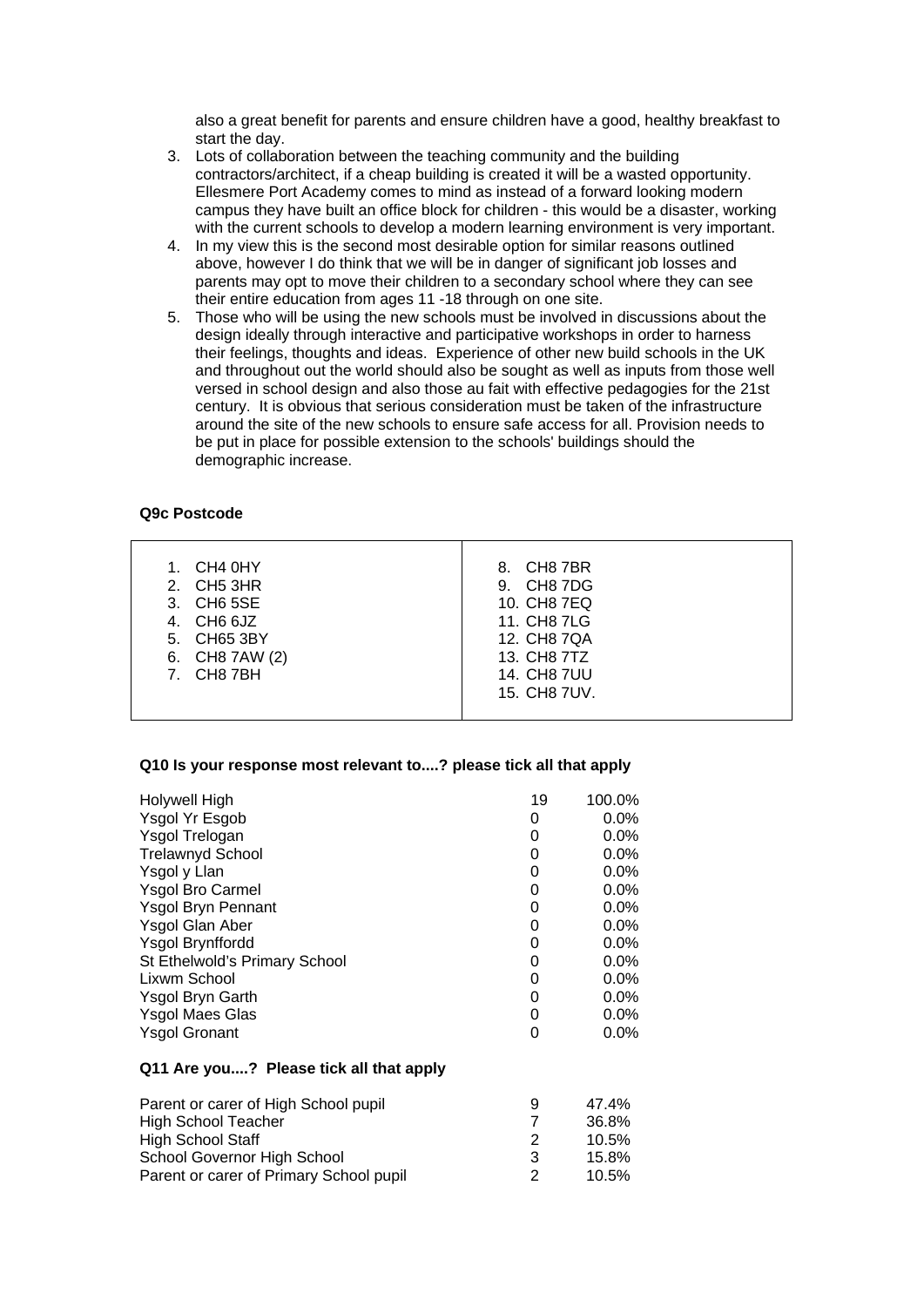also a great benefit for parents and ensure children have a good, healthy breakfast to start the day.

3. Lots of collaboration between the teaching community and the building contractors/architect, if a cheap building is created it will be a wasted opportunity. Ellesmere Port Academy comes to mind as instead of a forward looking modern campus they have built an office block for children - this would be a disaster, working with the current schools to develop a modern learning environment is very important.
4. In my view this is the second most desirable option for similar reasons outlined above, however I do think that we will be in danger of significant job losses and parents may opt to move their children to a secondary school where they can see their entire education from ages 11 -18 through on one site.
5. Those who will be using the new schools must be involved in discussions about the design ideally through interactive and participative workshops in order to harness their feelings, thoughts and ideas. Experience of other new build schools in the UK and throughout out the world should also be sought as well as inputs from those well versed in school design and also those au fait with effective pedagogies for the 21st century. It is obvious that serious consideration must be taken of the infrastructure around the site of the new schools to ensure safe access for all. Provision needs to be put in place for possible extension to the schools' buildings should the demographic increase.

**Q9c Postcode**

| | |
|---|---|
| 1. CH4 0HY<br>2. CH5 3HR<br>3. CH6 5SE<br>4. CH6 6JZ<br>5. CH65 3BY<br>6. CH8 7AW (2)<br>7. CH8 7BH | 8. CH8 7BR<br>9. CH8 7DG<br>10. CH8 7EQ<br>11. CH8 7LG<br>12. CH8 7QA<br>13. CH8 7TZ<br>14. CH8 7UU<br>15. CH8 7UV. |

**Q10 Is your response most relevant to....? please tick all that apply**

| | | |
|---|---|---|
| Holywell High | 19 | 100.0% |
| Ysgol Yr Esgob | 0 | 0.0% |
| Ysgol Trelogan | 0 | 0.0% |
| Trelawnyd School | 0 | 0.0% |
| Ysgol y Llan | 0 | 0.0% |
| Ysgol Bro Carmel | 0 | 0.0% |
| Ysgol Bryn Pennant | 0 | 0.0% |
| Ysgol Glan Aber | 0 | 0.0% |
| Ysgol Brynffordd | 0 | 0.0% |
| St Ethelwold's Primary School | 0 | 0.0% |
| Lixwm School | 0 | 0.0% |
| Ysgol Bryn Garth | 0 | 0.0% |
| Ysgol Maes Glas | 0 | 0.0% |
| Ysgol Gronant | 0 | 0.0% |

**Q11 Are you....? Please tick all that apply**

| | | |
|---|---|---|
| Parent or carer of High School pupil | 9 | 47.4% |
| High School Teacher | 7 | 36.8% |
| High School Staff | 2 | 10.5% |
| School Governor High School | 3 | 15.8% |
| Parent or carer of Primary School pupil | 2 | 10.5% |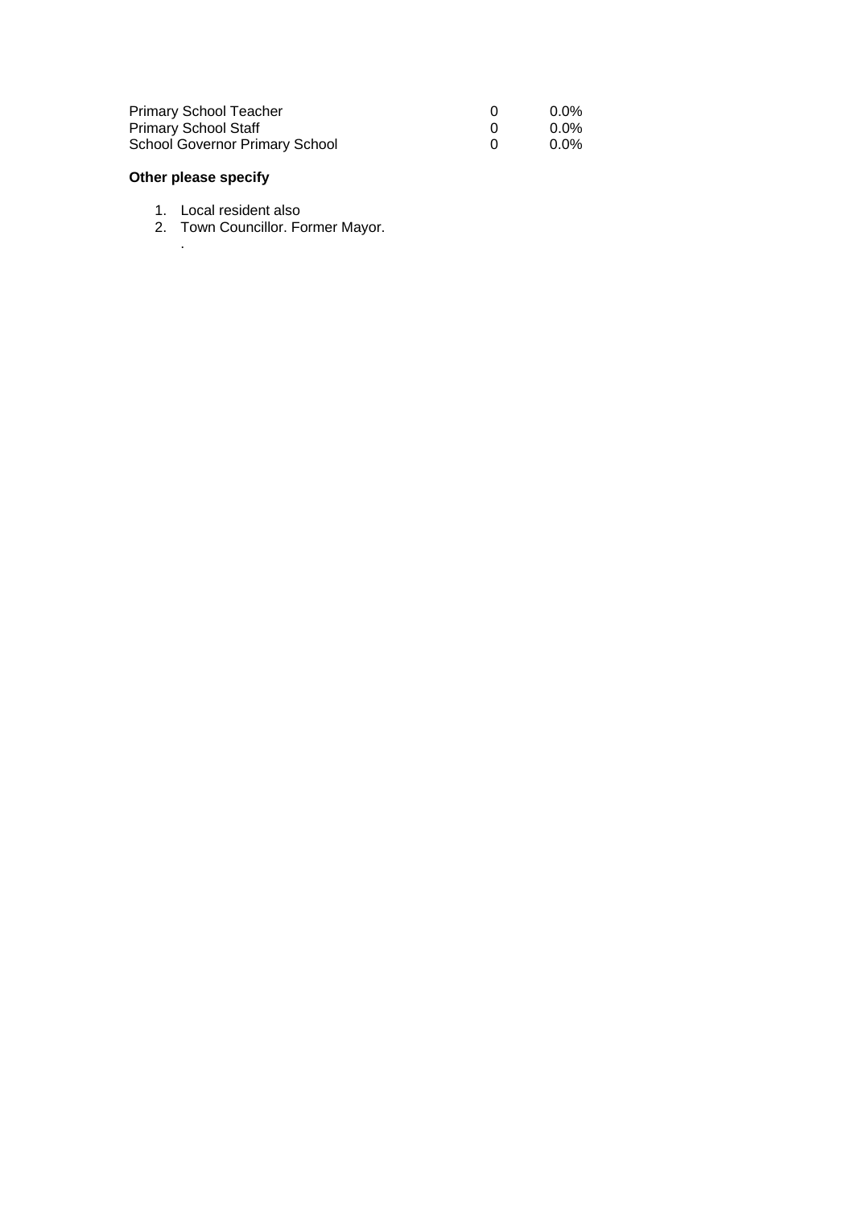| | | |
|---|---|---|
| Primary School Teacher | 0 | 0.0% |
| Primary School Staff | 0 | 0.0% |
| School Governor Primary School | 0 | 0.0% |

**Other please specify**

1. Local resident also
2. Town Councillor. Former Mayor.

.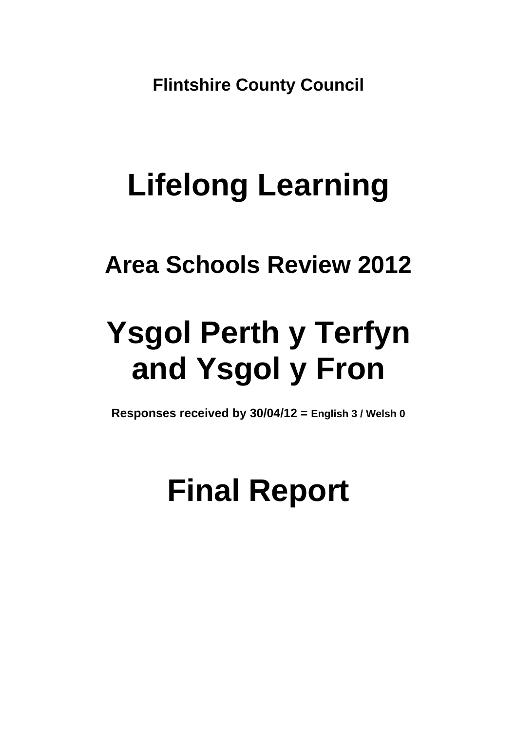**Flintshire County Council**

# Lifelong Learning

## Area Schools Review 2012

# Ysgol Perth y Terfyn and Ysgol y Fron

**Responses received by 30/04/12 = English 3 / Welsh 0**

# Final Report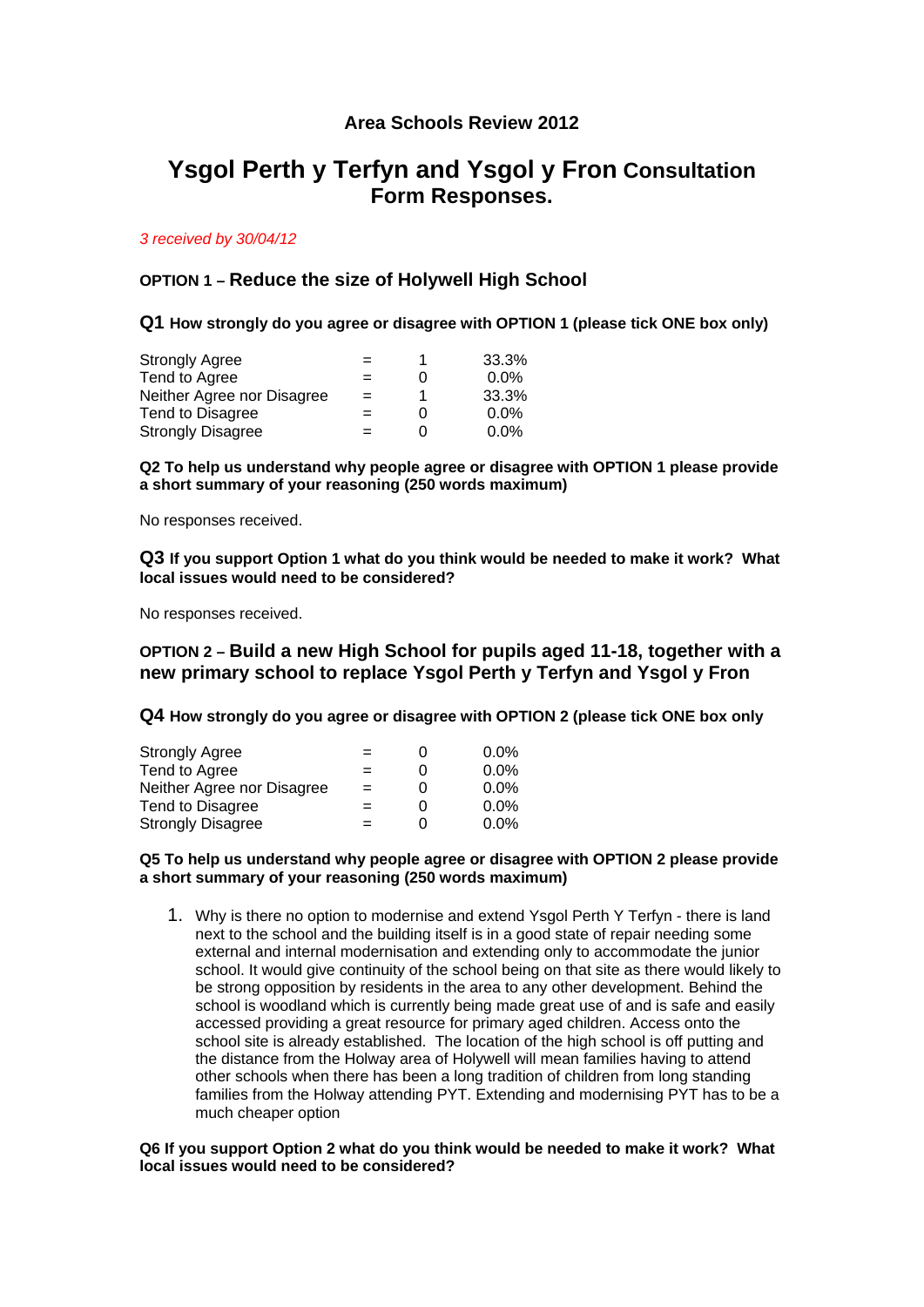### Area Schools Review 2012

# Ysgol Perth y Terfyn and Ysgol y Fron Consultation Form Responses.

*3 received by 30/04/12*

## OPTION 1 – Reduce the size of Holywell High School

**Q1 How strongly do you agree or disagree with OPTION 1 (please tick ONE box only)**

| | | | |
|---|---|---|---|
| Strongly Agree | = | 1 | 33.3% |
| Tend to Agree | = | 0 | 0.0% |
| Neither Agree nor Disagree | = | 1 | 33.3% |
| Tend to Disagree | = | 0 | 0.0% |
| Strongly Disagree | = | 0 | 0.0% |

**Q2 To help us understand why people agree or disagree with OPTION 1 please provide a short summary of your reasoning (250 words maximum)**

No responses received.

**Q3 If you support Option 1 what do you think would be needed to make it work? What local issues would need to be considered?**

No responses received.

## OPTION 2 – Build a new High School for pupils aged 11-18, together with a new primary school to replace Ysgol Perth y Terfyn and Ysgol y Fron

**Q4 How strongly do you agree or disagree with OPTION 2 (please tick ONE box only**

| | | | |
|---|---|---|---|
| Strongly Agree | = | 0 | 0.0% |
| Tend to Agree | = | 0 | 0.0% |
| Neither Agree nor Disagree | = | 0 | 0.0% |
| Tend to Disagree | = | 0 | 0.0% |
| Strongly Disagree | = | 0 | 0.0% |

**Q5 To help us understand why people agree or disagree with OPTION 2 please provide a short summary of your reasoning (250 words maximum)**

1. Why is there no option to modernise and extend Ysgol Perth Y Terfyn - there is land next to the school and the building itself is in a good state of repair needing some external and internal modernisation and extending only to accommodate the junior school. It would give continuity of the school being on that site as there would likely to be strong opposition by residents in the area to any other development. Behind the school is woodland which is currently being made great use of and is safe and easily accessed providing a great resource for primary aged children. Access onto the school site is already established. The location of the high school is off putting and the distance from the Holway area of Holywell will mean families having to attend other schools when there has been a long tradition of children from long standing families from the Holway attending PYT. Extending and modernising PYT has to be a much cheaper option

**Q6 If you support Option 2 what do you think would be needed to make it work? What local issues would need to be considered?**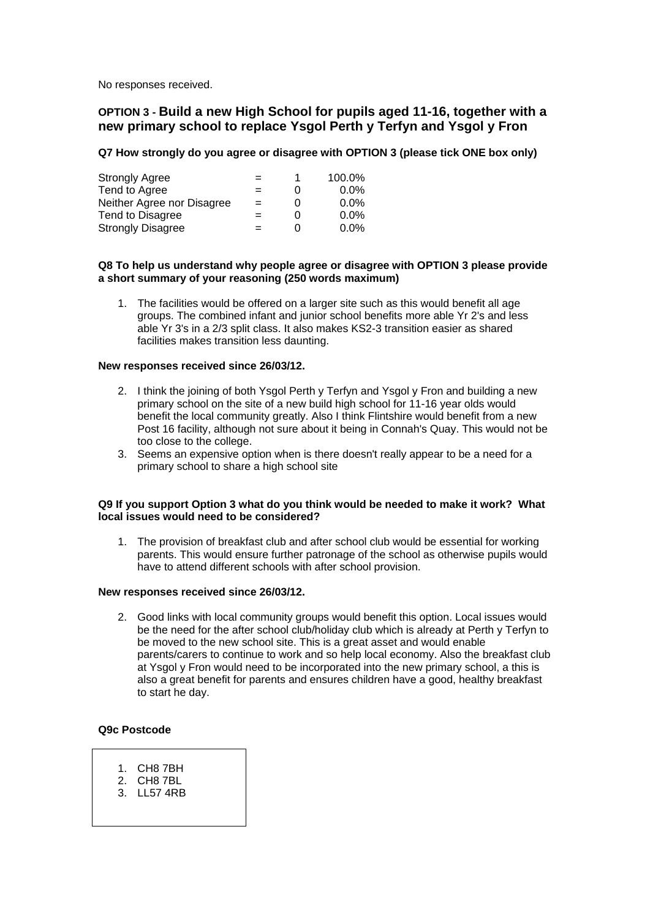No responses received.

## OPTION 3 - Build a new High School for pupils aged 11-16, together with a new primary school to replace Ysgol Perth y Terfyn and Ysgol y Fron

**Q7 How strongly do you agree or disagree with OPTION 3 (please tick ONE box only)**

| | | | |
|---|---|---|---|
| Strongly Agree | = | 1 | 100.0% |
| Tend to Agree | = | 0 | 0.0% |
| Neither Agree nor Disagree | = | 0 | 0.0% |
| Tend to Disagree | = | 0 | 0.0% |
| Strongly Disagree | = | 0 | 0.0% |

**Q8 To help us understand why people agree or disagree with OPTION 3 please provide a short summary of your reasoning (250 words maximum)**

1. The facilities would be offered on a larger site such as this would benefit all age groups. The combined infant and junior school benefits more able Yr 2's and less able Yr 3's in a 2/3 split class. It also makes KS2-3 transition easier as shared facilities makes transition less daunting.

**New responses received since 26/03/12.**

2. I think the joining of both Ysgol Perth y Terfyn and Ysgol y Fron and building a new primary school on the site of a new build high school for 11-16 year olds would benefit the local community greatly. Also I think Flintshire would benefit from a new Post 16 facility, although not sure about it being in Connah's Quay. This would not be too close to the college.
3. Seems an expensive option when is there doesn't really appear to be a need for a primary school to share a high school site

**Q9 If you support Option 3 what do you think would be needed to make it work? What local issues would need to be considered?**

1. The provision of breakfast club and after school club would be essential for working parents. This would ensure further patronage of the school as otherwise pupils would have to attend different schools with after school provision.

**New responses received since 26/03/12.**

2. Good links with local community groups would benefit this option. Local issues would be the need for the after school club/holiday club which is already at Perth y Terfyn to be moved to the new school site. This is a great asset and would enable parents/carers to continue to work and so help local economy. Also the breakfast club at Ysgol y Fron would need to be incorporated into the new primary school, a this is also a great benefit for parents and ensures children have a good, healthy breakfast to start he day.

**Q9c Postcode**

1. CH8 7BH
2. CH8 7BL
3. LL57 4RB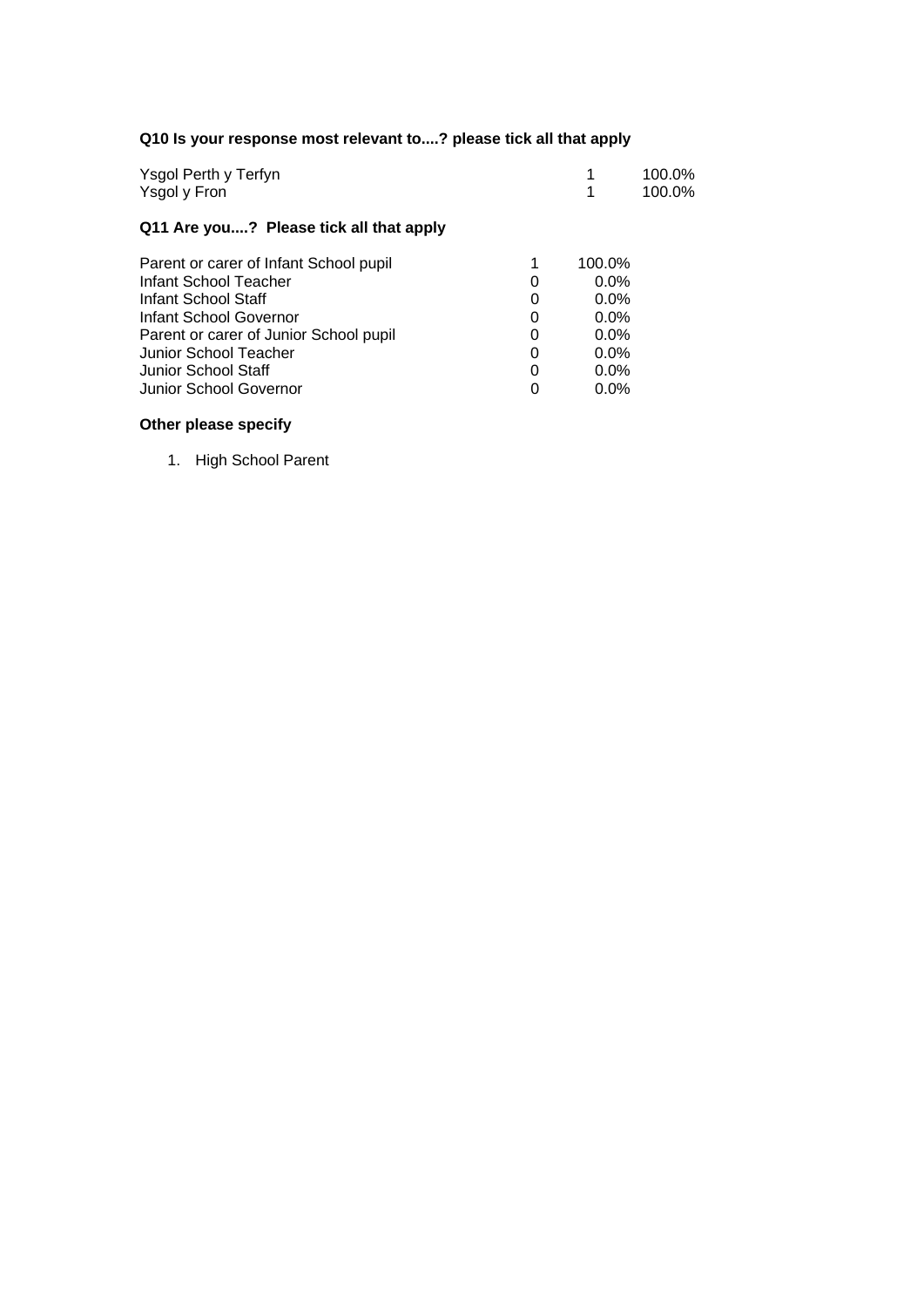**Q10 Is your response most relevant to....? please tick all that apply**

| | | |
|---|---|---|
| Ysgol Perth y Terfyn | 1 | 100.0% |
| Ysgol y Fron | 1 | 100.0% |

**Q11 Are you....? Please tick all that apply**

| | | |
|---|---|---|
| Parent or carer of Infant School pupil | 1 | 100.0% |
| Infant School Teacher | 0 | 0.0% |
| Infant School Staff | 0 | 0.0% |
| Infant School Governor | 0 | 0.0% |
| Parent or carer of Junior School pupil | 0 | 0.0% |
| Junior School Teacher | 0 | 0.0% |
| Junior School Staff | 0 | 0.0% |
| Junior School Governor | 0 | 0.0% |

**Other please specify**

1. High School Parent